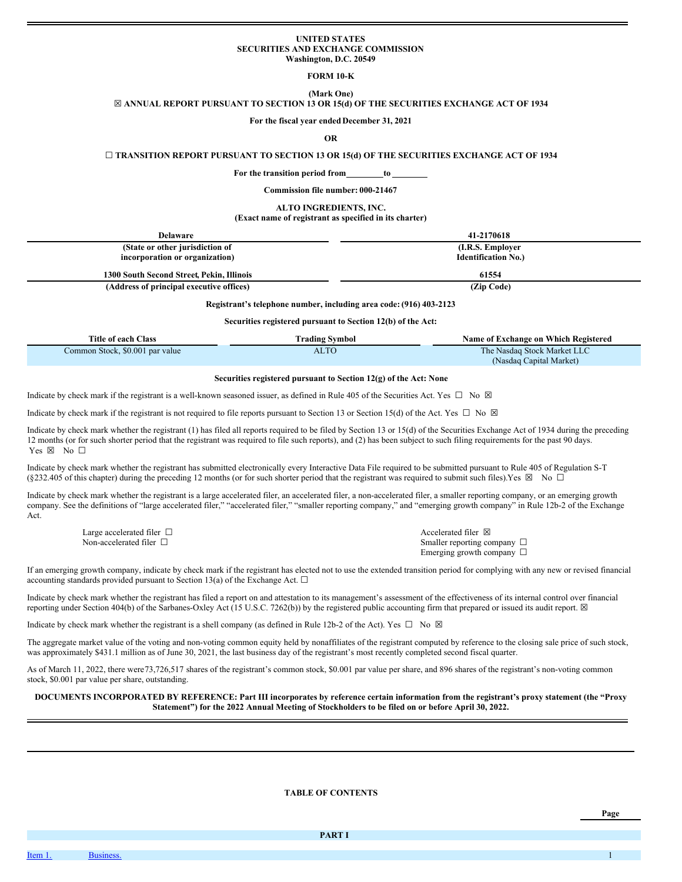**UNITED STATES**
**SECURITIES AND EXCHANGE COMMISSION**
**Washington, D.C. 20549**

**FORM 10-K**

**(Mark One)**

☒ **ANNUAL REPORT PURSUANT TO SECTION 13 OR 15(d) OF THE SECURITIES EXCHANGE ACT OF 1934**

**For the fiscal year ended December 31, 2021**

**OR**

☐ **TRANSITION REPORT PURSUANT TO SECTION 13 OR 15(d) OF THE SECURITIES EXCHANGE ACT OF 1934**

**For the transition period from ________ to ________**

**Commission file number: 000-21467**

**ALTO INGREDIENTS, INC.**
**(Exact name of registrant as specified in its charter)**

| Delaware | 41-2170618 |
|---|---|
| **(State or other jurisdiction of incorporation or organization)** | **(I.R.S. Employer Identification No.)** |
| **1300 South Second Street, Pekin, Illinois** | **61554** |
| **(Address of principal executive offices)** | **(Zip Code)** |

**Registrant's telephone number, including area code: (916) 403-2123**

**Securities registered pursuant to Section 12(b) of the Act:**

| Title of each Class | Trading Symbol | Name of Exchange on Which Registered |
|---|---|---|
| Common Stock, $0.001 par value | ALTO | The Nasdaq Stock Market LLC (Nasdaq Capital Market) |

**Securities registered pursuant to Section 12(g) of the Act: None**

Indicate by check mark if the registrant is a well-known seasoned issuer, as defined in Rule 405 of the Securities Act. Yes ☐ No ☒

Indicate by check mark if the registrant is not required to file reports pursuant to Section 13 or Section 15(d) of the Act. Yes ☐ No ☒

Indicate by check mark whether the registrant (1) has filed all reports required to be filed by Section 13 or 15(d) of the Securities Exchange Act of 1934 during the preceding 12 months (or for such shorter period that the registrant was required to file such reports), and (2) has been subject to such filing requirements for the past 90 days. Yes ☒ No ☐

Indicate by check mark whether the registrant has submitted electronically every Interactive Data File required to be submitted pursuant to Rule 405 of Regulation S-T (§232.405 of this chapter) during the preceding 12 months (or for such shorter period that the registrant was required to submit such files). Yes ☒ No ☐

Indicate by check mark whether the registrant is a large accelerated filer, an accelerated filer, a non-accelerated filer, a smaller reporting company, or an emerging growth company. See the definitions of "large accelerated filer," "accelerated filer," "smaller reporting company," and "emerging growth company" in Rule 12b-2 of the Exchange Act.

| | |
|---|---|
| Large accelerated filer ☐ | Accelerated filer ☒ |
| Non-accelerated filer ☐ | Smaller reporting company ☐ |
| | Emerging growth company ☐ |

If an emerging growth company, indicate by check mark if the registrant has elected not to use the extended transition period for complying with any new or revised financial accounting standards provided pursuant to Section 13(a) of the Exchange Act. ☐

Indicate by check mark whether the registrant has filed a report on and attestation to its management's assessment of the effectiveness of its internal control over financial reporting under Section 404(b) of the Sarbanes-Oxley Act (15 U.S.C. 7262(b)) by the registered public accounting firm that prepared or issued its audit report. ☒

Indicate by check mark whether the registrant is a shell company (as defined in Rule 12b-2 of the Act). Yes ☐ No ☒

The aggregate market value of the voting and non-voting common equity held by nonaffiliates of the registrant computed by reference to the closing sale price of such stock, was approximately $431.1 million as of June 30, 2021, the last business day of the registrant's most recently completed second fiscal quarter.

As of March 11, 2022, there were 73,726,517 shares of the registrant's common stock, $0.001 par value per share, and 896 shares of the registrant's non-voting common stock, $0.001 par value per share, outstanding.

**DOCUMENTS INCORPORATED BY REFERENCE: Part III incorporates by reference certain information from the registrant's proxy statement (the "Proxy Statement") for the 2022 Annual Meeting of Stockholders to be filed on or before April 30, 2022.**

**TABLE OF CONTENTS**

| | | Page |
|---|---|---|
| | **PART I** | |
| Item 1. | Business. | 1 |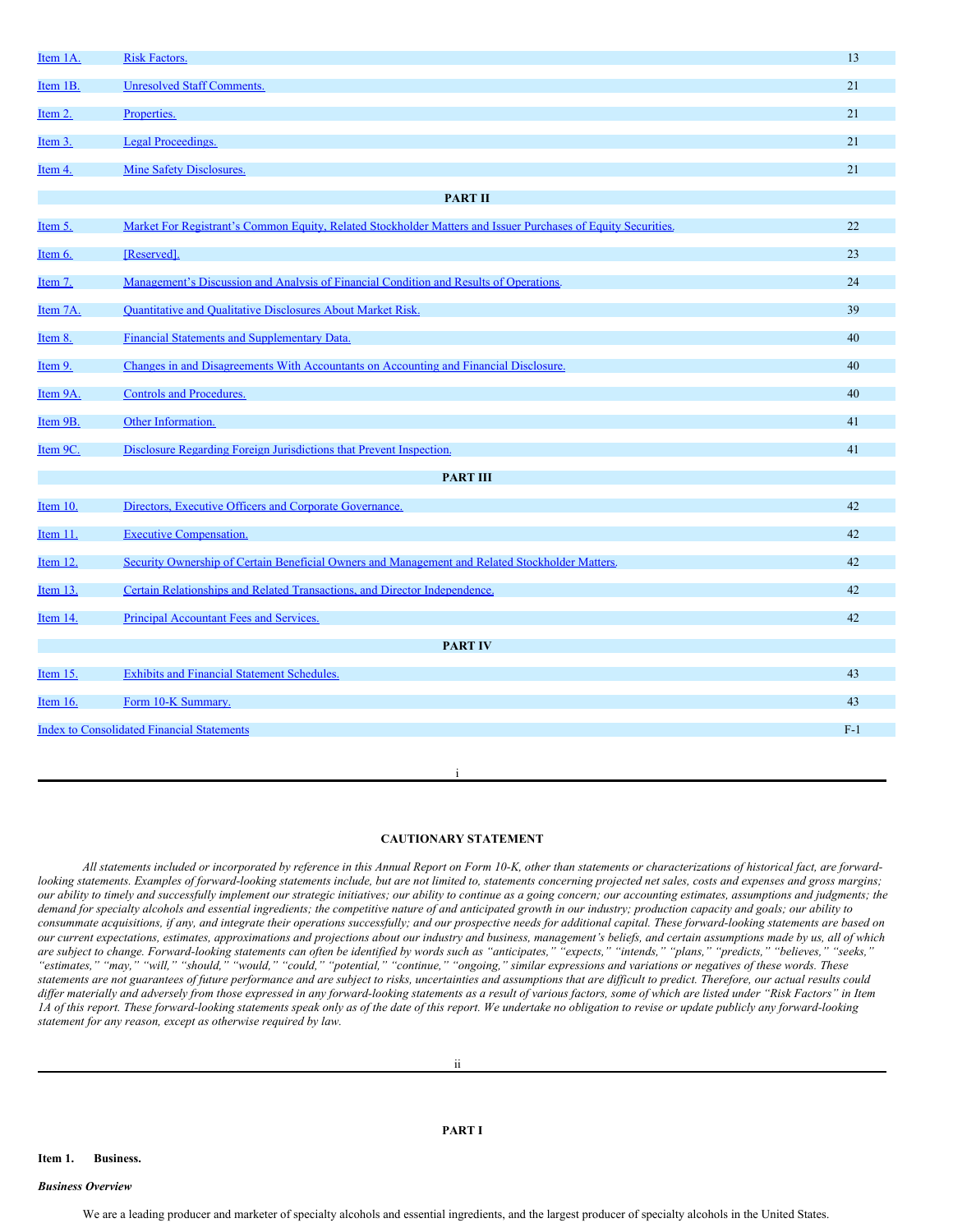| | | |
|---|---|---|
| Item 1A. | Risk Factors. | 13 |
| Item 1B. | Unresolved Staff Comments. | 21 |
| Item 2. | Properties. | 21 |
| Item 3. | Legal Proceedings. | 21 |
| Item 4. | Mine Safety Disclosures. | 21 |
| | **PART II** | |
| Item 5. | Market For Registrant's Common Equity, Related Stockholder Matters and Issuer Purchases of Equity Securities. | 22 |
| Item 6. | [Reserved]. | 23 |
| Item 7. | Management's Discussion and Analysis of Financial Condition and Results of Operations. | 24 |
| Item 7A. | Quantitative and Qualitative Disclosures About Market Risk. | 39 |
| Item 8. | Financial Statements and Supplementary Data. | 40 |
| Item 9. | Changes in and Disagreements With Accountants on Accounting and Financial Disclosure. | 40 |
| Item 9A. | Controls and Procedures. | 40 |
| Item 9B. | Other Information. | 41 |
| Item 9C. | Disclosure Regarding Foreign Jurisdictions that Prevent Inspection. | 41 |
| | **PART III** | |
| Item 10. | Directors, Executive Officers and Corporate Governance. | 42 |
| Item 11. | Executive Compensation. | 42 |
| Item 12. | Security Ownership of Certain Beneficial Owners and Management and Related Stockholder Matters. | 42 |
| Item 13. | Certain Relationships and Related Transactions, and Director Independence. | 42 |
| Item 14. | Principal Accountant Fees and Services. | 42 |
| | **PART IV** | |
| Item 15. | Exhibits and Financial Statement Schedules. | 43 |
| Item 16. | Form 10-K Summary. | 43 |
| Index to Consolidated Financial Statements | | F-1 |

## CAUTIONARY STATEMENT

*All statements included or incorporated by reference in this Annual Report on Form 10-K, other than statements or characterizations of historical fact, are forward-looking statements. Examples of forward-looking statements include, but are not limited to, statements concerning projected net sales, costs and expenses and gross margins; our ability to timely and successfully implement our strategic initiatives; our ability to continue as a going concern; our accounting estimates, assumptions and judgments; the demand for specialty alcohols and essential ingredients; the competitive nature of and anticipated growth in our industry; production capacity and goals; our ability to consummate acquisitions, if any, and integrate their operations successfully; and our prospective needs for additional capital. These forward-looking statements are based on our current expectations, estimates, approximations and projections about our industry and business, management's beliefs, and certain assumptions made by us, all of which are subject to change. Forward-looking statements can often be identified by words such as "anticipates," "expects," "intends," "plans," "predicts," "believes," "seeks," "estimates," "may," "will," "should," "would," "could," "potential," "continue," "ongoing," similar expressions and variations or negatives of these words. These statements are not guarantees of future performance and are subject to risks, uncertainties and assumptions that are difficult to predict. Therefore, our actual results could differ materially and adversely from those expressed in any forward-looking statements as a result of various factors, some of which are listed under "Risk Factors" in Item 1A of this report. These forward-looking statements speak only as of the date of this report. We undertake no obligation to revise or update publicly any forward-looking statement for any reason, except as otherwise required by law.*

## PART I

### Item 1. Business.

***Business Overview***

We are a leading producer and marketer of specialty alcohols and essential ingredients, and the largest producer of specialty alcohols in the United States.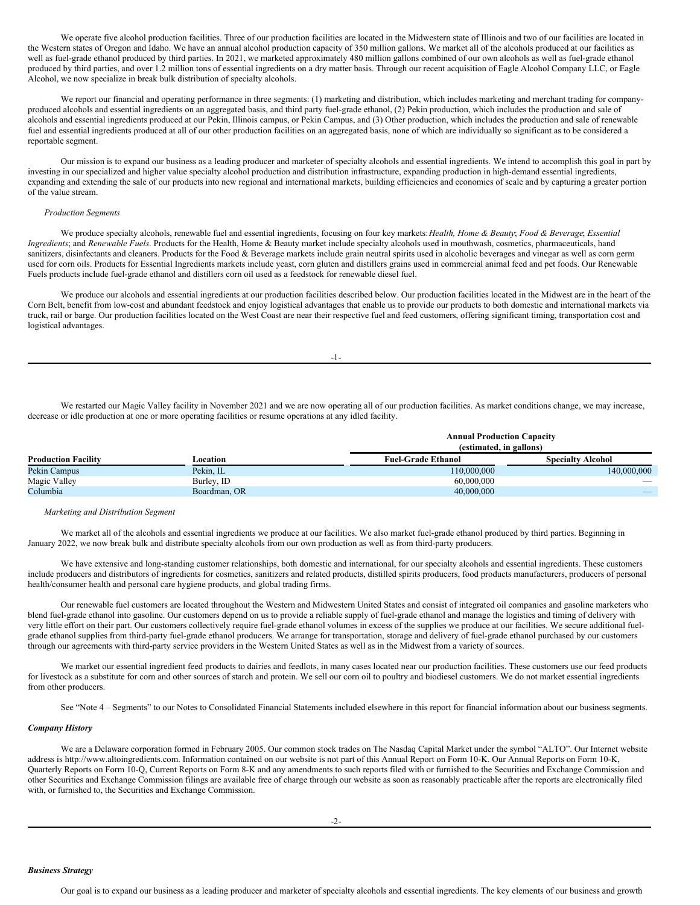We operate five alcohol production facilities. Three of our production facilities are located in the Midwestern state of Illinois and two of our facilities are located in the Western states of Oregon and Idaho. We have an annual alcohol production capacity of 350 million gallons. We market all of the alcohols produced at our facilities as well as fuel-grade ethanol produced by third parties. In 2021, we marketed approximately 480 million gallons combined of our own alcohols as well as fuel-grade ethanol produced by third parties, and over 1.2 million tons of essential ingredients on a dry matter basis. Through our recent acquisition of Eagle Alcohol Company LLC, or Eagle Alcohol, we now specialize in break bulk distribution of specialty alcohols.

We report our financial and operating performance in three segments: (1) marketing and distribution, which includes marketing and merchant trading for company-produced alcohols and essential ingredients on an aggregated basis, and third party fuel-grade ethanol, (2) Pekin production, which includes the production and sale of alcohols and essential ingredients produced at our Pekin, Illinois campus, or Pekin Campus, and (3) Other production, which includes the production and sale of renewable fuel and essential ingredients produced at all of our other production facilities on an aggregated basis, none of which are individually so significant as to be considered a reportable segment.

Our mission is to expand our business as a leading producer and marketer of specialty alcohols and essential ingredients. We intend to accomplish this goal in part by investing in our specialized and higher value specialty alcohol production and distribution infrastructure, expanding production in high-demand essential ingredients, expanding and extending the sale of our products into new regional and international markets, building efficiencies and economies of scale and by capturing a greater portion of the value stream.

*Production Segments*

We produce specialty alcohols, renewable fuel and essential ingredients, focusing on four key markets: *Health, Home & Beauty*; *Food & Beverage*; *Essential Ingredients*; and *Renewable Fuels*. Products for the Health, Home & Beauty market include specialty alcohols used in mouthwash, cosmetics, pharmaceuticals, hand sanitizers, disinfectants and cleaners. Products for the Food & Beverage markets include grain neutral spirits used in alcoholic beverages and vinegar as well as corn germ used for corn oils. Products for Essential Ingredients markets include yeast, corn gluten and distillers grains used in commercial animal feed and pet foods. Our Renewable Fuels products include fuel-grade ethanol and distillers corn oil used as a feedstock for renewable diesel fuel.

We produce our alcohols and essential ingredients at our production facilities described below. Our production facilities located in the Midwest are in the heart of the Corn Belt, benefit from low-cost and abundant feedstock and enjoy logistical advantages that enable us to provide our products to both domestic and international markets via truck, rail or barge. Our production facilities located on the West Coast are near their respective fuel and feed customers, offering significant timing, transportation cost and logistical advantages.

We restarted our Magic Valley facility in November 2021 and we are now operating all of our production facilities. As market conditions change, we may increase, decrease or idle production at one or more operating facilities or resume operations at any idled facility.

| | | Annual Production Capacity (estimated, in gallons) | |
|---|---|---|---|
| **Production Facility** | **Location** | **Fuel-Grade Ethanol** | **Specialty Alcohol** |
| Pekin Campus | Pekin, IL | 110,000,000 | 140,000,000 |
| Magic Valley | Burley, ID | 60,000,000 | — |
| Columbia | Boardman, OR | 40,000,000 | — |

*Marketing and Distribution Segment*

We market all of the alcohols and essential ingredients we produce at our facilities. We also market fuel-grade ethanol produced by third parties. Beginning in January 2022, we now break bulk and distribute specialty alcohols from our own production as well as from third-party producers.

We have extensive and long-standing customer relationships, both domestic and international, for our specialty alcohols and essential ingredients. These customers include producers and distributors of ingredients for cosmetics, sanitizers and related products, distilled spirits producers, food products manufacturers, producers of personal health/consumer health and personal care hygiene products, and global trading firms.

Our renewable fuel customers are located throughout the Western and Midwestern United States and consist of integrated oil companies and gasoline marketers who blend fuel-grade ethanol into gasoline. Our customers depend on us to provide a reliable supply of fuel-grade ethanol and manage the logistics and timing of delivery with very little effort on their part. Our customers collectively require fuel-grade ethanol volumes in excess of the supplies we produce at our facilities. We secure additional fuel-grade ethanol supplies from third-party fuel-grade ethanol producers. We arrange for transportation, storage and delivery of fuel-grade ethanol purchased by our customers through our agreements with third-party service providers in the Western United States as well as in the Midwest from a variety of sources.

We market our essential ingredient feed products to dairies and feedlots, in many cases located near our production facilities. These customers use our feed products for livestock as a substitute for corn and other sources of starch and protein. We sell our corn oil to poultry and biodiesel customers. We do not market essential ingredients from other producers.

See "Note 4 – Segments" to our Notes to Consolidated Financial Statements included elsewhere in this report for financial information about our business segments.

***Company History***

We are a Delaware corporation formed in February 2005. Our common stock trades on The Nasdaq Capital Market under the symbol "ALTO". Our Internet website address is http://www.altoingredients.com. Information contained on our website is not part of this Annual Report on Form 10-K. Our Annual Reports on Form 10-K, Quarterly Reports on Form 10-Q, Current Reports on Form 8-K and any amendments to such reports filed with or furnished to the Securities and Exchange Commission and other Securities and Exchange Commission filings are available free of charge through our website as soon as reasonably practicable after the reports are electronically filed with, or furnished to, the Securities and Exchange Commission.

***Business Strategy***

Our goal is to expand our business as a leading producer and marketer of specialty alcohols and essential ingredients. The key elements of our business and growth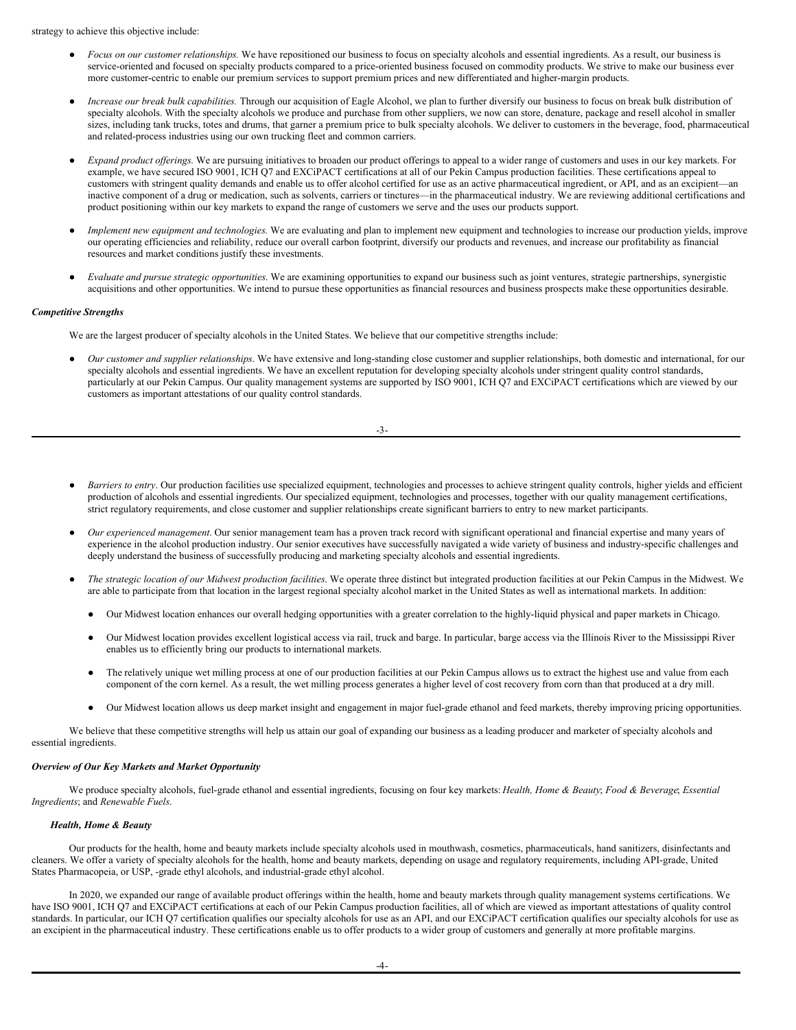strategy to achieve this objective include:

- *Focus on our customer relationships.* We have repositioned our business to focus on specialty alcohols and essential ingredients. As a result, our business is service-oriented and focused on specialty products compared to a price-oriented business focused on commodity products. We strive to make our business ever more customer-centric to enable our premium services to support premium prices and new differentiated and higher-margin products.

- *Increase our break bulk capabilities.* Through our acquisition of Eagle Alcohol, we plan to further diversify our business to focus on break bulk distribution of specialty alcohols. With the specialty alcohols we produce and purchase from other suppliers, we now can store, denature, package and resell alcohol in smaller sizes, including tank trucks, totes and drums, that garner a premium price to bulk specialty alcohols. We deliver to customers in the beverage, food, pharmaceutical and related-process industries using our own trucking fleet and common carriers.

- *Expand product offerings.* We are pursuing initiatives to broaden our product offerings to appeal to a wider range of customers and uses in our key markets. For example, we have secured ISO 9001, ICH Q7 and EXCiPACT certifications at all of our Pekin Campus production facilities. These certifications appeal to customers with stringent quality demands and enable us to offer alcohol certified for use as an active pharmaceutical ingredient, or API, and as an excipient—an inactive component of a drug or medication, such as solvents, carriers or tinctures—in the pharmaceutical industry. We are reviewing additional certifications and product positioning within our key markets to expand the range of customers we serve and the uses our products support.

- *Implement new equipment and technologies.* We are evaluating and plan to implement new equipment and technologies to increase our production yields, improve our operating efficiencies and reliability, reduce our overall carbon footprint, diversify our products and revenues, and increase our profitability as financial resources and market conditions justify these investments.

- *Evaluate and pursue strategic opportunities.* We are examining opportunities to expand our business such as joint ventures, strategic partnerships, synergistic acquisitions and other opportunities. We intend to pursue these opportunities as financial resources and business prospects make these opportunities desirable.

### *Competitive Strengths*

We are the largest producer of specialty alcohols in the United States. We believe that our competitive strengths include:

- *Our customer and supplier relationships.* We have extensive and long-standing close customer and supplier relationships, both domestic and international, for our specialty alcohols and essential ingredients. We have an excellent reputation for developing specialty alcohols under stringent quality control standards, particularly at our Pekin Campus. Our quality management systems are supported by ISO 9001, ICH Q7 and EXCiPACT certifications which are viewed by our customers as important attestations of our quality control standards.

- *Barriers to entry.* Our production facilities use specialized equipment, technologies and processes to achieve stringent quality controls, higher yields and efficient production of alcohols and essential ingredients. Our specialized equipment, technologies and processes, together with our quality management certifications, strict regulatory requirements, and close customer and supplier relationships create significant barriers to entry to new market participants.

- *Our experienced management.* Our senior management team has a proven track record with significant operational and financial expertise and many years of experience in the alcohol production industry. Our senior executives have successfully navigated a wide variety of business and industry-specific challenges and deeply understand the business of successfully producing and marketing specialty alcohols and essential ingredients.

- *The strategic location of our Midwest production facilities.* We operate three distinct but integrated production facilities at our Pekin Campus in the Midwest. We are able to participate from that location in the largest regional specialty alcohol market in the United States as well as international markets. In addition:
  - Our Midwest location enhances our overall hedging opportunities with a greater correlation to the highly-liquid physical and paper markets in Chicago.
  - Our Midwest location provides excellent logistical access via rail, truck and barge. In particular, barge access via the Illinois River to the Mississippi River enables us to efficiently bring our products to international markets.
  - The relatively unique wet milling process at one of our production facilities at our Pekin Campus allows us to extract the highest use and value from each component of the corn kernel. As a result, the wet milling process generates a higher level of cost recovery from corn than that produced at a dry mill.
  - Our Midwest location allows us deep market insight and engagement in major fuel-grade ethanol and feed markets, thereby improving pricing opportunities.

We believe that these competitive strengths will help us attain our goal of expanding our business as a leading producer and marketer of specialty alcohols and essential ingredients.

### *Overview of Our Key Markets and Market Opportunity*

We produce specialty alcohols, fuel-grade ethanol and essential ingredients, focusing on four key markets: *Health, Home & Beauty*; *Food & Beverage*; *Essential Ingredients*; and *Renewable Fuels*.

#### *Health, Home & Beauty*

Our products for the health, home and beauty markets include specialty alcohols used in mouthwash, cosmetics, pharmaceuticals, hand sanitizers, disinfectants and cleaners. We offer a variety of specialty alcohols for the health, home and beauty markets, depending on usage and regulatory requirements, including API-grade, United States Pharmacopeia, or USP, -grade ethyl alcohols, and industrial-grade ethyl alcohol.

In 2020, we expanded our range of available product offerings within the health, home and beauty markets through quality management systems certifications. We have ISO 9001, ICH Q7 and EXCiPACT certifications at each of our Pekin Campus production facilities, all of which are viewed as important attestations of quality control standards. In particular, our ICH Q7 certification qualifies our specialty alcohols for use as an API, and our EXCiPACT certification qualifies our specialty alcohols for use as an excipient in the pharmaceutical industry. These certifications enable us to offer products to a wider group of customers and generally at more profitable margins.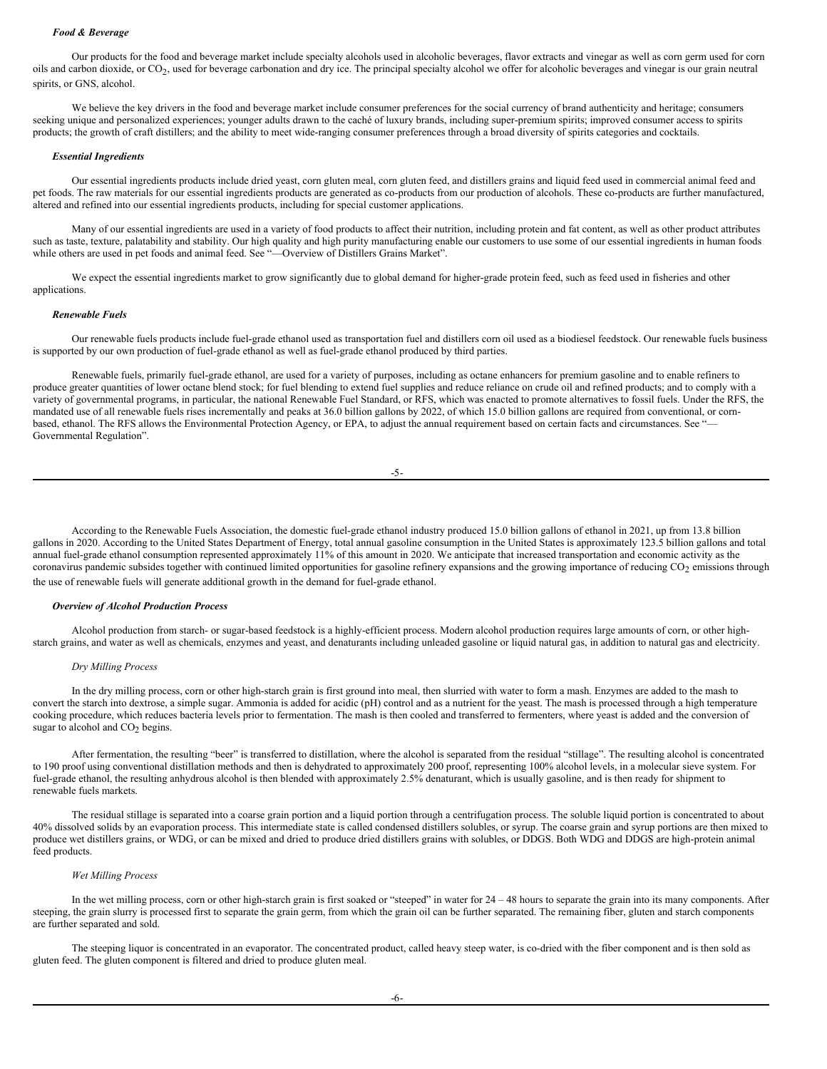***Food & Beverage***

Our products for the food and beverage market include specialty alcohols used in alcoholic beverages, flavor extracts and vinegar as well as corn germ used for corn oils and carbon dioxide, or $CO_2$, used for beverage carbonation and dry ice. The principal specialty alcohol we offer for alcoholic beverages and vinegar is our grain neutral spirits, or GNS, alcohol.

We believe the key drivers in the food and beverage market include consumer preferences for the social currency of brand authenticity and heritage; consumers seeking unique and personalized experiences; younger adults drawn to the caché of luxury brands, including super-premium spirits; improved consumer access to spirits products; the growth of craft distillers; and the ability to meet wide-ranging consumer preferences through a broad diversity of spirits categories and cocktails.

***Essential Ingredients***

Our essential ingredients products include dried yeast, corn gluten meal, corn gluten feed, and distillers grains and liquid feed used in commercial animal feed and pet foods. The raw materials for our essential ingredients products are generated as co-products from our production of alcohols. These co-products are further manufactured, altered and refined into our essential ingredients products, including for special customer applications.

Many of our essential ingredients are used in a variety of food products to affect their nutrition, including protein and fat content, as well as other product attributes such as taste, texture, palatability and stability. Our high quality and high purity manufacturing enable our customers to use some of our essential ingredients in human foods while others are used in pet foods and animal feed. See "—Overview of Distillers Grains Market".

We expect the essential ingredients market to grow significantly due to global demand for higher-grade protein feed, such as feed used in fisheries and other applications.

***Renewable Fuels***

Our renewable fuels products include fuel-grade ethanol used as transportation fuel and distillers corn oil used as a biodiesel feedstock. Our renewable fuels business is supported by our own production of fuel-grade ethanol as well as fuel-grade ethanol produced by third parties.

Renewable fuels, primarily fuel-grade ethanol, are used for a variety of purposes, including as octane enhancers for premium gasoline and to enable refiners to produce greater quantities of lower octane blend stock; for fuel blending to extend fuel supplies and reduce reliance on crude oil and refined products; and to comply with a variety of governmental programs, in particular, the national Renewable Fuel Standard, or RFS, which was enacted to promote alternatives to fossil fuels. Under the RFS, the mandated use of all renewable fuels rises incrementally and peaks at 36.0 billion gallons by 2022, of which 15.0 billion gallons are required from conventional, or corn-based, ethanol. The RFS allows the Environmental Protection Agency, or EPA, to adjust the annual requirement based on certain facts and circumstances. See "—Governmental Regulation".

According to the Renewable Fuels Association, the domestic fuel-grade ethanol industry produced 15.0 billion gallons of ethanol in 2021, up from 13.8 billion gallons in 2020. According to the United States Department of Energy, total annual gasoline consumption in the United States is approximately 123.5 billion gallons and total annual fuel-grade ethanol consumption represented approximately 11% of this amount in 2020. We anticipate that increased transportation and economic activity as the coronavirus pandemic subsides together with continued limited opportunities for gasoline refinery expansions and the growing importance of reducing $CO_2$ emissions through the use of renewable fuels will generate additional growth in the demand for fuel-grade ethanol.

***Overview of Alcohol Production Process***

Alcohol production from starch- or sugar-based feedstock is a highly-efficient process. Modern alcohol production requires large amounts of corn, or other high-starch grains, and water as well as chemicals, enzymes and yeast, and denaturants including unleaded gasoline or liquid natural gas, in addition to natural gas and electricity.

*Dry Milling Process*

In the dry milling process, corn or other high-starch grain is first ground into meal, then slurried with water to form a mash. Enzymes are added to the mash to convert the starch into dextrose, a simple sugar. Ammonia is added for acidic (pH) control and as a nutrient for the yeast. The mash is processed through a high temperature cooking procedure, which reduces bacteria levels prior to fermentation. The mash is then cooled and transferred to fermenters, where yeast is added and the conversion of sugar to alcohol and $CO_2$ begins.

After fermentation, the resulting "beer" is transferred to distillation, where the alcohol is separated from the residual "stillage". The resulting alcohol is concentrated to 190 proof using conventional distillation methods and then is dehydrated to approximately 200 proof, representing 100% alcohol levels, in a molecular sieve system. For fuel-grade ethanol, the resulting anhydrous alcohol is then blended with approximately 2.5% denaturant, which is usually gasoline, and is then ready for shipment to renewable fuels markets.

The residual stillage is separated into a coarse grain portion and a liquid portion through a centrifugation process. The soluble liquid portion is concentrated to about 40% dissolved solids by an evaporation process. This intermediate state is called condensed distillers solubles, or syrup. The coarse grain and syrup portions are then mixed to produce wet distillers grains, or WDG, or can be mixed and dried to produce dried distillers grains with solubles, or DDGS. Both WDG and DDGS are high-protein animal feed products.

*Wet Milling Process*

In the wet milling process, corn or other high-starch grain is first soaked or "steeped" in water for 24 – 48 hours to separate the grain into its many components. After steeping, the grain slurry is processed first to separate the grain germ, from which the grain oil can be further separated. The remaining fiber, gluten and starch components are further separated and sold.

The steeping liquor is concentrated in an evaporator. The concentrated product, called heavy steep water, is co-dried with the fiber component and is then sold as gluten feed. The gluten component is filtered and dried to produce gluten meal.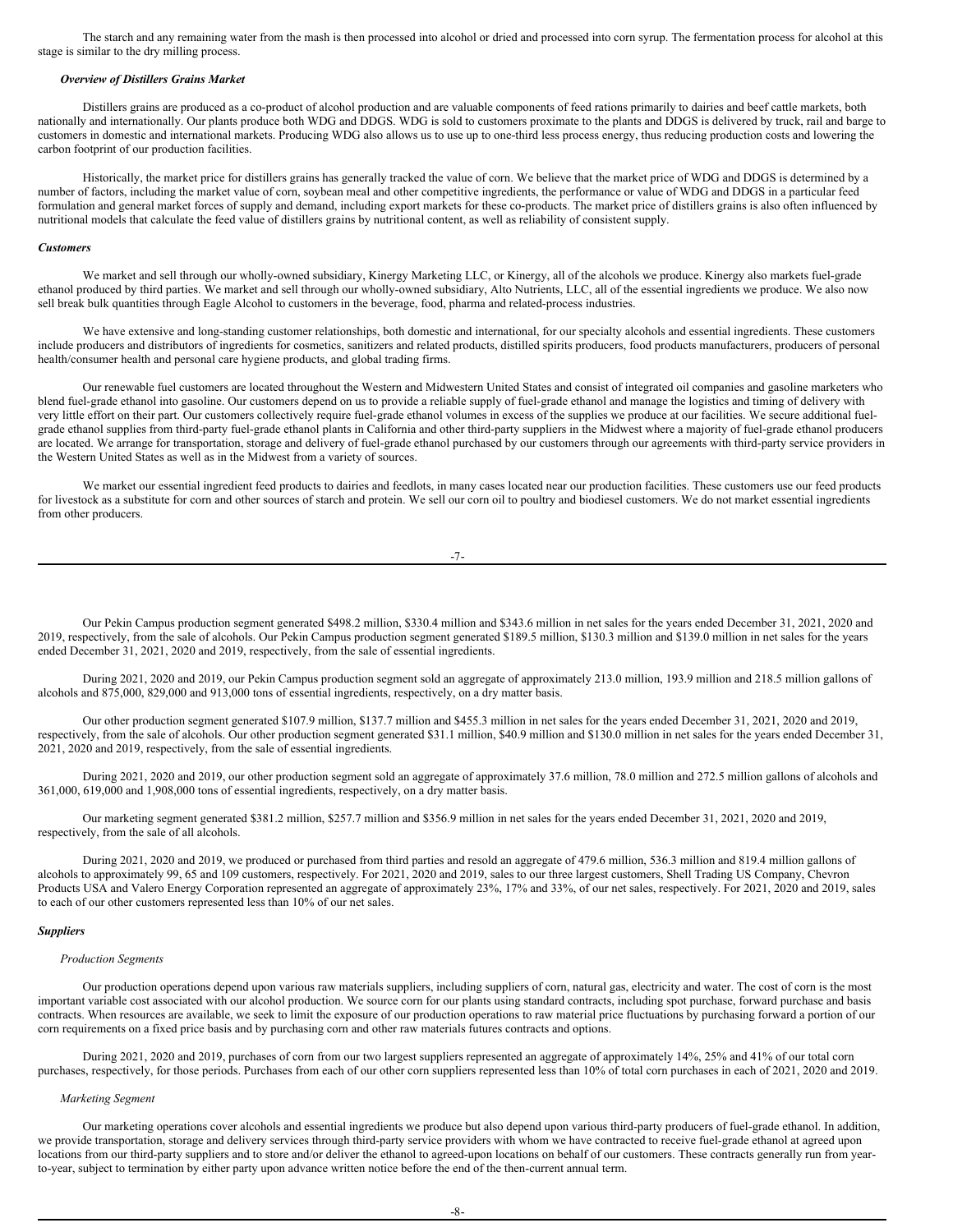The starch and any remaining water from the mash is then processed into alcohol or dried and processed into corn syrup. The fermentation process for alcohol at this stage is similar to the dry milling process.

***Overview of Distillers Grains Market***

Distillers grains are produced as a co-product of alcohol production and are valuable components of feed rations primarily to dairies and beef cattle markets, both nationally and internationally. Our plants produce both WDG and DDGS. WDG is sold to customers proximate to the plants and DDGS is delivered by truck, rail and barge to customers in domestic and international markets. Producing WDG also allows us to use up to one-third less process energy, thus reducing production costs and lowering the carbon footprint of our production facilities.

Historically, the market price for distillers grains has generally tracked the value of corn. We believe that the market price of WDG and DDGS is determined by a number of factors, including the market value of corn, soybean meal and other competitive ingredients, the performance or value of WDG and DDGS in a particular feed formulation and general market forces of supply and demand, including export markets for these co-products. The market price of distillers grains is also often influenced by nutritional models that calculate the feed value of distillers grains by nutritional content, as well as reliability of consistent supply.

***Customers***

We market and sell through our wholly-owned subsidiary, Kinergy Marketing LLC, or Kinergy, all of the alcohols we produce. Kinergy also markets fuel-grade ethanol produced by third parties. We market and sell through our wholly-owned subsidiary, Alto Nutrients, LLC, all of the essential ingredients we produce. We also now sell break bulk quantities through Eagle Alcohol to customers in the beverage, food, pharma and related-process industries.

We have extensive and long-standing customer relationships, both domestic and international, for our specialty alcohols and essential ingredients. These customers include producers and distributors of ingredients for cosmetics, sanitizers and related products, distilled spirits producers, food products manufacturers, producers of personal health/consumer health and personal care hygiene products, and global trading firms.

Our renewable fuel customers are located throughout the Western and Midwestern United States and consist of integrated oil companies and gasoline marketers who blend fuel-grade ethanol into gasoline. Our customers depend on us to provide a reliable supply of fuel-grade ethanol and manage the logistics and timing of delivery with very little effort on their part. Our customers collectively require fuel-grade ethanol volumes in excess of the supplies we produce at our facilities. We secure additional fuel-grade ethanol supplies from third-party fuel-grade ethanol plants in California and other third-party suppliers in the Midwest where a majority of fuel-grade ethanol producers are located. We arrange for transportation, storage and delivery of fuel-grade ethanol purchased by our customers through our agreements with third-party service providers in the Western United States as well as in the Midwest from a variety of sources.

We market our essential ingredient feed products to dairies and feedlots, in many cases located near our production facilities. These customers use our feed products for livestock as a substitute for corn and other sources of starch and protein. We sell our corn oil to poultry and biodiesel customers. We do not market essential ingredients from other producers.

Our Pekin Campus production segment generated \$498.2 million, \$330.4 million and \$343.6 million in net sales for the years ended December 31, 2021, 2020 and 2019, respectively, from the sale of alcohols. Our Pekin Campus production segment generated \$189.5 million, \$130.3 million and \$139.0 million in net sales for the years ended December 31, 2021, 2020 and 2019, respectively, from the sale of essential ingredients.

During 2021, 2020 and 2019, our Pekin Campus production segment sold an aggregate of approximately 213.0 million, 193.9 million and 218.5 million gallons of alcohols and 875,000, 829,000 and 913,000 tons of essential ingredients, respectively, on a dry matter basis.

Our other production segment generated \$107.9 million, \$137.7 million and \$455.3 million in net sales for the years ended December 31, 2021, 2020 and 2019, respectively, from the sale of alcohols. Our other production segment generated \$31.1 million, \$40.9 million and \$130.0 million in net sales for the years ended December 31, 2021, 2020 and 2019, respectively, from the sale of essential ingredients.

During 2021, 2020 and 2019, our other production segment sold an aggregate of approximately 37.6 million, 78.0 million and 272.5 million gallons of alcohols and 361,000, 619,000 and 1,908,000 tons of essential ingredients, respectively, on a dry matter basis.

Our marketing segment generated \$381.2 million, \$257.7 million and \$356.9 million in net sales for the years ended December 31, 2021, 2020 and 2019, respectively, from the sale of all alcohols.

During 2021, 2020 and 2019, we produced or purchased from third parties and resold an aggregate of 479.6 million, 536.3 million and 819.4 million gallons of alcohols to approximately 99, 65 and 109 customers, respectively. For 2021, 2020 and 2019, sales to our three largest customers, Shell Trading US Company, Chevron Products USA and Valero Energy Corporation represented an aggregate of approximately 23%, 17% and 33%, of our net sales, respectively. For 2021, 2020 and 2019, sales to each of our other customers represented less than 10% of our net sales.

***Suppliers***

*Production Segments*

Our production operations depend upon various raw materials suppliers, including suppliers of corn, natural gas, electricity and water. The cost of corn is the most important variable cost associated with our alcohol production. We source corn for our plants using standard contracts, including spot purchase, forward purchase and basis contracts. When resources are available, we seek to limit the exposure of our production operations to raw material price fluctuations by purchasing forward a portion of our corn requirements on a fixed price basis and by purchasing corn and other raw materials futures contracts and options.

During 2021, 2020 and 2019, purchases of corn from our two largest suppliers represented an aggregate of approximately 14%, 25% and 41% of our total corn purchases, respectively, for those periods. Purchases from each of our other corn suppliers represented less than 10% of total corn purchases in each of 2021, 2020 and 2019.

*Marketing Segment*

Our marketing operations cover alcohols and essential ingredients we produce but also depend upon various third-party producers of fuel-grade ethanol. In addition, we provide transportation, storage and delivery services through third-party service providers with whom we have contracted to receive fuel-grade ethanol at agreed upon locations from our third-party suppliers and to store and/or deliver the ethanol to agreed-upon locations on behalf of our customers. These contracts generally run from year-to-year, subject to termination by either party upon advance written notice before the end of the then-current annual term.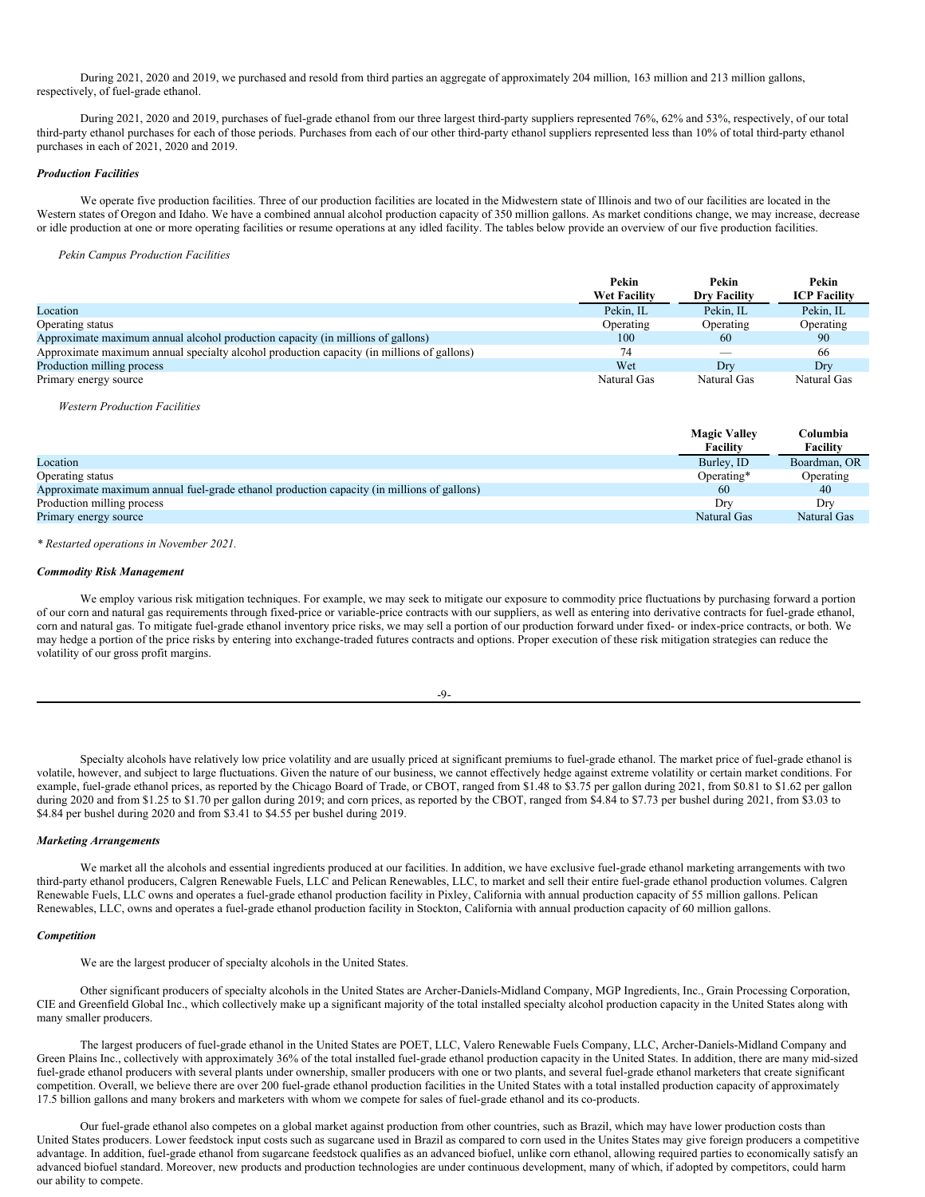During 2021, 2020 and 2019, we purchased and resold from third parties an aggregate of approximately 204 million, 163 million and 213 million gallons, respectively, of fuel-grade ethanol.

During 2021, 2020 and 2019, purchases of fuel-grade ethanol from our three largest third-party suppliers represented 76%, 62% and 53%, respectively, of our total third-party ethanol purchases for each of those periods. Purchases from each of our other third-party ethanol suppliers represented less than 10% of total third-party ethanol purchases in each of 2021, 2020 and 2019.

***Production Facilities***

We operate five production facilities. Three of our production facilities are located in the Midwestern state of Illinois and two of our facilities are located in the Western states of Oregon and Idaho. We have a combined annual alcohol production capacity of 350 million gallons. As market conditions change, we may increase, decrease or idle production at one or more operating facilities or resume operations at any idled facility. The tables below provide an overview of our five production facilities.

*Pekin Campus Production Facilities*

| | Pekin Wet Facility | Pekin Dry Facility | Pekin ICP Facility |
|---|---|---|---|
| Location | Pekin, IL | Pekin, IL | Pekin, IL |
| Operating status | Operating | Operating | Operating |
| Approximate maximum annual alcohol production capacity (in millions of gallons) | 100 | 60 | 90 |
| Approximate maximum annual specialty alcohol production capacity (in millions of gallons) | 74 | — | 66 |
| Production milling process | Wet | Dry | Dry |
| Primary energy source | Natural Gas | Natural Gas | Natural Gas |

*Western Production Facilities*

| | Magic Valley Facility | Columbia Facility |
|---|---|---|
| Location | Burley, ID | Boardman, OR |
| Operating status | Operating* | Operating |
| Approximate maximum annual fuel-grade ethanol production capacity (in millions of gallons) | 60 | 40 |
| Production milling process | Dry | Dry |
| Primary energy source | Natural Gas | Natural Gas |

*\* Restarted operations in November 2021.*

***Commodity Risk Management***

We employ various risk mitigation techniques. For example, we may seek to mitigate our exposure to commodity price fluctuations by purchasing forward a portion of our corn and natural gas requirements through fixed-price or variable-price contracts with our suppliers, as well as entering into derivative contracts for fuel-grade ethanol, corn and natural gas. To mitigate fuel-grade ethanol inventory price risks, we may sell a portion of our production forward under fixed- or index-price contracts, or both. We may hedge a portion of the price risks by entering into exchange-traded futures contracts and options. Proper execution of these risk mitigation strategies can reduce the volatility of our gross profit margins.

Specialty alcohols have relatively low price volatility and are usually priced at significant premiums to fuel-grade ethanol. The market price of fuel-grade ethanol is volatile, however, and subject to large fluctuations. Given the nature of our business, we cannot effectively hedge against extreme volatility or certain market conditions. For example, fuel-grade ethanol prices, as reported by the Chicago Board of Trade, or CBOT, ranged from $1.48 to $3.75 per gallon during 2021, from $0.81 to $1.62 per gallon during 2020 and from $1.25 to $1.70 per gallon during 2019; and corn prices, as reported by the CBOT, ranged from $4.84 to $7.73 per bushel during 2021, from $3.03 to $4.84 per bushel during 2020 and from $3.41 to $4.55 per bushel during 2019.

***Marketing Arrangements***

We market all the alcohols and essential ingredients produced at our facilities. In addition, we have exclusive fuel-grade ethanol marketing arrangements with two third-party ethanol producers, Calgren Renewable Fuels, LLC and Pelican Renewables, LLC, to market and sell their entire fuel-grade ethanol production volumes. Calgren Renewable Fuels, LLC owns and operates a fuel-grade ethanol production facility in Pixley, California with annual production capacity of 55 million gallons. Pelican Renewables, LLC, owns and operates a fuel-grade ethanol production facility in Stockton, California with annual production capacity of 60 million gallons.

***Competition***

We are the largest producer of specialty alcohols in the United States.

Other significant producers of specialty alcohols in the United States are Archer-Daniels-Midland Company, MGP Ingredients, Inc., Grain Processing Corporation, CIE and Greenfield Global Inc., which collectively make up a significant majority of the total installed specialty alcohol production capacity in the United States along with many smaller producers.

The largest producers of fuel-grade ethanol in the United States are POET, LLC, Valero Renewable Fuels Company, LLC, Archer-Daniels-Midland Company and Green Plains Inc., collectively with approximately 36% of the total installed fuel-grade ethanol production capacity in the United States. In addition, there are many mid-sized fuel-grade ethanol producers with several plants under ownership, smaller producers with one or two plants, and several fuel-grade ethanol marketers that create significant competition. Overall, we believe there are over 200 fuel-grade ethanol production facilities in the United States with a total installed production capacity of approximately 17.5 billion gallons and many brokers and marketers with whom we compete for sales of fuel-grade ethanol and its co-products.

Our fuel-grade ethanol also competes on a global market against production from other countries, such as Brazil, which may have lower production costs than United States producers. Lower feedstock input costs such as sugarcane used in Brazil as compared to corn used in the Unites States may give foreign producers a competitive advantage. In addition, fuel-grade ethanol from sugarcane feedstock qualifies as an advanced biofuel, unlike corn ethanol, allowing required parties to economically satisfy an advanced biofuel standard. Moreover, new products and production technologies are under continuous development, many of which, if adopted by competitors, could harm our ability to compete.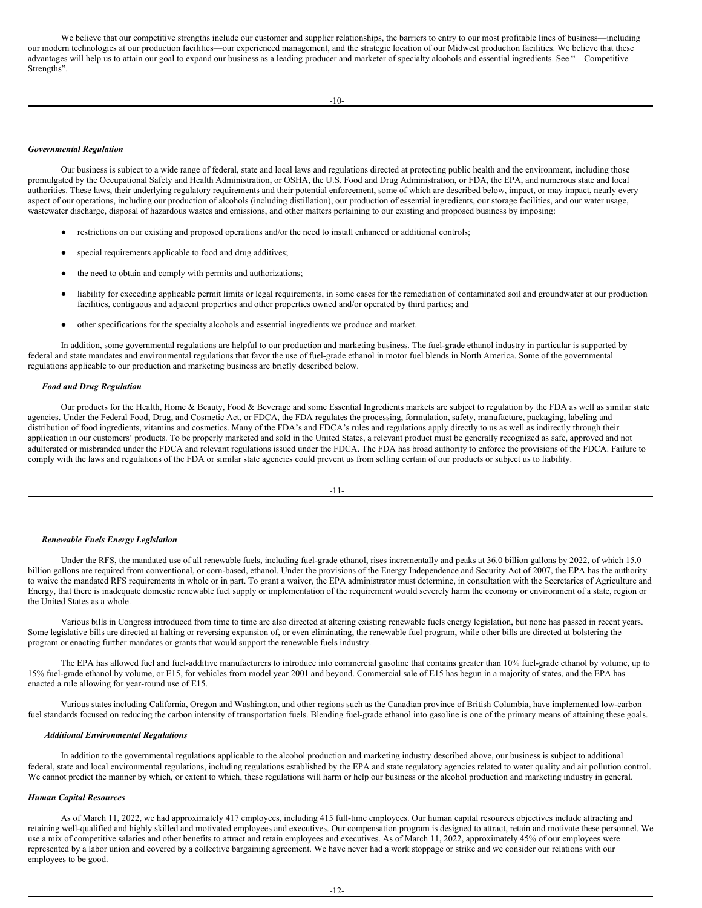We believe that our competitive strengths include our customer and supplier relationships, the barriers to entry to our most profitable lines of business—including our modern technologies at our production facilities—our experienced management, and the strategic location of our Midwest production facilities. We believe that these advantages will help us to attain our goal to expand our business as a leading producer and marketer of specialty alcohols and essential ingredients. See "—Competitive Strengths".

### *Governmental Regulation*

Our business is subject to a wide range of federal, state and local laws and regulations directed at protecting public health and the environment, including those promulgated by the Occupational Safety and Health Administration, or OSHA, the U.S. Food and Drug Administration, or FDA, the EPA, and numerous state and local authorities. These laws, their underlying regulatory requirements and their potential enforcement, some of which are described below, impact, or may impact, nearly every aspect of our operations, including our production of alcohols (including distillation), our production of essential ingredients, our storage facilities, and our water usage, wastewater discharge, disposal of hazardous wastes and emissions, and other matters pertaining to our existing and proposed business by imposing:

- restrictions on our existing and proposed operations and/or the need to install enhanced or additional controls;
- special requirements applicable to food and drug additives;
- the need to obtain and comply with permits and authorizations;
- liability for exceeding applicable permit limits or legal requirements, in some cases for the remediation of contaminated soil and groundwater at our production facilities, contiguous and adjacent properties and other properties owned and/or operated by third parties; and
- other specifications for the specialty alcohols and essential ingredients we produce and market.

In addition, some governmental regulations are helpful to our production and marketing business. The fuel-grade ethanol industry in particular is supported by federal and state mandates and environmental regulations that favor the use of fuel-grade ethanol in motor fuel blends in North America. Some of the governmental regulations applicable to our production and marketing business are briefly described below.

#### *Food and Drug Regulation*

Our products for the Health, Home & Beauty, Food & Beverage and some Essential Ingredients markets are subject to regulation by the FDA as well as similar state agencies. Under the Federal Food, Drug, and Cosmetic Act, or FDCA, the FDA regulates the processing, formulation, safety, manufacture, packaging, labeling and distribution of food ingredients, vitamins and cosmetics. Many of the FDA's and FDCA's rules and regulations apply directly to us as well as indirectly through their application in our customers' products. To be properly marketed and sold in the United States, a relevant product must be generally recognized as safe, approved and not adulterated or misbranded under the FDCA and relevant regulations issued under the FDCA. The FDA has broad authority to enforce the provisions of the FDCA. Failure to comply with the laws and regulations of the FDA or similar state agencies could prevent us from selling certain of our products or subject us to liability.

#### *Renewable Fuels Energy Legislation*

Under the RFS, the mandated use of all renewable fuels, including fuel-grade ethanol, rises incrementally and peaks at 36.0 billion gallons by 2022, of which 15.0 billion gallons are required from conventional, or corn-based, ethanol. Under the provisions of the Energy Independence and Security Act of 2007, the EPA has the authority to waive the mandated RFS requirements in whole or in part. To grant a waiver, the EPA administrator must determine, in consultation with the Secretaries of Agriculture and Energy, that there is inadequate domestic renewable fuel supply or implementation of the requirement would severely harm the economy or environment of a state, region or the United States as a whole.

Various bills in Congress introduced from time to time are also directed at altering existing renewable fuels energy legislation, but none has passed in recent years. Some legislative bills are directed at halting or reversing expansion of, or even eliminating, the renewable fuel program, while other bills are directed at bolstering the program or enacting further mandates or grants that would support the renewable fuels industry.

The EPA has allowed fuel and fuel-additive manufacturers to introduce into commercial gasoline that contains greater than 10% fuel-grade ethanol by volume, up to 15% fuel-grade ethanol by volume, or E15, for vehicles from model year 2001 and beyond. Commercial sale of E15 has begun in a majority of states, and the EPA has enacted a rule allowing for year-round use of E15.

Various states including California, Oregon and Washington, and other regions such as the Canadian province of British Columbia, have implemented low-carbon fuel standards focused on reducing the carbon intensity of transportation fuels. Blending fuel-grade ethanol into gasoline is one of the primary means of attaining these goals.

#### *Additional Environmental Regulations*

In addition to the governmental regulations applicable to the alcohol production and marketing industry described above, our business is subject to additional federal, state and local environmental regulations, including regulations established by the EPA and state regulatory agencies related to water quality and air pollution control. We cannot predict the manner by which, or extent to which, these regulations will harm or help our business or the alcohol production and marketing industry in general.

### *Human Capital Resources*

As of March 11, 2022, we had approximately 417 employees, including 415 full-time employees. Our human capital resources objectives include attracting and retaining well-qualified and highly skilled and motivated employees and executives. Our compensation program is designed to attract, retain and motivate these personnel. We use a mix of competitive salaries and other benefits to attract and retain employees and executives. As of March 11, 2022, approximately 45% of our employees were represented by a labor union and covered by a collective bargaining agreement. We have never had a work stoppage or strike and we consider our relations with our employees to be good.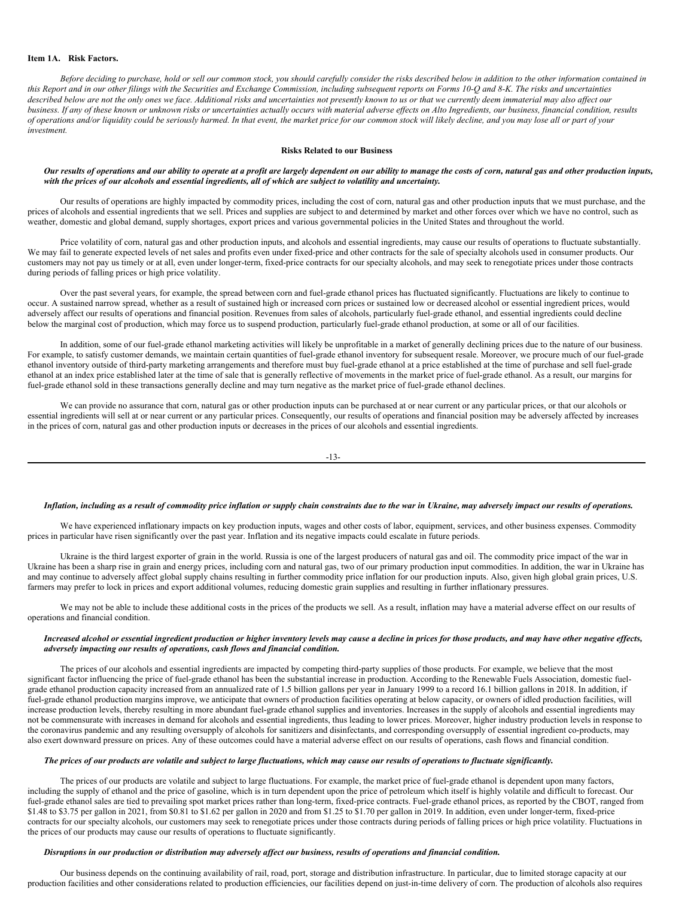## Item 1A. Risk Factors.

*Before deciding to purchase, hold or sell our common stock, you should carefully consider the risks described below in addition to the other information contained in this Report and in our other filings with the Securities and Exchange Commission, including subsequent reports on Forms 10-Q and 8-K. The risks and uncertainties described below are not the only ones we face. Additional risks and uncertainties not presently known to us or that we currently deem immaterial may also affect our business. If any of these known or unknown risks or uncertainties actually occurs with material adverse effects on Alto Ingredients, our business, financial condition, results of operations and/or liquidity could be seriously harmed. In that event, the market price for our common stock will likely decline, and you may lose all or part of your investment.*

### Risks Related to our Business

***Our results of operations and our ability to operate at a profit are largely dependent on our ability to manage the costs of corn, natural gas and other production inputs, with the prices of our alcohols and essential ingredients, all of which are subject to volatility and uncertainty.***

Our results of operations are highly impacted by commodity prices, including the cost of corn, natural gas and other production inputs that we must purchase, and the prices of alcohols and essential ingredients that we sell. Prices and supplies are subject to and determined by market and other forces over which we have no control, such as weather, domestic and global demand, supply shortages, export prices and various governmental policies in the United States and throughout the world.

Price volatility of corn, natural gas and other production inputs, and alcohols and essential ingredients, may cause our results of operations to fluctuate substantially. We may fail to generate expected levels of net sales and profits even under fixed-price and other contracts for the sale of specialty alcohols used in consumer products. Our customers may not pay us timely or at all, even under longer-term, fixed-price contracts for our specialty alcohols, and may seek to renegotiate prices under those contracts during periods of falling prices or high price volatility.

Over the past several years, for example, the spread between corn and fuel-grade ethanol prices has fluctuated significantly. Fluctuations are likely to continue to occur. A sustained narrow spread, whether as a result of sustained high or increased corn prices or sustained low or decreased alcohol or essential ingredient prices, would adversely affect our results of operations and financial position. Revenues from sales of alcohols, particularly fuel-grade ethanol, and essential ingredients could decline below the marginal cost of production, which may force us to suspend production, particularly fuel-grade ethanol production, at some or all of our facilities.

In addition, some of our fuel-grade ethanol marketing activities will likely be unprofitable in a market of generally declining prices due to the nature of our business. For example, to satisfy customer demands, we maintain certain quantities of fuel-grade ethanol inventory for subsequent resale. Moreover, we procure much of our fuel-grade ethanol inventory outside of third-party marketing arrangements and therefore must buy fuel-grade ethanol at a price established at the time of purchase and sell fuel-grade ethanol at an index price established later at the time of sale that is generally reflective of movements in the market price of fuel-grade ethanol. As a result, our margins for fuel-grade ethanol sold in these transactions generally decline and may turn negative as the market price of fuel-grade ethanol declines.

We can provide no assurance that corn, natural gas or other production inputs can be purchased at or near current or any particular prices, or that our alcohols or essential ingredients will sell at or near current or any particular prices. Consequently, our results of operations and financial position may be adversely affected by increases in the prices of corn, natural gas and other production inputs or decreases in the prices of our alcohols and essential ingredients.

***Inflation, including as a result of commodity price inflation or supply chain constraints due to the war in Ukraine, may adversely impact our results of operations.***

We have experienced inflationary impacts on key production inputs, wages and other costs of labor, equipment, services, and other business expenses. Commodity prices in particular have risen significantly over the past year. Inflation and its negative impacts could escalate in future periods.

Ukraine is the third largest exporter of grain in the world. Russia is one of the largest producers of natural gas and oil. The commodity price impact of the war in Ukraine has been a sharp rise in grain and energy prices, including corn and natural gas, two of our primary production input commodities. In addition, the war in Ukraine has and may continue to adversely affect global supply chains resulting in further commodity price inflation for our production inputs. Also, given high global grain prices, U.S. farmers may prefer to lock in prices and export additional volumes, reducing domestic grain supplies and resulting in further inflationary pressures.

We may not be able to include these additional costs in the prices of the products we sell. As a result, inflation may have a material adverse effect on our results of operations and financial condition.

***Increased alcohol or essential ingredient production or higher inventory levels may cause a decline in prices for those products, and may have other negative effects, adversely impacting our results of operations, cash flows and financial condition.***

The prices of our alcohols and essential ingredients are impacted by competing third-party supplies of those products. For example, we believe that the most significant factor influencing the price of fuel-grade ethanol has been the substantial increase in production. According to the Renewable Fuels Association, domestic fuel-grade ethanol production capacity increased from an annualized rate of 1.5 billion gallons per year in January 1999 to a record 16.1 billion gallons in 2018. In addition, if fuel-grade ethanol production margins improve, we anticipate that owners of production facilities operating at below capacity, or owners of idled production facilities, will increase production levels, thereby resulting in more abundant fuel-grade ethanol supplies and inventories. Increases in the supply of alcohols and essential ingredients may not be commensurate with increases in demand for alcohols and essential ingredients, thus leading to lower prices. Moreover, higher industry production levels in response to the coronavirus pandemic and any resulting oversupply of alcohols for sanitizers and disinfectants, and corresponding oversupply of essential ingredient co-products, may also exert downward pressure on prices. Any of these outcomes could have a material adverse effect on our results of operations, cash flows and financial condition.

***The prices of our products are volatile and subject to large fluctuations, which may cause our results of operations to fluctuate significantly.***

The prices of our products are volatile and subject to large fluctuations. For example, the market price of fuel-grade ethanol is dependent upon many factors, including the supply of ethanol and the price of gasoline, which is in turn dependent upon the price of petroleum which itself is highly volatile and difficult to forecast. Our fuel-grade ethanol sales are tied to prevailing spot market prices rather than long-term, fixed-price contracts. Fuel-grade ethanol prices, as reported by the CBOT, ranged from \$1.48 to \$3.75 per gallon in 2021, from \$0.81 to \$1.62 per gallon in 2020 and from \$1.25 to \$1.70 per gallon in 2019. In addition, even under longer-term, fixed-price contracts for our specialty alcohols, our customers may seek to renegotiate prices under those contracts during periods of falling prices or high price volatility. Fluctuations in the prices of our products may cause our results of operations to fluctuate significantly.

***Disruptions in our production or distribution may adversely affect our business, results of operations and financial condition.***

Our business depends on the continuing availability of rail, road, port, storage and distribution infrastructure. In particular, due to limited storage capacity at our production facilities and other considerations related to production efficiencies, our facilities depend on just-in-time delivery of corn. The production of alcohols also requires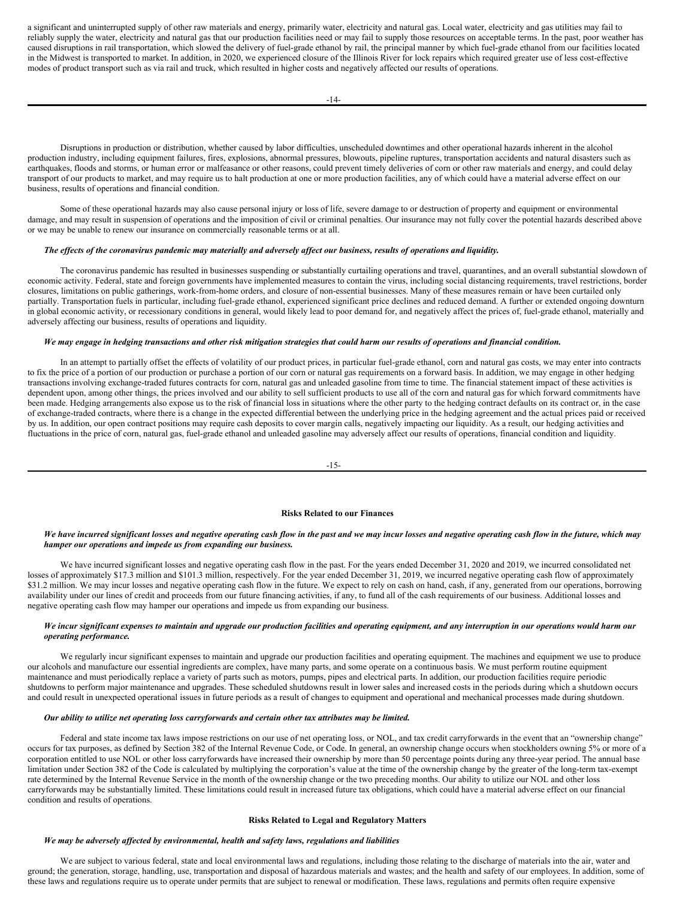a significant and uninterrupted supply of other raw materials and energy, primarily water, electricity and natural gas. Local water, electricity and gas utilities may fail to reliably supply the water, electricity and natural gas that our production facilities need or may fail to supply those resources on acceptable terms. In the past, poor weather has caused disruptions in rail transportation, which slowed the delivery of fuel-grade ethanol by rail, the principal manner by which fuel-grade ethanol from our facilities located in the Midwest is transported to market. In addition, in 2020, we experienced closure of the Illinois River for lock repairs which required greater use of less cost-effective modes of product transport such as via rail and truck, which resulted in higher costs and negatively affected our results of operations.

Disruptions in production or distribution, whether caused by labor difficulties, unscheduled downtimes and other operational hazards inherent in the alcohol production industry, including equipment failures, fires, explosions, abnormal pressures, blowouts, pipeline ruptures, transportation accidents and natural disasters such as earthquakes, floods and storms, or human error or malfeasance or other reasons, could prevent timely deliveries of corn or other raw materials and energy, and could delay transport of our products to market, and may require us to halt production at one or more production facilities, any of which could have a material adverse effect on our business, results of operations and financial condition.

Some of these operational hazards may also cause personal injury or loss of life, severe damage to or destruction of property and equipment or environmental damage, and may result in suspension of operations and the imposition of civil or criminal penalties. Our insurance may not fully cover the potential hazards described above or we may be unable to renew our insurance on commercially reasonable terms or at all.

***The effects of the coronavirus pandemic may materially and adversely affect our business, results of operations and liquidity.***

The coronavirus pandemic has resulted in businesses suspending or substantially curtailing operations and travel, quarantines, and an overall substantial slowdown of economic activity. Federal, state and foreign governments have implemented measures to contain the virus, including social distancing requirements, travel restrictions, border closures, limitations on public gatherings, work-from-home orders, and closure of non-essential businesses. Many of these measures remain or have been curtailed only partially. Transportation fuels in particular, including fuel-grade ethanol, experienced significant price declines and reduced demand. A further or extended ongoing downturn in global economic activity, or recessionary conditions in general, would likely lead to poor demand for, and negatively affect the prices of, fuel-grade ethanol, materially and adversely affecting our business, results of operations and liquidity.

***We may engage in hedging transactions and other risk mitigation strategies that could harm our results of operations and financial condition.***

In an attempt to partially offset the effects of volatility of our product prices, in particular fuel-grade ethanol, corn and natural gas costs, we may enter into contracts to fix the price of a portion of our production or purchase a portion of our corn or natural gas requirements on a forward basis. In addition, we may engage in other hedging transactions involving exchange-traded futures contracts for corn, natural gas and unleaded gasoline from time to time. The financial statement impact of these activities is dependent upon, among other things, the prices involved and our ability to sell sufficient products to use all of the corn and natural gas for which forward commitments have been made. Hedging arrangements also expose us to the risk of financial loss in situations where the other party to the hedging contract defaults on its contract or, in the case of exchange-traded contracts, where there is a change in the expected differential between the underlying price in the hedging agreement and the actual prices paid or received by us. In addition, our open contract positions may require cash deposits to cover margin calls, negatively impacting our liquidity. As a result, our hedging activities and fluctuations in the price of corn, natural gas, fuel-grade ethanol and unleaded gasoline may adversely affect our results of operations, financial condition and liquidity.

## Risks Related to our Finances

***We have incurred significant losses and negative operating cash flow in the past and we may incur losses and negative operating cash flow in the future, which may hamper our operations and impede us from expanding our business.***

We have incurred significant losses and negative operating cash flow in the past. For the years ended December 31, 2020 and 2019, we incurred consolidated net losses of approximately $17.3 million and $101.3 million, respectively. For the year ended December 31, 2019, we incurred negative operating cash flow of approximately $31.2 million. We may incur losses and negative operating cash flow in the future. We expect to rely on cash on hand, cash, if any, generated from our operations, borrowing availability under our lines of credit and proceeds from our future financing activities, if any, to fund all of the cash requirements of our business. Additional losses and negative operating cash flow may hamper our operations and impede us from expanding our business.

***We incur significant expenses to maintain and upgrade our production facilities and operating equipment, and any interruption in our operations would harm our operating performance.***

We regularly incur significant expenses to maintain and upgrade our production facilities and operating equipment. The machines and equipment we use to produce our alcohols and manufacture our essential ingredients are complex, have many parts, and some operate on a continuous basis. We must perform routine equipment maintenance and must periodically replace a variety of parts such as motors, pumps, pipes and electrical parts. In addition, our production facilities require periodic shutdowns to perform major maintenance and upgrades. These scheduled shutdowns result in lower sales and increased costs in the periods during which a shutdown occurs and could result in unexpected operational issues in future periods as a result of changes to equipment and operational and mechanical processes made during shutdown.

***Our ability to utilize net operating loss carryforwards and certain other tax attributes may be limited.***

Federal and state income tax laws impose restrictions on our use of net operating loss, or NOL, and tax credit carryforwards in the event that an "ownership change" occurs for tax purposes, as defined by Section 382 of the Internal Revenue Code, or Code. In general, an ownership change occurs when stockholders owning 5% or more of a corporation entitled to use NOL or other loss carryforwards have increased their ownership by more than 50 percentage points during any three-year period. The annual base limitation under Section 382 of the Code is calculated by multiplying the corporation's value at the time of the ownership change by the greater of the long-term tax-exempt rate determined by the Internal Revenue Service in the month of the ownership change or the two preceding months. Our ability to utilize our NOL and other loss carryforwards may be substantially limited. These limitations could result in increased future tax obligations, which could have a material adverse effect on our financial condition and results of operations.

## Risks Related to Legal and Regulatory Matters

***We may be adversely affected by environmental, health and safety laws, regulations and liabilities***

We are subject to various federal, state and local environmental laws and regulations, including those relating to the discharge of materials into the air, water and ground; the generation, storage, handling, use, transportation and disposal of hazardous materials and wastes; and the health and safety of our employees. In addition, some of these laws and regulations require us to operate under permits that are subject to renewal or modification. These laws, regulations and permits often require expensive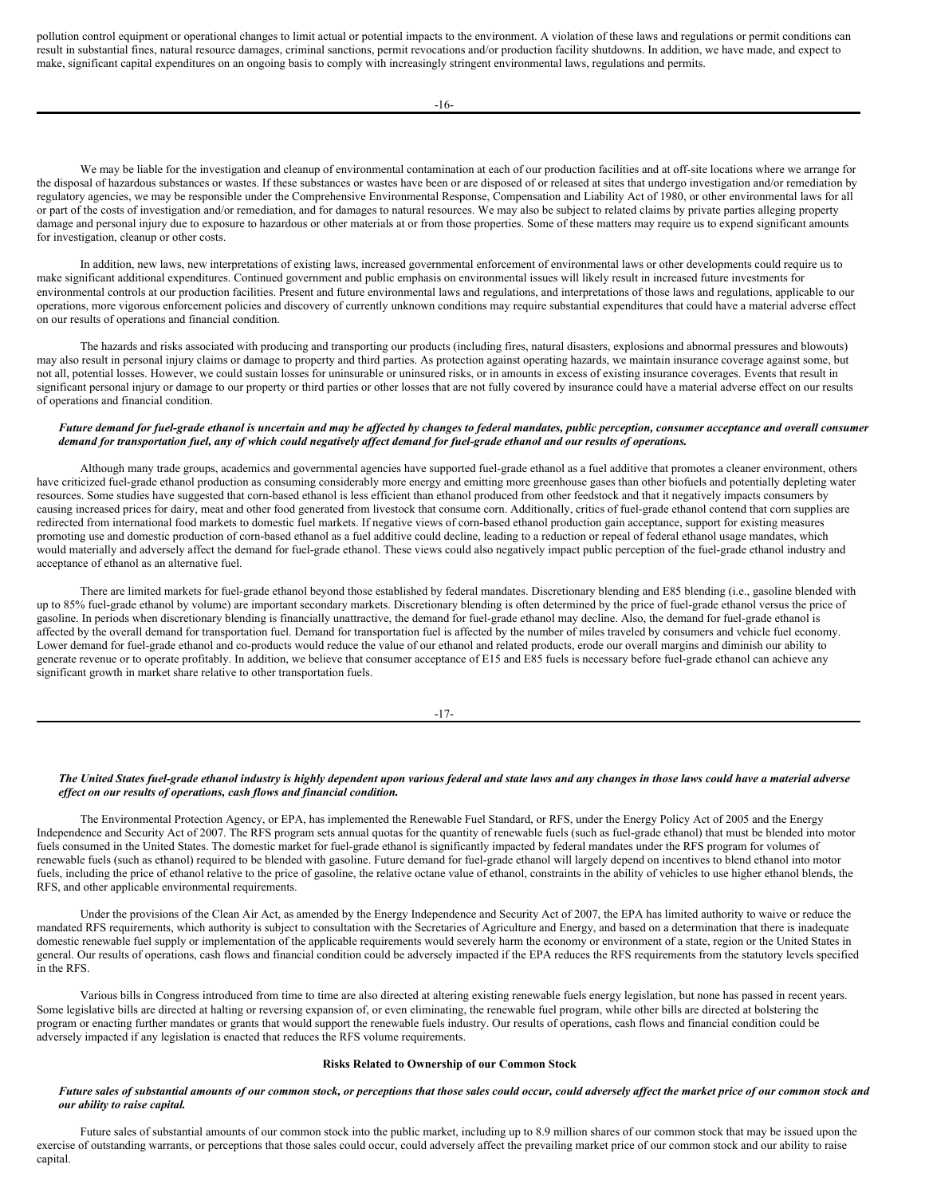pollution control equipment or operational changes to limit actual or potential impacts to the environment. A violation of these laws and regulations or permit conditions can result in substantial fines, natural resource damages, criminal sanctions, permit revocations and/or production facility shutdowns. In addition, we have made, and expect to make, significant capital expenditures on an ongoing basis to comply with increasingly stringent environmental laws, regulations and permits.

We may be liable for the investigation and cleanup of environmental contamination at each of our production facilities and at off-site locations where we arrange for the disposal of hazardous substances or wastes. If these substances or wastes have been or are disposed of or released at sites that undergo investigation and/or remediation by regulatory agencies, we may be responsible under the Comprehensive Environmental Response, Compensation and Liability Act of 1980, or other environmental laws for all or part of the costs of investigation and/or remediation, and for damages to natural resources. We may also be subject to related claims by private parties alleging property damage and personal injury due to exposure to hazardous or other materials at or from those properties. Some of these matters may require us to expend significant amounts for investigation, cleanup or other costs.

In addition, new laws, new interpretations of existing laws, increased governmental enforcement of environmental laws or other developments could require us to make significant additional expenditures. Continued government and public emphasis on environmental issues will likely result in increased future investments for environmental controls at our production facilities. Present and future environmental laws and regulations, and interpretations of those laws and regulations, applicable to our operations, more vigorous enforcement policies and discovery of currently unknown conditions may require substantial expenditures that could have a material adverse effect on our results of operations and financial condition.

The hazards and risks associated with producing and transporting our products (including fires, natural disasters, explosions and abnormal pressures and blowouts) may also result in personal injury claims or damage to property and third parties. As protection against operating hazards, we maintain insurance coverage against some, but not all, potential losses. However, we could sustain losses for uninsurable or uninsured risks, or in amounts in excess of existing insurance coverages. Events that result in significant personal injury or damage to our property or third parties or other losses that are not fully covered by insurance could have a material adverse effect on our results of operations and financial condition.

***Future demand for fuel-grade ethanol is uncertain and may be affected by changes to federal mandates, public perception, consumer acceptance and overall consumer demand for transportation fuel, any of which could negatively affect demand for fuel-grade ethanol and our results of operations.***

Although many trade groups, academics and governmental agencies have supported fuel-grade ethanol as a fuel additive that promotes a cleaner environment, others have criticized fuel-grade ethanol production as consuming considerably more energy and emitting more greenhouse gases than other biofuels and potentially depleting water resources. Some studies have suggested that corn-based ethanol is less efficient than ethanol produced from other feedstock and that it negatively impacts consumers by causing increased prices for dairy, meat and other food generated from livestock that consume corn. Additionally, critics of fuel-grade ethanol contend that corn supplies are redirected from international food markets to domestic fuel markets. If negative views of corn-based ethanol production gain acceptance, support for existing measures promoting use and domestic production of corn-based ethanol as a fuel additive could decline, leading to a reduction or repeal of federal ethanol usage mandates, which would materially and adversely affect the demand for fuel-grade ethanol. These views could also negatively impact public perception of the fuel-grade ethanol industry and acceptance of ethanol as an alternative fuel.

There are limited markets for fuel-grade ethanol beyond those established by federal mandates. Discretionary blending and E85 blending (i.e., gasoline blended with up to 85% fuel-grade ethanol by volume) are important secondary markets. Discretionary blending is often determined by the price of fuel-grade ethanol versus the price of gasoline. In periods when discretionary blending is financially unattractive, the demand for fuel-grade ethanol may decline. Also, the demand for fuel-grade ethanol is affected by the overall demand for transportation fuel. Demand for transportation fuel is affected by the number of miles traveled by consumers and vehicle fuel economy. Lower demand for fuel-grade ethanol and co-products would reduce the value of our ethanol and related products, erode our overall margins and diminish our ability to generate revenue or to operate profitably. In addition, we believe that consumer acceptance of E15 and E85 fuels is necessary before fuel-grade ethanol can achieve any significant growth in market share relative to other transportation fuels.

***The United States fuel-grade ethanol industry is highly dependent upon various federal and state laws and any changes in those laws could have a material adverse effect on our results of operations, cash flows and financial condition.***

The Environmental Protection Agency, or EPA, has implemented the Renewable Fuel Standard, or RFS, under the Energy Policy Act of 2005 and the Energy Independence and Security Act of 2007. The RFS program sets annual quotas for the quantity of renewable fuels (such as fuel-grade ethanol) that must be blended into motor fuels consumed in the United States. The domestic market for fuel-grade ethanol is significantly impacted by federal mandates under the RFS program for volumes of renewable fuels (such as ethanol) required to be blended with gasoline. Future demand for fuel-grade ethanol will largely depend on incentives to blend ethanol into motor fuels, including the price of ethanol relative to the price of gasoline, the relative octane value of ethanol, constraints in the ability of vehicles to use higher ethanol blends, the RFS, and other applicable environmental requirements.

Under the provisions of the Clean Air Act, as amended by the Energy Independence and Security Act of 2007, the EPA has limited authority to waive or reduce the mandated RFS requirements, which authority is subject to consultation with the Secretaries of Agriculture and Energy, and based on a determination that there is inadequate domestic renewable fuel supply or implementation of the applicable requirements would severely harm the economy or environment of a state, region or the United States in general. Our results of operations, cash flows and financial condition could be adversely impacted if the EPA reduces the RFS requirements from the statutory levels specified in the RFS.

Various bills in Congress introduced from time to time are also directed at altering existing renewable fuels energy legislation, but none has passed in recent years. Some legislative bills are directed at halting or reversing expansion of, or even eliminating, the renewable fuel program, while other bills are directed at bolstering the program or enacting further mandates or grants that would support the renewable fuels industry. Our results of operations, cash flows and financial condition could be adversely impacted if any legislation is enacted that reduces the RFS volume requirements.

**Risks Related to Ownership of our Common Stock**

***Future sales of substantial amounts of our common stock, or perceptions that those sales could occur, could adversely affect the market price of our common stock and our ability to raise capital.***

Future sales of substantial amounts of our common stock into the public market, including up to 8.9 million shares of our common stock that may be issued upon the exercise of outstanding warrants, or perceptions that those sales could occur, could adversely affect the prevailing market price of our common stock and our ability to raise capital.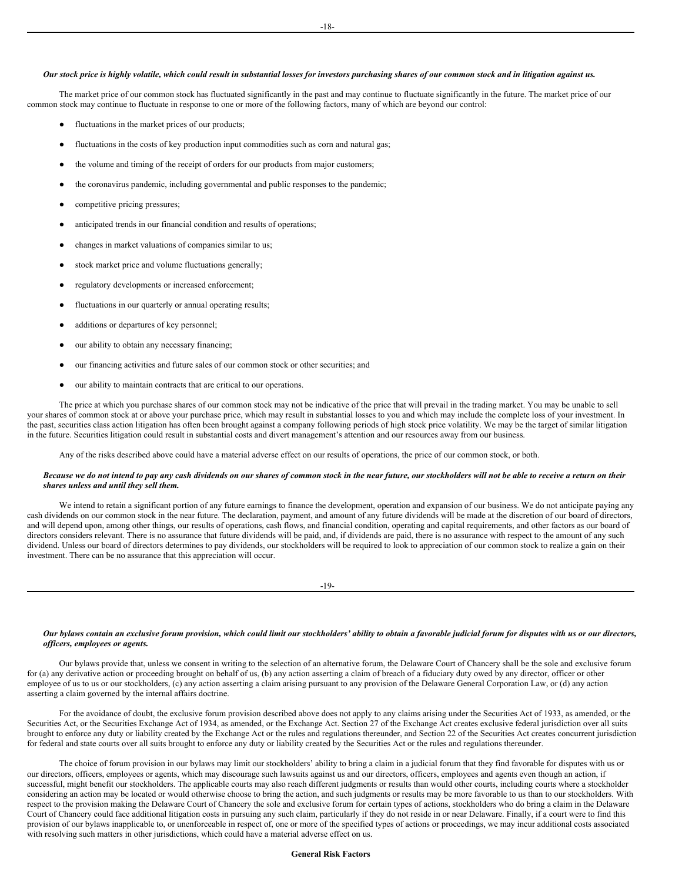***Our stock price is highly volatile, which could result in substantial losses for investors purchasing shares of our common stock and in litigation against us.***

The market price of our common stock has fluctuated significantly in the past and may continue to fluctuate significantly in the future. The market price of our common stock may continue to fluctuate in response to one or more of the following factors, many of which are beyond our control:

- fluctuations in the market prices of our products;
- fluctuations in the costs of key production input commodities such as corn and natural gas;
- the volume and timing of the receipt of orders for our products from major customers;
- the coronavirus pandemic, including governmental and public responses to the pandemic;
- competitive pricing pressures;
- anticipated trends in our financial condition and results of operations;
- changes in market valuations of companies similar to us;
- stock market price and volume fluctuations generally;
- regulatory developments or increased enforcement;
- fluctuations in our quarterly or annual operating results;
- additions or departures of key personnel;
- our ability to obtain any necessary financing;
- our financing activities and future sales of our common stock or other securities; and
- our ability to maintain contracts that are critical to our operations.

The price at which you purchase shares of our common stock may not be indicative of the price that will prevail in the trading market. You may be unable to sell your shares of common stock at or above your purchase price, which may result in substantial losses to you and which may include the complete loss of your investment. In the past, securities class action litigation has often been brought against a company following periods of high stock price volatility. We may be the target of similar litigation in the future. Securities litigation could result in substantial costs and divert management's attention and our resources away from our business.

Any of the risks described above could have a material adverse effect on our results of operations, the price of our common stock, or both.

***Because we do not intend to pay any cash dividends on our shares of common stock in the near future, our stockholders will not be able to receive a return on their shares unless and until they sell them.***

We intend to retain a significant portion of any future earnings to finance the development, operation and expansion of our business. We do not anticipate paying any cash dividends on our common stock in the near future. The declaration, payment, and amount of any future dividends will be made at the discretion of our board of directors, and will depend upon, among other things, our results of operations, cash flows, and financial condition, operating and capital requirements, and other factors as our board of directors considers relevant. There is no assurance that future dividends will be paid, and, if dividends are paid, there is no assurance with respect to the amount of any such dividend. Unless our board of directors determines to pay dividends, our stockholders will be required to look to appreciation of our common stock to realize a gain on their investment. There can be no assurance that this appreciation will occur.

***Our bylaws contain an exclusive forum provision, which could limit our stockholders' ability to obtain a favorable judicial forum for disputes with us or our directors, officers, employees or agents.***

Our bylaws provide that, unless we consent in writing to the selection of an alternative forum, the Delaware Court of Chancery shall be the sole and exclusive forum for (a) any derivative action or proceeding brought on behalf of us, (b) any action asserting a claim of breach of a fiduciary duty owed by any director, officer or other employee of us to us or our stockholders, (c) any action asserting a claim arising pursuant to any provision of the Delaware General Corporation Law, or (d) any action asserting a claim governed by the internal affairs doctrine.

For the avoidance of doubt, the exclusive forum provision described above does not apply to any claims arising under the Securities Act of 1933, as amended, or the Securities Act, or the Securities Exchange Act of 1934, as amended, or the Exchange Act. Section 27 of the Exchange Act creates exclusive federal jurisdiction over all suits brought to enforce any duty or liability created by the Exchange Act or the rules and regulations thereunder, and Section 22 of the Securities Act creates concurrent jurisdiction for federal and state courts over all suits brought to enforce any duty or liability created by the Securities Act or the rules and regulations thereunder.

The choice of forum provision in our bylaws may limit our stockholders' ability to bring a claim in a judicial forum that they find favorable for disputes with us or our directors, officers, employees or agents, which may discourage such lawsuits against us and our directors, officers, employees and agents even though an action, if successful, might benefit our stockholders. The applicable courts may also reach different judgments or results than would other courts, including courts where a stockholder considering an action may be located or would otherwise choose to bring the action, and such judgments or results may be more favorable to us than to our stockholders. With respect to the provision making the Delaware Court of Chancery the sole and exclusive forum for certain types of actions, stockholders who do bring a claim in the Delaware Court of Chancery could face additional litigation costs in pursuing any such claim, particularly if they do not reside in or near Delaware. Finally, if a court were to find this provision of our bylaws inapplicable to, or unenforceable in respect of, one or more of the specified types of actions or proceedings, we may incur additional costs associated with resolving such matters in other jurisdictions, which could have a material adverse effect on us.

**General Risk Factors**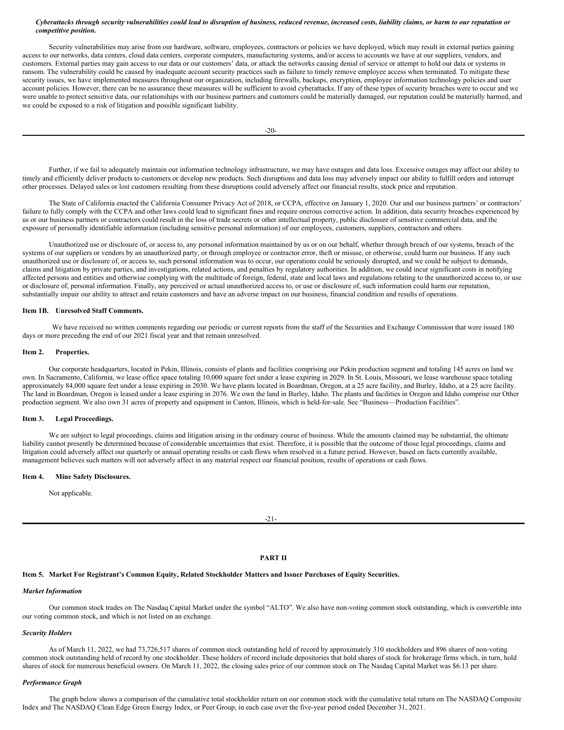***Cyberattacks through security vulnerabilities could lead to disruption of business, reduced revenue, increased costs, liability claims, or harm to our reputation or competitive position.***

Security vulnerabilities may arise from our hardware, software, employees, contractors or policies we have deployed, which may result in external parties gaining access to our networks, data centers, cloud data centers, corporate computers, manufacturing systems, and/or access to accounts we have at our suppliers, vendors, and customers. External parties may gain access to our data or our customers' data, or attack the networks causing denial of service or attempt to hold our data or systems in ransom. The vulnerability could be caused by inadequate account security practices such as failure to timely remove employee access when terminated. To mitigate these security issues, we have implemented measures throughout our organization, including firewalls, backups, encryption, employee information technology policies and user account policies. However, there can be no assurance these measures will be sufficient to avoid cyberattacks. If any of these types of security breaches were to occur and we were unable to protect sensitive data, our relationships with our business partners and customers could be materially damaged, our reputation could be materially harmed, and we could be exposed to a risk of litigation and possible significant liability.

Further, if we fail to adequately maintain our information technology infrastructure, we may have outages and data loss. Excessive outages may affect our ability to timely and efficiently deliver products to customers or develop new products. Such disruptions and data loss may adversely impact our ability to fulfill orders and interrupt other processes. Delayed sales or lost customers resulting from these disruptions could adversely affect our financial results, stock price and reputation.

The State of California enacted the California Consumer Privacy Act of 2018, or CCPA, effective on January 1, 2020. Our and our business partners' or contractors' failure to fully comply with the CCPA and other laws could lead to significant fines and require onerous corrective action. In addition, data security breaches experienced by us or our business partners or contractors could result in the loss of trade secrets or other intellectual property, public disclosure of sensitive commercial data, and the exposure of personally identifiable information (including sensitive personal information) of our employees, customers, suppliers, contractors and others.

Unauthorized use or disclosure of, or access to, any personal information maintained by us or on our behalf, whether through breach of our systems, breach of the systems of our suppliers or vendors by an unauthorized party, or through employee or contractor error, theft or misuse, or otherwise, could harm our business. If any such unauthorized use or disclosure of, or access to, such personal information was to occur, our operations could be seriously disrupted, and we could be subject to demands, claims and litigation by private parties, and investigations, related actions, and penalties by regulatory authorities. In addition, we could incur significant costs in notifying affected persons and entities and otherwise complying with the multitude of foreign, federal, state and local laws and regulations relating to the unauthorized access to, or use or disclosure of, personal information. Finally, any perceived or actual unauthorized access to, or use or disclosure of, such information could harm our reputation, substantially impair our ability to attract and retain customers and have an adverse impact on our business, financial condition and results of operations.

#### Item 1B. Unresolved Staff Comments.

We have received no written comments regarding our periodic or current reports from the staff of the Securities and Exchange Commission that were issued 180 days or more preceding the end of our 2021 fiscal year and that remain unresolved.

#### Item 2. Properties.

Our corporate headquarters, located in Pekin, Illinois, consists of plants and facilities comprising our Pekin production segment and totaling 145 acres on land we own. In Sacramento, California, we lease office space totaling 10,000 square feet under a lease expiring in 2029. In St. Louis, Missouri, we lease warehouse space totaling approximately 84,000 square feet under a lease expiring in 2030. We have plants located in Boardman, Oregon, at a 25 acre facility, and Burley, Idaho, at a 25 acre facility. The land in Boardman, Oregon is leased under a lease expiring in 2076. We own the land in Burley, Idaho. The plants and facilities in Oregon and Idaho comprise our Other production segment. We also own 31 acres of property and equipment in Canton, Illinois, which is held-for-sale. See "Business—Production Facilities".

#### Item 3. Legal Proceedings.

We are subject to legal proceedings, claims and litigation arising in the ordinary course of business. While the amounts claimed may be substantial, the ultimate liability cannot presently be determined because of considerable uncertainties that exist. Therefore, it is possible that the outcome of those legal proceedings, claims and litigation could adversely affect our quarterly or annual operating results or cash flows when resolved in a future period. However, based on facts currently available, management believes such matters will not adversely affect in any material respect our financial position, results of operations or cash flows.

#### Item 4. Mine Safety Disclosures.

Not applicable.

## PART II

#### Item 5. Market For Registrant's Common Equity, Related Stockholder Matters and Issuer Purchases of Equity Securities.

***Market Information***

Our common stock trades on The Nasdaq Capital Market under the symbol "ALTO". We also have non-voting common stock outstanding, which is convertible into our voting common stock, and which is not listed on an exchange.

***Security Holders***

As of March 11, 2022, we had 73,726,517 shares of common stock outstanding held of record by approximately 310 stockholders and 896 shares of non-voting common stock outstanding held of record by one stockholder. These holders of record include depositories that hold shares of stock for brokerage firms which, in turn, hold shares of stock for numerous beneficial owners. On March 11, 2022, the closing sales price of our common stock on The Nasdaq Capital Market was $6.13 per share.

***Performance Graph***

The graph below shows a comparison of the cumulative total stockholder return on our common stock with the cumulative total return on The NASDAQ Composite Index and The NASDAQ Clean Edge Green Energy Index, or Peer Group, in each case over the five-year period ended December 31, 2021.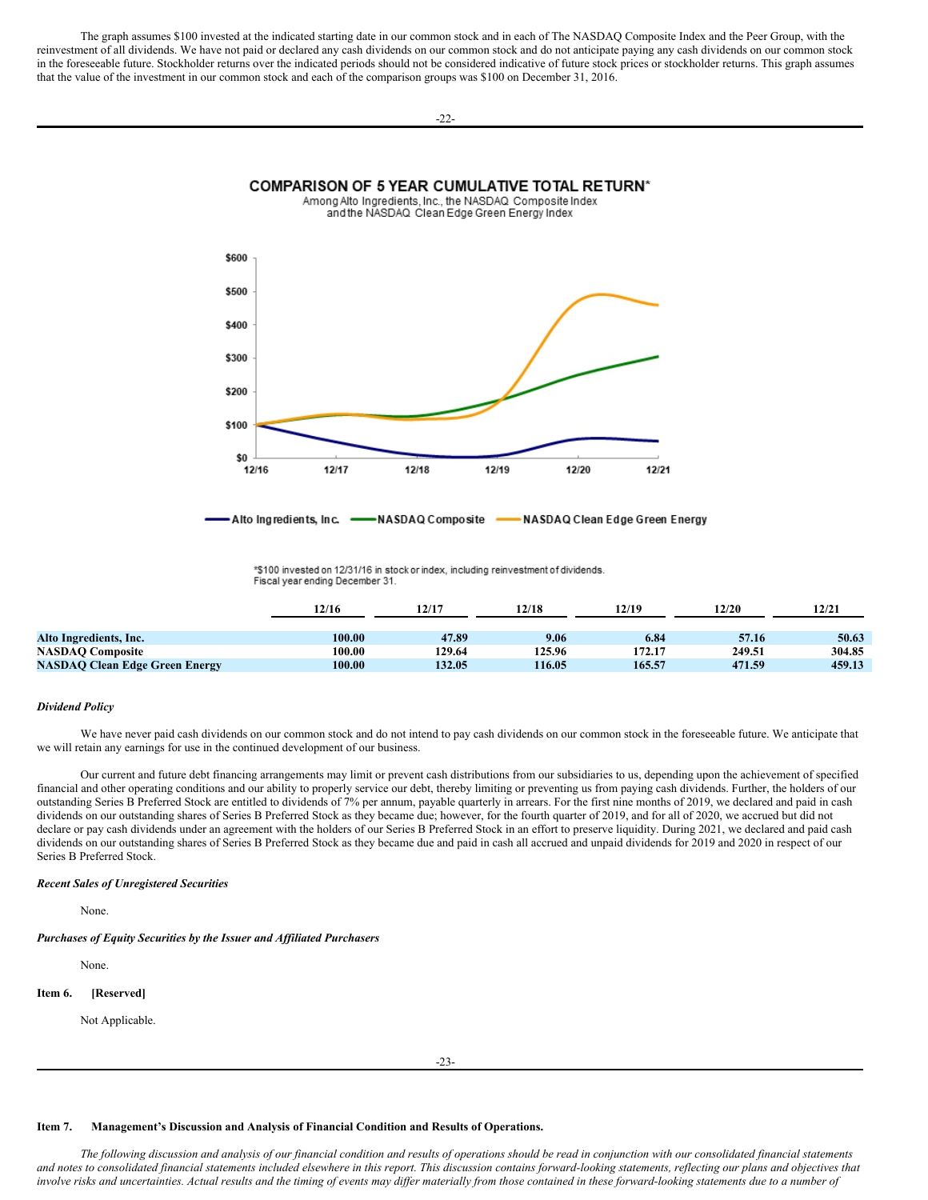The graph assumes $100 invested at the indicated starting date in our common stock and in each of The NASDAQ Composite Index and the Peer Group, with the reinvestment of all dividends. We have not paid or declared any cash dividends on our common stock and do not anticipate paying any cash dividends on our common stock in the foreseeable future. Stockholder returns over the indicated periods should not be considered indicative of future stock prices or stockholder returns. This graph assumes that the value of the investment in our common stock and each of the comparison groups was $100 on December 31, 2016.

**COMPARISON OF 5 YEAR CUMULATIVE TOTAL RETURN***

Among Alto Ingredients, Inc., the NASDAQ Composite Index and the NASDAQ Clean Edge Green Energy Index

*$100 invested on 12/31/16 in stock or index, including reinvestment of dividends. Fiscal year ending December 31.

| | 12/16 | 12/17 | 12/18 | 12/19 | 12/20 | 12/21 |
|---|---|---|---|---|---|---|
| **Alto Ingredients, Inc.** | **100.00** | **47.89** | **9.06** | **6.84** | **57.16** | **50.63** |
| **NASDAQ Composite** | **100.00** | **129.64** | **125.96** | **172.17** | **249.51** | **304.85** |
| **NASDAQ Clean Edge Green Energy** | **100.00** | **132.05** | **116.05** | **165.57** | **471.59** | **459.13** |

***Dividend Policy***

We have never paid cash dividends on our common stock and do not intend to pay cash dividends on our common stock in the foreseeable future. We anticipate that we will retain any earnings for use in the continued development of our business.

Our current and future debt financing arrangements may limit or prevent cash distributions from our subsidiaries to us, depending upon the achievement of specified financial and other operating conditions and our ability to properly service our debt, thereby limiting or preventing us from paying cash dividends. Further, the holders of our outstanding Series B Preferred Stock are entitled to dividends of 7% per annum, payable quarterly in arrears. For the first nine months of 2019, we declared and paid in cash dividends on our outstanding shares of Series B Preferred Stock as they became due; however, for the fourth quarter of 2019, and for all of 2020, we accrued but did not declare or pay cash dividends under an agreement with the holders of our Series B Preferred Stock in an effort to preserve liquidity. During 2021, we declared and paid cash dividends on our outstanding shares of Series B Preferred Stock as they became due and paid in cash all accrued and unpaid dividends for 2019 and 2020 in respect of our Series B Preferred Stock.

***Recent Sales of Unregistered Securities***

None.

***Purchases of Equity Securities by the Issuer and Affiliated Purchasers***

None.

**Item 6. [Reserved]**

Not Applicable.

**Item 7. Management's Discussion and Analysis of Financial Condition and Results of Operations.**

*The following discussion and analysis of our financial condition and results of operations should be read in conjunction with our consolidated financial statements and notes to consolidated financial statements included elsewhere in this report. This discussion contains forward-looking statements, reflecting our plans and objectives that involve risks and uncertainties. Actual results and the timing of events may differ materially from those contained in these forward-looking statements due to a number of*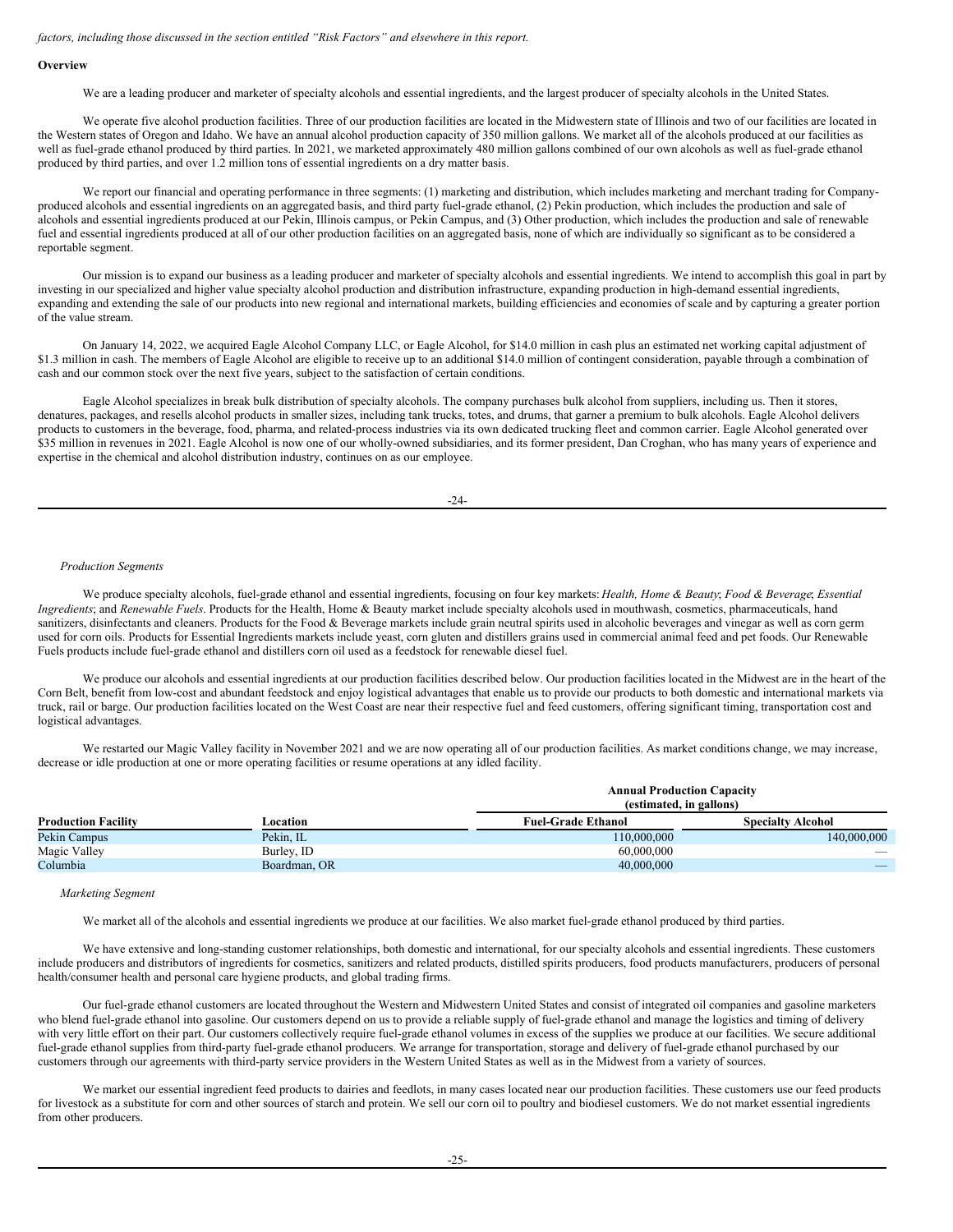*factors, including those discussed in the section entitled "Risk Factors" and elsewhere in this report.*

**Overview**

We are a leading producer and marketer of specialty alcohols and essential ingredients, and the largest producer of specialty alcohols in the United States.

We operate five alcohol production facilities. Three of our production facilities are located in the Midwestern state of Illinois and two of our facilities are located in the Western states of Oregon and Idaho. We have an annual alcohol production capacity of 350 million gallons. We market all of the alcohols produced at our facilities as well as fuel-grade ethanol produced by third parties. In 2021, we marketed approximately 480 million gallons combined of our own alcohols as well as fuel-grade ethanol produced by third parties, and over 1.2 million tons of essential ingredients on a dry matter basis.

We report our financial and operating performance in three segments: (1) marketing and distribution, which includes marketing and merchant trading for Company-produced alcohols and essential ingredients on an aggregated basis, and third party fuel-grade ethanol, (2) Pekin production, which includes the production and sale of alcohols and essential ingredients produced at our Pekin, Illinois campus, or Pekin Campus, and (3) Other production, which includes the production and sale of renewable fuel and essential ingredients produced at all of our other production facilities on an aggregated basis, none of which are individually so significant as to be considered a reportable segment.

Our mission is to expand our business as a leading producer and marketer of specialty alcohols and essential ingredients. We intend to accomplish this goal in part by investing in our specialized and higher value specialty alcohol production and distribution infrastructure, expanding production in high-demand essential ingredients, expanding and extending the sale of our products into new regional and international markets, building efficiencies and economies of scale and by capturing a greater portion of the value stream.

On January 14, 2022, we acquired Eagle Alcohol Company LLC, or Eagle Alcohol, for $14.0 million in cash plus an estimated net working capital adjustment of $1.3 million in cash. The members of Eagle Alcohol are eligible to receive up to an additional $14.0 million of contingent consideration, payable through a combination of cash and our common stock over the next five years, subject to the satisfaction of certain conditions.

Eagle Alcohol specializes in break bulk distribution of specialty alcohols. The company purchases bulk alcohol from suppliers, including us. Then it stores, denatures, packages, and resells alcohol products in smaller sizes, including tank trucks, totes, and drums, that garner a premium to bulk alcohols. Eagle Alcohol delivers products to customers in the beverage, food, pharma, and related-process industries via its own dedicated trucking fleet and common carrier. Eagle Alcohol generated over $35 million in revenues in 2021. Eagle Alcohol is now one of our wholly-owned subsidiaries, and its former president, Dan Croghan, who has many years of experience and expertise in the chemical and alcohol distribution industry, continues on as our employee.

*Production Segments*

We produce specialty alcohols, fuel-grade ethanol and essential ingredients, focusing on four key markets: *Health, Home & Beauty*; *Food & Beverage*; *Essential Ingredients*; and *Renewable Fuels*. Products for the Health, Home & Beauty market include specialty alcohols used in mouthwash, cosmetics, pharmaceuticals, hand sanitizers, disinfectants and cleaners. Products for the Food & Beverage markets include grain neutral spirits used in alcoholic beverages and vinegar as well as corn germ used for corn oils. Products for Essential Ingredients markets include yeast, corn gluten and distillers grains used in commercial animal feed and pet foods. Our Renewable Fuels products include fuel-grade ethanol and distillers corn oil used as a feedstock for renewable diesel fuel.

We produce our alcohols and essential ingredients at our production facilities described below. Our production facilities located in the Midwest are in the heart of the Corn Belt, benefit from low-cost and abundant feedstock and enjoy logistical advantages that enable us to provide our products to both domestic and international markets via truck, rail or barge. Our production facilities located on the West Coast are near their respective fuel and feed customers, offering significant timing, transportation cost and logistical advantages.

We restarted our Magic Valley facility in November 2021 and we are now operating all of our production facilities. As market conditions change, we may increase, decrease or idle production at one or more operating facilities or resume operations at any idled facility.

| | | Annual Production Capacity (estimated, in gallons) | |
|---|---|---|---|
| **Production Facility** | **Location** | **Fuel-Grade Ethanol** | **Specialty Alcohol** |
| Pekin Campus | Pekin, IL | 110,000,000 | 140,000,000 |
| Magic Valley | Burley, ID | 60,000,000 | — |
| Columbia | Boardman, OR | 40,000,000 | — |

*Marketing Segment*

We market all of the alcohols and essential ingredients we produce at our facilities. We also market fuel-grade ethanol produced by third parties.

We have extensive and long-standing customer relationships, both domestic and international, for our specialty alcohols and essential ingredients. These customers include producers and distributors of ingredients for cosmetics, sanitizers and related products, distilled spirits producers, food products manufacturers, producers of personal health/consumer health and personal care hygiene products, and global trading firms.

Our fuel-grade ethanol customers are located throughout the Western and Midwestern United States and consist of integrated oil companies and gasoline marketers who blend fuel-grade ethanol into gasoline. Our customers depend on us to provide a reliable supply of fuel-grade ethanol and manage the logistics and timing of delivery with very little effort on their part. Our customers collectively require fuel-grade ethanol volumes in excess of the supplies we produce at our facilities. We secure additional fuel-grade ethanol supplies from third-party fuel-grade ethanol producers. We arrange for transportation, storage and delivery of fuel-grade ethanol purchased by our customers through our agreements with third-party service providers in the Western United States as well as in the Midwest from a variety of sources.

We market our essential ingredient feed products to dairies and feedlots, in many cases located near our production facilities. These customers use our feed products for livestock as a substitute for corn and other sources of starch and protein. We sell our corn oil to poultry and biodiesel customers. We do not market essential ingredients from other producers.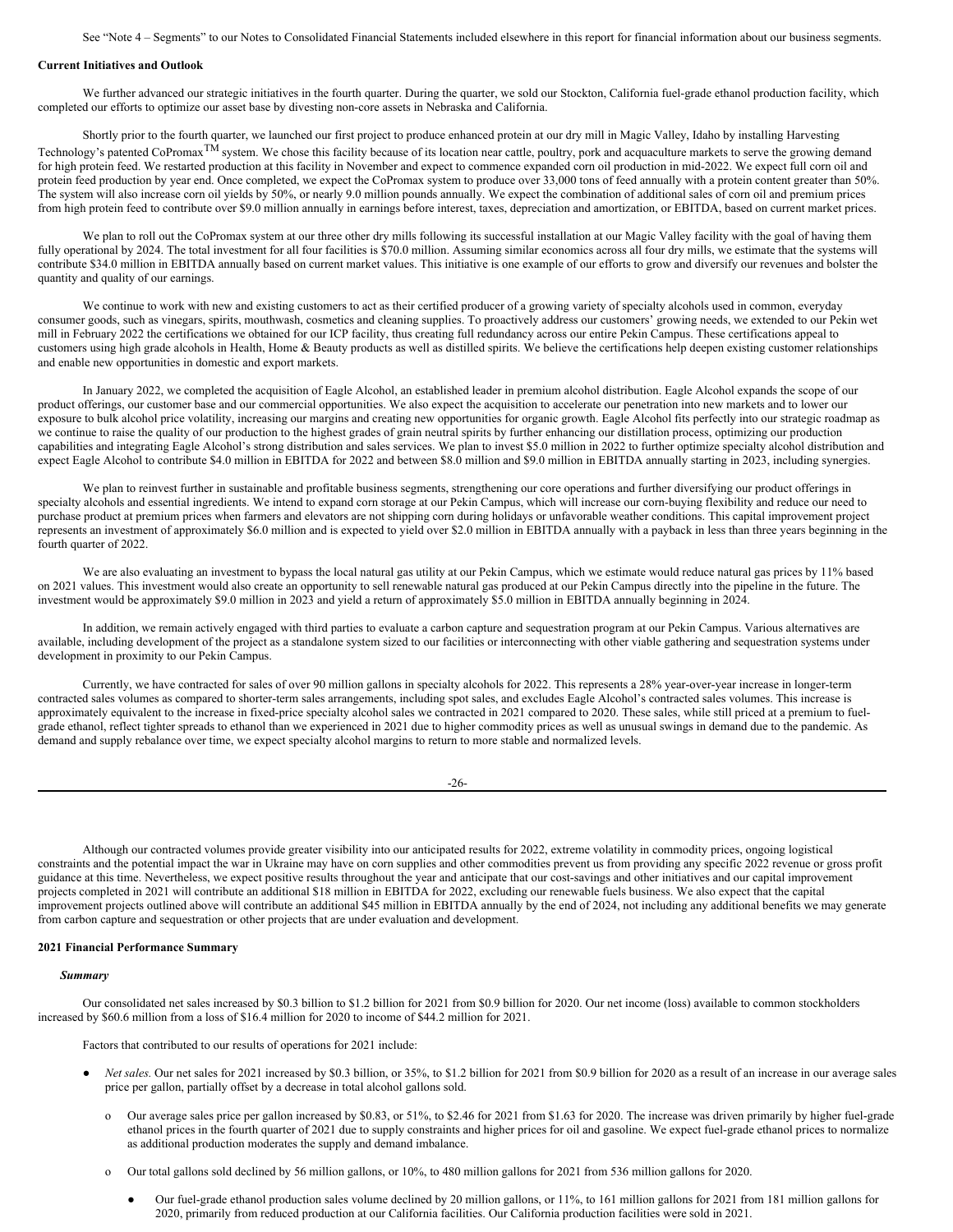See "Note 4 – Segments" to our Notes to Consolidated Financial Statements included elsewhere in this report for financial information about our business segments.

**Current Initiatives and Outlook**

We further advanced our strategic initiatives in the fourth quarter. During the quarter, we sold our Stockton, California fuel-grade ethanol production facility, which completed our efforts to optimize our asset base by divesting non-core assets in Nebraska and California.

Shortly prior to the fourth quarter, we launched our first project to produce enhanced protein at our dry mill in Magic Valley, Idaho by installing Harvesting Technology's patented CoPromax™ system. We chose this facility because of its location near cattle, poultry, pork and acquaculture markets to serve the growing demand for high protein feed. We restarted production at this facility in November and expect to commence expanded corn oil production in mid-2022. We expect full corn oil and protein feed production by year end. Once completed, we expect the CoPromax system to produce over 33,000 tons of feed annually with a protein content greater than 50%. The system will also increase corn oil yields by 50%, or nearly 9.0 million pounds annually. We expect the combination of additional sales of corn oil and premium prices from high protein feed to contribute over $9.0 million annually in earnings before interest, taxes, depreciation and amortization, or EBITDA, based on current market prices.

We plan to roll out the CoPromax system at our three other dry mills following its successful installation at our Magic Valley facility with the goal of having them fully operational by 2024. The total investment for all four facilities is $70.0 million. Assuming similar economics across all four dry mills, we estimate that the systems will contribute $34.0 million in EBITDA annually based on current market values. This initiative is one example of our efforts to grow and diversify our revenues and bolster the quantity and quality of our earnings.

We continue to work with new and existing customers to act as their certified producer of a growing variety of specialty alcohols used in common, everyday consumer goods, such as vinegars, spirits, mouthwash, cosmetics and cleaning supplies. To proactively address our customers' growing needs, we extended to our Pekin wet mill in February 2022 the certifications we obtained for our ICP facility, thus creating full redundancy across our entire Pekin Campus. These certifications appeal to customers using high grade alcohols in Health, Home & Beauty products as well as distilled spirits. We believe the certifications help deepen existing customer relationships and enable new opportunities in domestic and export markets.

In January 2022, we completed the acquisition of Eagle Alcohol, an established leader in premium alcohol distribution. Eagle Alcohol expands the scope of our product offerings, our customer base and our commercial opportunities. We also expect the acquisition to accelerate our penetration into new markets and to lower our exposure to bulk alcohol price volatility, increasing our margins and creating new opportunities for organic growth. Eagle Alcohol fits perfectly into our strategic roadmap as we continue to raise the quality of our production to the highest grades of grain neutral spirits by further enhancing our distillation process, optimizing our production capabilities and integrating Eagle Alcohol's strong distribution and sales services. We plan to invest $5.0 million in 2022 to further optimize specialty alcohol distribution and expect Eagle Alcohol to contribute $4.0 million in EBITDA for 2022 and between $8.0 million and $9.0 million in EBITDA annually starting in 2023, including synergies.

We plan to reinvest further in sustainable and profitable business segments, strengthening our core operations and further diversifying our product offerings in specialty alcohols and essential ingredients. We intend to expand corn storage at our Pekin Campus, which will increase our corn-buying flexibility and reduce our need to purchase product at premium prices when farmers and elevators are not shipping corn during holidays or unfavorable weather conditions. This capital improvement project represents an investment of approximately $6.0 million and is expected to yield over $2.0 million in EBITDA annually with a payback in less than three years beginning in the fourth quarter of 2022.

We are also evaluating an investment to bypass the local natural gas utility at our Pekin Campus, which we estimate would reduce natural gas prices by 11% based on 2021 values. This investment would also create an opportunity to sell renewable natural gas produced at our Pekin Campus directly into the pipeline in the future. The investment would be approximately $9.0 million in 2023 and yield a return of approximately $5.0 million in EBITDA annually beginning in 2024.

In addition, we remain actively engaged with third parties to evaluate a carbon capture and sequestration program at our Pekin Campus. Various alternatives are available, including development of the project as a standalone system sized to our facilities or interconnecting with other viable gathering and sequestration systems under development in proximity to our Pekin Campus.

Currently, we have contracted for sales of over 90 million gallons in specialty alcohols for 2022. This represents a 28% year-over-year increase in longer-term contracted sales volumes as compared to shorter-term sales arrangements, including spot sales, and excludes Eagle Alcohol's contracted sales volumes. This increase is approximately equivalent to the increase in fixed-price specialty alcohol sales we contracted in 2021 compared to 2020. These sales, while still priced at a premium to fuel-grade ethanol, reflect tighter spreads to ethanol than we experienced in 2021 due to higher commodity prices as well as unusual swings in demand due to the pandemic. As demand and supply rebalance over time, we expect specialty alcohol margins to return to more stable and normalized levels.

Although our contracted volumes provide greater visibility into our anticipated results for 2022, extreme volatility in commodity prices, ongoing logistical constraints and the potential impact the war in Ukraine may have on corn supplies and other commodities prevent us from providing any specific 2022 revenue or gross profit guidance at this time. Nevertheless, we expect positive results throughout the year and anticipate that our cost-savings and other initiatives and our capital improvement projects completed in 2021 will contribute an additional $18 million in EBITDA for 2022, excluding our renewable fuels business. We also expect that the capital improvement projects outlined above will contribute an additional $45 million in EBITDA annually by the end of 2024, not including any additional benefits we may generate from carbon capture and sequestration or other projects that are under evaluation and development.

**2021 Financial Performance Summary**

***Summary***

Our consolidated net sales increased by $0.3 billion to $1.2 billion for 2021 from $0.9 billion for 2020. Our net income (loss) available to common stockholders increased by $60.6 million from a loss of $16.4 million for 2020 to income of $44.2 million for 2021.

Factors that contributed to our results of operations for 2021 include:

- *Net sales.* Our net sales for 2021 increased by $0.3 billion, or 35%, to $1.2 billion for 2021 from $0.9 billion for 2020 as a result of an increase in our average sales price per gallon, partially offset by a decrease in total alcohol gallons sold.
  - Our average sales price per gallon increased by $0.83, or 51%, to $2.46 for 2021 from $1.63 for 2020. The increase was driven primarily by higher fuel-grade ethanol prices in the fourth quarter of 2021 due to supply constraints and higher prices for oil and gasoline. We expect fuel-grade ethanol prices to normalize as additional production moderates the supply and demand imbalance.
  - Our total gallons sold declined by 56 million gallons, or 10%, to 480 million gallons for 2021 from 536 million gallons for 2020.
    - Our fuel-grade ethanol production sales volume declined by 20 million gallons, or 11%, to 161 million gallons for 2021 from 181 million gallons for 2020, primarily from reduced production at our California facilities. Our California production facilities were sold in 2021.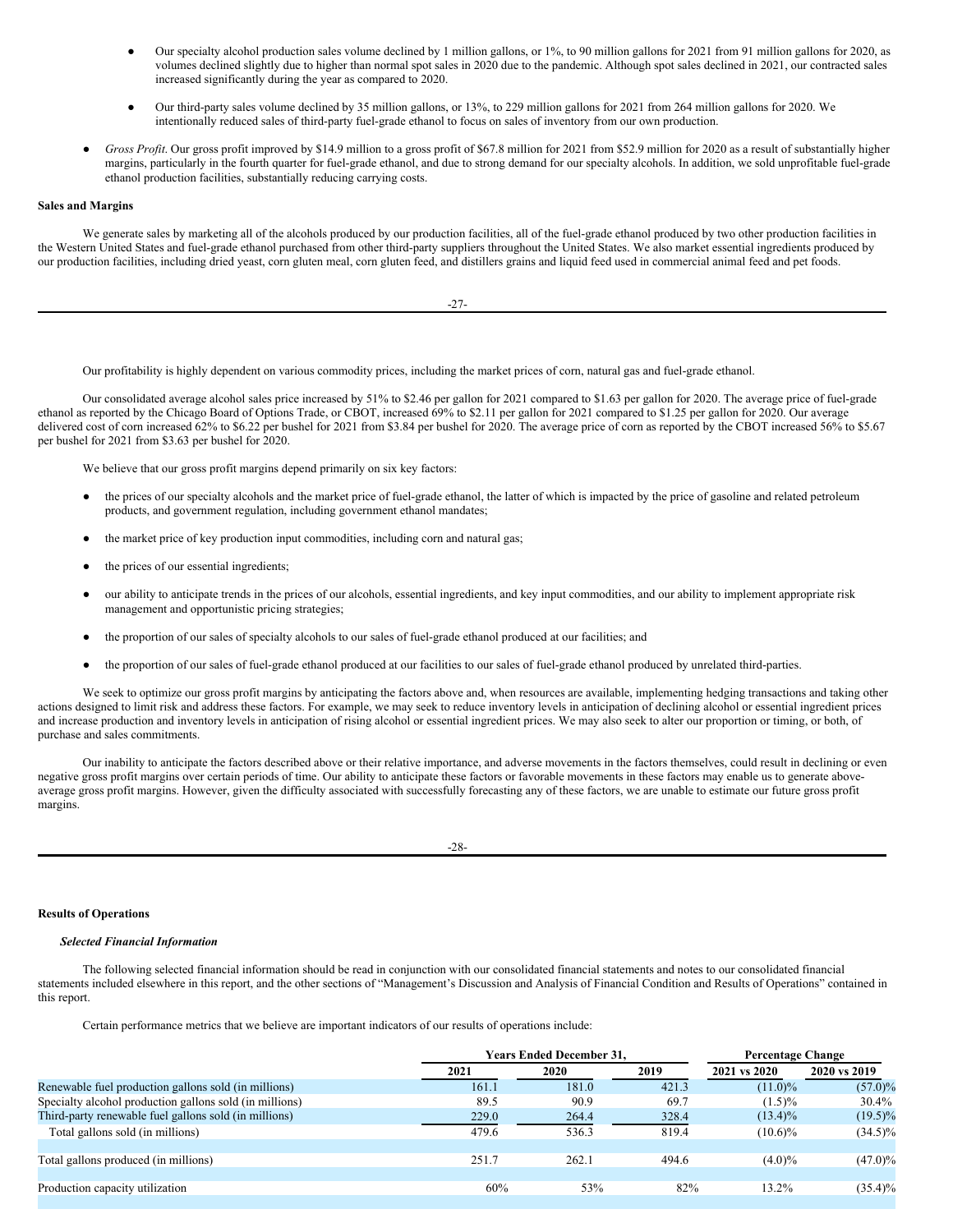- Our specialty alcohol production sales volume declined by 1 million gallons, or 1%, to 90 million gallons for 2021 from 91 million gallons for 2020, as volumes declined slightly due to higher than normal spot sales in 2020 due to the pandemic. Although spot sales declined in 2021, our contracted sales increased significantly during the year as compared to 2020.

- Our third-party sales volume declined by 35 million gallons, or 13%, to 229 million gallons for 2021 from 264 million gallons for 2020. We intentionally reduced sales of third-party fuel-grade ethanol to focus on sales of inventory from our own production.

- *Gross Profit*. Our gross profit improved by $14.9 million to a gross profit of $67.8 million for 2021 from $52.9 million for 2020 as a result of substantially higher margins, particularly in the fourth quarter for fuel-grade ethanol, and due to strong demand for our specialty alcohols. In addition, we sold unprofitable fuel-grade ethanol production facilities, substantially reducing carrying costs.

**Sales and Margins**

We generate sales by marketing all of the alcohols produced by our production facilities, all of the fuel-grade ethanol produced by two other production facilities in the Western United States and fuel-grade ethanol purchased from other third-party suppliers throughout the United States. We also market essential ingredients produced by our production facilities, including dried yeast, corn gluten meal, corn gluten feed, and distillers grains and liquid feed used in commercial animal feed and pet foods.

Our profitability is highly dependent on various commodity prices, including the market prices of corn, natural gas and fuel-grade ethanol.

Our consolidated average alcohol sales price increased by 51% to $2.46 per gallon for 2021 compared to $1.63 per gallon for 2020. The average price of fuel-grade ethanol as reported by the Chicago Board of Options Trade, or CBOT, increased 69% to $2.11 per gallon for 2021 compared to $1.25 per gallon for 2020. Our average delivered cost of corn increased 62% to $6.22 per bushel for 2021 from $3.84 per bushel for 2020. The average price of corn as reported by the CBOT increased 56% to $5.67 per bushel for 2021 from $3.63 per bushel for 2020.

We believe that our gross profit margins depend primarily on six key factors:

- the prices of our specialty alcohols and the market price of fuel-grade ethanol, the latter of which is impacted by the price of gasoline and related petroleum products, and government regulation, including government ethanol mandates;

- the market price of key production input commodities, including corn and natural gas;

- the prices of our essential ingredients;

- our ability to anticipate trends in the prices of our alcohols, essential ingredients, and key input commodities, and our ability to implement appropriate risk management and opportunistic pricing strategies;

- the proportion of our sales of specialty alcohols to our sales of fuel-grade ethanol produced at our facilities; and

- the proportion of our sales of fuel-grade ethanol produced at our facilities to our sales of fuel-grade ethanol produced by unrelated third-parties.

We seek to optimize our gross profit margins by anticipating the factors above and, when resources are available, implementing hedging transactions and taking other actions designed to limit risk and address these factors. For example, we may seek to reduce inventory levels in anticipation of declining alcohol or essential ingredient prices and increase production and inventory levels in anticipation of rising alcohol or essential ingredient prices. We may also seek to alter our proportion or timing, or both, of purchase and sales commitments.

Our inability to anticipate the factors described above or their relative importance, and adverse movements in the factors themselves, could result in declining or even negative gross profit margins over certain periods of time. Our ability to anticipate these factors or favorable movements in these factors may enable us to generate above-average gross profit margins. However, given the difficulty associated with successfully forecasting any of these factors, we are unable to estimate our future gross profit margins.

**Results of Operations**

***Selected Financial Information***

The following selected financial information should be read in conjunction with our consolidated financial statements and notes to our consolidated financial statements included elsewhere in this report, and the other sections of "Management's Discussion and Analysis of Financial Condition and Results of Operations" contained in this report.

Certain performance metrics that we believe are important indicators of our results of operations include:

| | Years Ended December 31, | | | Percentage Change | |
|---|---|---|---|---|---|
| | 2021 | 2020 | 2019 | 2021 vs 2020 | 2020 vs 2019 |
| Renewable fuel production gallons sold (in millions) | 161.1 | 181.0 | 421.3 | (11.0)% | (57.0)% |
| Specialty alcohol production gallons sold (in millions) | 89.5 | 90.9 | 69.7 | (1.5)% | 30.4% |
| Third-party renewable fuel gallons sold (in millions) | 229.0 | 264.4 | 328.4 | (13.4)% | (19.5)% |
| Total gallons sold (in millions) | 479.6 | 536.3 | 819.4 | (10.6)% | (34.5)% |
| Total gallons produced (in millions) | 251.7 | 262.1 | 494.6 | (4.0)% | (47.0)% |
| Production capacity utilization | 60% | 53% | 82% | 13.2% | (35.4)% |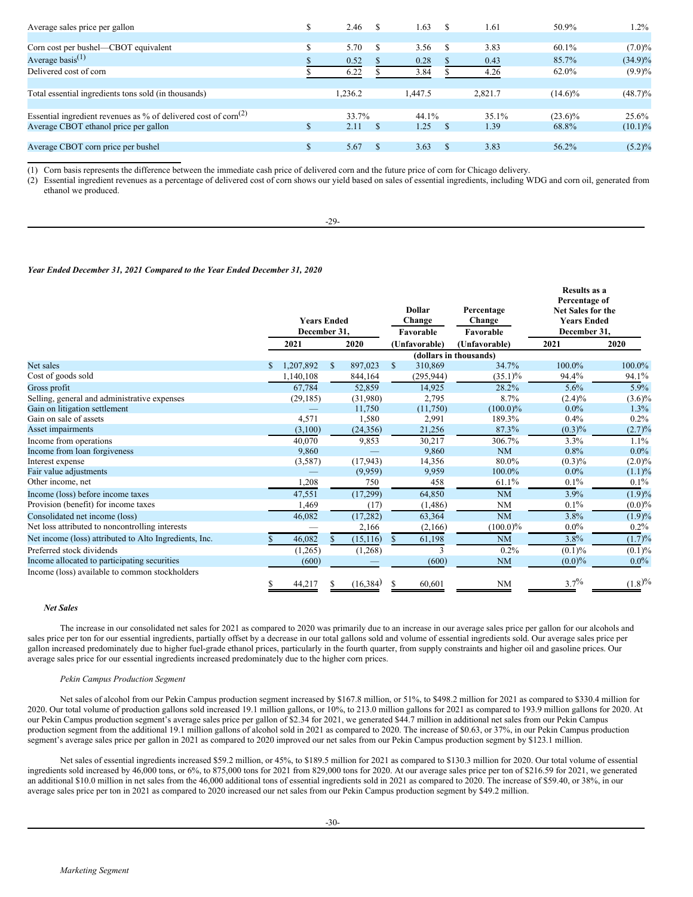| | | | | | |
|---|---|---|---|---|---|
| Average sales price per gallon | $ 2.46 | $ 1.63 | $ 1.61 | 50.9% | 1.2% |
| | | | | | |
| Corn cost per bushel—CBOT equivalent | $ 5.70 | $ 3.56 | $ 3.83 | 60.1% | (7.0)% |
| Average basis[1] | $ 0.52 | $ 0.28 | $ 0.43 | 85.7% | (34.9)% |
| Delivered cost of corn | $ 6.22 | $ 3.84 | $ 4.26 | 62.0% | (9.9)% |
| | | | | | |
| Total essential ingredients tons sold (in thousands) | 1,236.2 | 1,447.5 | 2,821.7 | (14.6)% | (48.7)% |
| | | | | | |
| Essential ingredient revenues as % of delivered cost of corn[2] | 33.7% | 44.1% | 35.1% | (23.6)% | 25.6% |
| Average CBOT ethanol price per gallon | $ 2.11 | $ 1.25 | $ 1.39 | 68.8% | (10.1)% |
| | | | | | |
| Average CBOT corn price per bushel | $ 5.67 | $ 3.63 | $ 3.83 | 56.2% | (5.2)% |

(1) Corn basis represents the difference between the immediate cash price of delivered corn and the future price of corn for Chicago delivery.

(2) Essential ingredient revenues as a percentage of delivered cost of corn shows our yield based on sales of essential ingredients, including WDG and corn oil, generated from ethanol we produced.

***Year Ended December 31, 2021 Compared to the Year Ended December 31, 2020***

| | Years Ended December 31, | | Dollar Change Favorable | Percentage Change Favorable | Results as a Percentage of Net Sales for the Years Ended December 31, | |
|---|---|---|---|---|---|---|
| | 2021 | 2020 | (Unfavorable) | (Unfavorable) | 2021 | 2020 |
| | (dollars in thousands) | | | | | |
| Net sales | $ 1,207,892 | $ 897,023 | $ 310,869 | 34.7% | 100.0% | 100.0% |
| Cost of goods sold | 1,140,108 | 844,164 | (295,944) | (35.1)% | 94.4% | 94.1% |
| Gross profit | 67,784 | 52,859 | 14,925 | 28.2% | 5.6% | 5.9% |
| Selling, general and administrative expenses | (29,185) | (31,980) | 2,795 | 8.7% | (2.4)% | (3.6)% |
| Gain on litigation settlement | — | 11,750 | (11,750) | (100.0)% | 0.0% | 1.3% |
| Gain on sale of assets | 4,571 | 1,580 | 2,991 | 189.3% | 0.4% | 0.2% |
| Asset impairments | (3,100) | (24,356) | 21,256 | 87.3% | (0.3)% | (2.7)% |
| Income from operations | 40,070 | 9,853 | 30,217 | 306.7% | 3.3% | 1.1% |
| Income from loan forgiveness | 9,860 | — | 9,860 | NM | 0.8% | 0.0% |
| Interest expense | (3,587) | (17,943) | 14,356 | 80.0% | (0.3)% | (2.0)% |
| Fair value adjustments | — | (9,959) | 9,959 | 100.0% | 0.0% | (1.1)% |
| Other income, net | 1,208 | 750 | 458 | 61.1% | 0.1% | 0.1% |
| Income (loss) before income taxes | 47,551 | (17,299) | 64,850 | NM | 3.9% | (1.9)% |
| Provision (benefit) for income taxes | 1,469 | (17) | (1,486) | NM | 0.1% | (0.0)% |
| Consolidated net income (loss) | 46,082 | (17,282) | 63,364 | NM | 3.8% | (1.9)% |
| Net loss attributed to noncontrolling interests | — | 2,166 | (2,166) | (100.0)% | 0.0% | 0.2% |
| Net income (loss) attributed to Alto Ingredients, Inc. | $ 46,082 | $ (15,116) | $ 61,198 | NM | 3.8% | (1.7)% |
| Preferred stock dividends | (1,265) | (1,268) | 3 | 0.2% | (0.1)% | (0.1)% |
| Income allocated to participating securities | (600) | — | (600) | NM | (0.0)% | 0.0% |
| Income (loss) available to common stockholders | $ 44,217 | $ (16,384) | $ 60,601 | NM | 3.7% | (1.8)% |

***Net Sales***

The increase in our consolidated net sales for 2021 as compared to 2020 was primarily due to an increase in our average sales price per gallon for our alcohols and sales price per ton for our essential ingredients, partially offset by a decrease in our total gallons sold and volume of essential ingredients sold. Our average sales price per gallon increased predominately due to higher fuel-grade ethanol prices, particularly in the fourth quarter, from supply constraints and higher oil and gasoline prices. Our average sales price for our essential ingredients increased predominately due to the higher corn prices.

*Pekin Campus Production Segment*

Net sales of alcohol from our Pekin Campus production segment increased by $167.8 million, or 51%, to $498.2 million for 2021 as compared to $330.4 million for 2020. Our total volume of production gallons sold increased 19.1 million gallons, or 10%, to 213.0 million gallons for 2021 as compared to 193.9 million gallons for 2020. At our Pekin Campus production segment's average sales price per gallon of $2.34 for 2021, we generated $44.7 million in additional net sales from our Pekin Campus production segment from the additional 19.1 million gallons of alcohol sold in 2021 as compared to 2020. The increase of $0.63, or 37%, in our Pekin Campus production segment's average sales price per gallon in 2021 as compared to 2020 improved our net sales from our Pekin Campus production segment by $123.1 million.

Net sales of essential ingredients increased $59.2 million, or 45%, to $189.5 million for 2021 as compared to $130.3 million for 2020. Our total volume of essential ingredients sold increased by 46,000 tons, or 6%, to 875,000 tons for 2021 from 829,000 tons for 2020. At our average sales price per ton of $216.59 for 2021, we generated an additional $10.0 million in net sales from the 46,000 additional tons of essential ingredients sold in 2021 as compared to 2020. The increase of $59.40, or 38%, in our average sales price per ton in 2021 as compared to 2020 increased our net sales from our Pekin Campus production segment by $49.2 million.

*Marketing Segment*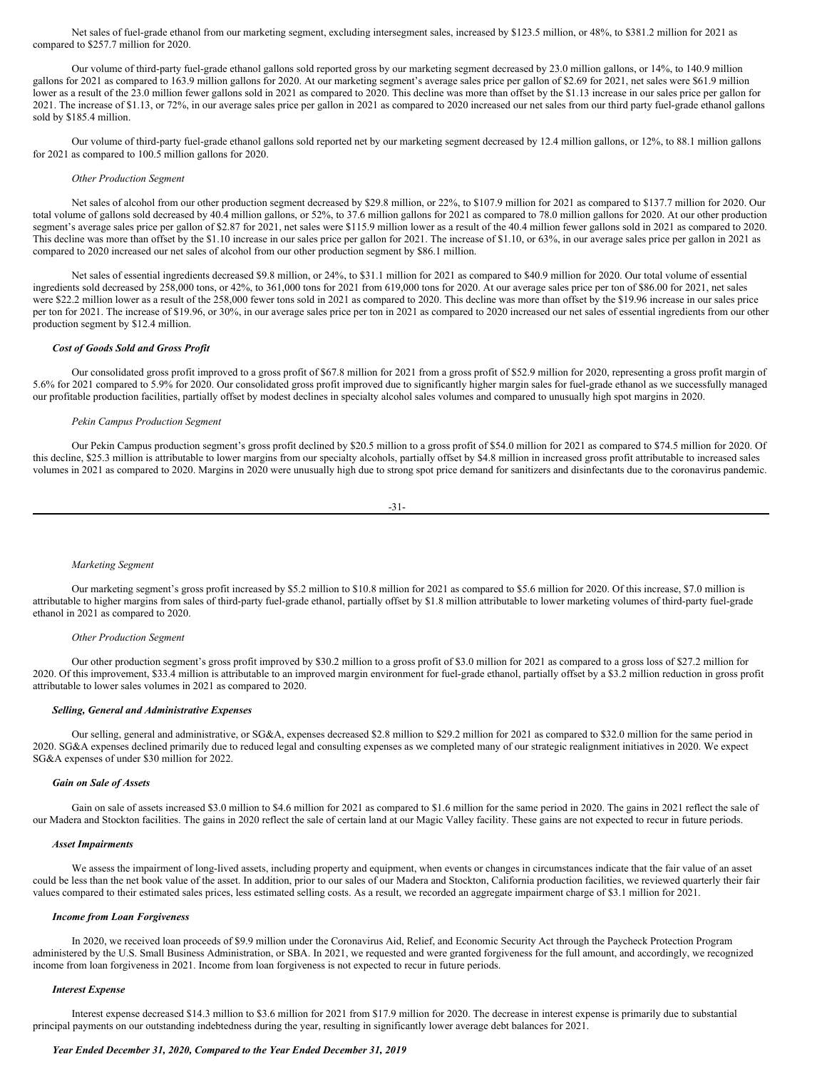Net sales of fuel-grade ethanol from our marketing segment, excluding intersegment sales, increased by $123.5 million, or 48%, to $381.2 million for 2021 as compared to $257.7 million for 2020.

Our volume of third-party fuel-grade ethanol gallons sold reported gross by our marketing segment decreased by 23.0 million gallons, or 14%, to 140.9 million gallons for 2021 as compared to 163.9 million gallons for 2020. At our marketing segment's average sales price per gallon of $2.69 for 2021, net sales were $61.9 million lower as a result of the 23.0 million fewer gallons sold in 2021 as compared to 2020. This decline was more than offset by the $1.13 increase in our sales price per gallon for 2021. The increase of $1.13, or 72%, in our average sales price per gallon in 2021 as compared to 2020 increased our net sales from our third party fuel-grade ethanol gallons sold by $185.4 million.

Our volume of third-party fuel-grade ethanol gallons sold reported net by our marketing segment decreased by 12.4 million gallons, or 12%, to 88.1 million gallons for 2021 as compared to 100.5 million gallons for 2020.

*Other Production Segment*

Net sales of alcohol from our other production segment decreased by $29.8 million, or 22%, to $107.9 million for 2021 as compared to $137.7 million for 2020. Our total volume of gallons sold decreased by 40.4 million gallons, or 52%, to 37.6 million gallons for 2021 as compared to 78.0 million gallons for 2020. At our other production segment's average sales price per gallon of $2.87 for 2021, net sales were $115.9 million lower as a result of the 40.4 million fewer gallons sold in 2021 as compared to 2020. This decline was more than offset by the $1.10 increase in our sales price per gallon for 2021. The increase of $1.10, or 63%, in our average sales price per gallon in 2021 as compared to 2020 increased our net sales of alcohol from our other production segment by $86.1 million.

Net sales of essential ingredients decreased $9.8 million, or 24%, to $31.1 million for 2021 as compared to $40.9 million for 2020. Our total volume of essential ingredients sold decreased by 258,000 tons, or 42%, to 361,000 tons for 2021 from 619,000 tons for 2020. At our average sales price per ton of $86.00 for 2021, net sales were $22.2 million lower as a result of the 258,000 fewer tons sold in 2021 as compared to 2020. This decline was more than offset by the $19.96 increase in our sales price per ton for 2021. The increase of $19.96, or 30%, in our average sales price per ton in 2021 as compared to 2020 increased our net sales of essential ingredients from our other production segment by $12.4 million.

***Cost of Goods Sold and Gross Profit***

Our consolidated gross profit improved to a gross profit of $67.8 million for 2021 from a gross profit of $52.9 million for 2020, representing a gross profit margin of 5.6% for 2021 compared to 5.9% for 2020. Our consolidated gross profit improved due to significantly higher margin sales for fuel-grade ethanol as we successfully managed our profitable production facilities, partially offset by modest declines in specialty alcohol sales volumes and compared to unusually high spot margins in 2020.

*Pekin Campus Production Segment*

Our Pekin Campus production segment's gross profit declined by $20.5 million to a gross profit of $54.0 million for 2021 as compared to $74.5 million for 2020. Of this decline, $25.3 million is attributable to lower margins from our specialty alcohols, partially offset by $4.8 million in increased gross profit attributable to increased sales volumes in 2021 as compared to 2020. Margins in 2020 were unusually high due to strong spot price demand for sanitizers and disinfectants due to the coronavirus pandemic.

*Marketing Segment*

Our marketing segment's gross profit increased by $5.2 million to $10.8 million for 2021 as compared to $5.6 million for 2020. Of this increase, $7.0 million is attributable to higher margins from sales of third-party fuel-grade ethanol, partially offset by $1.8 million attributable to lower marketing volumes of third-party fuel-grade ethanol in 2021 as compared to 2020.

*Other Production Segment*

Our other production segment's gross profit improved by $30.2 million to a gross profit of $3.0 million for 2021 as compared to a gross loss of $27.2 million for 2020. Of this improvement, $33.4 million is attributable to an improved margin environment for fuel-grade ethanol, partially offset by a $3.2 million reduction in gross profit attributable to lower sales volumes in 2021 as compared to 2020.

***Selling, General and Administrative Expenses***

Our selling, general and administrative, or SG&A, expenses decreased $2.8 million to $29.2 million for 2021 as compared to $32.0 million for the same period in 2020. SG&A expenses declined primarily due to reduced legal and consulting expenses as we completed many of our strategic realignment initiatives in 2020. We expect SG&A expenses of under $30 million for 2022.

***Gain on Sale of Assets***

Gain on sale of assets increased $3.0 million to $4.6 million for 2021 as compared to $1.6 million for the same period in 2020. The gains in 2021 reflect the sale of our Madera and Stockton facilities. The gains in 2020 reflect the sale of certain land at our Magic Valley facility. These gains are not expected to recur in future periods.

***Asset Impairments***

We assess the impairment of long-lived assets, including property and equipment, when events or changes in circumstances indicate that the fair value of an asset could be less than the net book value of the asset. In addition, prior to our sales of our Madera and Stockton, California production facilities, we reviewed quarterly their fair values compared to their estimated sales prices, less estimated selling costs. As a result, we recorded an aggregate impairment charge of $3.1 million for 2021.

***Income from Loan Forgiveness***

In 2020, we received loan proceeds of $9.9 million under the Coronavirus Aid, Relief, and Economic Security Act through the Paycheck Protection Program administered by the U.S. Small Business Administration, or SBA. In 2021, we requested and were granted forgiveness for the full amount, and accordingly, we recognized income from loan forgiveness in 2021. Income from loan forgiveness is not expected to recur in future periods.

***Interest Expense***

Interest expense decreased $14.3 million to $3.6 million for 2021 from $17.9 million for 2020. The decrease in interest expense is primarily due to substantial principal payments on our outstanding indebtedness during the year, resulting in significantly lower average debt balances for 2021.

***Year Ended December 31, 2020, Compared to the Year Ended December 31, 2019***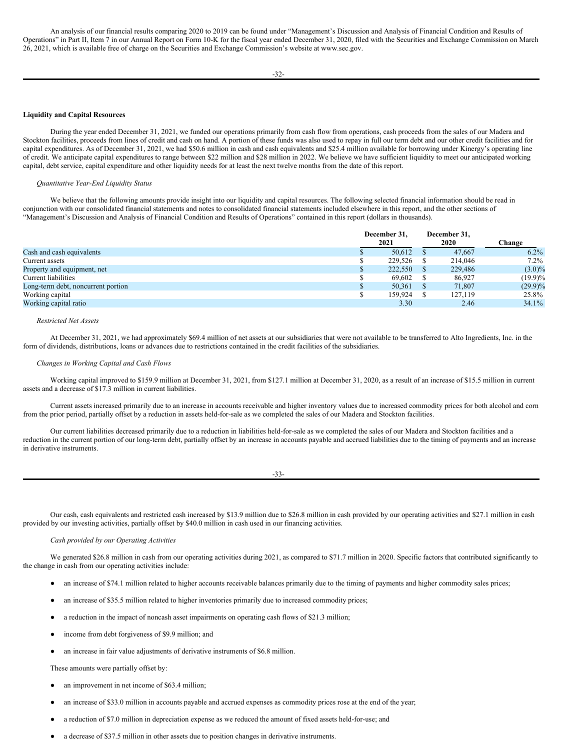An analysis of our financial results comparing 2020 to 2019 can be found under "Management's Discussion and Analysis of Financial Condition and Results of Operations" in Part II, Item 7 in our Annual Report on Form 10-K for the fiscal year ended December 31, 2020, filed with the Securities and Exchange Commission on March 26, 2021, which is available free of charge on the Securities and Exchange Commission's website at www.sec.gov.

**Liquidity and Capital Resources**

During the year ended December 31, 2021, we funded our operations primarily from cash flow from operations, cash proceeds from the sales of our Madera and Stockton facilities, proceeds from lines of credit and cash on hand. A portion of these funds was also used to repay in full our term debt and our other credit facilities and for capital expenditures. As of December 31, 2021, we had $50.6 million in cash and cash equivalents and $25.4 million available for borrowing under Kinergy's operating line of credit. We anticipate capital expenditures to range between $22 million and $28 million in 2022. We believe we have sufficient liquidity to meet our anticipated working capital, debt service, capital expenditure and other liquidity needs for at least the next twelve months from the date of this report.

*Quantitative Year-End Liquidity Status*

We believe that the following amounts provide insight into our liquidity and capital resources. The following selected financial information should be read in conjunction with our consolidated financial statements and notes to consolidated financial statements included elsewhere in this report, and the other sections of "Management's Discussion and Analysis of Financial Condition and Results of Operations" contained in this report (dollars in thousands).

| | December 31, 2021 | December 31, 2020 | Change |
|---|---|---|---|
| Cash and cash equivalents | $ 50,612 | $ 47,667 | 6.2% |
| Current assets | $ 229,526 | $ 214,046 | 7.2% |
| Property and equipment, net | $ 222,550 | $ 229,486 | (3.0)% |
| Current liabilities | $ 69,602 | $ 86,927 | (19.9)% |
| Long-term debt, noncurrent portion | $ 50,361 | $ 71,807 | (29.9)% |
| Working capital | $ 159,924 | $ 127,119 | 25.8% |
| Working capital ratio | 3.30 | 2.46 | 34.1% |

*Restricted Net Assets*

At December 31, 2021, we had approximately $69.4 million of net assets at our subsidiaries that were not available to be transferred to Alto Ingredients, Inc. in the form of dividends, distributions, loans or advances due to restrictions contained in the credit facilities of the subsidiaries.

*Changes in Working Capital and Cash Flows*

Working capital improved to $159.9 million at December 31, 2021, from $127.1 million at December 31, 2020, as a result of an increase of $15.5 million in current assets and a decrease of $17.3 million in current liabilities.

Current assets increased primarily due to an increase in accounts receivable and higher inventory values due to increased commodity prices for both alcohol and corn from the prior period, partially offset by a reduction in assets held-for-sale as we completed the sales of our Madera and Stockton facilities.

Our current liabilities decreased primarily due to a reduction in liabilities held-for-sale as we completed the sales of our Madera and Stockton facilities and a reduction in the current portion of our long-term debt, partially offset by an increase in accounts payable and accrued liabilities due to the timing of payments and an increase in derivative instruments.

Our cash, cash equivalents and restricted cash increased by $13.9 million due to $26.8 million in cash provided by our operating activities and $27.1 million in cash provided by our investing activities, partially offset by $40.0 million in cash used in our financing activities.

*Cash provided by our Operating Activities*

We generated $26.8 million in cash from our operating activities during 2021, as compared to $71.7 million in 2020. Specific factors that contributed significantly to the change in cash from our operating activities include:

- an increase of $74.1 million related to higher accounts receivable balances primarily due to the timing of payments and higher commodity sales prices;
- an increase of $35.5 million related to higher inventories primarily due to increased commodity prices;
- a reduction in the impact of noncash asset impairments on operating cash flows of $21.3 million;
- income from debt forgiveness of $9.9 million; and
- an increase in fair value adjustments of derivative instruments of $6.8 million.

These amounts were partially offset by:

- an improvement in net income of $63.4 million;
- an increase of $33.0 million in accounts payable and accrued expenses as commodity prices rose at the end of the year;
- a reduction of $7.0 million in depreciation expense as we reduced the amount of fixed assets held-for-use; and
- a decrease of $37.5 million in other assets due to position changes in derivative instruments.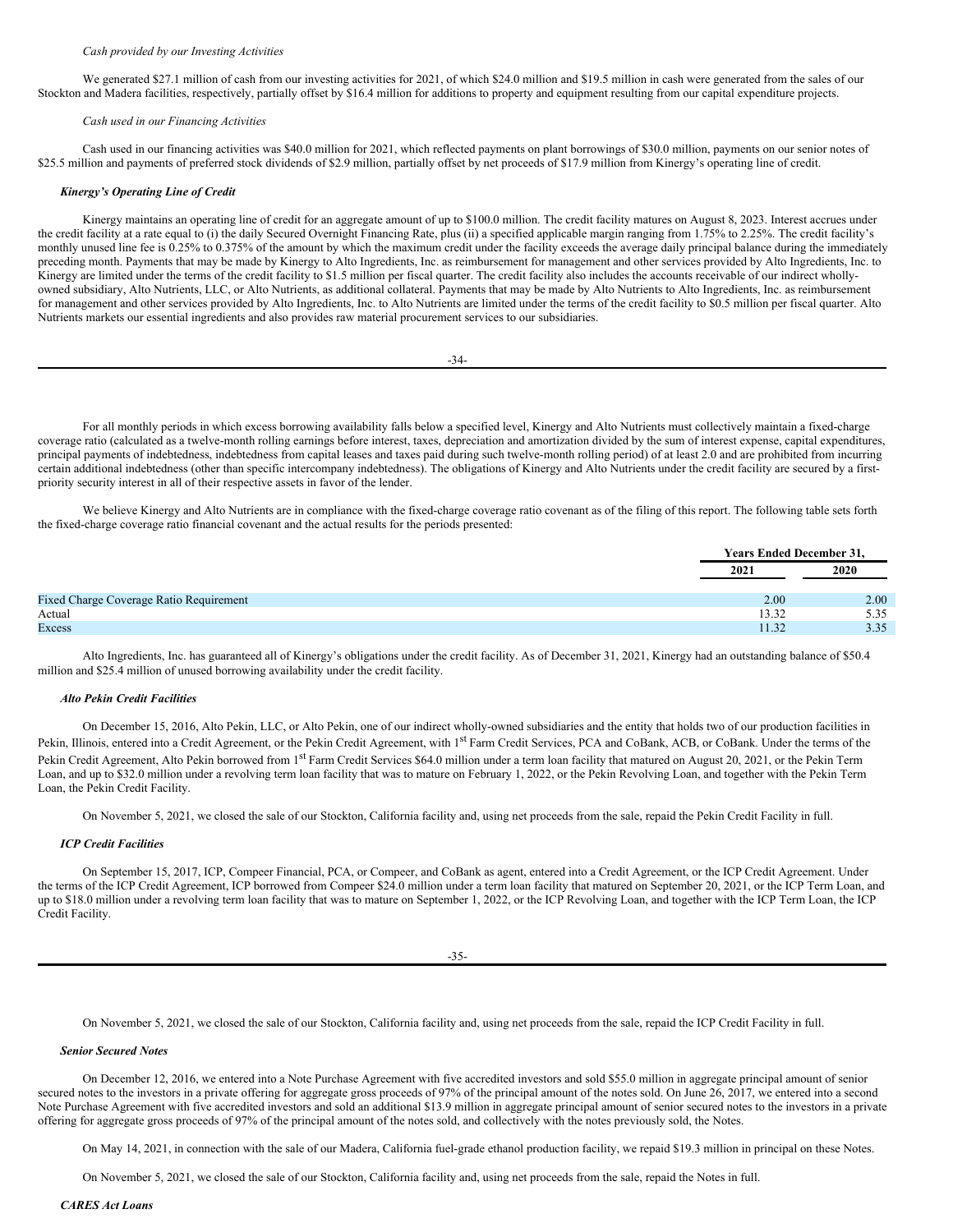*Cash provided by our Investing Activities*

We generated $27.1 million of cash from our investing activities for 2021, of which $24.0 million and $19.5 million in cash were generated from the sales of our Stockton and Madera facilities, respectively, partially offset by $16.4 million for additions to property and equipment resulting from our capital expenditure projects.

*Cash used in our Financing Activities*

Cash used in our financing activities was $40.0 million for 2021, which reflected payments on plant borrowings of $30.0 million, payments on our senior notes of $25.5 million and payments of preferred stock dividends of $2.9 million, partially offset by net proceeds of $17.9 million from Kinergy's operating line of credit.

***Kinergy's Operating Line of Credit***

Kinergy maintains an operating line of credit for an aggregate amount of up to $100.0 million. The credit facility matures on August 8, 2023. Interest accrues under the credit facility at a rate equal to (i) the daily Secured Overnight Financing Rate, plus (ii) a specified applicable margin ranging from 1.75% to 2.25%. The credit facility's monthly unused line fee is 0.25% to 0.375% of the amount by which the maximum credit under the facility exceeds the average daily principal balance during the immediately preceding month. Payments that may be made by Kinergy to Alto Ingredients, Inc. as reimbursement for management and other services provided by Alto Ingredients, Inc. to Kinergy are limited under the terms of the credit facility to $1.5 million per fiscal quarter. The credit facility also includes the accounts receivable of our indirect wholly-owned subsidiary, Alto Nutrients, LLC, or Alto Nutrients, as additional collateral. Payments that may be made by Alto Nutrients to Alto Ingredients, Inc. as reimbursement for management and other services provided by Alto Ingredients, Inc. to Alto Nutrients are limited under the terms of the credit facility to $0.5 million per fiscal quarter. Alto Nutrients markets our essential ingredients and also provides raw material procurement services to our subsidiaries.

For all monthly periods in which excess borrowing availability falls below a specified level, Kinergy and Alto Nutrients must collectively maintain a fixed-charge coverage ratio (calculated as a twelve-month rolling earnings before interest, taxes, depreciation and amortization divided by the sum of interest expense, capital expenditures, principal payments of indebtedness, indebtedness from capital leases and taxes paid during such twelve-month rolling period) of at least 2.0 and are prohibited from incurring certain additional indebtedness (other than specific intercompany indebtedness). The obligations of Kinergy and Alto Nutrients under the credit facility are secured by a first-priority security interest in all of their respective assets in favor of the lender.

We believe Kinergy and Alto Nutrients are in compliance with the fixed-charge coverage ratio covenant as of the filing of this report. The following table sets forth the fixed-charge coverage ratio financial covenant and the actual results for the periods presented:

| | Years Ended December 31, | |
|---|---|---|
| | 2021 | 2020 |
| Fixed Charge Coverage Ratio Requirement | 2.00 | 2.00 |
| Actual | 13.32 | 5.35 |
| Excess | 11.32 | 3.35 |

Alto Ingredients, Inc. has guaranteed all of Kinergy's obligations under the credit facility. As of December 31, 2021, Kinergy had an outstanding balance of $50.4 million and $25.4 million of unused borrowing availability under the credit facility.

***Alto Pekin Credit Facilities***

On December 15, 2016, Alto Pekin, LLC, or Alto Pekin, one of our indirect wholly-owned subsidiaries and the entity that holds two of our production facilities in Pekin, Illinois, entered into a Credit Agreement, or the Pekin Credit Agreement, with 1st Farm Credit Services, PCA and CoBank, ACB, or CoBank. Under the terms of the Pekin Credit Agreement, Alto Pekin borrowed from 1st Farm Credit Services $64.0 million under a term loan facility that matured on August 20, 2021, or the Pekin Term Loan, and up to $32.0 million under a revolving term loan facility that was to mature on February 1, 2022, or the Pekin Revolving Loan, and together with the Pekin Term Loan, the Pekin Credit Facility.

On November 5, 2021, we closed the sale of our Stockton, California facility and, using net proceeds from the sale, repaid the Pekin Credit Facility in full.

***ICP Credit Facilities***

On September 15, 2017, ICP, Compeer Financial, PCA, or Compeer, and CoBank as agent, entered into a Credit Agreement, or the ICP Credit Agreement. Under the terms of the ICP Credit Agreement, ICP borrowed from Compeer $24.0 million under a term loan facility that matured on September 20, 2021, or the ICP Term Loan, and up to $18.0 million under a revolving term loan facility that was to mature on September 1, 2022, or the ICP Revolving Loan, and together with the ICP Term Loan, the ICP Credit Facility.

On November 5, 2021, we closed the sale of our Stockton, California facility and, using net proceeds from the sale, repaid the ICP Credit Facility in full.

***Senior Secured Notes***

On December 12, 2016, we entered into a Note Purchase Agreement with five accredited investors and sold $55.0 million in aggregate principal amount of senior secured notes to the investors in a private offering for aggregate gross proceeds of 97% of the principal amount of the notes sold. On June 26, 2017, we entered into a second Note Purchase Agreement with five accredited investors and sold an additional $13.9 million in aggregate principal amount of senior secured notes to the investors in a private offering for aggregate gross proceeds of 97% of the principal amount of the notes sold, and collectively with the notes previously sold, the Notes.

On May 14, 2021, in connection with the sale of our Madera, California fuel-grade ethanol production facility, we repaid $19.3 million in principal on these Notes.

On November 5, 2021, we closed the sale of our Stockton, California facility and, using net proceeds from the sale, repaid the Notes in full.

***CARES Act Loans***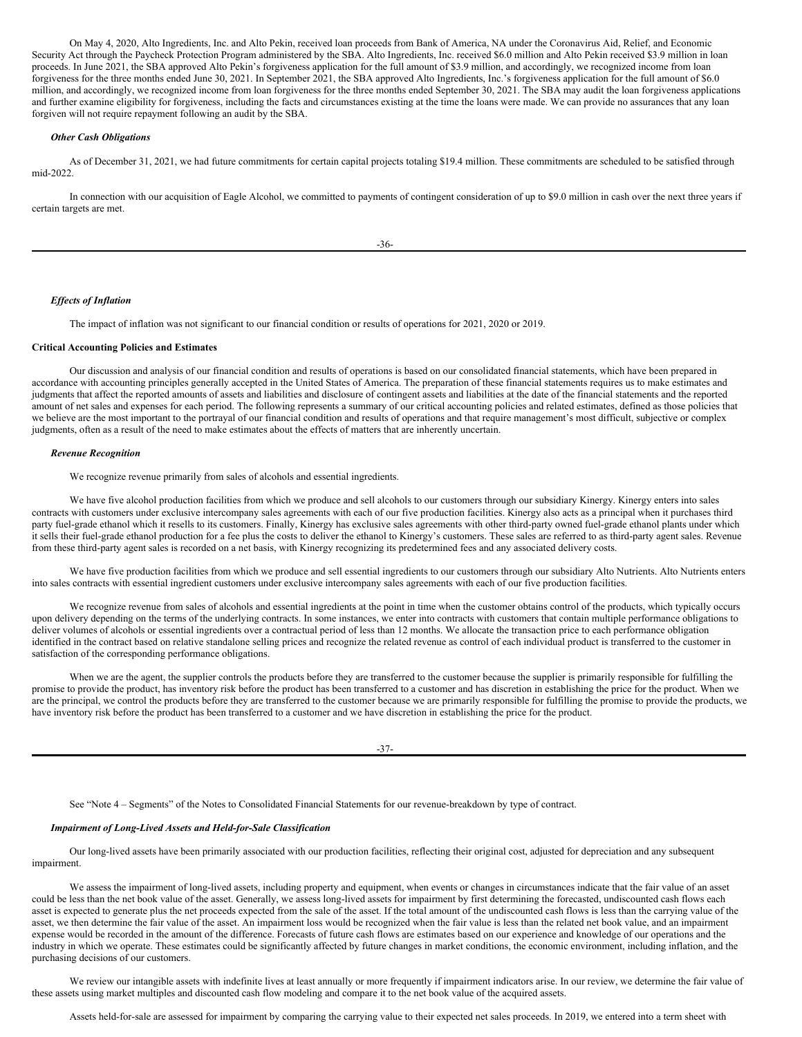On May 4, 2020, Alto Ingredients, Inc. and Alto Pekin, received loan proceeds from Bank of America, NA under the Coronavirus Aid, Relief, and Economic Security Act through the Paycheck Protection Program administered by the SBA. Alto Ingredients, Inc. received $6.0 million and Alto Pekin received $3.9 million in loan proceeds. In June 2021, the SBA approved Alto Pekin's forgiveness application for the full amount of $3.9 million, and accordingly, we recognized income from loan forgiveness for the three months ended June 30, 2021. In September 2021, the SBA approved Alto Ingredients, Inc.'s forgiveness application for the full amount of $6.0 million, and accordingly, we recognized income from loan forgiveness for the three months ended September 30, 2021. The SBA may audit the loan forgiveness applications and further examine eligibility for forgiveness, including the facts and circumstances existing at the time the loans were made. We can provide no assurances that any loan forgiven will not require repayment following an audit by the SBA.

#### *Other Cash Obligations*

As of December 31, 2021, we had future commitments for certain capital projects totaling $19.4 million. These commitments are scheduled to be satisfied through mid-2022.

In connection with our acquisition of Eagle Alcohol, we committed to payments of contingent consideration of up to $9.0 million in cash over the next three years if certain targets are met.

#### *Effects of Inflation*

The impact of inflation was not significant to our financial condition or results of operations for 2021, 2020 or 2019.

### Critical Accounting Policies and Estimates

Our discussion and analysis of our financial condition and results of operations is based on our consolidated financial statements, which have been prepared in accordance with accounting principles generally accepted in the United States of America. The preparation of these financial statements requires us to make estimates and judgments that affect the reported amounts of assets and liabilities and disclosure of contingent assets and liabilities at the date of the financial statements and the reported amount of net sales and expenses for each period. The following represents a summary of our critical accounting policies and related estimates, defined as those policies that we believe are the most important to the portrayal of our financial condition and results of operations and that require management's most difficult, subjective or complex judgments, often as a result of the need to make estimates about the effects of matters that are inherently uncertain.

#### *Revenue Recognition*

We recognize revenue primarily from sales of alcohols and essential ingredients.

We have five alcohol production facilities from which we produce and sell alcohols to our customers through our subsidiary Kinergy. Kinergy enters into sales contracts with customers under exclusive intercompany sales agreements with each of our five production facilities. Kinergy also acts as a principal when it purchases third party fuel-grade ethanol which it resells to its customers. Finally, Kinergy has exclusive sales agreements with other third-party owned fuel-grade ethanol plants under which it sells their fuel-grade ethanol production for a fee plus the costs to deliver the ethanol to Kinergy's customers. These sales are referred to as third-party agent sales. Revenue from these third-party agent sales is recorded on a net basis, with Kinergy recognizing its predetermined fees and any associated delivery costs.

We have five production facilities from which we produce and sell essential ingredients to our customers through our subsidiary Alto Nutrients. Alto Nutrients enters into sales contracts with essential ingredient customers under exclusive intercompany sales agreements with each of our five production facilities.

We recognize revenue from sales of alcohols and essential ingredients at the point in time when the customer obtains control of the products, which typically occurs upon delivery depending on the terms of the underlying contracts. In some instances, we enter into contracts with customers that contain multiple performance obligations to deliver volumes of alcohols or essential ingredients over a contractual period of less than 12 months. We allocate the transaction price to each performance obligation identified in the contract based on relative standalone selling prices and recognize the related revenue as control of each individual product is transferred to the customer in satisfaction of the corresponding performance obligations.

When we are the agent, the supplier controls the products before they are transferred to the customer because the supplier is primarily responsible for fulfilling the promise to provide the product, has inventory risk before the product has been transferred to a customer and has discretion in establishing the price for the product. When we are the principal, we control the products before they are transferred to the customer because we are primarily responsible for fulfilling the promise to provide the products, we have inventory risk before the product has been transferred to a customer and we have discretion in establishing the price for the product.

See "Note 4 – Segments" of the Notes to Consolidated Financial Statements for our revenue-breakdown by type of contract.

#### *Impairment of Long-Lived Assets and Held-for-Sale Classification*

Our long-lived assets have been primarily associated with our production facilities, reflecting their original cost, adjusted for depreciation and any subsequent impairment.

We assess the impairment of long-lived assets, including property and equipment, when events or changes in circumstances indicate that the fair value of an asset could be less than the net book value of the asset. Generally, we assess long-lived assets for impairment by first determining the forecasted, undiscounted cash flows each asset is expected to generate plus the net proceeds expected from the sale of the asset. If the total amount of the undiscounted cash flows is less than the carrying value of the asset, we then determine the fair value of the asset. An impairment loss would be recognized when the fair value is less than the related net book value, and an impairment expense would be recorded in the amount of the difference. Forecasts of future cash flows are estimates based on our experience and knowledge of our operations and the industry in which we operate. These estimates could be significantly affected by future changes in market conditions, the economic environment, including inflation, and the purchasing decisions of our customers.

We review our intangible assets with indefinite lives at least annually or more frequently if impairment indicators arise. In our review, we determine the fair value of these assets using market multiples and discounted cash flow modeling and compare it to the net book value of the acquired assets.

Assets held-for-sale are assessed for impairment by comparing the carrying value to their expected net sales proceeds. In 2019, we entered into a term sheet with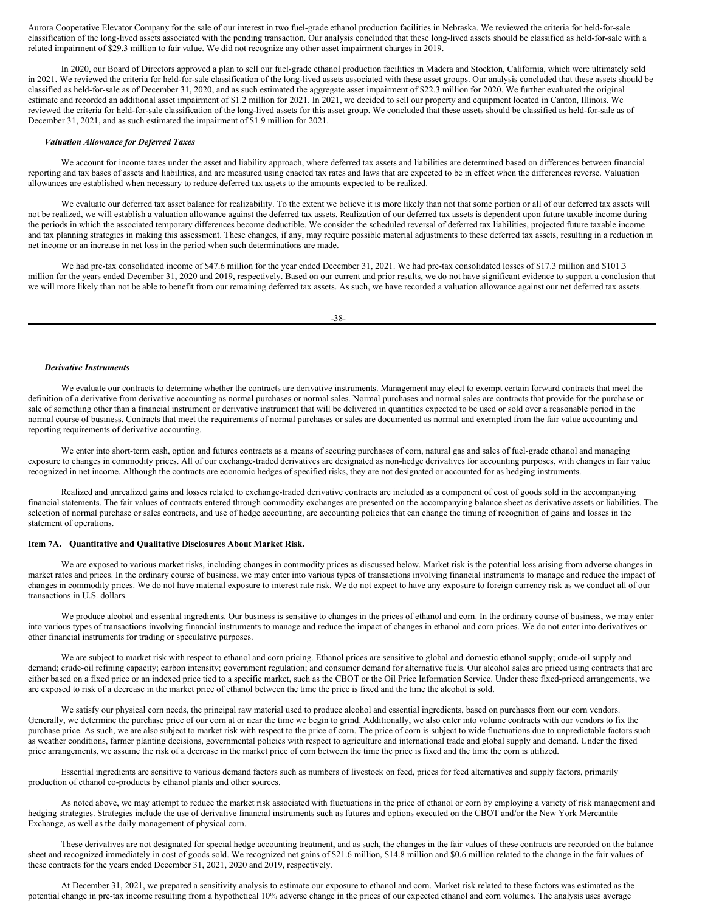Aurora Cooperative Elevator Company for the sale of our interest in two fuel-grade ethanol production facilities in Nebraska. We reviewed the criteria for held-for-sale classification of the long-lived assets associated with the pending transaction. Our analysis concluded that these long-lived assets should be classified as held-for-sale with a related impairment of $29.3 million to fair value. We did not recognize any other asset impairment charges in 2019.

In 2020, our Board of Directors approved a plan to sell our fuel-grade ethanol production facilities in Madera and Stockton, California, which were ultimately sold in 2021. We reviewed the criteria for held-for-sale classification of the long-lived assets associated with these asset groups. Our analysis concluded that these assets should be classified as held-for-sale as of December 31, 2020, and as such estimated the aggregate asset impairment of $22.3 million for 2020. We further evaluated the original estimate and recorded an additional asset impairment of $1.2 million for 2021. In 2021, we decided to sell our property and equipment located in Canton, Illinois. We reviewed the criteria for held-for-sale classification of the long-lived assets for this asset group. We concluded that these assets should be classified as held-for-sale as of December 31, 2021, and as such estimated the impairment of $1.9 million for 2021.

***Valuation Allowance for Deferred Taxes***

We account for income taxes under the asset and liability approach, where deferred tax assets and liabilities are determined based on differences between financial reporting and tax bases of assets and liabilities, and are measured using enacted tax rates and laws that are expected to be in effect when the differences reverse. Valuation allowances are established when necessary to reduce deferred tax assets to the amounts expected to be realized.

We evaluate our deferred tax asset balance for realizability. To the extent we believe it is more likely than not that some portion or all of our deferred tax assets will not be realized, we will establish a valuation allowance against the deferred tax assets. Realization of our deferred tax assets is dependent upon future taxable income during the periods in which the associated temporary differences become deductible. We consider the scheduled reversal of deferred tax liabilities, projected future taxable income and tax planning strategies in making this assessment. These changes, if any, may require possible material adjustments to these deferred tax assets, resulting in a reduction in net income or an increase in net loss in the period when such determinations are made.

We had pre-tax consolidated income of $47.6 million for the year ended December 31, 2021. We had pre-tax consolidated losses of $17.3 million and $101.3 million for the years ended December 31, 2020 and 2019, respectively. Based on our current and prior results, we do not have significant evidence to support a conclusion that we will more likely than not be able to benefit from our remaining deferred tax assets. As such, we have recorded a valuation allowance against our net deferred tax assets.

***Derivative Instruments***

We evaluate our contracts to determine whether the contracts are derivative instruments. Management may elect to exempt certain forward contracts that meet the definition of a derivative from derivative accounting as normal purchases or normal sales. Normal purchases and normal sales are contracts that provide for the purchase or sale of something other than a financial instrument or derivative instrument that will be delivered in quantities expected to be used or sold over a reasonable period in the normal course of business. Contracts that meet the requirements of normal purchases or sales are documented as normal and exempted from the fair value accounting and reporting requirements of derivative accounting.

We enter into short-term cash, option and futures contracts as a means of securing purchases of corn, natural gas and sales of fuel-grade ethanol and managing exposure to changes in commodity prices. All of our exchange-traded derivatives are designated as non-hedge derivatives for accounting purposes, with changes in fair value recognized in net income. Although the contracts are economic hedges of specified risks, they are not designated or accounted for as hedging instruments.

Realized and unrealized gains and losses related to exchange-traded derivative contracts are included as a component of cost of goods sold in the accompanying financial statements. The fair values of contracts entered through commodity exchanges are presented on the accompanying balance sheet as derivative assets or liabilities. The selection of normal purchase or sales contracts, and use of hedge accounting, are accounting policies that can change the timing of recognition of gains and losses in the statement of operations.

**Item 7A. Quantitative and Qualitative Disclosures About Market Risk.**

We are exposed to various market risks, including changes in commodity prices as discussed below. Market risk is the potential loss arising from adverse changes in market rates and prices. In the ordinary course of business, we may enter into various types of transactions involving financial instruments to manage and reduce the impact of changes in commodity prices. We do not have material exposure to interest rate risk. We do not expect to have any exposure to foreign currency risk as we conduct all of our transactions in U.S. dollars.

We produce alcohol and essential ingredients. Our business is sensitive to changes in the prices of ethanol and corn. In the ordinary course of business, we may enter into various types of transactions involving financial instruments to manage and reduce the impact of changes in ethanol and corn prices. We do not enter into derivatives or other financial instruments for trading or speculative purposes.

We are subject to market risk with respect to ethanol and corn pricing. Ethanol prices are sensitive to global and domestic ethanol supply; crude-oil supply and demand; crude-oil refining capacity; carbon intensity; government regulation; and consumer demand for alternative fuels. Our alcohol sales are priced using contracts that are either based on a fixed price or an indexed price tied to a specific market, such as the CBOT or the Oil Price Information Service. Under these fixed-priced arrangements, we are exposed to risk of a decrease in the market price of ethanol between the time the price is fixed and the time the alcohol is sold.

We satisfy our physical corn needs, the principal raw material used to produce alcohol and essential ingredients, based on purchases from our corn vendors. Generally, we determine the purchase price of our corn at or near the time we begin to grind. Additionally, we also enter into volume contracts with our vendors to fix the purchase price. As such, we are also subject to market risk with respect to the price of corn. The price of corn is subject to wide fluctuations due to unpredictable factors such as weather conditions, farmer planting decisions, governmental policies with respect to agriculture and international trade and global supply and demand. Under the fixed price arrangements, we assume the risk of a decrease in the market price of corn between the time the price is fixed and the time the corn is utilized.

Essential ingredients are sensitive to various demand factors such as numbers of livestock on feed, prices for feed alternatives and supply factors, primarily production of ethanol co-products by ethanol plants and other sources.

As noted above, we may attempt to reduce the market risk associated with fluctuations in the price of ethanol or corn by employing a variety of risk management and hedging strategies. Strategies include the use of derivative financial instruments such as futures and options executed on the CBOT and/or the New York Mercantile Exchange, as well as the daily management of physical corn.

These derivatives are not designated for special hedge accounting treatment, and as such, the changes in the fair values of these contracts are recorded on the balance sheet and recognized immediately in cost of goods sold. We recognized net gains of $21.6 million, $14.8 million and $0.6 million related to the change in the fair values of these contracts for the years ended December 31, 2021, 2020 and 2019, respectively.

At December 31, 2021, we prepared a sensitivity analysis to estimate our exposure to ethanol and corn. Market risk related to these factors was estimated as the potential change in pre-tax income resulting from a hypothetical 10% adverse change in the prices of our expected ethanol and corn volumes. The analysis uses average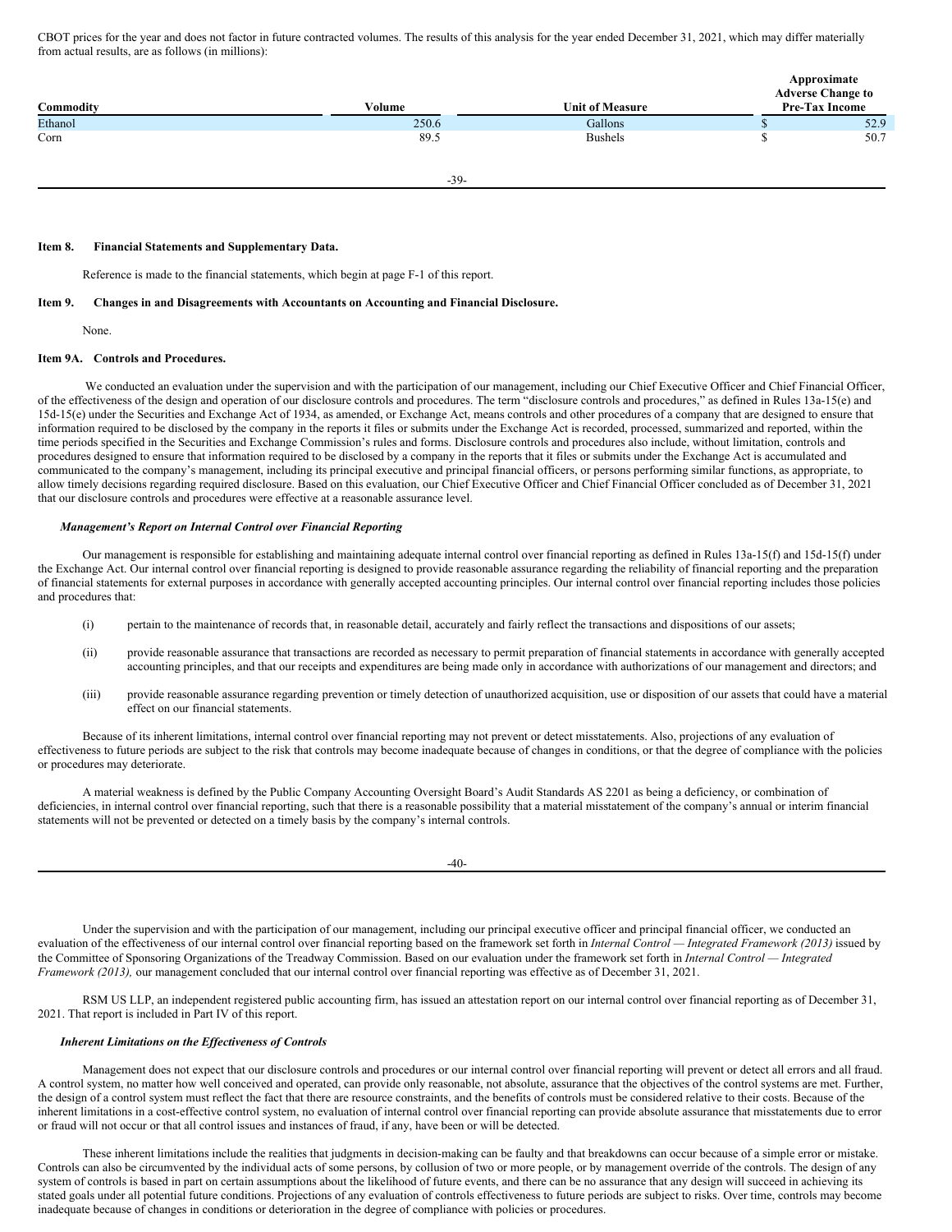CBOT prices for the year and does not factor in future contracted volumes. The results of this analysis for the year ended December 31, 2021, which may differ materially from actual results, are as follows (in millions):

| Commodity | Volume | Unit of Measure | Approximate Adverse Change to Pre-Tax Income |
|---|---|---|---|
| Ethanol | 250.6 | Gallons | $ 52.9 |
| Corn | 89.5 | Bushels | $ 50.7 |

**Item 8. Financial Statements and Supplementary Data.**

Reference is made to the financial statements, which begin at page F-1 of this report.

**Item 9. Changes in and Disagreements with Accountants on Accounting and Financial Disclosure.**

None.

**Item 9A. Controls and Procedures.**

We conducted an evaluation under the supervision and with the participation of our management, including our Chief Executive Officer and Chief Financial Officer, of the effectiveness of the design and operation of our disclosure controls and procedures. The term "disclosure controls and procedures," as defined in Rules 13a-15(e) and 15d-15(e) under the Securities and Exchange Act of 1934, as amended, or Exchange Act, means controls and other procedures of a company that are designed to ensure that information required to be disclosed by the company in the reports it files or submits under the Exchange Act is recorded, processed, summarized and reported, within the time periods specified in the Securities and Exchange Commission's rules and forms. Disclosure controls and procedures also include, without limitation, controls and procedures designed to ensure that information required to be disclosed by a company in the reports that it files or submits under the Exchange Act is accumulated and communicated to the company's management, including its principal executive and principal financial officers, or persons performing similar functions, as appropriate, to allow timely decisions regarding required disclosure. Based on this evaluation, our Chief Executive Officer and Chief Financial Officer concluded as of December 31, 2021 that our disclosure controls and procedures were effective at a reasonable assurance level.

***Management's Report on Internal Control over Financial Reporting***

Our management is responsible for establishing and maintaining adequate internal control over financial reporting as defined in Rules 13a-15(f) and 15d-15(f) under the Exchange Act. Our internal control over financial reporting is designed to provide reasonable assurance regarding the reliability of financial reporting and the preparation of financial statements for external purposes in accordance with generally accepted accounting principles. Our internal control over financial reporting includes those policies and procedures that:

(i) pertain to the maintenance of records that, in reasonable detail, accurately and fairly reflect the transactions and dispositions of our assets;

(ii) provide reasonable assurance that transactions are recorded as necessary to permit preparation of financial statements in accordance with generally accepted accounting principles, and that our receipts and expenditures are being made only in accordance with authorizations of our management and directors; and

(iii) provide reasonable assurance regarding prevention or timely detection of unauthorized acquisition, use or disposition of our assets that could have a material effect on our financial statements.

Because of its inherent limitations, internal control over financial reporting may not prevent or detect misstatements. Also, projections of any evaluation of effectiveness to future periods are subject to the risk that controls may become inadequate because of changes in conditions, or that the degree of compliance with the policies or procedures may deteriorate.

A material weakness is defined by the Public Company Accounting Oversight Board's Audit Standards AS 2201 as being a deficiency, or combination of deficiencies, in internal control over financial reporting, such that there is a reasonable possibility that a material misstatement of the company's annual or interim financial statements will not be prevented or detected on a timely basis by the company's internal controls.

Under the supervision and with the participation of our management, including our principal executive officer and principal financial officer, we conducted an evaluation of the effectiveness of our internal control over financial reporting based on the framework set forth in *Internal Control — Integrated Framework (2013)* issued by the Committee of Sponsoring Organizations of the Treadway Commission. Based on our evaluation under the framework set forth in *Internal Control — Integrated Framework (2013),* our management concluded that our internal control over financial reporting was effective as of December 31, 2021.

RSM US LLP, an independent registered public accounting firm, has issued an attestation report on our internal control over financial reporting as of December 31, 2021. That report is included in Part IV of this report.

***Inherent Limitations on the Effectiveness of Controls***

Management does not expect that our disclosure controls and procedures or our internal control over financial reporting will prevent or detect all errors and all fraud. A control system, no matter how well conceived and operated, can provide only reasonable, not absolute, assurance that the objectives of the control systems are met. Further, the design of a control system must reflect the fact that there are resource constraints, and the benefits of controls must be considered relative to their costs. Because of the inherent limitations in a cost-effective control system, no evaluation of internal control over financial reporting can provide absolute assurance that misstatements due to error or fraud will not occur or that all control issues and instances of fraud, if any, have been or will be detected.

These inherent limitations include the realities that judgments in decision-making can be faulty and that breakdowns can occur because of a simple error or mistake. Controls can also be circumvented by the individual acts of some persons, by collusion of two or more people, or by management override of the controls. The design of any system of controls is based in part on certain assumptions about the likelihood of future events, and there can be no assurance that any design will succeed in achieving its stated goals under all potential future conditions. Projections of any evaluation of controls effectiveness to future periods are subject to risks. Over time, controls may become inadequate because of changes in conditions or deterioration in the degree of compliance with policies or procedures.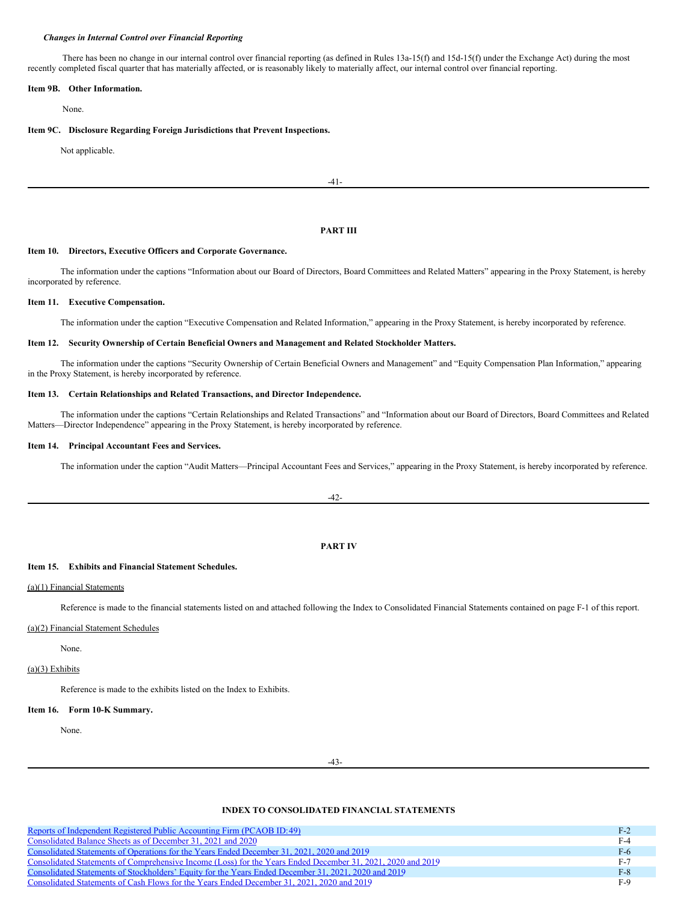***Changes in Internal Control over Financial Reporting***

There has been no change in our internal control over financial reporting (as defined in Rules 13a-15(f) and 15d-15(f) under the Exchange Act) during the most recently completed fiscal quarter that has materially affected, or is reasonably likely to materially affect, our internal control over financial reporting.

**Item 9B. Other Information.**

None.

**Item 9C. Disclosure Regarding Foreign Jurisdictions that Prevent Inspections.**

Not applicable.

## PART III

**Item 10. Directors, Executive Officers and Corporate Governance.**

The information under the captions "Information about our Board of Directors, Board Committees and Related Matters" appearing in the Proxy Statement, is hereby incorporated by reference.

**Item 11. Executive Compensation.**

The information under the caption "Executive Compensation and Related Information," appearing in the Proxy Statement, is hereby incorporated by reference.

**Item 12. Security Ownership of Certain Beneficial Owners and Management and Related Stockholder Matters.**

The information under the captions "Security Ownership of Certain Beneficial Owners and Management" and "Equity Compensation Plan Information," appearing in the Proxy Statement, is hereby incorporated by reference.

**Item 13. Certain Relationships and Related Transactions, and Director Independence.**

The information under the captions "Certain Relationships and Related Transactions" and "Information about our Board of Directors, Board Committees and Related Matters—Director Independence" appearing in the Proxy Statement, is hereby incorporated by reference.

**Item 14. Principal Accountant Fees and Services.**

The information under the caption "Audit Matters—Principal Accountant Fees and Services," appearing in the Proxy Statement, is hereby incorporated by reference.

## PART IV

**Item 15. Exhibits and Financial Statement Schedules.**

(a)(1) Financial Statements

Reference is made to the financial statements listed on and attached following the Index to Consolidated Financial Statements contained on page F-1 of this report.

(a)(2) Financial Statement Schedules

None.

(a)(3) Exhibits

Reference is made to the exhibits listed on the Index to Exhibits.

**Item 16. Form 10-K Summary.**

None.

## INDEX TO CONSOLIDATED FINANCIAL STATEMENTS

| | |
|---|---|
| Reports of Independent Registered Public Accounting Firm (PCAOB ID:49) | F-2 |
| Consolidated Balance Sheets as of December 31, 2021 and 2020 | F-4 |
| Consolidated Statements of Operations for the Years Ended December 31, 2021, 2020 and 2019 | F-6 |
| Consolidated Statements of Comprehensive Income (Loss) for the Years Ended December 31, 2021, 2020 and 2019 | F-7 |
| Consolidated Statements of Stockholders' Equity for the Years Ended December 31, 2021, 2020 and 2019 | F-8 |
| Consolidated Statements of Cash Flows for the Years Ended December 31, 2021, 2020 and 2019 | F-9 |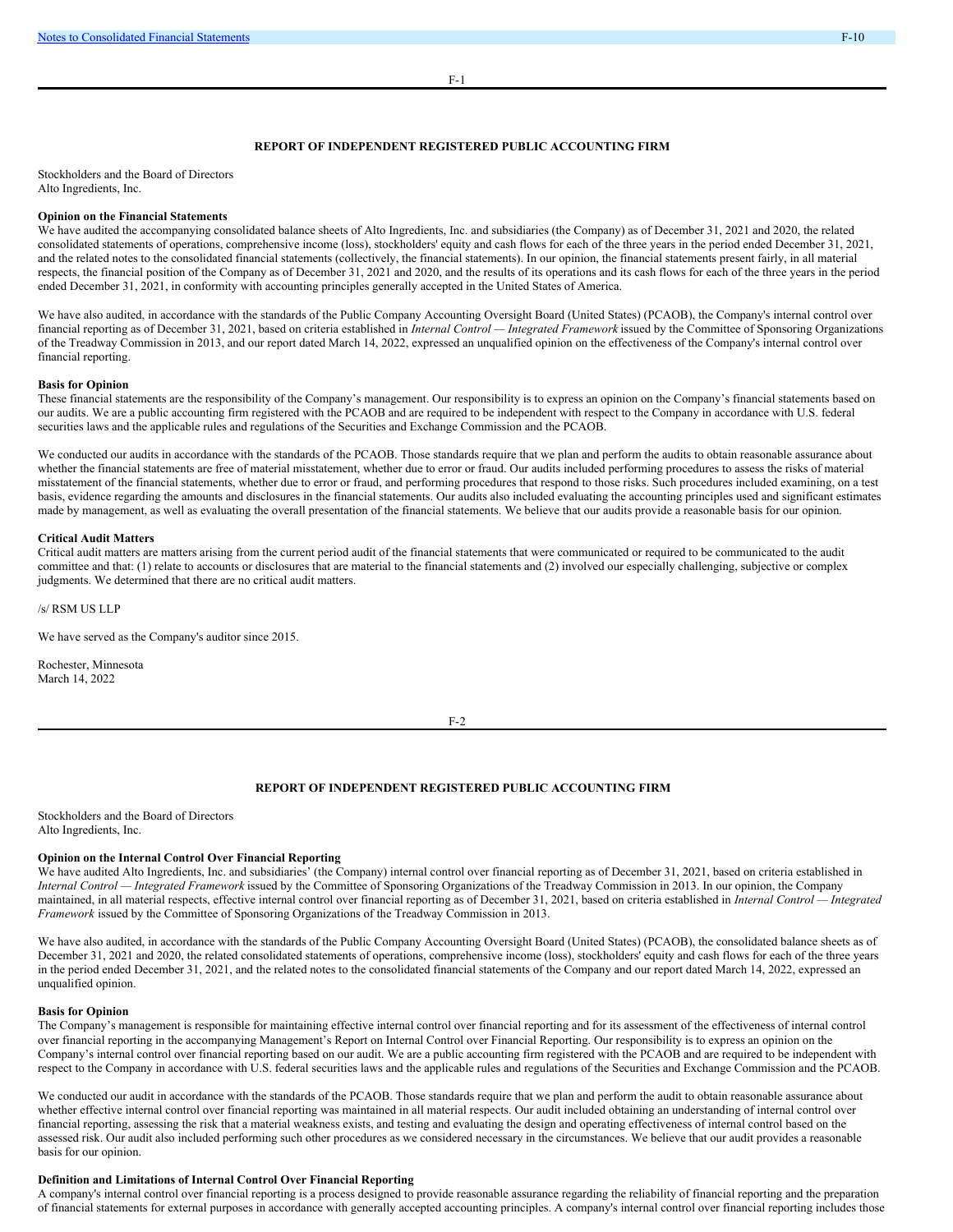## REPORT OF INDEPENDENT REGISTERED PUBLIC ACCOUNTING FIRM

Stockholders and the Board of Directors
Alto Ingredients, Inc.

**Opinion on the Financial Statements**

We have audited the accompanying consolidated balance sheets of Alto Ingredients, Inc. and subsidiaries (the Company) as of December 31, 2021 and 2020, the related consolidated statements of operations, comprehensive income (loss), stockholders' equity and cash flows for each of the three years in the period ended December 31, 2021, and the related notes to the consolidated financial statements (collectively, the financial statements). In our opinion, the financial statements present fairly, in all material respects, the financial position of the Company as of December 31, 2021 and 2020, and the results of its operations and its cash flows for each of the three years in the period ended December 31, 2021, in conformity with accounting principles generally accepted in the United States of America.

We have also audited, in accordance with the standards of the Public Company Accounting Oversight Board (United States) (PCAOB), the Company's internal control over financial reporting as of December 31, 2021, based on criteria established in *Internal Control — Integrated Framework* issued by the Committee of Sponsoring Organizations of the Treadway Commission in 2013, and our report dated March 14, 2022, expressed an unqualified opinion on the effectiveness of the Company's internal control over financial reporting.

**Basis for Opinion**

These financial statements are the responsibility of the Company's management. Our responsibility is to express an opinion on the Company's financial statements based on our audits. We are a public accounting firm registered with the PCAOB and are required to be independent with respect to the Company in accordance with U.S. federal securities laws and the applicable rules and regulations of the Securities and Exchange Commission and the PCAOB.

We conducted our audits in accordance with the standards of the PCAOB. Those standards require that we plan and perform the audits to obtain reasonable assurance about whether the financial statements are free of material misstatement, whether due to error or fraud. Our audits included performing procedures to assess the risks of material misstatement of the financial statements, whether due to error or fraud, and performing procedures that respond to those risks. Such procedures included examining, on a test basis, evidence regarding the amounts and disclosures in the financial statements. Our audits also included evaluating the accounting principles used and significant estimates made by management, as well as evaluating the overall presentation of the financial statements. We believe that our audits provide a reasonable basis for our opinion.

**Critical Audit Matters**

Critical audit matters are matters arising from the current period audit of the financial statements that were communicated or required to be communicated to the audit committee and that: (1) relate to accounts or disclosures that are material to the financial statements and (2) involved our especially challenging, subjective or complex judgments. We determined that there are no critical audit matters.

/s/ RSM US LLP

We have served as the Company's auditor since 2015.

Rochester, Minnesota
March 14, 2022

## REPORT OF INDEPENDENT REGISTERED PUBLIC ACCOUNTING FIRM

Stockholders and the Board of Directors
Alto Ingredients, Inc.

**Opinion on the Internal Control Over Financial Reporting**

We have audited Alto Ingredients, Inc. and subsidiaries' (the Company) internal control over financial reporting as of December 31, 2021, based on criteria established in *Internal Control — Integrated Framework* issued by the Committee of Sponsoring Organizations of the Treadway Commission in 2013. In our opinion, the Company maintained, in all material respects, effective internal control over financial reporting as of December 31, 2021, based on criteria established in *Internal Control — Integrated Framework* issued by the Committee of Sponsoring Organizations of the Treadway Commission in 2013.

We have also audited, in accordance with the standards of the Public Company Accounting Oversight Board (United States) (PCAOB), the consolidated balance sheets as of December 31, 2021 and 2020, the related consolidated statements of operations, comprehensive income (loss), stockholders' equity and cash flows for each of the three years in the period ended December 31, 2021, and the related notes to the consolidated financial statements of the Company and our report dated March 14, 2022, expressed an unqualified opinion.

**Basis for Opinion**

The Company's management is responsible for maintaining effective internal control over financial reporting and for its assessment of the effectiveness of internal control over financial reporting in the accompanying Management's Report on Internal Control over Financial Reporting. Our responsibility is to express an opinion on the Company's internal control over financial reporting based on our audit. We are a public accounting firm registered with the PCAOB and are required to be independent with respect to the Company in accordance with U.S. federal securities laws and the applicable rules and regulations of the Securities and Exchange Commission and the PCAOB.

We conducted our audit in accordance with the standards of the PCAOB. Those standards require that we plan and perform the audit to obtain reasonable assurance about whether effective internal control over financial reporting was maintained in all material respects. Our audit included obtaining an understanding of internal control over financial reporting, assessing the risk that a material weakness exists, and testing and evaluating the design and operating effectiveness of internal control based on the assessed risk. Our audit also included performing such other procedures as we considered necessary in the circumstances. We believe that our audit provides a reasonable basis for our opinion.

**Definition and Limitations of Internal Control Over Financial Reporting**

A company's internal control over financial reporting is a process designed to provide reasonable assurance regarding the reliability of financial reporting and the preparation of financial statements for external purposes in accordance with generally accepted accounting principles. A company's internal control over financial reporting includes those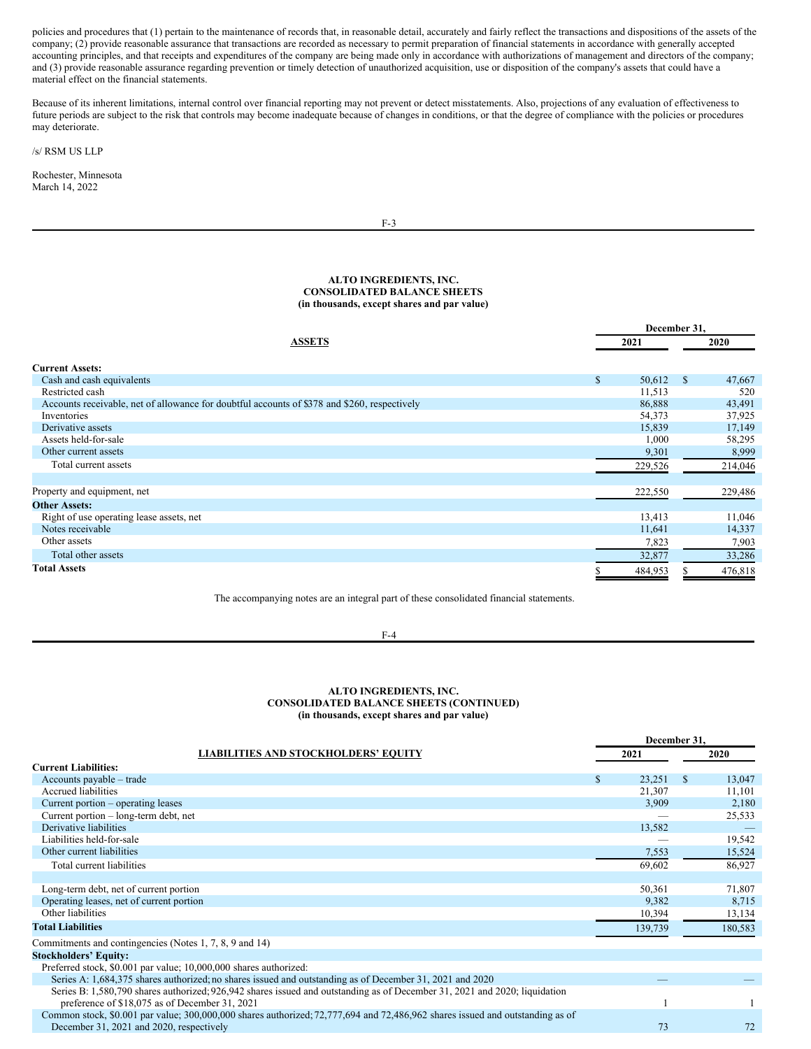policies and procedures that (1) pertain to the maintenance of records that, in reasonable detail, accurately and fairly reflect the transactions and dispositions of the assets of the company; (2) provide reasonable assurance that transactions are recorded as necessary to permit preparation of financial statements in accordance with generally accepted accounting principles, and that receipts and expenditures of the company are being made only in accordance with authorizations of management and directors of the company; and (3) provide reasonable assurance regarding prevention or timely detection of unauthorized acquisition, use or disposition of the company's assets that could have a material effect on the financial statements.

Because of its inherent limitations, internal control over financial reporting may not prevent or detect misstatements. Also, projections of any evaluation of effectiveness to future periods are subject to the risk that controls may become inadequate because of changes in conditions, or that the degree of compliance with the policies or procedures may deteriorate.

/s/ RSM US LLP

Rochester, Minnesota
March 14, 2022

**ALTO INGREDIENTS, INC.**
**CONSOLIDATED BALANCE SHEETS**
**(in thousands, except shares and par value)**

| ASSETS | December 31, 2021 | December 31, 2020 |
|---|---|---|
| **Current Assets:** | | |
| Cash and cash equivalents | $ 50,612 | $ 47,667 |
| Restricted cash | 11,513 | 520 |
| Accounts receivable, net of allowance for doubtful accounts of $378 and $260, respectively | 86,888 | 43,491 |
| Inventories | 54,373 | 37,925 |
| Derivative assets | 15,839 | 17,149 |
| Assets held-for-sale | 1,000 | 58,295 |
| Other current assets | 9,301 | 8,999 |
| Total current assets | 229,526 | 214,046 |
| | | |
| Property and equipment, net | 222,550 | 229,486 |
| **Other Assets:** | | |
| Right of use operating lease assets, net | 13,413 | 11,046 |
| Notes receivable | 11,641 | 14,337 |
| Other assets | 7,823 | 7,903 |
| Total other assets | 32,877 | 33,286 |
| **Total Assets** | $ 484,953 | $ 476,818 |

The accompanying notes are an integral part of these consolidated financial statements.

**ALTO INGREDIENTS, INC.**
**CONSOLIDATED BALANCE SHEETS (CONTINUED)**
**(in thousands, except shares and par value)**

| LIABILITIES AND STOCKHOLDERS' EQUITY | December 31, 2021 | December 31, 2020 |
|---|---|---|
| **Current Liabilities:** | | |
| Accounts payable – trade | $ 23,251 | $ 13,047 |
| Accrued liabilities | 21,307 | 11,101 |
| Current portion – operating leases | 3,909 | 2,180 |
| Current portion – long-term debt, net | — | 25,533 |
| Derivative liabilities | 13,582 | — |
| Liabilities held-for-sale | — | 19,542 |
| Other current liabilities | 7,553 | 15,524 |
| Total current liabilities | 69,602 | 86,927 |
| | | |
| Long-term debt, net of current portion | 50,361 | 71,807 |
| Operating leases, net of current portion | 9,382 | 8,715 |
| Other liabilities | 10,394 | 13,134 |
| **Total Liabilities** | 139,739 | 180,583 |
| Commitments and contingencies (Notes 1, 7, 8, 9 and 14) | | |
| **Stockholders' Equity:** | | |
| Preferred stock, $0.001 par value; 10,000,000 shares authorized: | | |
| Series A: 1,684,375 shares authorized; no shares issued and outstanding as of December 31, 2021 and 2020 | — | — |
| Series B: 1,580,790 shares authorized; 926,942 shares issued and outstanding as of December 31, 2021 and 2020; liquidation preference of $18,075 as of December 31, 2021 | 1 | 1 |
| Common stock, $0.001 par value; 300,000,000 shares authorized; 72,777,694 and 72,486,962 shares issued and outstanding as of December 31, 2021 and 2020, respectively | 73 | 72 |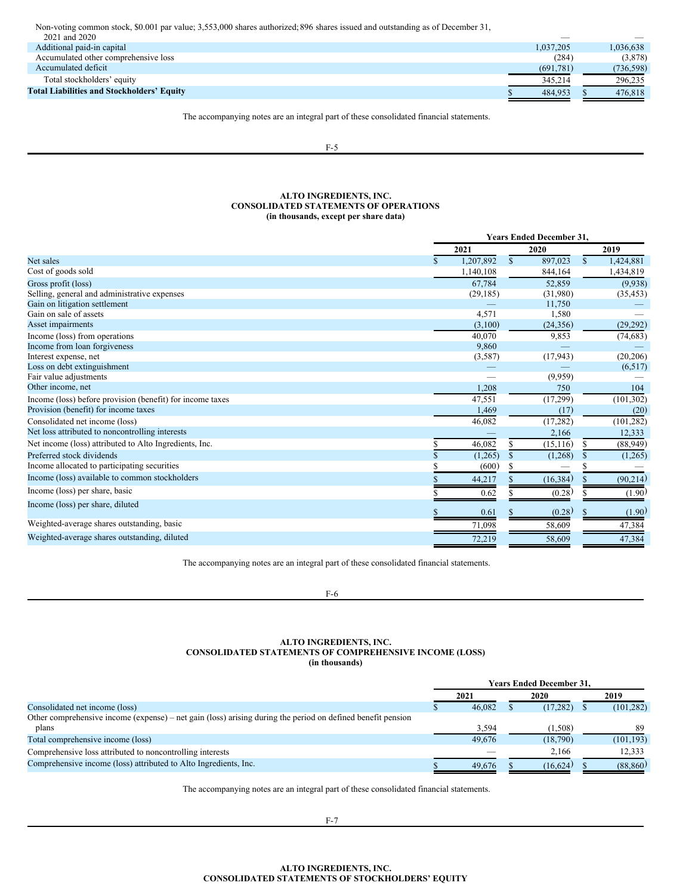| | | |
|---|---|---|
| Non-voting common stock, $0.001 par value; 3,553,000 shares authorized; 896 shares issued and outstanding as of December 31, 2021 and 2020 | — | — |
| Additional paid-in capital | 1,037,205 | 1,036,638 |
| Accumulated other comprehensive loss | (284) | (3,878) |
| Accumulated deficit | (691,781) | (736,598) |
| Total stockholders' equity | 345,214 | 296,235 |
| **Total Liabilities and Stockholders' Equity** | $ 484,953 | $ 476,818 |

The accompanying notes are an integral part of these consolidated financial statements.

## ALTO INGREDIENTS, INC.
## CONSOLIDATED STATEMENTS OF OPERATIONS
### (in thousands, except per share data)

| | Years Ended December 31, | | |
|---|---|---|---|
| | 2021 | 2020 | 2019 |
| Net sales | $ 1,207,892 | $ 897,023 | $ 1,424,881 |
| Cost of goods sold | 1,140,108 | 844,164 | 1,434,819 |
| Gross profit (loss) | 67,784 | 52,859 | (9,938) |
| Selling, general and administrative expenses | (29,185) | (31,980) | (35,453) |
| Gain on litigation settlement | — | 11,750 | — |
| Gain on sale of assets | 4,571 | 1,580 | — |
| Asset impairments | (3,100) | (24,356) | (29,292) |
| Income (loss) from operations | 40,070 | 9,853 | (74,683) |
| Income from loan forgiveness | 9,860 | — | — |
| Interest expense, net | (3,587) | (17,943) | (20,206) |
| Loss on debt extinguishment | — | — | (6,517) |
| Fair value adjustments | — | (9,959) | — |
| Other income, net | 1,208 | 750 | 104 |
| Income (loss) before provision (benefit) for income taxes | 47,551 | (17,299) | (101,302) |
| Provision (benefit) for income taxes | 1,469 | (17) | (20) |
| Consolidated net income (loss) | 46,082 | (17,282) | (101,282) |
| Net loss attributed to noncontrolling interests | — | 2,166 | 12,333 |
| Net income (loss) attributed to Alto Ingredients, Inc. | $ 46,082 | $ (15,116) | $ (88,949) |
| Preferred stock dividends | $ (1,265) | $ (1,268) | $ (1,265) |
| Income allocated to participating securities | $ (600) | $ — | $ — |
| Income (loss) available to common stockholders | $ 44,217 | $ (16,384) | $ (90,214) |
| Income (loss) per share, basic | $ 0.62 | $ (0.28) | $ (1.90) |
| Income (loss) per share, diluted | $ 0.61 | $ (0.28) | $ (1.90) |
| Weighted-average shares outstanding, basic | 71,098 | 58,609 | 47,384 |
| Weighted-average shares outstanding, diluted | 72,219 | 58,609 | 47,384 |

The accompanying notes are an integral part of these consolidated financial statements.

## ALTO INGREDIENTS, INC.
## CONSOLIDATED STATEMENTS OF COMPREHENSIVE INCOME (LOSS)
### (in thousands)

| | Years Ended December 31, | | |
|---|---|---|---|
| | 2021 | 2020 | 2019 |
| Consolidated net income (loss) | $ 46,082 | $ (17,282) | $ (101,282) |
| Other comprehensive income (expense) – net gain (loss) arising during the period on defined benefit pension plans | 3,594 | (1,508) | 89 |
| Total comprehensive income (loss) | 49,676 | (18,790) | (101,193) |
| Comprehensive loss attributed to noncontrolling interests | — | 2,166 | 12,333 |
| Comprehensive income (loss) attributed to Alto Ingredients, Inc. | $ 49,676 | $ (16,624) | $ (88,860) |

The accompanying notes are an integral part of these consolidated financial statements.

## ALTO INGREDIENTS, INC.
## CONSOLIDATED STATEMENTS OF STOCKHOLDERS' EQUITY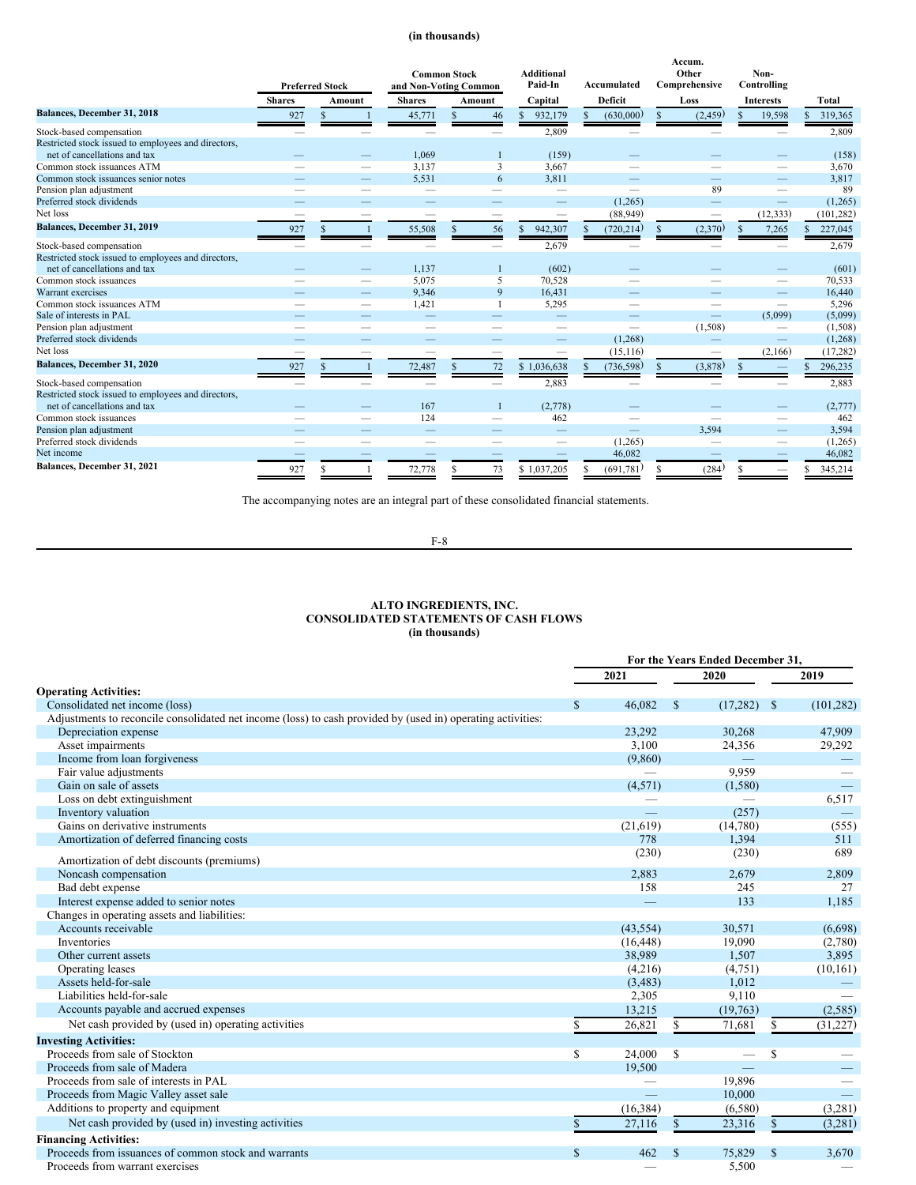(in thousands)

| | Preferred Stock | | Common Stock and Non-Voting Common | | Additional Paid-In | Accumulated | Accum. Other Comprehensive | Non-Controlling | |
|---|---|---|---|---|---|---|---|---|---|
| | Shares | Amount | Shares | Amount | Capital | Deficit | Loss | Interests | Total |
| **Balances, December 31, 2018** | 927 | $ 1 | 45,771 | $ 46 | $ 932,179 | $ (630,000) | $ (2,459) | $ 19,598 | $ 319,365 |
| Stock-based compensation | — | — | — | — | 2,809 | — | — | — | 2,809 |
| Restricted stock issued to employees and directors, net of cancellations and tax | — | — | 1,069 | 1 | (159) | — | — | — | (158) |
| Common stock issuances ATM | — | — | 3,137 | 3 | 3,667 | — | — | — | 3,670 |
| Common stock issuances senior notes | — | — | 5,531 | 6 | 3,811 | — | — | — | 3,817 |
| Pension plan adjustment | — | — | — | — | — | — | 89 | — | 89 |
| Preferred stock dividends | — | — | — | — | — | (1,265) | — | — | (1,265) |
| Net loss | — | — | — | — | — | (88,949) | — | (12,333) | (101,282) |
| **Balances, December 31, 2019** | 927 | $ 1 | 55,508 | $ 56 | $ 942,307 | $ (720,214) | $ (2,370) | $ 7,265 | $ 227,045 |
| Stock-based compensation | — | — | — | — | 2,679 | — | — | — | 2,679 |
| Restricted stock issued to employees and directors, net of cancellations and tax | — | — | 1,137 | 1 | (602) | — | — | — | (601) |
| Common stock issuances | — | — | 5,075 | 5 | 70,528 | — | — | — | 70,533 |
| Warrant exercises | — | — | 9,346 | 9 | 16,431 | — | — | — | 16,440 |
| Common stock issuances ATM | — | — | 1,421 | 1 | 5,295 | — | — | — | 5,296 |
| Sale of interests in PAL | — | — | — | — | — | — | — | (5,099) | (5,099) |
| Pension plan adjustment | — | — | — | — | — | — | (1,508) | — | (1,508) |
| Preferred stock dividends | — | — | — | — | — | (1,268) | — | — | (1,268) |
| Net loss | — | — | — | — | — | (15,116) | — | (2,166) | (17,282) |
| **Balances, December 31, 2020** | 927 | $ 1 | 72,487 | $ 72 | $ 1,036,638 | $ (736,598) | $ (3,878) | $ — | $ 296,235 |
| Stock-based compensation | — | — | — | — | 2,883 | — | — | — | 2,883 |
| Restricted stock issued to employees and directors, net of cancellations and tax | — | — | 167 | 1 | (2,778) | — | — | — | (2,777) |
| Common stock issuances | — | — | 124 | — | 462 | — | — | — | 462 |
| Pension plan adjustment | — | — | — | — | — | — | 3,594 | — | 3,594 |
| Preferred stock dividends | — | — | — | — | — | (1,265) | — | — | (1,265) |
| Net income | — | — | — | — | — | 46,082 | — | — | 46,082 |
| **Balances, December 31, 2021** | 927 | $ 1 | 72,778 | $ 73 | $ 1,037,205 | $ (691,781) | $ (284) | $ — | $ 345,214 |

The accompanying notes are an integral part of these consolidated financial statements.

# ALTO INGREDIENTS, INC.
## CONSOLIDATED STATEMENTS OF CASH FLOWS
(in thousands)

| | For the Years Ended December 31, | | |
|---|---|---|---|
| | 2021 | 2020 | 2019 |
| **Operating Activities:** | | | |
| Consolidated net income (loss) | $ 46,082 | $ (17,282) | $ (101,282) |
| Adjustments to reconcile consolidated net income (loss) to cash provided by (used in) operating activities: | | | |
| Depreciation expense | 23,292 | 30,268 | 47,909 |
| Asset impairments | 3,100 | 24,356 | 29,292 |
| Income from loan forgiveness | (9,860) | — | — |
| Fair value adjustments | — | 9,959 | — |
| Gain on sale of assets | (4,571) | (1,580) | — |
| Loss on debt extinguishment | — | — | 6,517 |
| Inventory valuation | — | (257) | — |
| Gains on derivative instruments | (21,619) | (14,780) | (555) |
| Amortization of deferred financing costs | 778 | 1,394 | 511 |
| Amortization of debt discounts (premiums) | (230) | (230) | 689 |
| Noncash compensation | 2,883 | 2,679 | 2,809 |
| Bad debt expense | 158 | 245 | 27 |
| Interest expense added to senior notes | — | 133 | 1,185 |
| Changes in operating assets and liabilities: | | | |
| Accounts receivable | (43,554) | 30,571 | (6,698) |
| Inventories | (16,448) | 19,090 | (2,780) |
| Other current assets | 38,989 | 1,507 | 3,895 |
| Operating leases | (4,216) | (4,751) | (10,161) |
| Assets held-for-sale | (3,483) | 1,012 | — |
| Liabilities held-for-sale | 2,305 | 9,110 | — |
| Accounts payable and accrued expenses | 13,215 | (19,763) | (2,585) |
| Net cash provided by (used in) operating activities | $ 26,821 | $ 71,681 | $ (31,227) |
| **Investing Activities:** | | | |
| Proceeds from sale of Stockton | $ 24,000 | $ — | $ — |
| Proceeds from sale of Madera | 19,500 | — | — |
| Proceeds from sale of interests in PAL | — | 19,896 | — |
| Proceeds from Magic Valley asset sale | — | 10,000 | — |
| Additions to property and equipment | (16,384) | (6,580) | (3,281) |
| Net cash provided by (used in) investing activities | $ 27,116 | $ 23,316 | $ (3,281) |
| **Financing Activities:** | | | |
| Proceeds from issuances of common stock and warrants | $ 462 | $ 75,829 | $ 3,670 |
| Proceeds from warrant exercises | — | 5,500 | — |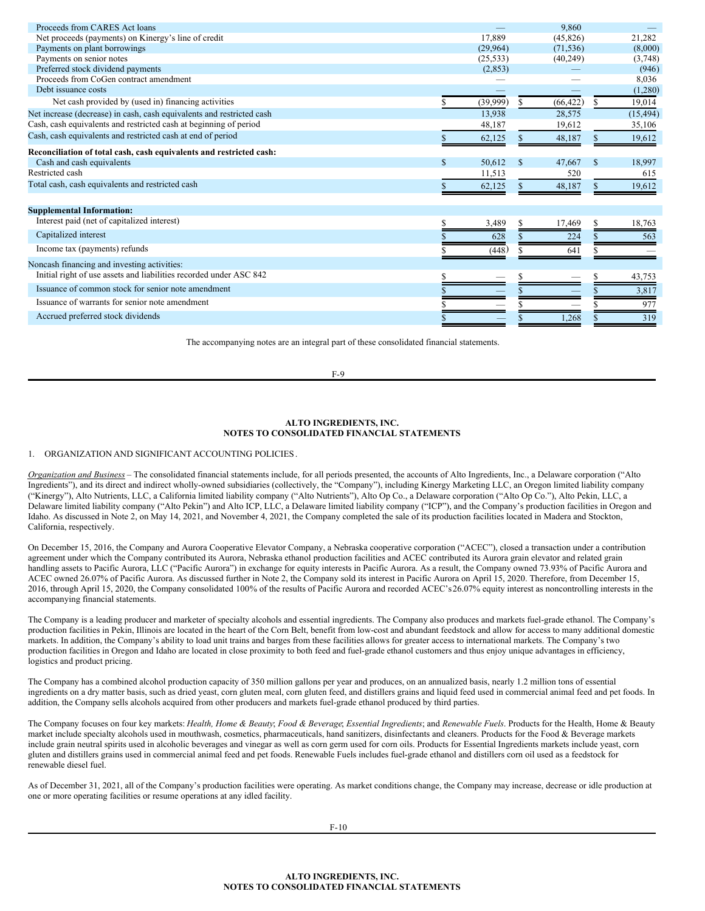| | | | |
|---|---|---|---|
| Proceeds from CARES Act loans | — | 9,860 | — |
| Net proceeds (payments) on Kinergy's line of credit | 17,889 | (45,826) | 21,282 |
| Payments on plant borrowings | (29,964) | (71,536) | (8,000) |
| Payments on senior notes | (25,533) | (40,249) | (3,748) |
| Preferred stock dividend payments | (2,853) | — | (946) |
| Proceeds from CoGen contract amendment | — | — | 8,036 |
| Debt issuance costs | — | — | (1,280) |
| Net cash provided by (used in) financing activities | $ (39,999) | $ (66,422) | $ 19,014 |
| Net increase (decrease) in cash, cash equivalents and restricted cash | 13,938 | 28,575 | (15,494) |
| Cash, cash equivalents and restricted cash at beginning of period | 48,187 | 19,612 | 35,106 |
| Cash, cash equivalents and restricted cash at end of period | $ 62,125 | $ 48,187 | $ 19,612 |
| **Reconciliation of total cash, cash equivalents and restricted cash:** | | | |
| Cash and cash equivalents | $ 50,612 | $ 47,667 | $ 18,997 |
| Restricted cash | 11,513 | 520 | 615 |
| Total cash, cash equivalents and restricted cash | $ 62,125 | $ 48,187 | $ 19,612 |
| **Supplemental Information:** | | | |
| Interest paid (net of capitalized interest) | $ 3,489 | $ 17,469 | $ 18,763 |
| Capitalized interest | $ 628 | $ 224 | $ 563 |
| Income tax (payments) refunds | $ (448) | $ 641 | $ — |
| Noncash financing and investing activities: | | | |
| Initial right of use assets and liabilities recorded under ASC 842 | $ — | $ — | $ 43,753 |
| Issuance of common stock for senior note amendment | $ — | $ — | $ 3,817 |
| Issuance of warrants for senior note amendment | $ — | $ — | $ 977 |
| Accrued preferred stock dividends | $ — | $ 1,268 | $ 319 |

The accompanying notes are an integral part of these consolidated financial statements.

**ALTO INGREDIENTS, INC.**
**NOTES TO CONSOLIDATED FINANCIAL STATEMENTS**

1. ORGANIZATION AND SIGNIFICANT ACCOUNTING POLICIES.

*Organization and Business* – The consolidated financial statements include, for all periods presented, the accounts of Alto Ingredients, Inc., a Delaware corporation ("Alto Ingredients"), and its direct and indirect wholly-owned subsidiaries (collectively, the "Company"), including Kinergy Marketing LLC, an Oregon limited liability company ("Kinergy"), Alto Nutrients, LLC, a California limited liability company ("Alto Nutrients"), Alto Op Co., a Delaware corporation ("Alto Op Co."), Alto Pekin, LLC, a Delaware limited liability company ("Alto Pekin") and Alto ICP, LLC, a Delaware limited liability company ("ICP"), and the Company's production facilities in Oregon and Idaho. As discussed in Note 2, on May 14, 2021, and November 4, 2021, the Company completed the sale of its production facilities located in Madera and Stockton, California, respectively.

On December 15, 2016, the Company and Aurora Cooperative Elevator Company, a Nebraska cooperative corporation ("ACEC"), closed a transaction under a contribution agreement under which the Company contributed its Aurora, Nebraska ethanol production facilities and ACEC contributed its Aurora grain elevator and related grain handling assets to Pacific Aurora, LLC ("Pacific Aurora") in exchange for equity interests in Pacific Aurora. As a result, the Company owned 73.93% of Pacific Aurora and ACEC owned 26.07% of Pacific Aurora. As discussed further in Note 2, the Company sold its interest in Pacific Aurora on April 15, 2020. Therefore, from December 15, 2016, through April 15, 2020, the Company consolidated 100% of the results of Pacific Aurora and recorded ACEC's 26.07% equity interest as noncontrolling interests in the accompanying financial statements.

The Company is a leading producer and marketer of specialty alcohols and essential ingredients. The Company also produces and markets fuel-grade ethanol. The Company's production facilities in Pekin, Illinois are located in the heart of the Corn Belt, benefit from low-cost and abundant feedstock and allow for access to many additional domestic markets. In addition, the Company's ability to load unit trains and barges from these facilities allows for greater access to international markets. The Company's two production facilities in Oregon and Idaho are located in close proximity to both feed and fuel-grade ethanol customers and thus enjoy unique advantages in efficiency, logistics and product pricing.

The Company has a combined alcohol production capacity of 350 million gallons per year and produces, on an annualized basis, nearly 1.2 million tons of essential ingredients on a dry matter basis, such as dried yeast, corn gluten meal, corn gluten feed, and distillers grains and liquid feed used in commercial animal feed and pet foods. In addition, the Company sells alcohols acquired from other producers and markets fuel-grade ethanol produced by third parties.

The Company focuses on four key markets: *Health, Home & Beauty*; *Food & Beverage*; *Essential Ingredients*; and *Renewable Fuels*. Products for the Health, Home & Beauty market include specialty alcohols used in mouthwash, cosmetics, pharmaceuticals, hand sanitizers, disinfectants and cleaners. Products for the Food & Beverage markets include grain neutral spirits used in alcoholic beverages and vinegar as well as corn germ used for corn oils. Products for Essential Ingredients markets include yeast, corn gluten and distillers grains used in commercial animal feed and pet foods. Renewable Fuels includes fuel-grade ethanol and distillers corn oil used as a feedstock for renewable diesel fuel.

As of December 31, 2021, all of the Company's production facilities were operating. As market conditions change, the Company may increase, decrease or idle production at one or more operating facilities or resume operations at any idled facility.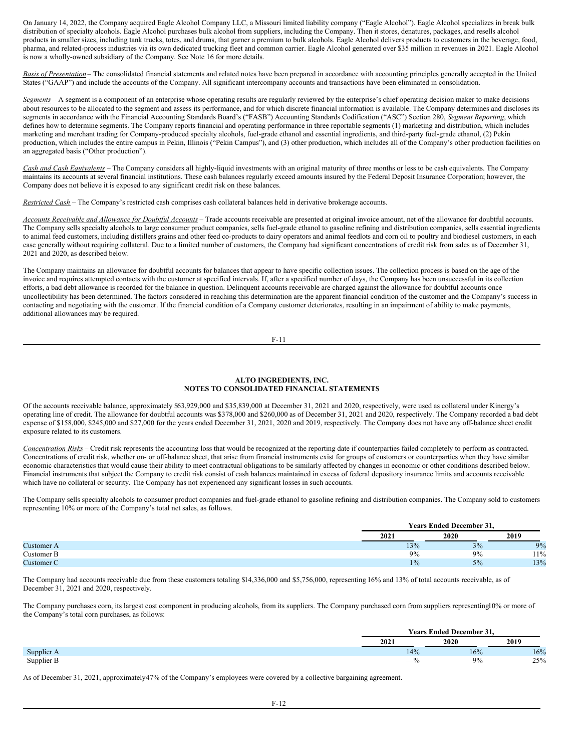On January 14, 2022, the Company acquired Eagle Alcohol Company LLC, a Missouri limited liability company ("Eagle Alcohol"). Eagle Alcohol specializes in break bulk distribution of specialty alcohols. Eagle Alcohol purchases bulk alcohol from suppliers, including the Company. Then it stores, denatures, packages, and resells alcohol products in smaller sizes, including tank trucks, totes, and drums, that garner a premium to bulk alcohols. Eagle Alcohol delivers products to customers in the beverage, food, pharma, and related-process industries via its own dedicated trucking fleet and common carrier. Eagle Alcohol generated over $35 million in revenues in 2021. Eagle Alcohol is now a wholly-owned subsidiary of the Company. See Note 16 for more details.

*Basis of Presentation* – The consolidated financial statements and related notes have been prepared in accordance with accounting principles generally accepted in the United States ("GAAP") and include the accounts of the Company. All significant intercompany accounts and transactions have been eliminated in consolidation.

*Segments* – A segment is a component of an enterprise whose operating results are regularly reviewed by the enterprise's chief operating decision maker to make decisions about resources to be allocated to the segment and assess its performance, and for which discrete financial information is available. The Company determines and discloses its segments in accordance with the Financial Accounting Standards Board's ("FASB") Accounting Standards Codification ("ASC") Section 280, *Segment Reporting*, which defines how to determine segments. The Company reports financial and operating performance in three reportable segments (1) marketing and distribution, which includes marketing and merchant trading for Company-produced specialty alcohols, fuel-grade ethanol and essential ingredients, and third-party fuel-grade ethanol, (2) Pekin production, which includes the entire campus in Pekin, Illinois ("Pekin Campus"), and (3) other production, which includes all of the Company's other production facilities on an aggregated basis ("Other production").

*Cash and Cash Equivalents* – The Company considers all highly-liquid investments with an original maturity of three months or less to be cash equivalents. The Company maintains its accounts at several financial institutions. These cash balances regularly exceed amounts insured by the Federal Deposit Insurance Corporation; however, the Company does not believe it is exposed to any significant credit risk on these balances.

*Restricted Cash* – The Company's restricted cash comprises cash collateral balances held in derivative brokerage accounts.

*Accounts Receivable and Allowance for Doubtful Accounts* – Trade accounts receivable are presented at original invoice amount, net of the allowance for doubtful accounts. The Company sells specialty alcohols to large consumer product companies, sells fuel-grade ethanol to gasoline refining and distribution companies, sells essential ingredients to animal feed customers, including distillers grains and other feed co-products to dairy operators and animal feedlots and corn oil to poultry and biodiesel customers, in each case generally without requiring collateral. Due to a limited number of customers, the Company had significant concentrations of credit risk from sales as of December 31, 2021 and 2020, as described below.

The Company maintains an allowance for doubtful accounts for balances that appear to have specific collection issues. The collection process is based on the age of the invoice and requires attempted contacts with the customer at specified intervals. If, after a specified number of days, the Company has been unsuccessful in its collection efforts, a bad debt allowance is recorded for the balance in question. Delinquent accounts receivable are charged against the allowance for doubtful accounts once uncollectibility has been determined. The factors considered in reaching this determination are the apparent financial condition of the customer and the Company's success in contacting and negotiating with the customer. If the financial condition of a Company customer deteriorates, resulting in an impairment of ability to make payments, additional allowances may be required.

**ALTO INGREDIENTS, INC.**
**NOTES TO CONSOLIDATED FINANCIAL STATEMENTS**

Of the accounts receivable balance, approximately $63,929,000 and $35,839,000 at December 31, 2021 and 2020, respectively, were used as collateral under Kinergy's operating line of credit. The allowance for doubtful accounts was $378,000 and $260,000 as of December 31, 2021 and 2020, respectively. The Company recorded a bad debt expense of $158,000, $245,000 and $27,000 for the years ended December 31, 2021, 2020 and 2019, respectively. The Company does not have any off-balance sheet credit exposure related to its customers.

*Concentration Risks* – Credit risk represents the accounting loss that would be recognized at the reporting date if counterparties failed completely to perform as contracted. Concentrations of credit risk, whether on- or off-balance sheet, that arise from financial instruments exist for groups of customers or counterparties when they have similar economic characteristics that would cause their ability to meet contractual obligations to be similarly affected by changes in economic or other conditions described below. Financial instruments that subject the Company to credit risk consist of cash balances maintained in excess of federal depository insurance limits and accounts receivable which have no collateral or security. The Company has not experienced any significant losses in such accounts.

The Company sells specialty alcohols to consumer product companies and fuel-grade ethanol to gasoline refining and distribution companies. The Company sold to customers representing 10% or more of the Company's total net sales, as follows:

| | Years Ended December 31, | | |
|---|---|---|---|
| | 2021 | 2020 | 2019 |
| Customer A | 13% | 3% | 9% |
| Customer B | 9% | 9% | 11% |
| Customer C | 1% | 5% | 13% |

The Company had accounts receivable due from these customers totaling $14,336,000 and $5,756,000, representing 16% and 13% of total accounts receivable, as of December 31, 2021 and 2020, respectively.

The Company purchases corn, its largest cost component in producing alcohols, from its suppliers. The Company purchased corn from suppliers representing 10% or more of the Company's total corn purchases, as follows:

| | Years Ended December 31, | | |
|---|---|---|---|
| | 2021 | 2020 | 2019 |
| Supplier A | 14% | 16% | 16% |
| Supplier B | —% | 9% | 25% |

As of December 31, 2021, approximately 47% of the Company's employees were covered by a collective bargaining agreement.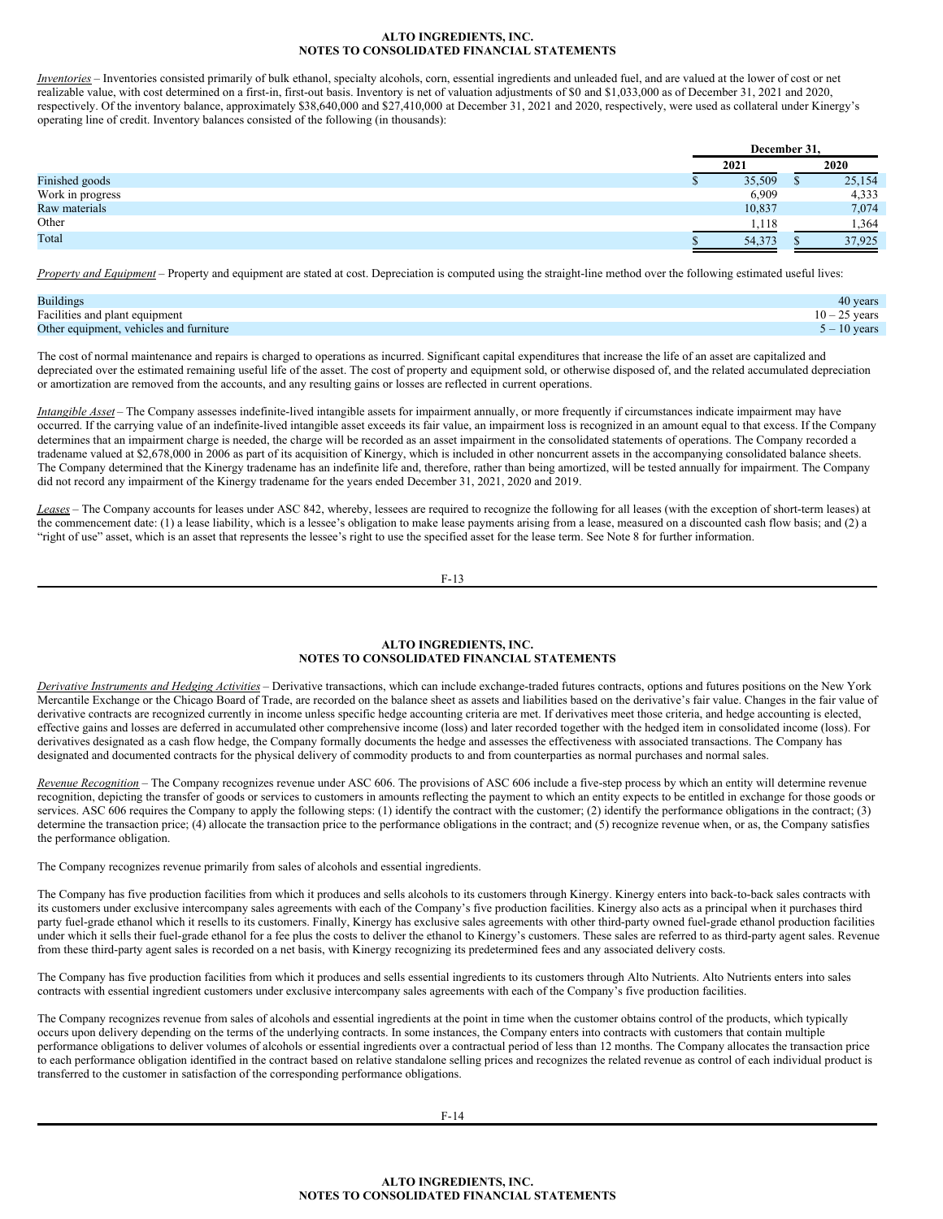*Inventories* – Inventories consisted primarily of bulk ethanol, specialty alcohols, corn, essential ingredients and unleaded fuel, and are valued at the lower of cost or net realizable value, with cost determined on a first-in, first-out basis. Inventory is net of valuation adjustments of $0 and $1,033,000 as of December 31, 2021 and 2020, respectively. Of the inventory balance, approximately $38,640,000 and $27,410,000 at December 31, 2021 and 2020, respectively, were used as collateral under Kinergy's operating line of credit. Inventory balances consisted of the following (in thousands):

| | December 31, | |
|---|---|---|
| | 2021 | 2020 |
| Finished goods | $ 35,509 | $ 25,154 |
| Work in progress | 6,909 | 4,333 |
| Raw materials | 10,837 | 7,074 |
| Other | 1,118 | 1,364 |
| Total | $ 54,373 | $ 37,925 |

*Property and Equipment* – Property and equipment are stated at cost. Depreciation is computed using the straight-line method over the following estimated useful lives:

| | |
|---|---|
| Buildings | 40 years |
| Facilities and plant equipment | 10 – 25 years |
| Other equipment, vehicles and furniture | 5 – 10 years |

The cost of normal maintenance and repairs is charged to operations as incurred. Significant capital expenditures that increase the life of an asset are capitalized and depreciated over the estimated remaining useful life of the asset. The cost of property and equipment sold, or otherwise disposed of, and the related accumulated depreciation or amortization are removed from the accounts, and any resulting gains or losses are reflected in current operations.

*Intangible Asset* – The Company assesses indefinite-lived intangible assets for impairment annually, or more frequently if circumstances indicate impairment may have occurred. If the carrying value of an indefinite-lived intangible asset exceeds its fair value, an impairment loss is recognized in an amount equal to that excess. If the Company determines that an impairment charge is needed, the charge will be recorded as an asset impairment in the consolidated statements of operations. The Company recorded a tradename valued at $2,678,000 in 2006 as part of its acquisition of Kinergy, which is included in other noncurrent assets in the accompanying consolidated balance sheets. The Company determined that the Kinergy tradename has an indefinite life and, therefore, rather than being amortized, will be tested annually for impairment. The Company did not record any impairment of the Kinergy tradename for the years ended December 31, 2021, 2020 and 2019.

*Leases* – The Company accounts for leases under ASC 842, whereby, lessees are required to recognize the following for all leases (with the exception of short-term leases) at the commencement date: (1) a lease liability, which is a lessee's obligation to make lease payments arising from a lease, measured on a discounted cash flow basis; and (2) a "right of use" asset, which is an asset that represents the lessee's right to use the specified asset for the lease term. See Note 8 for further information.

*Derivative Instruments and Hedging Activities* – Derivative transactions, which can include exchange-traded futures contracts, options and futures positions on the New York Mercantile Exchange or the Chicago Board of Trade, are recorded on the balance sheet as assets and liabilities based on the derivative's fair value. Changes in the fair value of derivative contracts are recognized currently in income unless specific hedge accounting criteria are met. If derivatives meet those criteria, and hedge accounting is elected, effective gains and losses are deferred in accumulated other comprehensive income (loss) and later recorded together with the hedged item in consolidated income (loss). For derivatives designated as a cash flow hedge, the Company formally documents the hedge and assesses the effectiveness with associated transactions. The Company has designated and documented contracts for the physical delivery of commodity products to and from counterparties as normal purchases and normal sales.

*Revenue Recognition* – The Company recognizes revenue under ASC 606. The provisions of ASC 606 include a five-step process by which an entity will determine revenue recognition, depicting the transfer of goods or services to customers in amounts reflecting the payment to which an entity expects to be entitled in exchange for those goods or services. ASC 606 requires the Company to apply the following steps: (1) identify the contract with the customer; (2) identify the performance obligations in the contract; (3) determine the transaction price; (4) allocate the transaction price to the performance obligations in the contract; and (5) recognize revenue when, or as, the Company satisfies the performance obligation.

The Company recognizes revenue primarily from sales of alcohols and essential ingredients.

The Company has five production facilities from which it produces and sells alcohols to its customers through Kinergy. Kinergy enters into back-to-back sales contracts with its customers under exclusive intercompany sales agreements with each of the Company's five production facilities. Kinergy also acts as a principal when it purchases third party fuel-grade ethanol which it resells to its customers. Finally, Kinergy has exclusive sales agreements with other third-party owned fuel-grade ethanol production facilities under which it sells their fuel-grade ethanol for a fee plus the costs to deliver the ethanol to Kinergy's customers. These sales are referred to as third-party agent sales. Revenue from these third-party agent sales is recorded on a net basis, with Kinergy recognizing its predetermined fees and any associated delivery costs.

The Company has five production facilities from which it produces and sells essential ingredients to its customers through Alto Nutrients. Alto Nutrients enters into sales contracts with essential ingredient customers under exclusive intercompany sales agreements with each of the Company's five production facilities.

The Company recognizes revenue from sales of alcohols and essential ingredients at the point in time when the customer obtains control of the products, which typically occurs upon delivery depending on the terms of the underlying contracts. In some instances, the Company enters into contracts with customers that contain multiple performance obligations to deliver volumes of alcohols or essential ingredients over a contractual period of less than 12 months. The Company allocates the transaction price to each performance obligation identified in the contract based on relative standalone selling prices and recognizes the related revenue as control of each individual product is transferred to the customer in satisfaction of the corresponding performance obligations.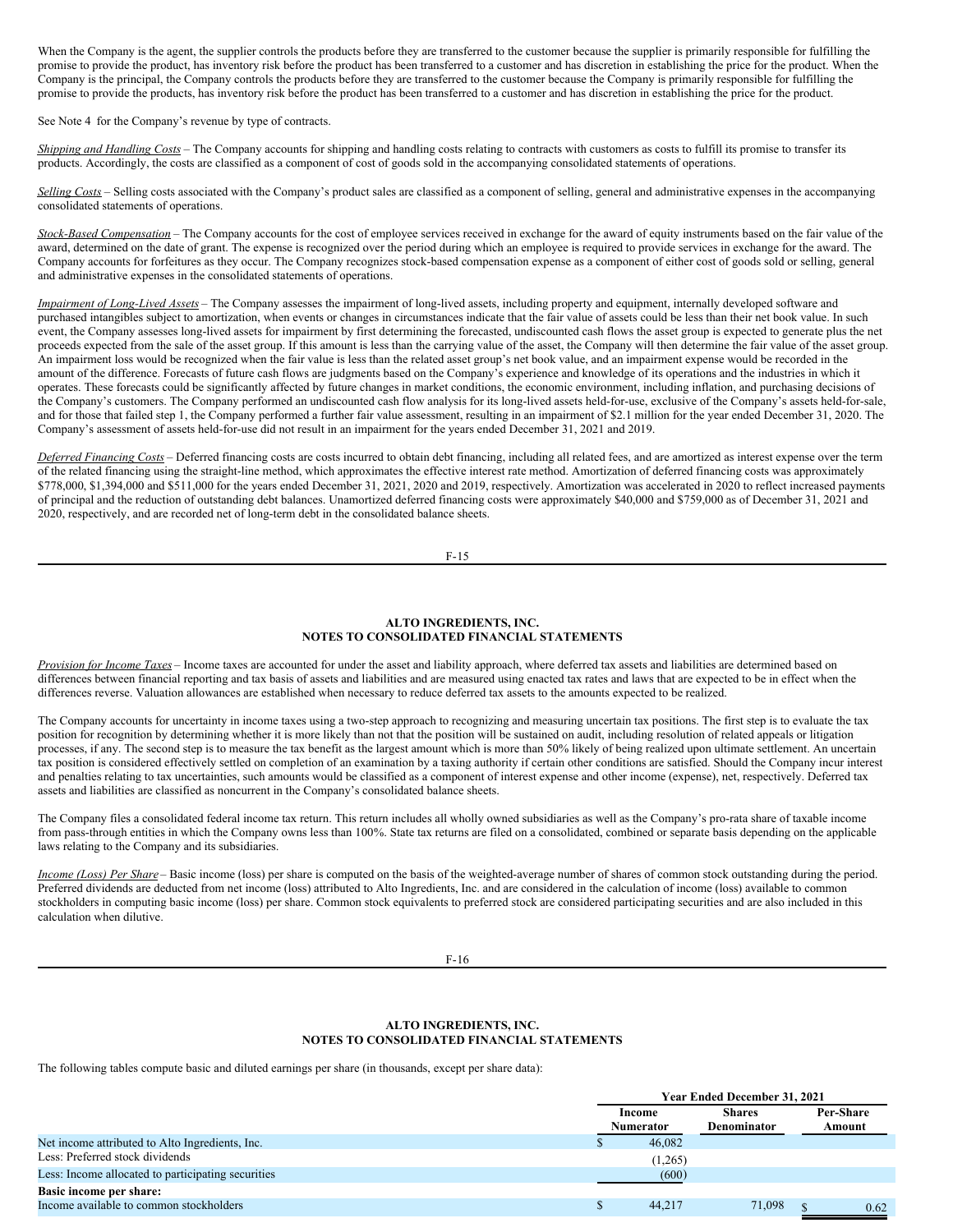When the Company is the agent, the supplier controls the products before they are transferred to the customer because the supplier is primarily responsible for fulfilling the promise to provide the product, has inventory risk before the product has been transferred to a customer and has discretion in establishing the price for the product. When the Company is the principal, the Company controls the products before they are transferred to the customer because the Company is primarily responsible for fulfilling the promise to provide the products, has inventory risk before the product has been transferred to a customer and has discretion in establishing the price for the product.

See Note 4 for the Company's revenue by type of contracts.

*Shipping and Handling Costs* – The Company accounts for shipping and handling costs relating to contracts with customers as costs to fulfill its promise to transfer its products. Accordingly, the costs are classified as a component of cost of goods sold in the accompanying consolidated statements of operations.

*Selling Costs* – Selling costs associated with the Company's product sales are classified as a component of selling, general and administrative expenses in the accompanying consolidated statements of operations.

*Stock-Based Compensation* – The Company accounts for the cost of employee services received in exchange for the award of equity instruments based on the fair value of the award, determined on the date of grant. The expense is recognized over the period during which an employee is required to provide services in exchange for the award. The Company accounts for forfeitures as they occur. The Company recognizes stock-based compensation expense as a component of either cost of goods sold or selling, general and administrative expenses in the consolidated statements of operations.

*Impairment of Long-Lived Assets* – The Company assesses the impairment of long-lived assets, including property and equipment, internally developed software and purchased intangibles subject to amortization, when events or changes in circumstances indicate that the fair value of assets could be less than their net book value. In such event, the Company assesses long-lived assets for impairment by first determining the forecasted, undiscounted cash flows the asset group is expected to generate plus the net proceeds expected from the sale of the asset group. If this amount is less than the carrying value of the asset, the Company will then determine the fair value of the asset group. An impairment loss would be recognized when the fair value is less than the related asset group's net book value, and an impairment expense would be recorded in the amount of the difference. Forecasts of future cash flows are judgments based on the Company's experience and knowledge of its operations and the industries in which it operates. These forecasts could be significantly affected by future changes in market conditions, the economic environment, including inflation, and purchasing decisions of the Company's customers. The Company performed an undiscounted cash flow analysis for its long-lived assets held-for-use, exclusive of the Company's assets held-for-sale, and for those that failed step 1, the Company performed a further fair value assessment, resulting in an impairment of $2.1 million for the year ended December 31, 2020. The Company's assessment of assets held-for-use did not result in an impairment for the years ended December 31, 2021 and 2019.

*Deferred Financing Costs* – Deferred financing costs are costs incurred to obtain debt financing, including all related fees, and are amortized as interest expense over the term of the related financing using the straight-line method, which approximates the effective interest rate method. Amortization of deferred financing costs was approximately $778,000, $1,394,000 and $511,000 for the years ended December 31, 2021, 2020 and 2019, respectively. Amortization was accelerated in 2020 to reflect increased payments of principal and the reduction of outstanding debt balances. Unamortized deferred financing costs were approximately $40,000 and $759,000 as of December 31, 2021 and 2020, respectively, and are recorded net of long-term debt in the consolidated balance sheets.

*Provision for Income Taxes* – Income taxes are accounted for under the asset and liability approach, where deferred tax assets and liabilities are determined based on differences between financial reporting and tax basis of assets and liabilities and are measured using enacted tax rates and laws that are expected to be in effect when the differences reverse. Valuation allowances are established when necessary to reduce deferred tax assets to the amounts expected to be realized.

The Company accounts for uncertainty in income taxes using a two-step approach to recognizing and measuring uncertain tax positions. The first step is to evaluate the tax position for recognition by determining whether it is more likely than not that the position will be sustained on audit, including resolution of related appeals or litigation processes, if any. The second step is to measure the tax benefit as the largest amount which is more than 50% likely of being realized upon ultimate settlement. An uncertain tax position is considered effectively settled on completion of an examination by a taxing authority if certain other conditions are satisfied. Should the Company incur interest and penalties relating to tax uncertainties, such amounts would be classified as a component of interest expense and other income (expense), net, respectively. Deferred tax assets and liabilities are classified as noncurrent in the Company's consolidated balance sheets.

The Company files a consolidated federal income tax return. This return includes all wholly owned subsidiaries as well as the Company's pro-rata share of taxable income from pass-through entities in which the Company owns less than 100%. State tax returns are filed on a consolidated, combined or separate basis depending on the applicable laws relating to the Company and its subsidiaries.

*Income (Loss) Per Share* – Basic income (loss) per share is computed on the basis of the weighted-average number of shares of common stock outstanding during the period. Preferred dividends are deducted from net income (loss) attributed to Alto Ingredients, Inc. and are considered in the calculation of income (loss) available to common stockholders in computing basic income (loss) per share. Common stock equivalents to preferred stock are considered participating securities and are also included in this calculation when dilutive.

The following tables compute basic and diluted earnings per share (in thousands, except per share data):

| | Year Ended December 31, 2021 | | |
|---|---|---|---|
| | Income Numerator | Shares Denominator | Per-Share Amount |
| Net income attributed to Alto Ingredients, Inc. | $ 46,082 | | |
| Less: Preferred stock dividends | (1,265) | | |
| Less: Income allocated to participating securities | (600) | | |
| **Basic income per share:** | | | |
| Income available to common stockholders | $ 44,217 | 71,098 | $ 0.62 |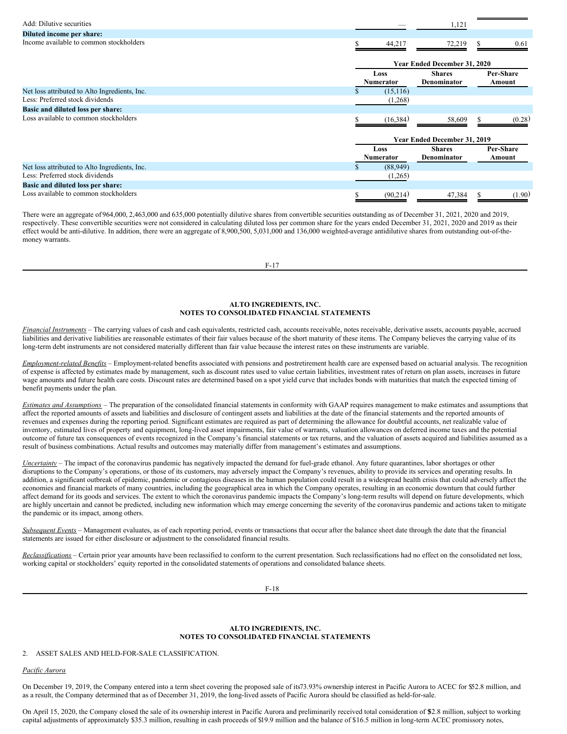| | | | |
|---|---|---|---|
| Add: Dilutive securities | — | 1,121 | |
| **Diluted income per share:** | | | |
| Income available to common stockholders | $ 44,217 | 72,219 | $ 0.61 |

| | Year Ended December 31, 2020 | | |
|---|---|---|---|
| | Loss Numerator | Shares Denominator | Per-Share Amount |
| Net loss attributed to Alto Ingredients, Inc. | $ (15,116) | | |
| Less: Preferred stock dividends | (1,268) | | |
| **Basic and diluted loss per share:** | | | |
| Loss available to common stockholders | $ (16,384) | 58,609 | $ (0.28) |

| | Year Ended December 31, 2019 | | |
|---|---|---|---|
| | Loss Numerator | Shares Denominator | Per-Share Amount |
| Net loss attributed to Alto Ingredients, Inc. | $ (88,949) | | |
| Less: Preferred stock dividends | (1,265) | | |
| **Basic and diluted loss per share:** | | | |
| Loss available to common stockholders | $ (90,214) | 47,384 | $ (1.90) |

There were an aggregate of 964,000, 2,463,000 and 635,000 potentially dilutive shares from convertible securities outstanding as of December 31, 2021, 2020 and 2019, respectively. These convertible securities were not considered in calculating diluted loss per common share for the years ended December 31, 2021, 2020 and 2019 as their effect would be anti-dilutive. In addition, there were an aggregate of 8,900,500, 5,031,000 and 136,000 weighted-average antidilutive shares from outstanding out-of-the-money warrants.

**ALTO INGREDIENTS, INC.**
**NOTES TO CONSOLIDATED FINANCIAL STATEMENTS**

*Financial Instruments* – The carrying values of cash and cash equivalents, restricted cash, accounts receivable, notes receivable, derivative assets, accounts payable, accrued liabilities and derivative liabilities are reasonable estimates of their fair values because of the short maturity of these items. The Company believes the carrying value of its long-term debt instruments are not considered materially different than fair value because the interest rates on these instruments are variable.

*Employment-related Benefits* – Employment-related benefits associated with pensions and postretirement health care are expensed based on actuarial analysis. The recognition of expense is affected by estimates made by management, such as discount rates used to value certain liabilities, investment rates of return on plan assets, increases in future wage amounts and future health care costs. Discount rates are determined based on a spot yield curve that includes bonds with maturities that match the expected timing of benefit payments under the plan.

*Estimates and Assumptions* – The preparation of the consolidated financial statements in conformity with GAAP requires management to make estimates and assumptions that affect the reported amounts of assets and liabilities and disclosure of contingent assets and liabilities at the date of the financial statements and the reported amounts of revenues and expenses during the reporting period. Significant estimates are required as part of determining the allowance for doubtful accounts, net realizable value of inventory, estimated lives of property and equipment, long-lived asset impairments, fair value of warrants, valuation allowances on deferred income taxes and the potential outcome of future tax consequences of events recognized in the Company's financial statements or tax returns, and the valuation of assets acquired and liabilities assumed as a result of business combinations. Actual results and outcomes may materially differ from management's estimates and assumptions.

*Uncertainty* – The impact of the coronavirus pandemic has negatively impacted the demand for fuel-grade ethanol. Any future quarantines, labor shortages or other disruptions to the Company's operations, or those of its customers, may adversely impact the Company's revenues, ability to provide its services and operating results. In addition, a significant outbreak of epidemic, pandemic or contagious diseases in the human population could result in a widespread health crisis that could adversely affect the economies and financial markets of many countries, including the geographical area in which the Company operates, resulting in an economic downturn that could further affect demand for its goods and services. The extent to which the coronavirus pandemic impacts the Company's long-term results will depend on future developments, which are highly uncertain and cannot be predicted, including new information which may emerge concerning the severity of the coronavirus pandemic and actions taken to mitigate the pandemic or its impact, among others.

*Subsequent Events* – Management evaluates, as of each reporting period, events or transactions that occur after the balance sheet date through the date that the financial statements are issued for either disclosure or adjustment to the consolidated financial results.

*Reclassifications* – Certain prior year amounts have been reclassified to conform to the current presentation. Such reclassifications had no effect on the consolidated net loss, working capital or stockholders' equity reported in the consolidated statements of operations and consolidated balance sheets.

**ALTO INGREDIENTS, INC.**
**NOTES TO CONSOLIDATED FINANCIAL STATEMENTS**

2. ASSET SALES AND HELD-FOR-SALE CLASSIFICATION.

*Pacific Aurora*

On December 19, 2019, the Company entered into a term sheet covering the proposed sale of its 73.93% ownership interest in Pacific Aurora to ACEC for $52.8 million, and as a result, the Company determined that as of December 31, 2019, the long-lived assets of Pacific Aurora should be classified as held-for-sale.

On April 15, 2020, the Company closed the sale of its ownership interest in Pacific Aurora and preliminarily received total consideration of $52.8 million, subject to working capital adjustments of approximately $35.3 million, resulting in cash proceeds of $19.9 million and the balance of $16.5 million in long-term ACEC promissory notes,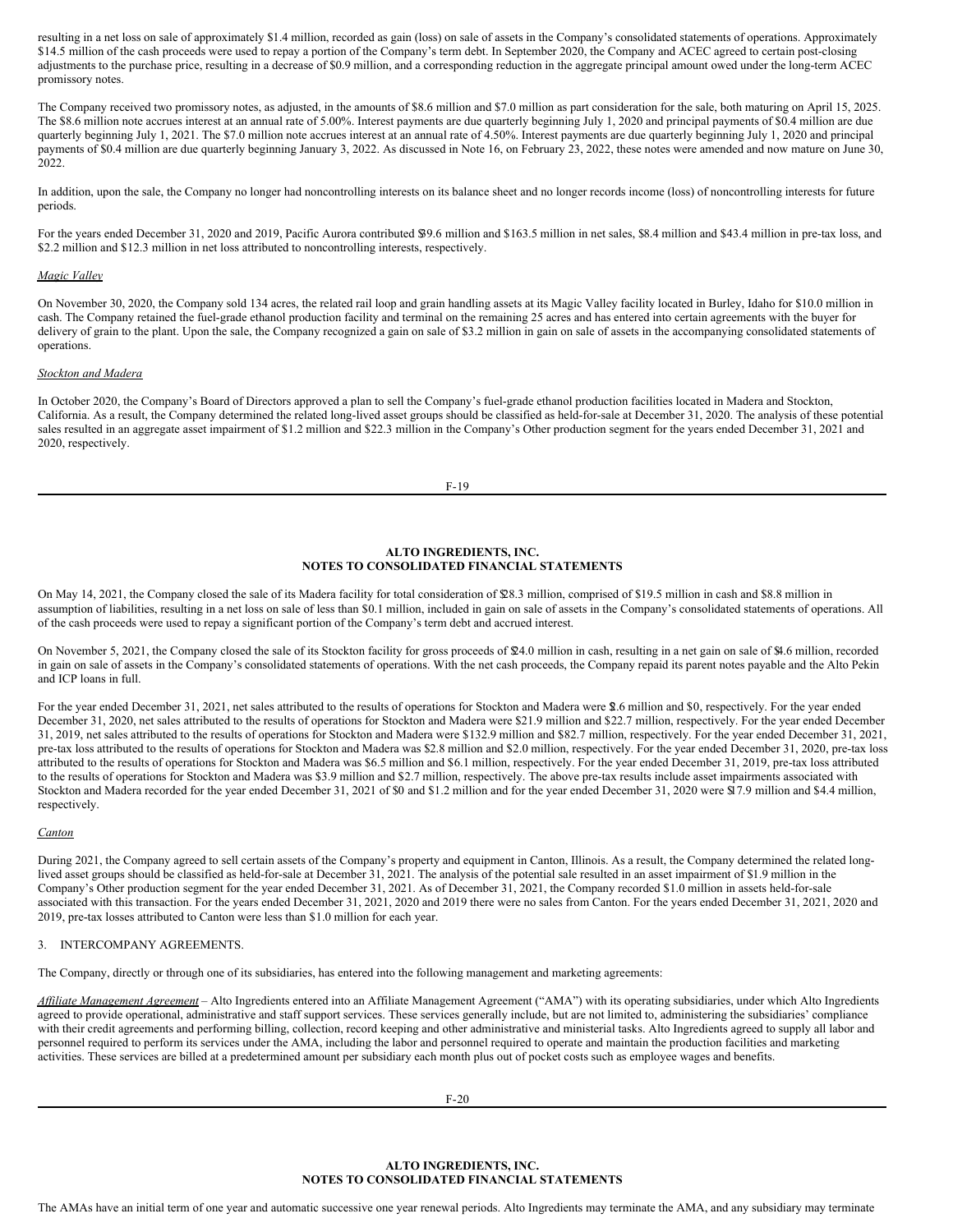resulting in a net loss on sale of approximately $1.4 million, recorded as gain (loss) on sale of assets in the Company's consolidated statements of operations. Approximately $14.5 million of the cash proceeds were used to repay a portion of the Company's term debt. In September 2020, the Company and ACEC agreed to certain post-closing adjustments to the purchase price, resulting in a decrease of $0.9 million, and a corresponding reduction in the aggregate principal amount owed under the long-term ACEC promissory notes.

The Company received two promissory notes, as adjusted, in the amounts of $8.6 million and $7.0 million as part consideration for the sale, both maturing on April 15, 2025. The $8.6 million note accrues interest at an annual rate of 5.00%. Interest payments are due quarterly beginning July 1, 2020 and principal payments of $0.4 million are due quarterly beginning July 1, 2021. The $7.0 million note accrues interest at an annual rate of 4.50%. Interest payments are due quarterly beginning July 1, 2020 and principal payments of $0.4 million are due quarterly beginning January 3, 2022. As discussed in Note 16, on February 23, 2022, these notes were amended and now mature on June 30, 2022.

In addition, upon the sale, the Company no longer had noncontrolling interests on its balance sheet and no longer records income (loss) of noncontrolling interests for future periods.

For the years ended December 31, 2020 and 2019, Pacific Aurora contributed $39.6 million and $163.5 million in net sales, $8.4 million and $43.4 million in pre-tax loss, and $2.2 million and $12.3 million in net loss attributed to noncontrolling interests, respectively.

*Magic Valley*

On November 30, 2020, the Company sold 134 acres, the related rail loop and grain handling assets at its Magic Valley facility located in Burley, Idaho for $10.0 million in cash. The Company retained the fuel-grade ethanol production facility and terminal on the remaining 25 acres and has entered into certain agreements with the buyer for delivery of grain to the plant. Upon the sale, the Company recognized a gain on sale of $3.2 million in gain on sale of assets in the accompanying consolidated statements of operations.

*Stockton and Madera*

In October 2020, the Company's Board of Directors approved a plan to sell the Company's fuel-grade ethanol production facilities located in Madera and Stockton, California. As a result, the Company determined the related long-lived asset groups should be classified as held-for-sale at December 31, 2020. The analysis of these potential sales resulted in an aggregate asset impairment of $1.2 million and $22.3 million in the Company's Other production segment for the years ended December 31, 2021 and 2020, respectively.

On May 14, 2021, the Company closed the sale of its Madera facility for total consideration of $28.3 million, comprised of $19.5 million in cash and $8.8 million in assumption of liabilities, resulting in a net loss on sale of less than $0.1 million, included in gain on sale of assets in the Company's consolidated statements of operations. All of the cash proceeds were used to repay a significant portion of the Company's term debt and accrued interest.

On November 5, 2021, the Company closed the sale of its Stockton facility for gross proceeds of $24.0 million in cash, resulting in a net gain on sale of $4.6 million, recorded in gain on sale of assets in the Company's consolidated statements of operations. With the net cash proceeds, the Company repaid its parent notes payable and the Alto Pekin and ICP loans in full.

For the year ended December 31, 2021, net sales attributed to the results of operations for Stockton and Madera were $1.6 million and $0, respectively. For the year ended December 31, 2020, net sales attributed to the results of operations for Stockton and Madera were $21.9 million and $22.7 million, respectively. For the year ended December 31, 2019, net sales attributed to the results of operations for Stockton and Madera were $132.9 million and $82.7 million, respectively. For the year ended December 31, 2021, pre-tax loss attributed to the results of operations for Stockton and Madera was $2.8 million and $2.0 million, respectively. For the year ended December 31, 2020, pre-tax loss attributed to the results of operations for Stockton and Madera was $6.5 million and $6.1 million, respectively. For the year ended December 31, 2019, pre-tax loss attributed to the results of operations for Stockton and Madera was $3.9 million and $2.7 million, respectively. The above pre-tax results include asset impairments associated with Stockton and Madera recorded for the year ended December 31, 2021 of $0 and $1.2 million and for the year ended December 31, 2020 were $17.9 million and $4.4 million, respectively.

*Canton*

During 2021, the Company agreed to sell certain assets of the Company's property and equipment in Canton, Illinois. As a result, the Company determined the related long-lived asset groups should be classified as held-for-sale at December 31, 2021. The analysis of the potential sale resulted in an asset impairment of $1.9 million in the Company's Other production segment for the year ended December 31, 2021. As of December 31, 2021, the Company recorded $1.0 million in assets held-for-sale associated with this transaction. For the years ended December 31, 2021, 2020 and 2019 there were no sales from Canton. For the years ended December 31, 2021, 2020 and 2019, pre-tax losses attributed to Canton were less than $1.0 million for each year.

3. INTERCOMPANY AGREEMENTS.

The Company, directly or through one of its subsidiaries, has entered into the following management and marketing agreements:

*Affiliate Management Agreement* – Alto Ingredients entered into an Affiliate Management Agreement ("AMA") with its operating subsidiaries, under which Alto Ingredients agreed to provide operational, administrative and staff support services. These services generally include, but are not limited to, administering the subsidiaries' compliance with their credit agreements and performing billing, collection, record keeping and other administrative and ministerial tasks. Alto Ingredients agreed to supply all labor and personnel required to perform its services under the AMA, including the labor and personnel required to operate and maintain the production facilities and marketing activities. These services are billed at a predetermined amount per subsidiary each month plus out of pocket costs such as employee wages and benefits.

The AMAs have an initial term of one year and automatic successive one year renewal periods. Alto Ingredients may terminate the AMA, and any subsidiary may terminate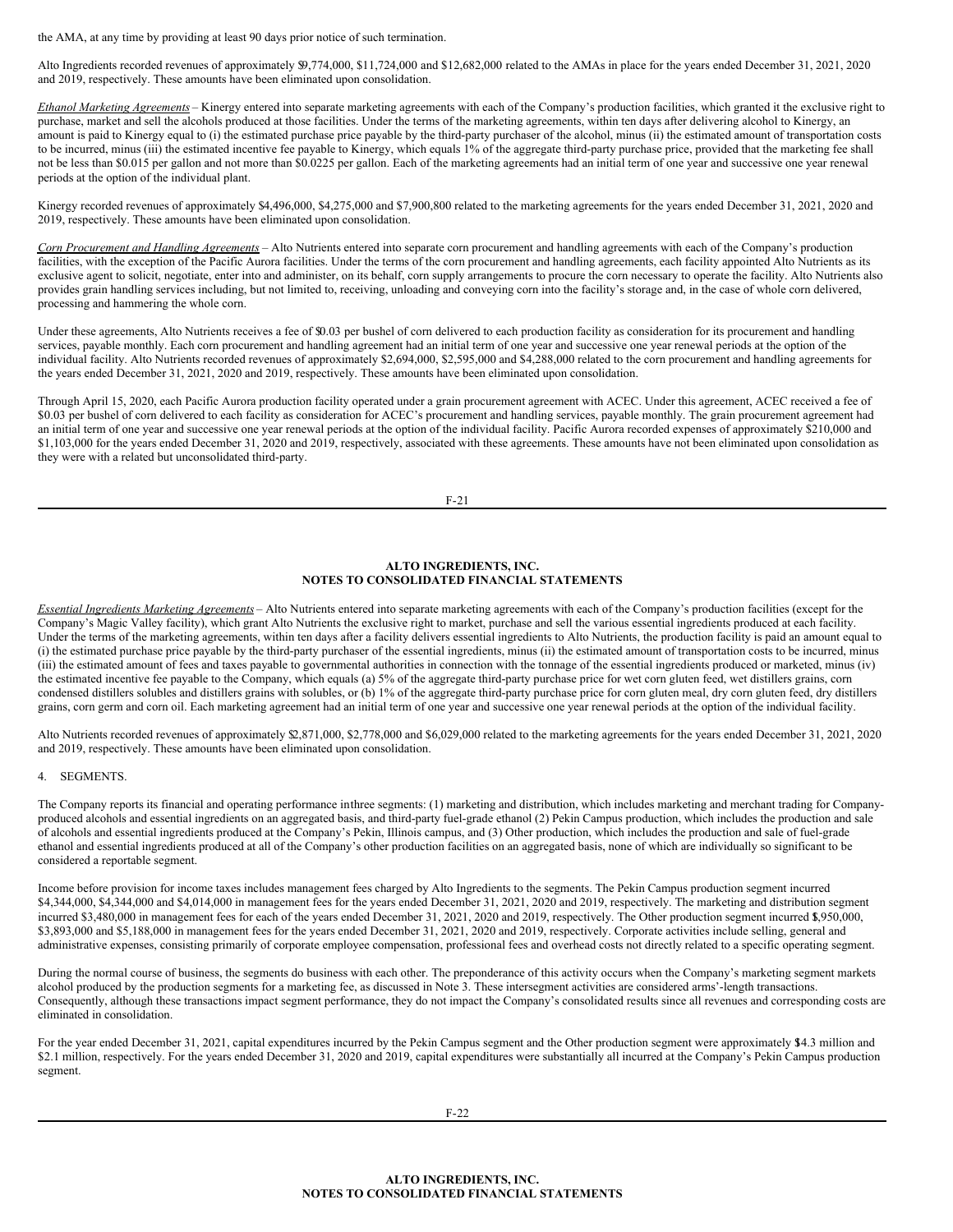the AMA, at any time by providing at least 90 days prior notice of such termination.

Alto Ingredients recorded revenues of approximately $9,774,000, $11,724,000 and $12,682,000 related to the AMAs in place for the years ended December 31, 2021, 2020 and 2019, respectively. These amounts have been eliminated upon consolidation.

*Ethanol Marketing Agreements* – Kinergy entered into separate marketing agreements with each of the Company's production facilities, which granted it the exclusive right to purchase, market and sell the alcohols produced at those facilities. Under the terms of the marketing agreements, within ten days after delivering alcohol to Kinergy, an amount is paid to Kinergy equal to (i) the estimated purchase price payable by the third-party purchaser of the alcohol, minus (ii) the estimated amount of transportation costs to be incurred, minus (iii) the estimated incentive fee payable to Kinergy, which equals 1% of the aggregate third-party purchase price, provided that the marketing fee shall not be less than $0.015 per gallon and not more than $0.0225 per gallon. Each of the marketing agreements had an initial term of one year and successive one year renewal periods at the option of the individual plant.

Kinergy recorded revenues of approximately $4,496,000, $4,275,000 and $7,900,800 related to the marketing agreements for the years ended December 31, 2021, 2020 and 2019, respectively. These amounts have been eliminated upon consolidation.

*Corn Procurement and Handling Agreements* – Alto Nutrients entered into separate corn procurement and handling agreements with each of the Company's production facilities, with the exception of the Pacific Aurora facilities. Under the terms of the corn procurement and handling agreements, each facility appointed Alto Nutrients as its exclusive agent to solicit, negotiate, enter into and administer, on its behalf, corn supply arrangements to procure the corn necessary to operate the facility. Alto Nutrients also provides grain handling services including, but not limited to, receiving, unloading and conveying corn into the facility's storage and, in the case of whole corn delivered, processing and hammering the whole corn.

Under these agreements, Alto Nutrients receives a fee of $0.03 per bushel of corn delivered to each production facility as consideration for its procurement and handling services, payable monthly. Each corn procurement and handling agreement had an initial term of one year and successive one year renewal periods at the option of the individual facility. Alto Nutrients recorded revenues of approximately $2,694,000, $2,595,000 and $4,288,000 related to the corn procurement and handling agreements for the years ended December 31, 2021, 2020 and 2019, respectively. These amounts have been eliminated upon consolidation.

Through April 15, 2020, each Pacific Aurora production facility operated under a grain procurement agreement with ACEC. Under this agreement, ACEC received a fee of $0.03 per bushel of corn delivered to each facility as consideration for ACEC's procurement and handling services, payable monthly. The grain procurement agreement had an initial term of one year and successive one year renewal periods at the option of the individual facility. Pacific Aurora recorded expenses of approximately $210,000 and $1,103,000 for the years ended December 31, 2020 and 2019, respectively, associated with these agreements. These amounts have not been eliminated upon consolidation as they were with a related but unconsolidated third-party.

*Essential Ingredients Marketing Agreements* – Alto Nutrients entered into separate marketing agreements with each of the Company's production facilities (except for the Company's Magic Valley facility), which grant Alto Nutrients the exclusive right to market, purchase and sell the various essential ingredients produced at each facility. Under the terms of the marketing agreements, within ten days after a facility delivers essential ingredients to Alto Nutrients, the production facility is paid an amount equal to (i) the estimated purchase price payable by the third-party purchaser of the essential ingredients, minus (ii) the estimated amount of transportation costs to be incurred, minus (iii) the estimated amount of fees and taxes payable to governmental authorities in connection with the tonnage of the essential ingredients produced or marketed, minus (iv) the estimated incentive fee payable to the Company, which equals (a) 5% of the aggregate third-party purchase price for wet corn gluten feed, wet distillers grains, corn condensed distillers solubles and distillers grains with solubles, or (b) 1% of the aggregate third-party purchase price for corn gluten meal, dry corn gluten feed, dry distillers grains, corn germ and corn oil. Each marketing agreement had an initial term of one year and successive one year renewal periods at the option of the individual facility.

Alto Nutrients recorded revenues of approximately $2,871,000, $2,778,000 and $6,029,000 related to the marketing agreements for the years ended December 31, 2021, 2020 and 2019, respectively. These amounts have been eliminated upon consolidation.

4. SEGMENTS.

The Company reports its financial and operating performance in three segments: (1) marketing and distribution, which includes marketing and merchant trading for Company-produced alcohols and essential ingredients on an aggregated basis, and third-party fuel-grade ethanol (2) Pekin Campus production, which includes the production and sale of alcohols and essential ingredients produced at the Company's Pekin, Illinois campus, and (3) Other production, which includes the production and sale of fuel-grade ethanol and essential ingredients produced at all of the Company's other production facilities on an aggregated basis, none of which are individually so significant to be considered a reportable segment.

Income before provision for income taxes includes management fees charged by Alto Ingredients to the segments. The Pekin Campus production segment incurred $4,344,000, $4,344,000 and $4,014,000 in management fees for the years ended December 31, 2021, 2020 and 2019, respectively. The marketing and distribution segment incurred $3,480,000 in management fees for each of the years ended December 31, 2021, 2020 and 2019, respectively. The Other production segment incurred $3,950,000, $3,893,000 and $5,188,000 in management fees for the years ended December 31, 2021, 2020 and 2019, respectively. Corporate activities include selling, general and administrative expenses, consisting primarily of corporate employee compensation, professional fees and overhead costs not directly related to a specific operating segment.

During the normal course of business, the segments do business with each other. The preponderance of this activity occurs when the Company's marketing segment markets alcohol produced by the production segments for a marketing fee, as discussed in Note 3. These intersegment activities are considered arms'-length transactions. Consequently, although these transactions impact segment performance, they do not impact the Company's consolidated results since all revenues and corresponding costs are eliminated in consolidation.

For the year ended December 31, 2021, capital expenditures incurred by the Pekin Campus segment and the Other production segment were approximately $14.3 million and $2.1 million, respectively. For the years ended December 31, 2020 and 2019, capital expenditures were substantially all incurred at the Company's Pekin Campus production segment.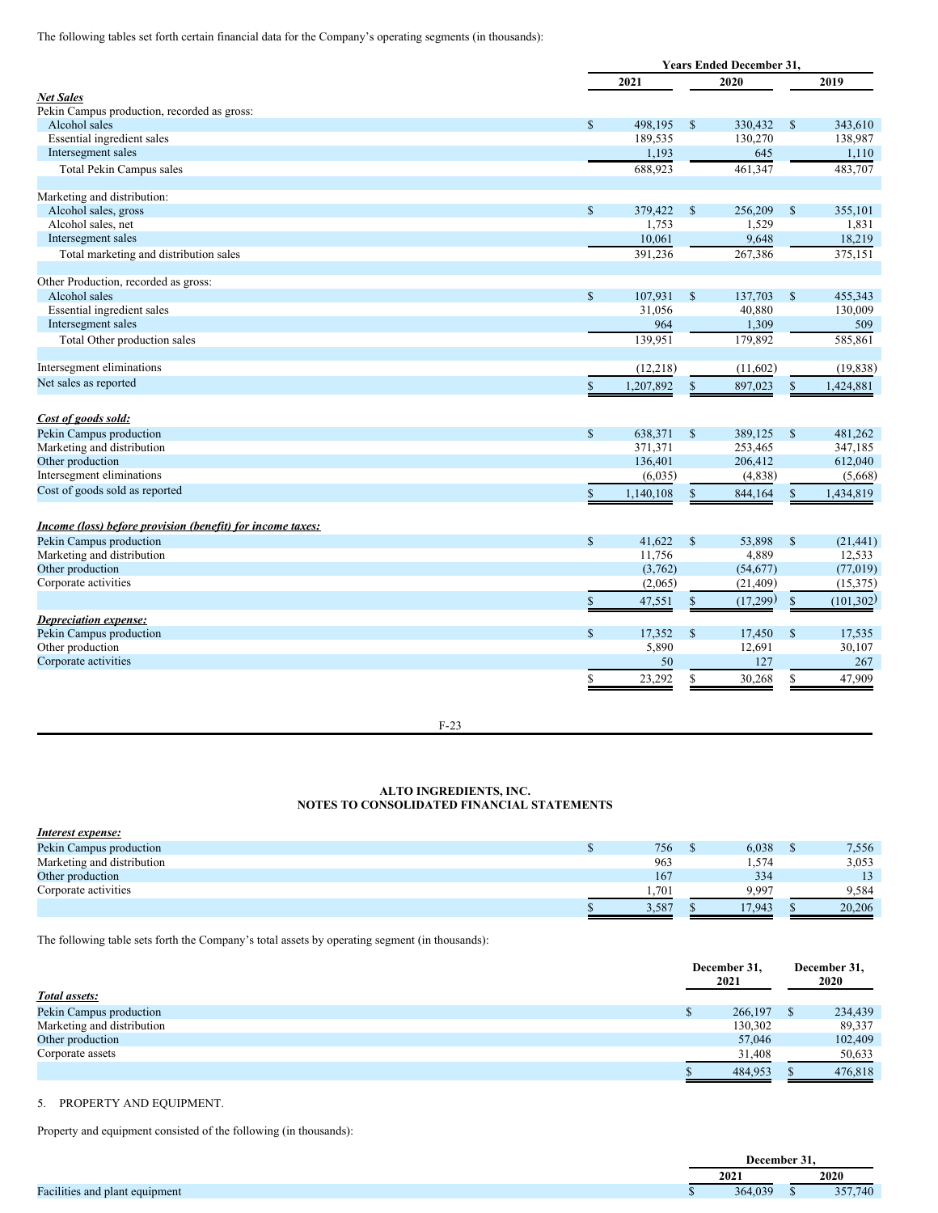The following tables set forth certain financial data for the Company's operating segments (in thousands):

| | Years Ended December 31, | | |
|---|---|---|---|
| | 2021 | 2020 | 2019 |
| ***Net Sales*** | | | |
| Pekin Campus production, recorded as gross: | | | |
| Alcohol sales | $ 498,195 | $ 330,432 | $ 343,610 |
| Essential ingredient sales | 189,535 | 130,270 | 138,987 |
| Intersegment sales | 1,193 | 645 | 1,110 |
| Total Pekin Campus sales | 688,923 | 461,347 | 483,707 |
| | | | |
| Marketing and distribution: | | | |
| Alcohol sales, gross | $ 379,422 | $ 256,209 | $ 355,101 |
| Alcohol sales, net | 1,753 | 1,529 | 1,831 |
| Intersegment sales | 10,061 | 9,648 | 18,219 |
| Total marketing and distribution sales | 391,236 | 267,386 | 375,151 |
| | | | |
| Other Production, recorded as gross: | | | |
| Alcohol sales | $ 107,931 | $ 137,703 | $ 455,343 |
| Essential ingredient sales | 31,056 | 40,880 | 130,009 |
| Intersegment sales | 964 | 1,309 | 509 |
| Total Other production sales | 139,951 | 179,892 | 585,861 |
| | | | |
| Intersegment eliminations | (12,218) | (11,602) | (19,838) |
| Net sales as reported | $ 1,207,892 | $ 897,023 | $ 1,424,881 |
| | | | |
| ***Cost of goods sold:*** | | | |
| Pekin Campus production | $ 638,371 | $ 389,125 | $ 481,262 |
| Marketing and distribution | 371,371 | 253,465 | 347,185 |
| Other production | 136,401 | 206,412 | 612,040 |
| Intersegment eliminations | (6,035) | (4,838) | (5,668) |
| Cost of goods sold as reported | $ 1,140,108 | $ 844,164 | $ 1,434,819 |
| | | | |
| ***Income (loss) before provision (benefit) for income taxes:*** | | | |
| Pekin Campus production | $ 41,622 | $ 53,898 | $ (21,441) |
| Marketing and distribution | 11,756 | 4,889 | 12,533 |
| Other production | (3,762) | (54,677) | (77,019) |
| Corporate activities | (2,065) | (21,409) | (15,375) |
| | $ 47,551 | $ (17,299) | $ (101,302) |
| ***Depreciation expense:*** | | | |
| Pekin Campus production | $ 17,352 | $ 17,450 | $ 17,535 |
| Other production | 5,890 | 12,691 | 30,107 |
| Corporate activities | 50 | 127 | 267 |
| | $ 23,292 | $ 30,268 | $ 47,909 |
| ***Interest expense:*** | | | |
| Pekin Campus production | $ 756 | $ 6,038 | $ 7,556 |
| Marketing and distribution | 963 | 1,574 | 3,053 |
| Other production | 167 | 334 | 13 |
| Corporate activities | 1,701 | 9,997 | 9,584 |
| | $ 3,587 | $ 17,943 | $ 20,206 |

The following table sets forth the Company's total assets by operating segment (in thousands):

| | December 31, 2021 | December 31, 2020 |
|---|---|---|
| ***Total assets:*** | | |
| Pekin Campus production | $ 266,197 | $ 234,439 |
| Marketing and distribution | 130,302 | 89,337 |
| Other production | 57,046 | 102,409 |
| Corporate assets | 31,408 | 50,633 |
| | $ 484,953 | $ 476,818 |

5. PROPERTY AND EQUIPMENT.

Property and equipment consisted of the following (in thousands):

| | December 31, | |
|---|---|---|
| | 2021 | 2020 |
| Facilities and plant equipment | $ 364,039 | $ 357,740 |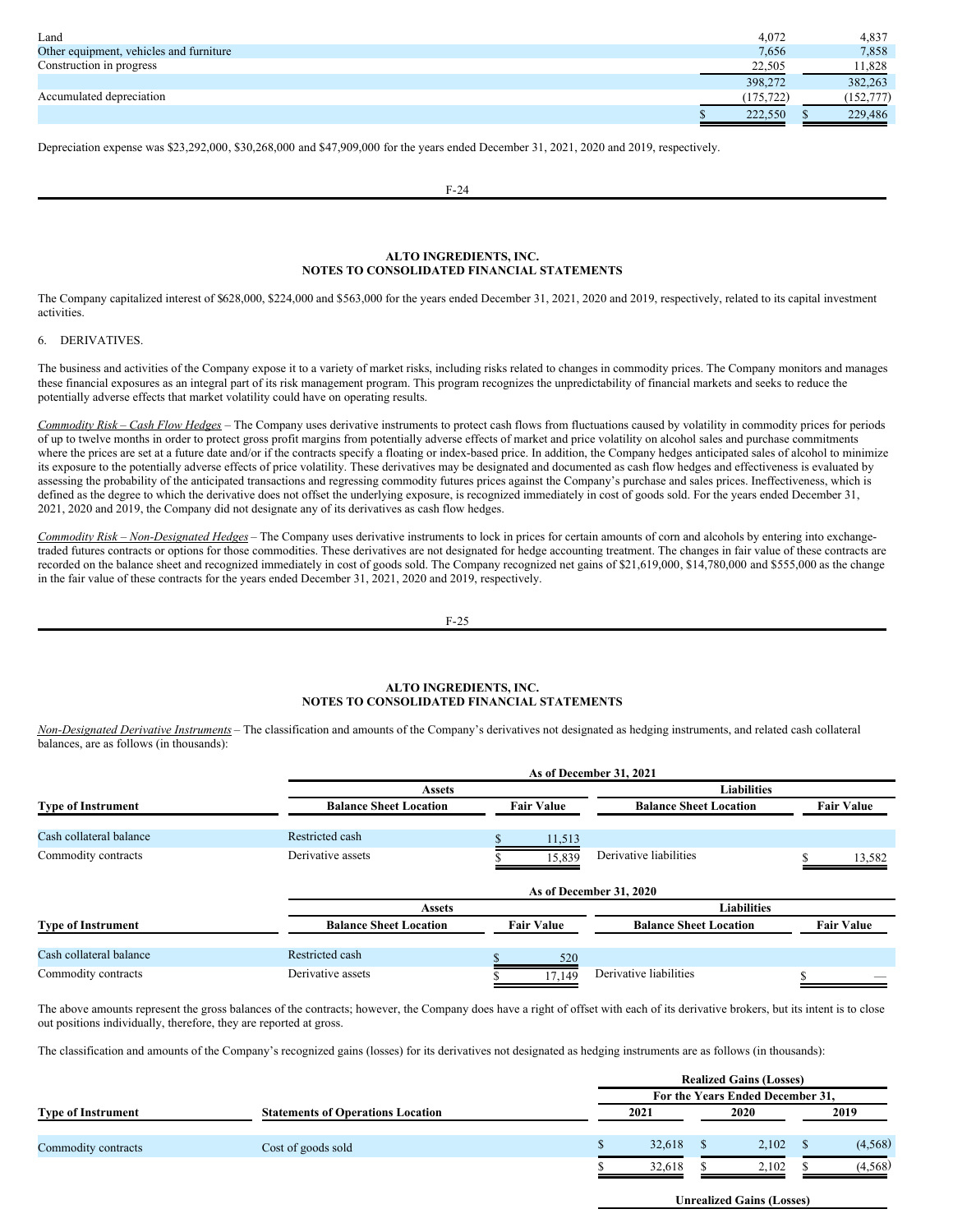| | | |
|---|---|---|
| Land | 4,072 | 4,837 |
| Other equipment, vehicles and furniture | 7,656 | 7,858 |
| Construction in progress | 22,505 | 11,828 |
| | 398,272 | 382,263 |
| Accumulated depreciation | (175,722) | (152,777) |
| | $ 222,550 | $ 229,486 |

Depreciation expense was $23,292,000, $30,268,000 and $47,909,000 for the years ended December 31, 2021, 2020 and 2019, respectively.

**ALTO INGREDIENTS, INC.**
**NOTES TO CONSOLIDATED FINANCIAL STATEMENTS**

The Company capitalized interest of $628,000, $224,000 and $563,000 for the years ended December 31, 2021, 2020 and 2019, respectively, related to its capital investment activities.

6. DERIVATIVES.

The business and activities of the Company expose it to a variety of market risks, including risks related to changes in commodity prices. The Company monitors and manages these financial exposures as an integral part of its risk management program. This program recognizes the unpredictability of financial markets and seeks to reduce the potentially adverse effects that market volatility could have on operating results.

*Commodity Risk – Cash Flow Hedges* – The Company uses derivative instruments to protect cash flows from fluctuations caused by volatility in commodity prices for periods of up to twelve months in order to protect gross profit margins from potentially adverse effects of market and price volatility on alcohol sales and purchase commitments where the prices are set at a future date and/or if the contracts specify a floating or index-based price. In addition, the Company hedges anticipated sales of alcohol to minimize its exposure to the potentially adverse effects of price volatility. These derivatives may be designated and documented as cash flow hedges and effectiveness is evaluated by assessing the probability of the anticipated transactions and regressing commodity futures prices against the Company's purchase and sales prices. Ineffectiveness, which is defined as the degree to which the derivative does not offset the underlying exposure, is recognized immediately in cost of goods sold. For the years ended December 31, 2021, 2020 and 2019, the Company did not designate any of its derivatives as cash flow hedges.

*Commodity Risk – Non-Designated Hedges* – The Company uses derivative instruments to lock in prices for certain amounts of corn and alcohols by entering into exchange-traded futures contracts or options for those commodities. These derivatives are not designated for hedge accounting treatment. The changes in fair value of these contracts are recorded on the balance sheet and recognized immediately in cost of goods sold. The Company recognized net gains of $21,619,000, $14,780,000 and $555,000 as the change in the fair value of these contracts for the years ended December 31, 2021, 2020 and 2019, respectively.

**ALTO INGREDIENTS, INC.**
**NOTES TO CONSOLIDATED FINANCIAL STATEMENTS**

*Non-Designated Derivative Instruments* – The classification and amounts of the Company's derivatives not designated as hedging instruments, and related cash collateral balances, are as follows (in thousands):

| | As of December 31, 2021 | | | |
|---|---|---|---|---|
| | Assets | | Liabilities | |
| Type of Instrument | Balance Sheet Location | Fair Value | Balance Sheet Location | Fair Value |
| Cash collateral balance | Restricted cash | $ 11,513 | | |
| Commodity contracts | Derivative assets | $ 15,839 | Derivative liabilities | $ 13,582 |

| | As of December 31, 2020 | | | |
|---|---|---|---|---|
| | Assets | | Liabilities | |
| Type of Instrument | Balance Sheet Location | Fair Value | Balance Sheet Location | Fair Value |
| Cash collateral balance | Restricted cash | $ 520 | | |
| Commodity contracts | Derivative assets | $ 17,149 | Derivative liabilities | $ — |

The above amounts represent the gross balances of the contracts; however, the Company does have a right of offset with each of its derivative brokers, but its intent is to close out positions individually, therefore, they are reported at gross.

The classification and amounts of the Company's recognized gains (losses) for its derivatives not designated as hedging instruments are as follows (in thousands):

| | | Realized Gains (Losses) | | |
|---|---|---|---|---|
| | | For the Years Ended December 31, | | |
| Type of Instrument | Statements of Operations Location | 2021 | 2020 | 2019 |
| Commodity contracts | Cost of goods sold | $ 32,618 | $ 2,102 | $ (4,568) |
| | | $ 32,618 | $ 2,102 | $ (4,568) |

| | | Unrealized Gains (Losses) | | |
|---|---|---|---|---|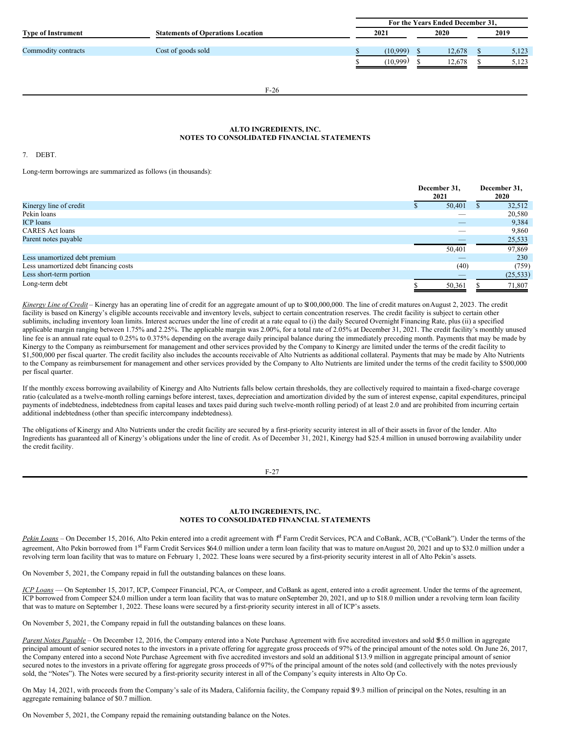| Type of Instrument | Statements of Operations Location | For the Years Ended December 31, | | |
|---|---|---|---|---|
| | | 2021 | 2020 | 2019 |
| Commodity contracts | Cost of goods sold | $ (10,999) | $ 12,678 | $ 5,123 |
| | | $ (10,999) | $ 12,678 | $ 5,123 |

**ALTO INGREDIENTS, INC.**
**NOTES TO CONSOLIDATED FINANCIAL STATEMENTS**

7. DEBT.

Long-term borrowings are summarized as follows (in thousands):

| | December 31, 2021 | December 31, 2020 |
|---|---|---|
| Kinergy line of credit | $ 50,401 | $ 32,512 |
| Pekin loans | — | 20,580 |
| ICP loans | — | 9,384 |
| CARES Act loans | — | 9,860 |
| Parent notes payable | — | 25,533 |
| | 50,401 | 97,869 |
| Less unamortized debt premium | — | 230 |
| Less unamortized debt financing costs | (40) | (759) |
| Less short-term portion | — | (25,533) |
| Long-term debt | $ 50,361 | $ 71,807 |

*Kinergy Line of Credit* – Kinergy has an operating line of credit for an aggregate amount of up to $100,000,000. The line of credit matures on August 2, 2023. The credit facility is based on Kinergy's eligible accounts receivable and inventory levels, subject to certain concentration reserves. The credit facility is subject to certain other sublimits, including inventory loan limits. Interest accrues under the line of credit at a rate equal to (i) the daily Secured Overnight Financing Rate, plus (ii) a specified applicable margin ranging between 1.75% and 2.25%. The applicable margin was 2.00%, for a total rate of 2.05% at December 31, 2021. The credit facility's monthly unused line fee is an annual rate equal to 0.25% to 0.375% depending on the average daily principal balance during the immediately preceding month. Payments that may be made by Kinergy to the Company as reimbursement for management and other services provided by the Company to Kinergy are limited under the terms of the credit facility to $1,500,000 per fiscal quarter. The credit facility also includes the accounts receivable of Alto Nutrients as additional collateral. Payments that may be made by Alto Nutrients to the Company as reimbursement for management and other services provided by the Company to Alto Nutrients are limited under the terms of the credit facility to $500,000 per fiscal quarter.

If the monthly excess borrowing availability of Kinergy and Alto Nutrients falls below certain thresholds, they are collectively required to maintain a fixed-charge coverage ratio (calculated as a twelve-month rolling earnings before interest, taxes, depreciation and amortization divided by the sum of interest expense, capital expenditures, principal payments of indebtedness, indebtedness from capital leases and taxes paid during such twelve-month rolling period) of at least 2.0 and are prohibited from incurring certain additional indebtedness (other than specific intercompany indebtedness).

The obligations of Kinergy and Alto Nutrients under the credit facility are secured by a first-priority security interest in all of their assets in favor of the lender. Alto Ingredients has guaranteed all of Kinergy's obligations under the line of credit. As of December 31, 2021, Kinergy had $25.4 million in unused borrowing availability under the credit facility.

**ALTO INGREDIENTS, INC.**
**NOTES TO CONSOLIDATED FINANCIAL STATEMENTS**

*Pekin Loans* – On December 15, 2016, Alto Pekin entered into a credit agreement with 1st Farm Credit Services, PCA and CoBank, ACB, ("CoBank"). Under the terms of the agreement, Alto Pekin borrowed from 1st Farm Credit Services $64.0 million under a term loan facility that was to mature on August 20, 2021 and up to $32.0 million under a revolving term loan facility that was to mature on February 1, 2022. These loans were secured by a first-priority security interest in all of Alto Pekin's assets.

On November 5, 2021, the Company repaid in full the outstanding balances on these loans.

*ICP Loans* — On September 15, 2017, ICP, Compeer Financial, PCA, or Compeer, and CoBank as agent, entered into a credit agreement. Under the terms of the agreement, ICP borrowed from Compeer $24.0 million under a term loan facility that was to mature on September 20, 2021, and up to $18.0 million under a revolving term loan facility that was to mature on September 1, 2022. These loans were secured by a first-priority security interest in all of ICP's assets.

On November 5, 2021, the Company repaid in full the outstanding balances on these loans.

*Parent Notes Payable* – On December 12, 2016, the Company entered into a Note Purchase Agreement with five accredited investors and sold $55.0 million in aggregate principal amount of senior secured notes to the investors in a private offering for aggregate gross proceeds of 97% of the principal amount of the notes sold. On June 26, 2017, the Company entered into a second Note Purchase Agreement with five accredited investors and sold an additional $13.9 million in aggregate principal amount of senior secured notes to the investors in a private offering for aggregate gross proceeds of 97% of the principal amount of the notes sold (and collectively with the notes previously sold, the "Notes"). The Notes were secured by a first-priority security interest in all of the Company's equity interests in Alto Op Co.

On May 14, 2021, with proceeds from the Company's sale of its Madera, California facility, the Company repaid $19.3 million of principal on the Notes, resulting in an aggregate remaining balance of $0.7 million.

On November 5, 2021, the Company repaid the remaining outstanding balance on the Notes.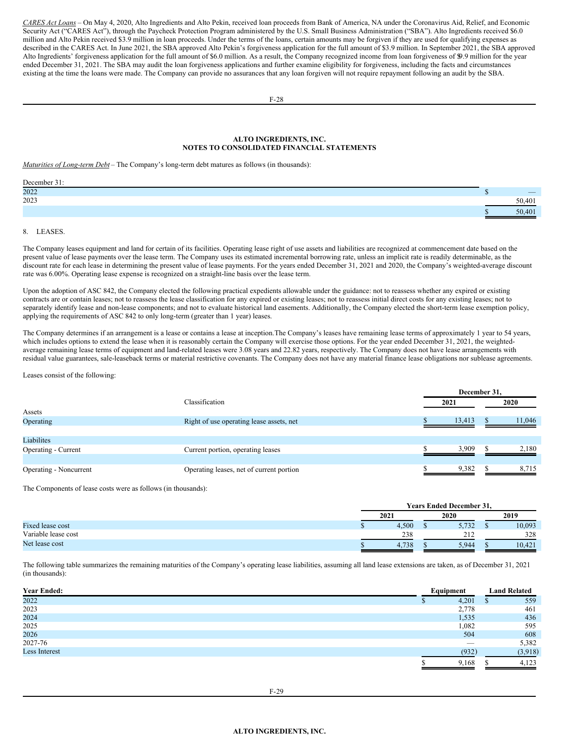*CARES Act Loans* – On May 4, 2020, Alto Ingredients and Alto Pekin, received loan proceeds from Bank of America, NA under the Coronavirus Aid, Relief, and Economic Security Act ("CARES Act"), through the Paycheck Protection Program administered by the U.S. Small Business Administration ("SBA"). Alto Ingredients received $6.0 million and Alto Pekin received $3.9 million in loan proceeds. Under the terms of the loans, certain amounts may be forgiven if they are used for qualifying expenses as described in the CARES Act. In June 2021, the SBA approved Alto Pekin's forgiveness application for the full amount of $3.9 million. In September 2021, the SBA approved Alto Ingredients' forgiveness application for the full amount of $6.0 million. As a result, the Company recognized income from loan forgiveness of $9.9 million for the year ended December 31, 2021. The SBA may audit the loan forgiveness applications and further examine eligibility for forgiveness, including the facts and circumstances existing at the time the loans were made. The Company can provide no assurances that any loan forgiven will not require repayment following an audit by the SBA.

**ALTO INGREDIENTS, INC.**
**NOTES TO CONSOLIDATED FINANCIAL STATEMENTS**

*Maturities of Long-term Debt* – The Company's long-term debt matures as follows (in thousands):

| December 31: | |
|---|---|
| 2022 | $ — |
| 2023 | 50,401 |
| | $ 50,401 |

8. LEASES.

The Company leases equipment and land for certain of its facilities. Operating lease right of use assets and liabilities are recognized at commencement date based on the present value of lease payments over the lease term. The Company uses its estimated incremental borrowing rate, unless an implicit rate is readily determinable, as the discount rate for each lease in determining the present value of lease payments. For the years ended December 31, 2021 and 2020, the Company's weighted-average discount rate was 6.00%. Operating lease expense is recognized on a straight-line basis over the lease term.

Upon the adoption of ASC 842, the Company elected the following practical expedients allowable under the guidance: not to reassess whether any expired or existing contracts are or contain leases; not to reassess the lease classification for any expired or existing leases; not to reassess initial direct costs for any existing leases; not to separately identify lease and non-lease components; and not to evaluate historical land easements. Additionally, the Company elected the short-term lease exemption policy, applying the requirements of ASC 842 to only long-term (greater than 1 year) leases.

The Company determines if an arrangement is a lease or contains a lease at inception.The Company's leases have remaining lease terms of approximately 1 year to 54 years, which includes options to extend the lease when it is reasonably certain the Company will exercise those options. For the year ended December 31, 2021, the weighted-average remaining lease terms of equipment and land-related leases were 3.08 years and 22.82 years, respectively. The Company does not have lease arrangements with residual value guarantees, sale-leaseback terms or material restrictive covenants. The Company does not have any material finance lease obligations nor sublease agreements.

Leases consist of the following:

| | Classification | December 31, 2021 | December 31, 2020 |
|---|---|---|---|
| Assets | | | |
| Operating | Right of use operating lease assets, net | $ 13,413 | $ 11,046 |
| | | | |
| Liabilites | | | |
| Operating - Current | Current portion, operating leases | $ 3,909 | $ 2,180 |
| | | | |
| Operating - Noncurrent | Operating leases, net of current portion | $ 9,382 | $ 8,715 |

The Components of lease costs were as follows (in thousands):

| | Years Ended December 31, | | |
|---|---|---|---|
| | 2021 | 2020 | 2019 |
| Fixed lease cost | $ 4,500 | $ 5,732 | $ 10,093 |
| Variable lease cost | 238 | 212 | 328 |
| Net lease cost | $ 4,738 | $ 5,944 | $ 10,421 |

The following table summarizes the remaining maturities of the Company's operating lease liabilities, assuming all land lease extensions are taken, as of December 31, 2021 (in thousands):

| Year Ended: | Equipment | Land Related |
|---|---|---|
| 2022 | $ 4,201 | $ 559 |
| 2023 | 2,778 | 461 |
| 2024 | 1,535 | 436 |
| 2025 | 1,082 | 595 |
| 2026 | 504 | 608 |
| 2027-76 | — | 5,382 |
| Less Interest | (932) | (3,918) |
| | $ 9,168 | $ 4,123 |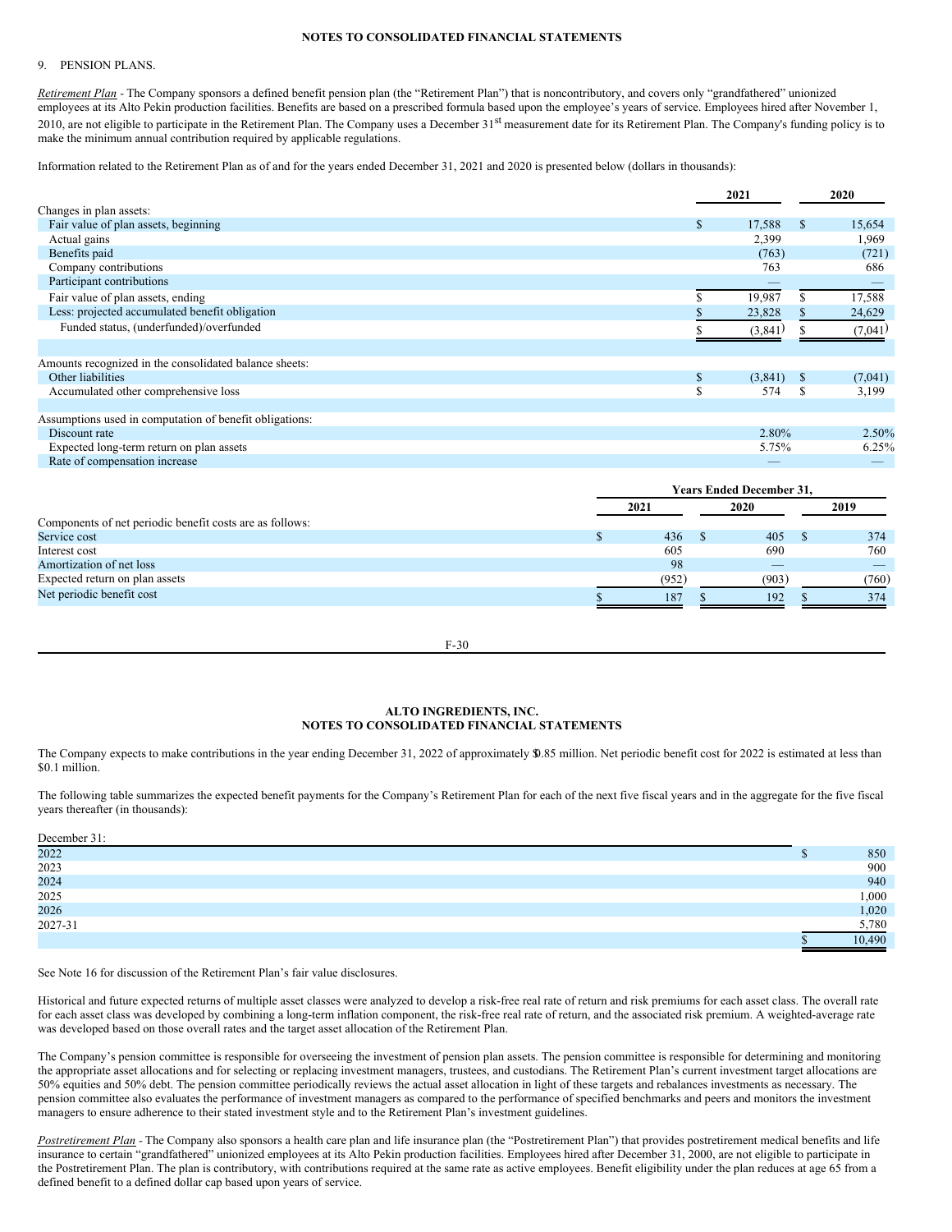## 9. PENSION PLANS.

*Retirement Plan* - The Company sponsors a defined benefit pension plan (the "Retirement Plan") that is noncontributory, and covers only "grandfathered" unionized employees at its Alto Pekin production facilities. Benefits are based on a prescribed formula based upon the employee's years of service. Employees hired after November 1, 2010, are not eligible to participate in the Retirement Plan. The Company uses a December 31st measurement date for its Retirement Plan. The Company's funding policy is to make the minimum annual contribution required by applicable regulations.

Information related to the Retirement Plan as of and for the years ended December 31, 2021 and 2020 is presented below (dollars in thousands):

| | 2021 | 2020 |
|---|---|---|
| Changes in plan assets: | | |
| Fair value of plan assets, beginning | $ 17,588 | $ 15,654 |
| Actual gains | 2,399 | 1,969 |
| Benefits paid | (763) | (721) |
| Company contributions | 763 | 686 |
| Participant contributions | — | — |
| Fair value of plan assets, ending | $ 19,987 | $ 17,588 |
| Less: projected accumulated benefit obligation | $ 23,828 | $ 24,629 |
| Funded status, (underfunded)/overfunded | $ (3,841) | $ (7,041) |
| | | |
| Amounts recognized in the consolidated balance sheets: | | |
| Other liabilities | $ (3,841) | $ (7,041) |
| Accumulated other comprehensive loss | $ 574 | $ 3,199 |
| | | |
| Assumptions used in computation of benefit obligations: | | |
| Discount rate | 2.80% | 2.50% |
| Expected long-term return on plan assets | 5.75% | 6.25% |
| Rate of compensation increase | — | — |

| | Years Ended December 31, | | |
|---|---|---|---|
| | 2021 | 2020 | 2019 |
| Components of net periodic benefit costs are as follows: | | | |
| Service cost | $ 436 | $ 405 | $ 374 |
| Interest cost | 605 | 690 | 760 |
| Amortization of net loss | 98 | — | — |
| Expected return on plan assets | (952) | (903) | (760) |
| Net periodic benefit cost | $ 187 | $ 192 | $ 374 |

The Company expects to make contributions in the year ending December 31, 2022 of approximately $0.85 million. Net periodic benefit cost for 2022 is estimated at less than $0.1 million.

The following table summarizes the expected benefit payments for the Company's Retirement Plan for each of the next five fiscal years and in the aggregate for the five fiscal years thereafter (in thousands):

| December 31: | |
|---|---|
| 2022 | $ 850 |
| 2023 | 900 |
| 2024 | 940 |
| 2025 | 1,000 |
| 2026 | 1,020 |
| 2027-31 | 5,780 |
| | $ 10,490 |

See Note 16 for discussion of the Retirement Plan's fair value disclosures.

Historical and future expected returns of multiple asset classes were analyzed to develop a risk-free real rate of return and risk premiums for each asset class. The overall rate for each asset class was developed by combining a long-term inflation component, the risk-free real rate of return, and the associated risk premium. A weighted-average rate was developed based on those overall rates and the target asset allocation of the Retirement Plan.

The Company's pension committee is responsible for overseeing the investment of pension plan assets. The pension committee is responsible for determining and monitoring the appropriate asset allocations and for selecting or replacing investment managers, trustees, and custodians. The Retirement Plan's current investment target allocations are 50% equities and 50% debt. The pension committee periodically reviews the actual asset allocation in light of these targets and rebalances investments as necessary. The pension committee also evaluates the performance of investment managers as compared to the performance of specified benchmarks and peers and monitors the investment managers to ensure adherence to their stated investment style and to the Retirement Plan's investment guidelines.

*Postretirement Plan* - The Company also sponsors a health care plan and life insurance plan (the "Postretirement Plan") that provides postretirement medical benefits and life insurance to certain "grandfathered" unionized employees at its Alto Pekin production facilities. Employees hired after December 31, 2000, are not eligible to participate in the Postretirement Plan. The plan is contributory, with contributions required at the same rate as active employees. Benefit eligibility under the plan reduces at age 65 from a defined benefit to a defined dollar cap based upon years of service.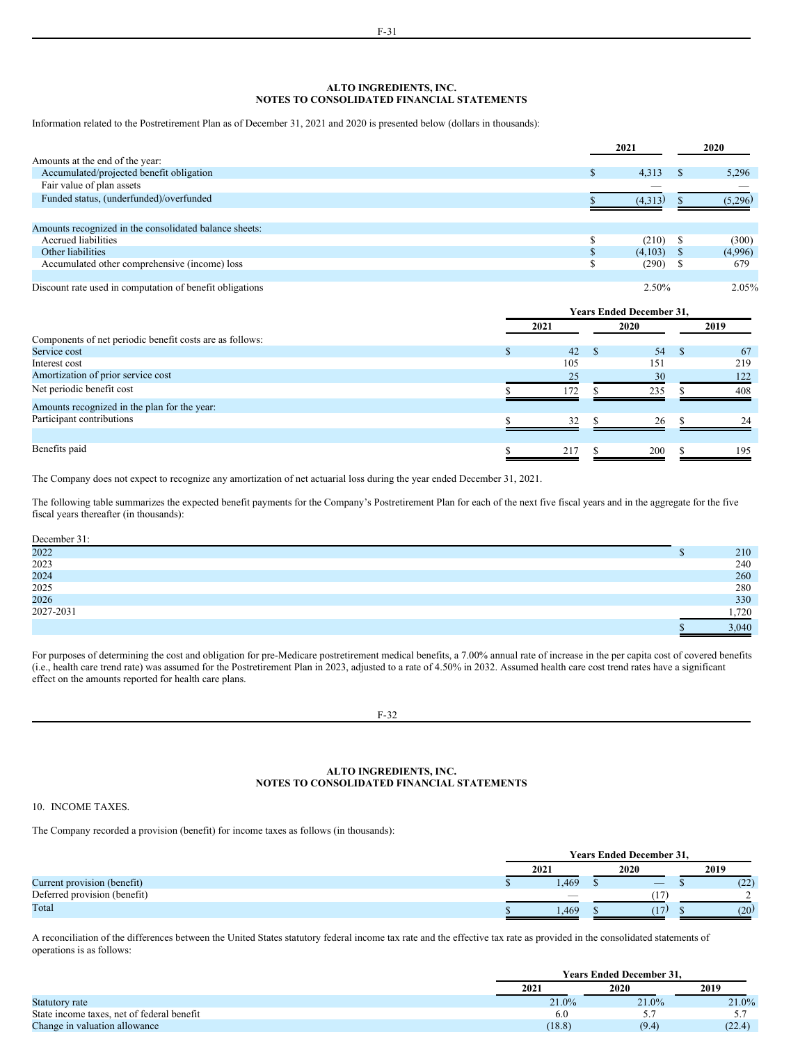## ALTO INGREDIENTS, INC.
## NOTES TO CONSOLIDATED FINANCIAL STATEMENTS

Information related to the Postretirement Plan as of December 31, 2021 and 2020 is presented below (dollars in thousands):

| | 2021 | 2020 |
|---|---|---|
| Amounts at the end of the year: | | |
| Accumulated/projected benefit obligation | $ 4,313 | $ 5,296 |
| Fair value of plan assets | — | — |
| Funded status, (underfunded)/overfunded | $ (4,313) | $ (5,296) |
| | | |
| Amounts recognized in the consolidated balance sheets: | | |
| Accrued liabilities | $ (210) | $ (300) |
| Other liabilities | $ (4,103) | $ (4,996) |
| Accumulated other comprehensive (income) loss | $ (290) | $ 679 |
| | | |
| Discount rate used in computation of benefit obligations | 2.50% | 2.05% |

| | Years Ended December 31, | | |
|---|---|---|---|
| | 2021 | 2020 | 2019 |
| Components of net periodic benefit costs are as follows: | | | |
| Service cost | $ 42 | $ 54 | $ 67 |
| Interest cost | 105 | 151 | 219 |
| Amortization of prior service cost | 25 | 30 | 122 |
| Net periodic benefit cost | $ 172 | $ 235 | $ 408 |
| Amounts recognized in the plan for the year: | | | |
| Participant contributions | $ 32 | $ 26 | $ 24 |
| | | | |
| Benefits paid | $ 217 | $ 200 | $ 195 |

The Company does not expect to recognize any amortization of net actuarial loss during the year ended December 31, 2021.

The following table summarizes the expected benefit payments for the Company's Postretirement Plan for each of the next five fiscal years and in the aggregate for the five fiscal years thereafter (in thousands):

| December 31: | |
|---|---|
| 2022 | $ 210 |
| 2023 | 240 |
| 2024 | 260 |
| 2025 | 280 |
| 2026 | 330 |
| 2027-2031 | 1,720 |
| | $ 3,040 |

For purposes of determining the cost and obligation for pre-Medicare postretirement medical benefits, a 7.00% annual rate of increase in the per capita cost of covered benefits (i.e., health care trend rate) was assumed for the Postretirement Plan in 2023, adjusted to a rate of 4.50% in 2032. Assumed health care cost trend rates have a significant effect on the amounts reported for health care plans.

## ALTO INGREDIENTS, INC.
## NOTES TO CONSOLIDATED FINANCIAL STATEMENTS

10. INCOME TAXES.

The Company recorded a provision (benefit) for income taxes as follows (in thousands):

| | Years Ended December 31, | | |
|---|---|---|---|
| | 2021 | 2020 | 2019 |
| Current provision (benefit) | $ 1,469 | $ — | $ (22) |
| Deferred provision (benefit) | — | (17) | 2 |
| Total | $ 1,469 | $ (17) | $ (20) |

A reconciliation of the differences between the United States statutory federal income tax rate and the effective tax rate as provided in the consolidated statements of operations is as follows:

| | Years Ended December 31, | | |
|---|---|---|---|
| | 2021 | 2020 | 2019 |
| Statutory rate | 21.0% | 21.0% | 21.0% |
| State income taxes, net of federal benefit | 6.0 | 5.7 | 5.7 |
| Change in valuation allowance | (18.8) | (9.4) | (22.4) |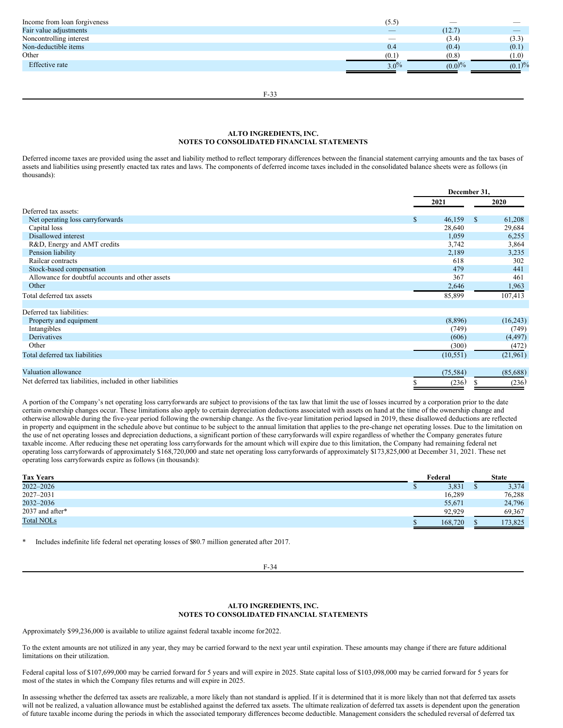| | | | |
|---|---|---|---|
| Income from loan forgiveness | (5.5) | — | — |
| Fair value adjustments | — | (12.7) | — |
| Noncontrolling interest | — | (3.4) | (3.3) |
| Non-deductible items | 0.4 | (0.4) | (0.1) |
| Other | (0.1) | (0.8) | (1.0) |
| Effective rate | 3.0% | (0.0)% | (0.1)% |

**ALTO INGREDIENTS, INC.**
**NOTES TO CONSOLIDATED FINANCIAL STATEMENTS**

Deferred income taxes are provided using the asset and liability method to reflect temporary differences between the financial statement carrying amounts and the tax bases of assets and liabilities using presently enacted tax rates and laws. The components of deferred income taxes included in the consolidated balance sheets were as follows (in thousands):

| | December 31, | |
|---|---|---|
| | 2021 | 2020 |
| Deferred tax assets: | | |
| Net operating loss carryforwards | $ 46,159 | $ 61,208 |
| Capital loss | 28,640 | 29,684 |
| Disallowed interest | 1,059 | 6,255 |
| R&D, Energy and AMT credits | 3,742 | 3,864 |
| Pension liability | 2,189 | 3,235 |
| Railcar contracts | 618 | 302 |
| Stock-based compensation | 479 | 441 |
| Allowance for doubtful accounts and other assets | 367 | 461 |
| Other | 2,646 | 1,963 |
| Total deferred tax assets | 85,899 | 107,413 |
| | | |
| Deferred tax liabilities: | | |
| Property and equipment | (8,896) | (16,243) |
| Intangibles | (749) | (749) |
| Derivatives | (606) | (4,497) |
| Other | (300) | (472) |
| Total deferred tax liabilities | (10,551) | (21,961) |
| | | |
| Valuation allowance | (75,584) | (85,688) |
| Net deferred tax liabilities, included in other liabilities | $ (236) | $ (236) |

A portion of the Company's net operating loss carryforwards are subject to provisions of the tax law that limit the use of losses incurred by a corporation prior to the date certain ownership changes occur. These limitations also apply to certain depreciation deductions associated with assets on hand at the time of the ownership change and otherwise allowable during the five-year period following the ownership change. As the five-year limitation period lapsed in 2019, these disallowed deductions are reflected in property and equipment in the schedule above but continue to be subject to the annual limitation that applies to the pre-change net operating losses. Due to the limitation on the use of net operating losses and depreciation deductions, a significant portion of these carryforwards will expire regardless of whether the Company generates future taxable income. After reducing these net operating loss carryforwards for the amount which will expire due to this limitation, the Company had remaining federal net operating loss carryforwards of approximately $168,720,000 and state net operating loss carryforwards of approximately $173,825,000 at December 31, 2021. These net operating loss carryforwards expire as follows (in thousands):

| Tax Years | Federal | State |
|---|---|---|
| 2022–2026 | $ 3,831 | $ 3,374 |
| 2027–2031 | 16,289 | 76,288 |
| 2032–2036 | 55,671 | 24,796 |
| 2037 and after* | 92,929 | 69,367 |
| Total NOLs | $ 168,720 | $ 173,825 |

\* Includes indefinite life federal net operating losses of $80.7 million generated after 2017.

**ALTO INGREDIENTS, INC.**
**NOTES TO CONSOLIDATED FINANCIAL STATEMENTS**

Approximately $99,236,000 is available to utilize against federal taxable income for2022.

To the extent amounts are not utilized in any year, they may be carried forward to the next year until expiration. These amounts may change if there are future additional limitations on their utilization.

Federal capital loss of $107,699,000 may be carried forward for 5 years and will expire in 2025. State capital loss of $103,098,000 may be carried forward for 5 years for most of the states in which the Company files returns and will expire in 2025.

In assessing whether the deferred tax assets are realizable, a more likely than not standard is applied. If it is determined that it is more likely than not that deferred tax assets will not be realized, a valuation allowance must be established against the deferred tax assets. The ultimate realization of deferred tax assets is dependent upon the generation of future taxable income during the periods in which the associated temporary differences become deductible. Management considers the scheduled reversal of deferred tax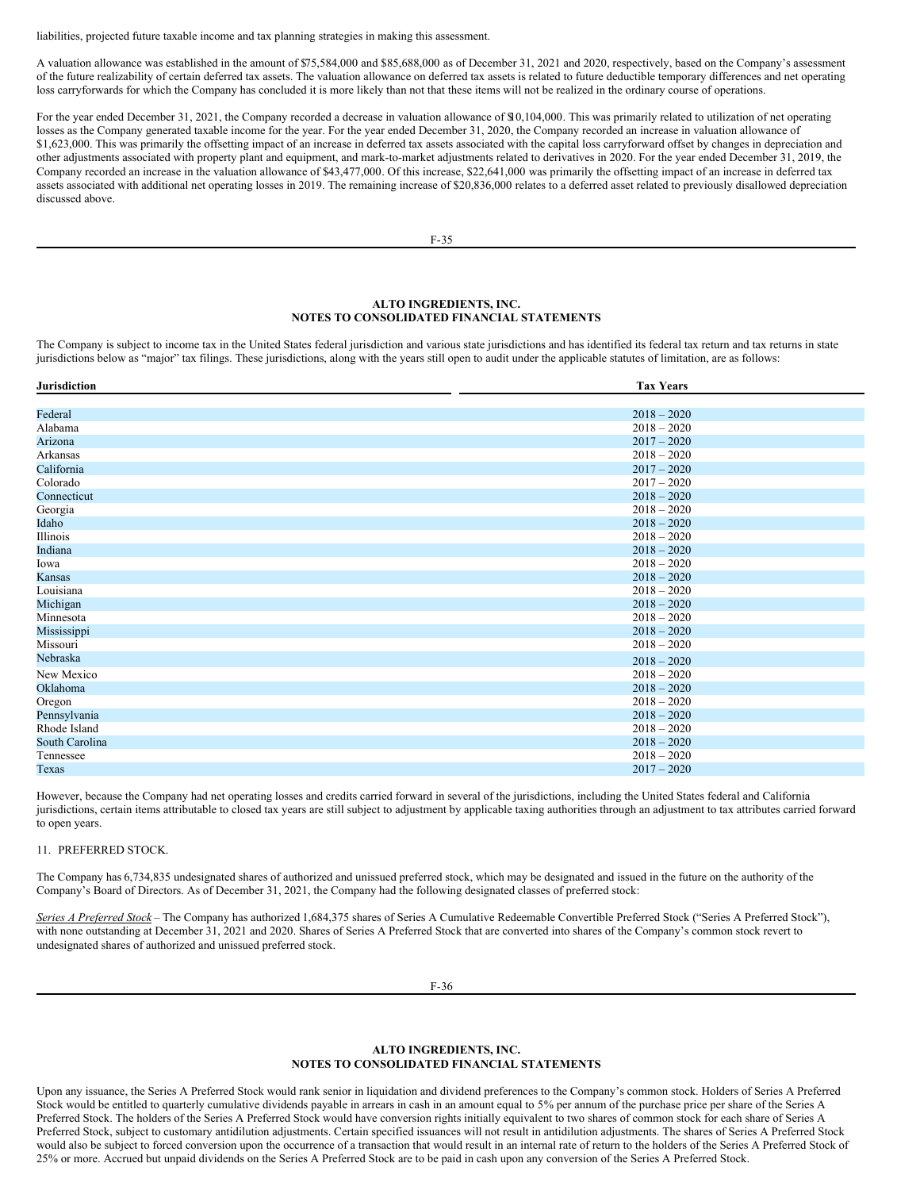liabilities, projected future taxable income and tax planning strategies in making this assessment.

A valuation allowance was established in the amount of $75,584,000 and $85,688,000 as of December 31, 2021 and 2020, respectively, based on the Company's assessment of the future realizability of certain deferred tax assets. The valuation allowance on deferred tax assets is related to future deductible temporary differences and net operating loss carryforwards for which the Company has concluded it is more likely than not that these items will not be realized in the ordinary course of operations.

For the year ended December 31, 2021, the Company recorded a decrease in valuation allowance of $10,104,000. This was primarily related to utilization of net operating losses as the Company generated taxable income for the year. For the year ended December 31, 2020, the Company recorded an increase in valuation allowance of $1,623,000. This was primarily the offsetting impact of an increase in deferred tax assets associated with the capital loss carryforward offset by changes in depreciation and other adjustments associated with property plant and equipment, and mark-to-market adjustments related to derivatives in 2020. For the year ended December 31, 2019, the Company recorded an increase in the valuation allowance of $43,477,000. Of this increase, $22,641,000 was primarily the offsetting impact of an increase in deferred tax assets associated with additional net operating losses in 2019. The remaining increase of $20,836,000 relates to a deferred asset related to previously disallowed depreciation discussed above.

The Company is subject to income tax in the United States federal jurisdiction and various state jurisdictions and has identified its federal tax return and tax returns in state jurisdictions below as "major" tax filings. These jurisdictions, along with the years still open to audit under the applicable statutes of limitation, are as follows:

| Jurisdiction | Tax Years |
|---|---|
| Federal | 2018 – 2020 |
| Alabama | 2018 – 2020 |
| Arizona | 2017 – 2020 |
| Arkansas | 2018 – 2020 |
| California | 2017 – 2020 |
| Colorado | 2017 – 2020 |
| Connecticut | 2018 – 2020 |
| Georgia | 2018 – 2020 |
| Idaho | 2018 – 2020 |
| Illinois | 2018 – 2020 |
| Indiana | 2018 – 2020 |
| Iowa | 2018 – 2020 |
| Kansas | 2018 – 2020 |
| Louisiana | 2018 – 2020 |
| Michigan | 2018 – 2020 |
| Minnesota | 2018 – 2020 |
| Mississippi | 2018 – 2020 |
| Missouri | 2018 – 2020 |
| Nebraska | 2018 – 2020 |
| New Mexico | 2018 – 2020 |
| Oklahoma | 2018 – 2020 |
| Oregon | 2018 – 2020 |
| Pennsylvania | 2018 – 2020 |
| Rhode Island | 2018 – 2020 |
| South Carolina | 2018 – 2020 |
| Tennessee | 2018 – 2020 |
| Texas | 2017 – 2020 |

However, because the Company had net operating losses and credits carried forward in several of the jurisdictions, including the United States federal and California jurisdictions, certain items attributable to closed tax years are still subject to adjustment by applicable taxing authorities through an adjustment to tax attributes carried forward to open years.

11. PREFERRED STOCK.

The Company has 6,734,835 undesignated shares of authorized and unissued preferred stock, which may be designated and issued in the future on the authority of the Company's Board of Directors. As of December 31, 2021, the Company had the following designated classes of preferred stock:

*Series A Preferred Stock* – The Company has authorized 1,684,375 shares of Series A Cumulative Redeemable Convertible Preferred Stock ("Series A Preferred Stock"), with none outstanding at December 31, 2021 and 2020. Shares of Series A Preferred Stock that are converted into shares of the Company's common stock revert to undesignated shares of authorized and unissued preferred stock.

Upon any issuance, the Series A Preferred Stock would rank senior in liquidation and dividend preferences to the Company's common stock. Holders of Series A Preferred Stock would be entitled to quarterly cumulative dividends payable in arrears in cash in an amount equal to 5% per annum of the purchase price per share of the Series A Preferred Stock. The holders of the Series A Preferred Stock would have conversion rights initially equivalent to two shares of common stock for each share of Series A Preferred Stock, subject to customary antidilution adjustments. Certain specified issuances will not result in antidilution adjustments. The shares of Series A Preferred Stock would also be subject to forced conversion upon the occurrence of a transaction that would result in an internal rate of return to the holders of the Series A Preferred Stock of 25% or more. Accrued but unpaid dividends on the Series A Preferred Stock are to be paid in cash upon any conversion of the Series A Preferred Stock.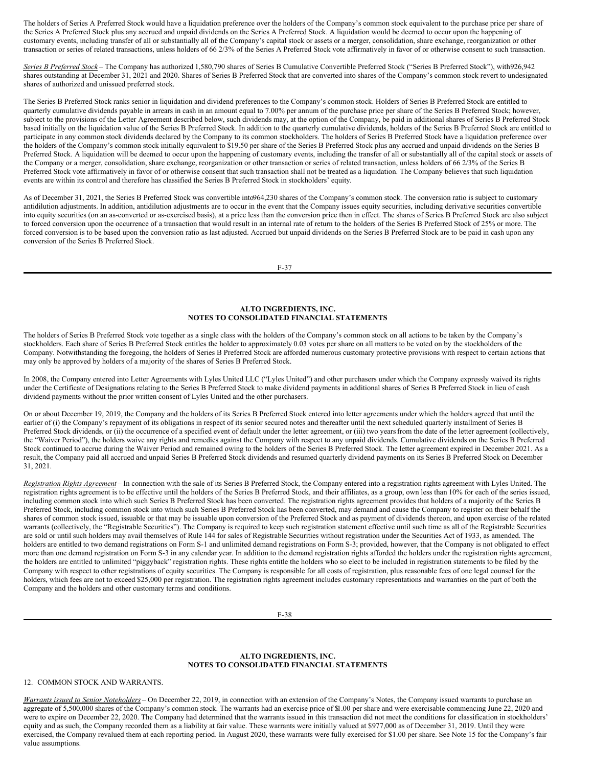The holders of Series A Preferred Stock would have a liquidation preference over the holders of the Company's common stock equivalent to the purchase price per share of the Series A Preferred Stock plus any accrued and unpaid dividends on the Series A Preferred Stock. A liquidation would be deemed to occur upon the happening of customary events, including transfer of all or substantially all of the Company's capital stock or assets or a merger, consolidation, share exchange, reorganization or other transaction or series of related transactions, unless holders of 66 2/3% of the Series A Preferred Stock vote affirmatively in favor of or otherwise consent to such transaction.

*Series B Preferred Stock* – The Company has authorized 1,580,790 shares of Series B Cumulative Convertible Preferred Stock ("Series B Preferred Stock"), with926,942 shares outstanding at December 31, 2021 and 2020. Shares of Series B Preferred Stock that are converted into shares of the Company's common stock revert to undesignated shares of authorized and unissued preferred stock.

The Series B Preferred Stock ranks senior in liquidation and dividend preferences to the Company's common stock. Holders of Series B Preferred Stock are entitled to quarterly cumulative dividends payable in arrears in cash in an amount equal to 7.00% per annum of the purchase price per share of the Series B Preferred Stock; however, subject to the provisions of the Letter Agreement described below, such dividends may, at the option of the Company, be paid in additional shares of Series B Preferred Stock based initially on the liquidation value of the Series B Preferred Stock. In addition to the quarterly cumulative dividends, holders of the Series B Preferred Stock are entitled to participate in any common stock dividends declared by the Company to its common stockholders. The holders of Series B Preferred Stock have a liquidation preference over the holders of the Company's common stock initially equivalent to $19.50 per share of the Series B Preferred Stock plus any accrued and unpaid dividends on the Series B Preferred Stock. A liquidation will be deemed to occur upon the happening of customary events, including the transfer of all or substantially all of the capital stock or assets of the Company or a merger, consolidation, share exchange, reorganization or other transaction or series of related transaction, unless holders of 66 2/3% of the Series B Preferred Stock vote affirmatively in favor of or otherwise consent that such transaction shall not be treated as a liquidation. The Company believes that such liquidation events are within its control and therefore has classified the Series B Preferred Stock in stockholders' equity.

As of December 31, 2021, the Series B Preferred Stock was convertible into964,230 shares of the Company's common stock. The conversion ratio is subject to customary antidilution adjustments. In addition, antidilution adjustments are to occur in the event that the Company issues equity securities, including derivative securities convertible into equity securities (on an as-converted or as-exercised basis), at a price less than the conversion price then in effect. The shares of Series B Preferred Stock are also subject to forced conversion upon the occurrence of a transaction that would result in an internal rate of return to the holders of the Series B Preferred Stock of 25% or more. The forced conversion is to be based upon the conversion ratio as last adjusted. Accrued but unpaid dividends on the Series B Preferred Stock are to be paid in cash upon any conversion of the Series B Preferred Stock.

The holders of Series B Preferred Stock vote together as a single class with the holders of the Company's common stock on all actions to be taken by the Company's stockholders. Each share of Series B Preferred Stock entitles the holder to approximately 0.03 votes per share on all matters to be voted on by the stockholders of the Company. Notwithstanding the foregoing, the holders of Series B Preferred Stock are afforded numerous customary protective provisions with respect to certain actions that may only be approved by holders of a majority of the shares of Series B Preferred Stock.

In 2008, the Company entered into Letter Agreements with Lyles United LLC ("Lyles United") and other purchasers under which the Company expressly waived its rights under the Certificate of Designations relating to the Series B Preferred Stock to make dividend payments in additional shares of Series B Preferred Stock in lieu of cash dividend payments without the prior written consent of Lyles United and the other purchasers.

On or about December 19, 2019, the Company and the holders of its Series B Preferred Stock entered into letter agreements under which the holders agreed that until the earlier of (i) the Company's repayment of its obligations in respect of its senior secured notes and thereafter until the next scheduled quarterly installment of Series B Preferred Stock dividends, or (ii) the occurrence of a specified event of default under the letter agreement, or (iii) two years from the date of the letter agreement (collectively, the "Waiver Period"), the holders waive any rights and remedies against the Company with respect to any unpaid dividends. Cumulative dividends on the Series B Preferred Stock continued to accrue during the Waiver Period and remained owing to the holders of the Series B Preferred Stock. The letter agreement expired in December 2021. As a result, the Company paid all accrued and unpaid Series B Preferred Stock dividends and resumed quarterly dividend payments on its Series B Preferred Stock on December 31, 2021.

*Registration Rights Agreement* – In connection with the sale of its Series B Preferred Stock, the Company entered into a registration rights agreement with Lyles United. The registration rights agreement is to be effective until the holders of the Series B Preferred Stock, and their affiliates, as a group, own less than 10% for each of the series issued, including common stock into which such Series B Preferred Stock has been converted. The registration rights agreement provides that holders of a majority of the Series B Preferred Stock, including common stock into which such Series B Preferred Stock has been converted, may demand and cause the Company to register on their behalf the shares of common stock issued, issuable or that may be issuable upon conversion of the Preferred Stock and as payment of dividends thereon, and upon exercise of the related warrants (collectively, the "Registrable Securities"). The Company is required to keep such registration statement effective until such time as all of the Registrable Securities are sold or until such holders may avail themselves of Rule 144 for sales of Registrable Securities without registration under the Securities Act of 1933, as amended. The holders are entitled to two demand registrations on Form S-1 and unlimited demand registrations on Form S-3; provided, however, that the Company is not obligated to effect more than one demand registration on Form S-3 in any calendar year. In addition to the demand registration rights afforded the holders under the registration rights agreement, the holders are entitled to unlimited "piggyback" registration rights. These rights entitle the holders who so elect to be included in registration statements to be filed by the Company with respect to other registrations of equity securities. The Company is responsible for all costs of registration, plus reasonable fees of one legal counsel for the holders, which fees are not to exceed $25,000 per registration. The registration rights agreement includes customary representations and warranties on the part of both the Company and the holders and other customary terms and conditions.

## 12. COMMON STOCK AND WARRANTS.

*Warrants issued to Senior Noteholders* – On December 22, 2019, in connection with an extension of the Company's Notes, the Company issued warrants to purchase an aggregate of 5,500,000 shares of the Company's common stock. The warrants had an exercise price of $1.00 per share and were exercisable commencing June 22, 2020 and were to expire on December 22, 2020. The Company had determined that the warrants issued in this transaction did not meet the conditions for classification in stockholders' equity and as such, the Company recorded them as a liability at fair value. These warrants were initially valued at $977,000 as of December 31, 2019. Until they were exercised, the Company revalued them at each reporting period. In August 2020, these warrants were fully exercised for $1.00 per share. See Note 15 for the Company's fair value assumptions.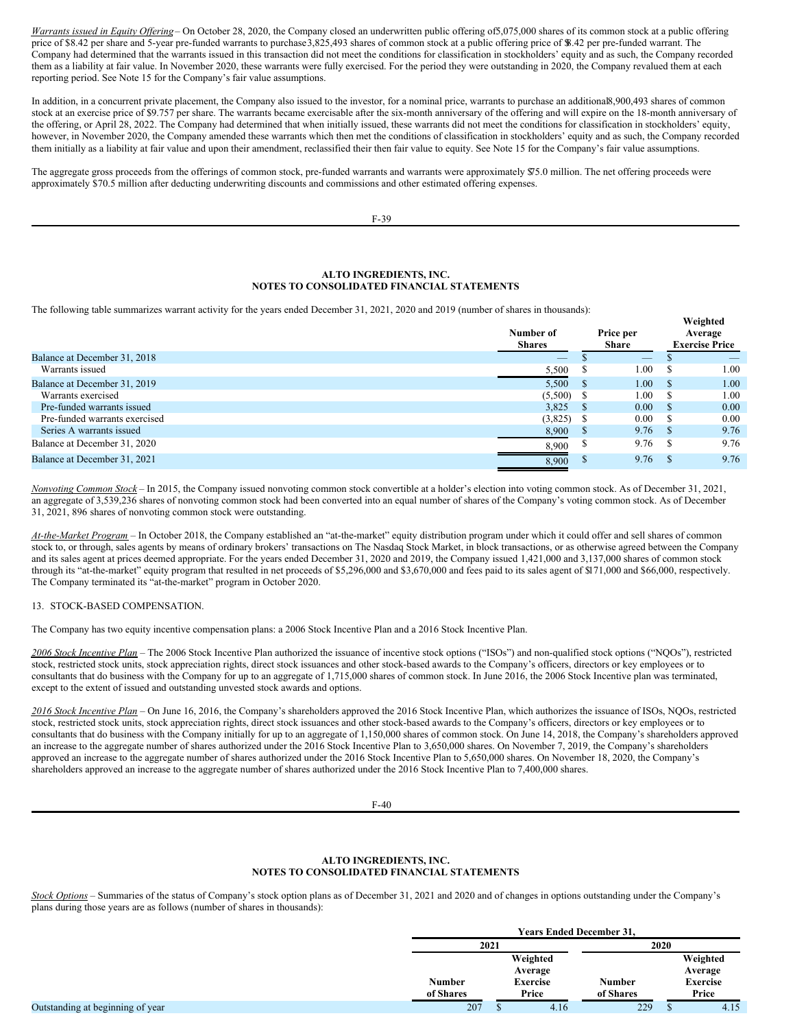*Warrants issued in Equity Offering* – On October 28, 2020, the Company closed an underwritten public offering of 5,075,000 shares of its common stock at a public offering price of $8.42 per share and 5-year pre-funded warrants to purchase 3,825,493 shares of common stock at a public offering price of $8.42 per pre-funded warrant. The Company had determined that the warrants issued in this transaction did not meet the conditions for classification in stockholders' equity and as such, the Company recorded them as a liability at fair value. In November 2020, these warrants were fully exercised. For the period they were outstanding in 2020, the Company revalued them at each reporting period. See Note 15 for the Company's fair value assumptions.

In addition, in a concurrent private placement, the Company also issued to the investor, for a nominal price, warrants to purchase an additional 8,900,493 shares of common stock at an exercise price of $9.757 per share. The warrants became exercisable after the six-month anniversary of the offering and will expire on the 18-month anniversary of the offering, or April 28, 2022. The Company had determined that when initially issued, these warrants did not meet the conditions for classification in stockholders' equity, however, in November 2020, the Company amended these warrants which then met the conditions of classification in stockholders' equity and as such, the Company recorded them initially as a liability at fair value and upon their amendment, reclassified their then fair value to equity. See Note 15 for the Company's fair value assumptions.

The aggregate gross proceeds from the offerings of common stock, pre-funded warrants and warrants were approximately $75.0 million. The net offering proceeds were approximately $70.5 million after deducting underwriting discounts and commissions and other estimated offering expenses.

The following table summarizes warrant activity for the years ended December 31, 2021, 2020 and 2019 (number of shares in thousands):

| | Number of Shares | Price per Share | Weighted Average Exercise Price |
|---|---|---|---|
| Balance at December 31, 2018 | — | $ — | $ — |
| Warrants issued | 5,500 | $ 1.00 | $ 1.00 |
| Balance at December 31, 2019 | 5,500 | $ 1.00 | $ 1.00 |
| Warrants exercised | (5,500) | $ 1.00 | $ 1.00 |
| Pre-funded warrants issued | 3,825 | $ 0.00 | $ 0.00 |
| Pre-funded warrants exercised | (3,825) | $ 0.00 | $ 0.00 |
| Series A warrants issued | 8,900 | $ 9.76 | $ 9.76 |
| Balance at December 31, 2020 | 8,900 | $ 9.76 | $ 9.76 |
| Balance at December 31, 2021 | 8,900 | $ 9.76 | $ 9.76 |

*Nonvoting Common Stock* – In 2015, the Company issued nonvoting common stock convertible at a holder's election into voting common stock. As of December 31, 2021, an aggregate of 3,539,236 shares of nonvoting common stock had been converted into an equal number of shares of the Company's voting common stock. As of December 31, 2021, 896 shares of nonvoting common stock were outstanding.

*At-the-Market Program* – In October 2018, the Company established an "at-the-market" equity distribution program under which it could offer and sell shares of common stock to, or through, sales agents by means of ordinary brokers' transactions on The Nasdaq Stock Market, in block transactions, or as otherwise agreed between the Company and its sales agent at prices deemed appropriate. For the years ended December 31, 2020 and 2019, the Company issued 1,421,000 and 3,137,000 shares of common stock through its "at-the-market" equity program that resulted in net proceeds of $5,296,000 and $3,670,000 and fees paid to its sales agent of $171,000 and $66,000, respectively. The Company terminated its "at-the-market" program in October 2020.

## 13. STOCK-BASED COMPENSATION.

The Company has two equity incentive compensation plans: a 2006 Stock Incentive Plan and a 2016 Stock Incentive Plan.

*2006 Stock Incentive Plan* – The 2006 Stock Incentive Plan authorized the issuance of incentive stock options ("ISOs") and non-qualified stock options ("NQOs"), restricted stock, restricted stock units, stock appreciation rights, direct stock issuances and other stock-based awards to the Company's officers, directors or key employees or to consultants that do business with the Company for up to an aggregate of 1,715,000 shares of common stock. In June 2016, the 2006 Stock Incentive plan was terminated, except to the extent of issued and outstanding unvested stock awards and options.

*2016 Stock Incentive Plan* – On June 16, 2016, the Company's shareholders approved the 2016 Stock Incentive Plan, which authorizes the issuance of ISOs, NQOs, restricted stock, restricted stock units, stock appreciation rights, direct stock issuances and other stock-based awards to the Company's officers, directors or key employees or to consultants that do business with the Company initially for up to an aggregate of 1,150,000 shares of common stock. On June 14, 2018, the Company's shareholders approved an increase to the aggregate number of shares authorized under the 2016 Stock Incentive Plan to 3,650,000 shares. On November 7, 2019, the Company's shareholders approved an increase to the aggregate number of shares authorized under the 2016 Stock Incentive Plan to 5,650,000 shares. On November 18, 2020, the Company's shareholders approved an increase to the aggregate number of shares authorized under the 2016 Stock Incentive Plan to 7,400,000 shares.

*Stock Options* – Summaries of the status of Company's stock option plans as of December 31, 2021 and 2020 and of changes in options outstanding under the Company's plans during those years are as follows (number of shares in thousands):

| | Years Ended December 31, | | | |
|---|---|---|---|---|
| | 2021 | | 2020 | |
| | Number of Shares | Weighted Average Exercise Price | Number of Shares | Weighted Average Exercise Price |
| Outstanding at beginning of year | 207 | $ 4.16 | 229 | $ 4.15 |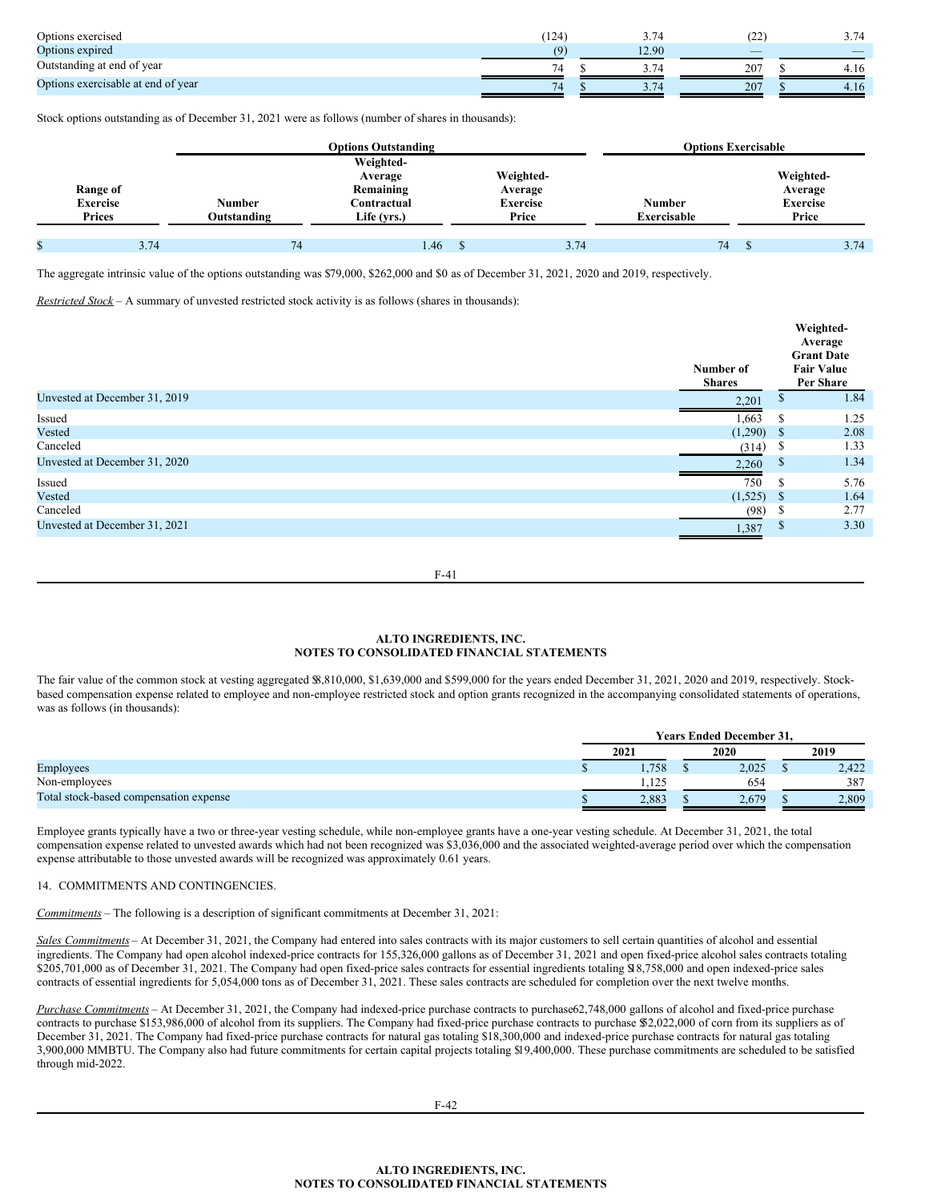| | | | | |
|---|---|---|---|---|
| Options exercised | (124) | 3.74 | (22) | 3.74 |
| Options expired | (9) | 12.90 | — | — |
| Outstanding at end of year | 74 | $ 3.74 | 207 | $ 4.16 |
| Options exercisable at end of year | 74 | $ 3.74 | 207 | $ 4.16 |

Stock options outstanding as of December 31, 2021 were as follows (number of shares in thousands):

| | Options Outstanding | | | Options Exercisable | |
|---|---|---|---|---|---|
| Range of Exercise Prices | Number Outstanding | Weighted-Average Remaining Contractual Life (yrs.) | Weighted-Average Exercise Price | Number Exercisable | Weighted-Average Exercise Price |
| $ 3.74 | 74 | 1.46 | $ 3.74 | 74 | $ 3.74 |

The aggregate intrinsic value of the options outstanding was $79,000, $262,000 and $0 as of December 31, 2021, 2020 and 2019, respectively.

*Restricted Stock* – A summary of unvested restricted stock activity is as follows (shares in thousands):

| | Number of Shares | Weighted-Average Grant Date Fair Value Per Share |
|---|---|---|
| Unvested at December 31, 2019 | 2,201 | $ 1.84 |
| Issued | 1,663 | $ 1.25 |
| Vested | (1,290) | $ 2.08 |
| Canceled | (314) | $ 1.33 |
| Unvested at December 31, 2020 | 2,260 | $ 1.34 |
| Issued | 750 | $ 5.76 |
| Vested | (1,525) | $ 1.64 |
| Canceled | (98) | $ 2.77 |
| Unvested at December 31, 2021 | 1,387 | $ 3.30 |

## ALTO INGREDIENTS, INC.
## NOTES TO CONSOLIDATED FINANCIAL STATEMENTS

The fair value of the common stock at vesting aggregated $8,810,000, $1,639,000 and $599,000 for the years ended December 31, 2021, 2020 and 2019, respectively. Stock-based compensation expense related to employee and non-employee restricted stock and option grants recognized in the accompanying consolidated statements of operations, was as follows (in thousands):

| | Years Ended December 31, | | |
|---|---|---|---|
| | 2021 | 2020 | 2019 |
| Employees | $ 1,758 | $ 2,025 | $ 2,422 |
| Non-employees | 1,125 | 654 | 387 |
| Total stock-based compensation expense | $ 2,883 | $ 2,679 | $ 2,809 |

Employee grants typically have a two or three-year vesting schedule, while non-employee grants have a one-year vesting schedule. At December 31, 2021, the total compensation expense related to unvested awards which had not been recognized was $3,036,000 and the associated weighted-average period over which the compensation expense attributable to those unvested awards will be recognized was approximately 0.61 years.

14. COMMITMENTS AND CONTINGENCIES.

*Commitments* – The following is a description of significant commitments at December 31, 2021:

*Sales Commitments* – At December 31, 2021, the Company had entered into sales contracts with its major customers to sell certain quantities of alcohol and essential ingredients. The Company had open alcohol indexed-price contracts for 155,326,000 gallons as of December 31, 2021 and open fixed-price alcohol sales contracts totaling $205,701,000 as of December 31, 2021. The Company had open fixed-price sales contracts for essential ingredients totaling $18,758,000 and open indexed-price sales contracts of essential ingredients for 5,054,000 tons as of December 31, 2021. These sales contracts are scheduled for completion over the next twelve months.

*Purchase Commitments* – At December 31, 2021, the Company had indexed-price purchase contracts to purchase 62,748,000 gallons of alcohol and fixed-price purchase contracts to purchase $153,986,000 of alcohol from its suppliers. The Company had fixed-price purchase contracts to purchase $52,022,000 of corn from its suppliers as of December 31, 2021. The Company had fixed-price purchase contracts for natural gas totaling $18,300,000 and indexed-price purchase contracts for natural gas totaling 3,900,000 MMBTU. The Company also had future commitments for certain capital projects totaling $19,400,000. These purchase commitments are scheduled to be satisfied through mid-2022.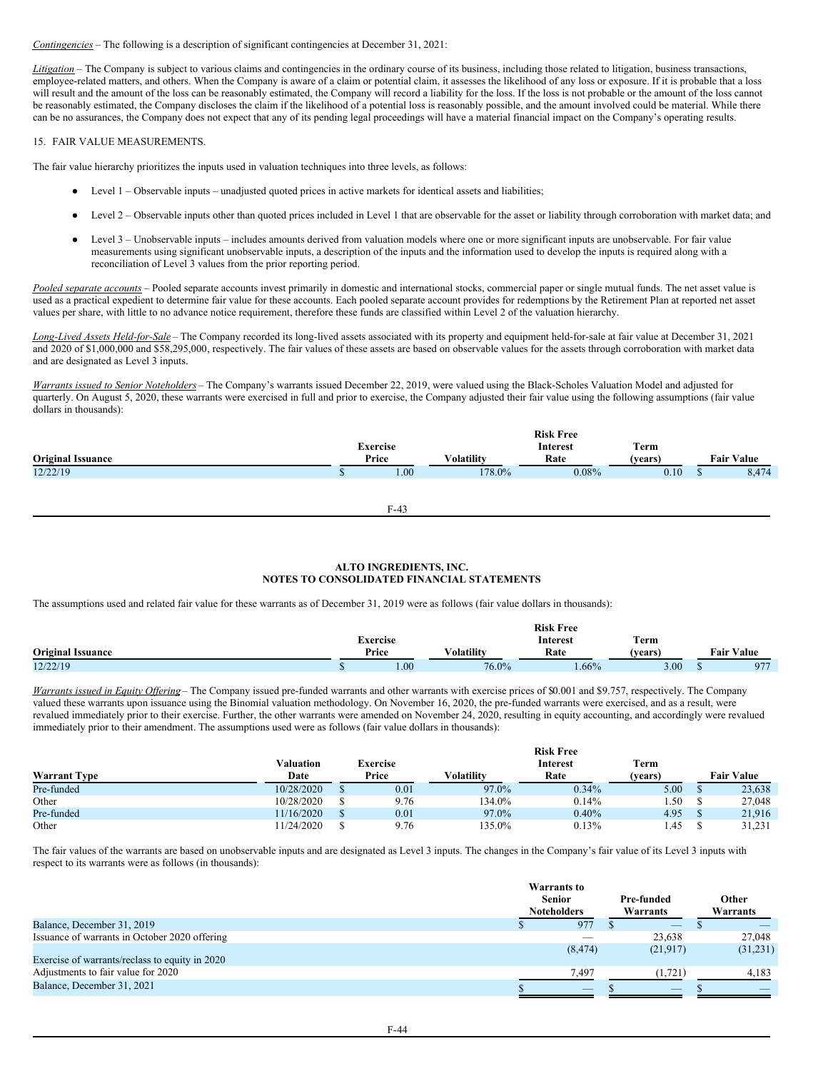*Contingencies* – The following is a description of significant contingencies at December 31, 2021:

*Litigation* – The Company is subject to various claims and contingencies in the ordinary course of its business, including those related to litigation, business transactions, employee-related matters, and others. When the Company is aware of a claim or potential claim, it assesses the likelihood of any loss or exposure. If it is probable that a loss will result and the amount of the loss can be reasonably estimated, the Company will record a liability for the loss. If the loss is not probable or the amount of the loss cannot be reasonably estimated, the Company discloses the claim if the likelihood of a potential loss is reasonably possible, and the amount involved could be material. While there can be no assurances, the Company does not expect that any of its pending legal proceedings will have a material financial impact on the Company's operating results.

15. FAIR VALUE MEASUREMENTS.

The fair value hierarchy prioritizes the inputs used in valuation techniques into three levels, as follows:

- Level 1 – Observable inputs – unadjusted quoted prices in active markets for identical assets and liabilities;
- Level 2 – Observable inputs other than quoted prices included in Level 1 that are observable for the asset or liability through corroboration with market data; and
- Level 3 – Unobservable inputs – includes amounts derived from valuation models where one or more significant inputs are unobservable. For fair value measurements using significant unobservable inputs, a description of the inputs and the information used to develop the inputs is required along with a reconciliation of Level 3 values from the prior reporting period.

*Pooled separate accounts* – Pooled separate accounts invest primarily in domestic and international stocks, commercial paper or single mutual funds. The net asset value is used as a practical expedient to determine fair value for these accounts. Each pooled separate account provides for redemptions by the Retirement Plan at reported net asset values per share, with little to no advance notice requirement, therefore these funds are classified within Level 2 of the valuation hierarchy.

*Long-Lived Assets Held-for-Sale* – The Company recorded its long-lived assets associated with its property and equipment held-for-sale at fair value at December 31, 2021 and 2020 of $1,000,000 and $58,295,000, respectively. The fair values of these assets are based on observable values for the assets through corroboration with market data and are designated as Level 3 inputs.

*Warrants issued to Senior Noteholders* – The Company's warrants issued December 22, 2019, were valued using the Black-Scholes Valuation Model and adjusted for quarterly. On August 5, 2020, these warrants were exercised in full and prior to exercise, the Company adjusted their fair value using the following assumptions (fair value dollars in thousands):

| Original Issuance | Exercise Price | Volatility | Risk Free Interest Rate | Term (years) | Fair Value |
|---|---|---|---|---|---|
| 12/22/19 | $ 1.00 | 178.0% | 0.08% | 0.10 | $ 8,474 |

**ALTO INGREDIENTS, INC.**
**NOTES TO CONSOLIDATED FINANCIAL STATEMENTS**

The assumptions used and related fair value for these warrants as of December 31, 2019 were as follows (fair value dollars in thousands):

| Original Issuance | Exercise Price | Volatility | Risk Free Interest Rate | Term (years) | Fair Value |
|---|---|---|---|---|---|
| 12/22/19 | $ 1.00 | 76.0% | 1.66% | 3.00 | $ 977 |

*Warrants issued in Equity Offering* – The Company issued pre-funded warrants and other warrants with exercise prices of $0.001 and $9.757, respectively. The Company valued these warrants upon issuance using the Binomial valuation methodology. On November 16, 2020, the pre-funded warrants were exercised, and as a result, were revalued immediately prior to their exercise. Further, the other warrants were amended on November 24, 2020, resulting in equity accounting, and accordingly were revalued immediately prior to their amendment. The assumptions used were as follows (fair value dollars in thousands):

| Warrant Type | Valuation Date | Exercise Price | Volatility | Risk Free Interest Rate | Term (years) | Fair Value |
|---|---|---|---|---|---|---|
| Pre-funded | 10/28/2020 | $ 0.01 | 97.0% | 0.34% | 5.00 | $ 23,638 |
| Other | 10/28/2020 | $ 9.76 | 134.0% | 0.14% | 1.50 | $ 27,048 |
| Pre-funded | 11/16/2020 | $ 0.01 | 97.0% | 0.40% | 4.95 | $ 21,916 |
| Other | 11/24/2020 | $ 9.76 | 135.0% | 0.13% | 1.45 | $ 31,231 |

The fair values of the warrants are based on unobservable inputs and are designated as Level 3 inputs. The changes in the Company's fair value of its Level 3 inputs with respect to its warrants were as follows (in thousands):

| | Warrants to Senior Noteholders | Pre-funded Warrants | Other Warrants |
|---|---|---|---|
| Balance, December 31, 2019 | $ 977 | $ — | $ — |
| Issuance of warrants in October 2020 offering | — | 23,638 | 27,048 |
| Exercise of warrants/reclass to equity in 2020 | (8,474) | (21,917) | (31,231) |
| Adjustments to fair value for 2020 | 7,497 | (1,721) | 4,183 |
| Balance, December 31, 2021 | $ — | $ — | $ — |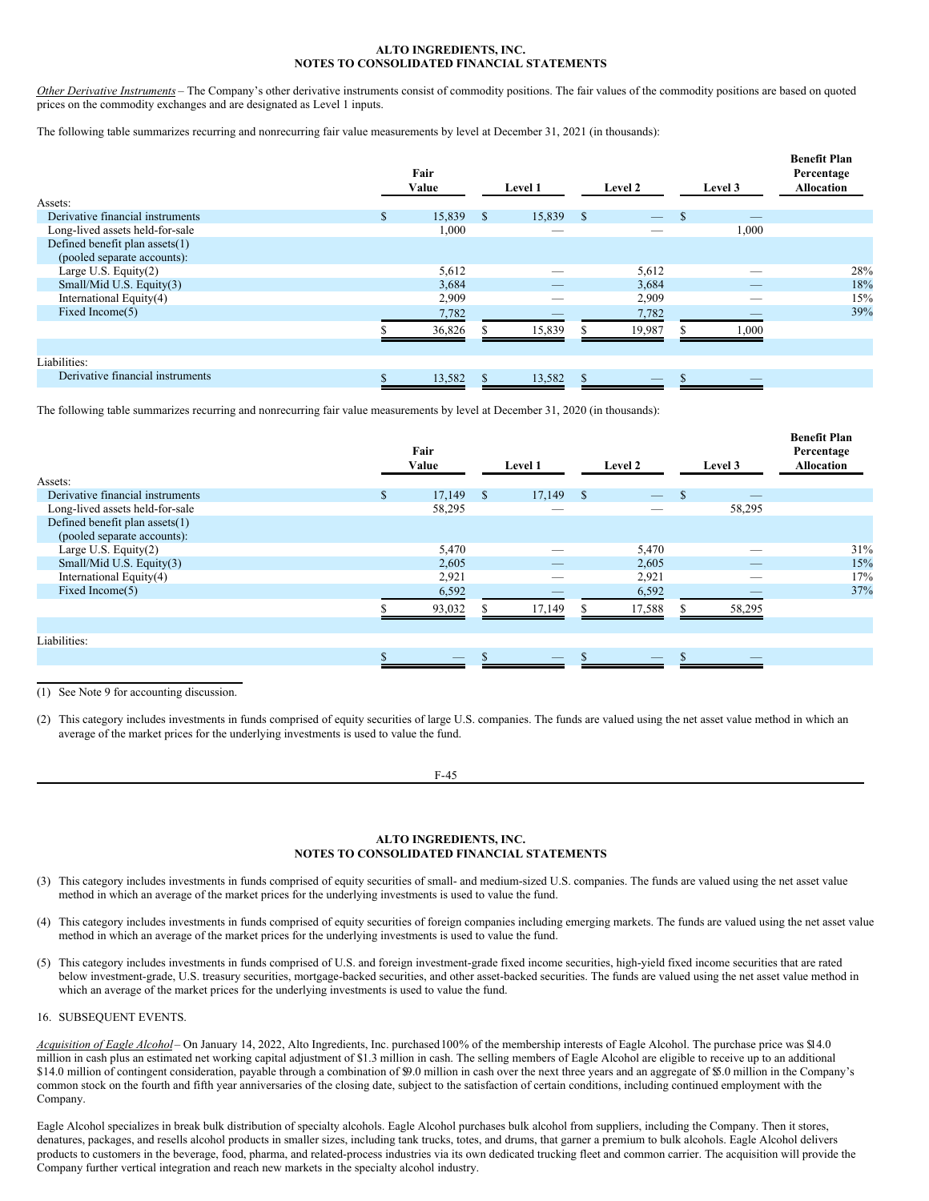*Other Derivative Instruments* – The Company's other derivative instruments consist of commodity positions. The fair values of the commodity positions are based on quoted prices on the commodity exchanges and are designated as Level 1 inputs.

The following table summarizes recurring and nonrecurring fair value measurements by level at December 31, 2021 (in thousands):

| | Fair Value | Level 1 | Level 2 | Level 3 | Benefit Plan Percentage Allocation |
|---|---|---|---|---|---|
| Assets: | | | | | |
| Derivative financial instruments | $ 15,839 | $ 15,839 | $ — | $ — | |
| Long-lived assets held-for-sale | 1,000 | — | — | 1,000 | |
| Defined benefit plan assets(1) (pooled separate accounts): | | | | | |
| Large U.S. Equity(2) | 5,612 | — | 5,612 | — | 28% |
| Small/Mid U.S. Equity(3) | 3,684 | — | 3,684 | — | 18% |
| International Equity(4) | 2,909 | — | 2,909 | — | 15% |
| Fixed Income(5) | 7,782 | — | 7,782 | — | 39% |
| | $ 36,826 | $ 15,839 | $ 19,987 | $ 1,000 | |
| Liabilities: | | | | | |
| Derivative financial instruments | $ 13,582 | $ 13,582 | $ — | $ — | |

The following table summarizes recurring and nonrecurring fair value measurements by level at December 31, 2020 (in thousands):

| | Fair Value | Level 1 | Level 2 | Level 3 | Benefit Plan Percentage Allocation |
|---|---|---|---|---|---|
| Assets: | | | | | |
| Derivative financial instruments | $ 17,149 | $ 17,149 | $ — | $ — | |
| Long-lived assets held-for-sale | 58,295 | — | — | 58,295 | |
| Defined benefit plan assets(1) (pooled separate accounts): | | | | | |
| Large U.S. Equity(2) | 5,470 | — | 5,470 | — | 31% |
| Small/Mid U.S. Equity(3) | 2,605 | — | 2,605 | — | 15% |
| International Equity(4) | 2,921 | — | 2,921 | — | 17% |
| Fixed Income(5) | 6,592 | — | 6,592 | — | 37% |
| | $ 93,032 | $ 17,149 | $ 17,588 | $ 58,295 | |
| Liabilities: | | | | | |
| | $ — | $ — | $ — | $ — | |

(1) See Note 9 for accounting discussion.

(2) This category includes investments in funds comprised of equity securities of large U.S. companies. The funds are valued using the net asset value method in which an average of the market prices for the underlying investments is used to value the fund.

(3) This category includes investments in funds comprised of equity securities of small- and medium-sized U.S. companies. The funds are valued using the net asset value method in which an average of the market prices for the underlying investments is used to value the fund.

(4) This category includes investments in funds comprised of equity securities of foreign companies including emerging markets. The funds are valued using the net asset value method in which an average of the market prices for the underlying investments is used to value the fund.

(5) This category includes investments in funds comprised of U.S. and foreign investment-grade fixed income securities, high-yield fixed income securities that are rated below investment-grade, U.S. treasury securities, mortgage-backed securities, and other asset-backed securities. The funds are valued using the net asset value method in which an average of the market prices for the underlying investments is used to value the fund.

16. SUBSEQUENT EVENTS.

*Acquisition of Eagle Alcohol* – On January 14, 2022, Alto Ingredients, Inc. purchased 100% of the membership interests of Eagle Alcohol. The purchase price was $14.0 million in cash plus an estimated net working capital adjustment of $1.3 million in cash. The selling members of Eagle Alcohol are eligible to receive up to an additional $14.0 million of contingent consideration, payable through a combination of $9.0 million in cash over the next three years and an aggregate of $5.0 million in the Company's common stock on the fourth and fifth year anniversaries of the closing date, subject to the satisfaction of certain conditions, including continued employment with the Company.

Eagle Alcohol specializes in break bulk distribution of specialty alcohols. Eagle Alcohol purchases bulk alcohol from suppliers, including the Company. Then it stores, denatures, packages, and resells alcohol products in smaller sizes, including tank trucks, totes, and drums, that garner a premium to bulk alcohols. Eagle Alcohol delivers products to customers in the beverage, food, pharma, and related-process industries via its own dedicated trucking fleet and common carrier. The acquisition will provide the Company further vertical integration and reach new markets in the specialty alcohol industry.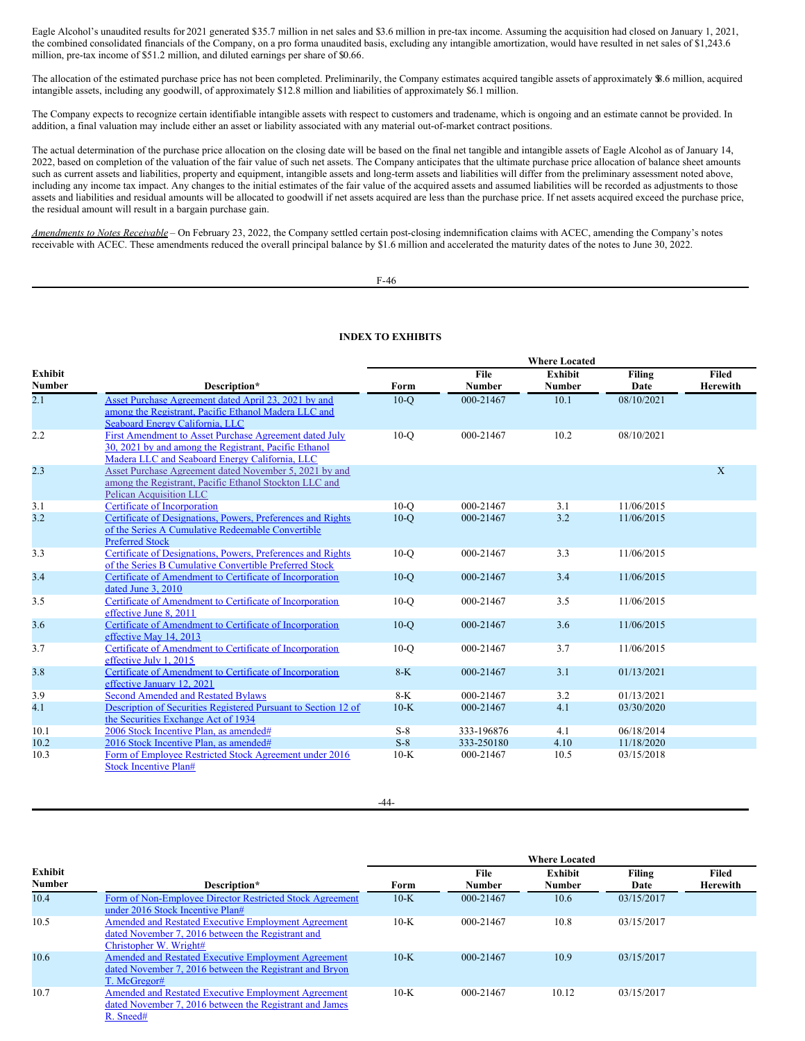Eagle Alcohol's unaudited results for 2021 generated $35.7 million in net sales and $3.6 million in pre-tax income. Assuming the acquisition had closed on January 1, 2021, the combined consolidated financials of the Company, on a pro forma unaudited basis, excluding any intangible amortization, would have resulted in net sales of $1,243.6 million, pre-tax income of $51.2 million, and diluted earnings per share of $0.66.

The allocation of the estimated purchase price has not been completed. Preliminarily, the Company estimates acquired tangible assets of approximately $8.6 million, acquired intangible assets, including any goodwill, of approximately $12.8 million and liabilities of approximately $6.1 million.

The Company expects to recognize certain identifiable intangible assets with respect to customers and tradename, which is ongoing and an estimate cannot be provided. In addition, a final valuation may include either an asset or liability associated with any material out-of-market contract positions.

The actual determination of the purchase price allocation on the closing date will be based on the final net tangible and intangible assets of Eagle Alcohol as of January 14, 2022, based on completion of the valuation of the fair value of such net assets. The Company anticipates that the ultimate purchase price allocation of balance sheet amounts such as current assets and liabilities, property and equipment, intangible assets and long-term assets and liabilities will differ from the preliminary assessment noted above, including any income tax impact. Any changes to the initial estimates of the fair value of the acquired assets and assumed liabilities will be recorded as adjustments to those assets and liabilities and residual amounts will be allocated to goodwill if net assets acquired are less than the purchase price. If net assets acquired exceed the purchase price, the residual amount will result in a bargain purchase gain.

*Amendments to Notes Receivable* – On February 23, 2022, the Company settled certain post-closing indemnification claims with ACEC, amending the Company's notes receivable with ACEC. These amendments reduced the overall principal balance by $1.6 million and accelerated the maturity dates of the notes to June 30, 2022.

## INDEX TO EXHIBITS

| | | Where Located | | | | |
|---|---|---|---|---|---|---|
| Exhibit Number | Description* | Form | File Number | Exhibit Number | Filing Date | Filed Herewith |
| 2.1 | Asset Purchase Agreement dated April 23, 2021 by and among the Registrant, Pacific Ethanol Madera LLC and Seaboard Energy California, LLC | 10-Q | 000-21467 | 10.1 | 08/10/2021 | |
| 2.2 | First Amendment to Asset Purchase Agreement dated July 30, 2021 by and among the Registrant, Pacific Ethanol Madera LLC and Seaboard Energy California, LLC | 10-Q | 000-21467 | 10.2 | 08/10/2021 | |
| 2.3 | Asset Purchase Agreement dated November 5, 2021 by and among the Registrant, Pacific Ethanol Stockton LLC and Pelican Acquisition LLC | | | | | X |
| 3.1 | Certificate of Incorporation | 10-Q | 000-21467 | 3.1 | 11/06/2015 | |
| 3.2 | Certificate of Designations, Powers, Preferences and Rights of the Series A Cumulative Redeemable Convertible Preferred Stock | 10-Q | 000-21467 | 3.2 | 11/06/2015 | |
| 3.3 | Certificate of Designations, Powers, Preferences and Rights of the Series B Cumulative Convertible Preferred Stock | 10-Q | 000-21467 | 3.3 | 11/06/2015 | |
| 3.4 | Certificate of Amendment to Certificate of Incorporation dated June 3, 2010 | 10-Q | 000-21467 | 3.4 | 11/06/2015 | |
| 3.5 | Certificate of Amendment to Certificate of Incorporation effective June 8, 2011 | 10-Q | 000-21467 | 3.5 | 11/06/2015 | |
| 3.6 | Certificate of Amendment to Certificate of Incorporation effective May 14, 2013 | 10-Q | 000-21467 | 3.6 | 11/06/2015 | |
| 3.7 | Certificate of Amendment to Certificate of Incorporation effective July 1, 2015 | 10-Q | 000-21467 | 3.7 | 11/06/2015 | |
| 3.8 | Certificate of Amendment to Certificate of Incorporation effective January 12, 2021 | 8-K | 000-21467 | 3.1 | 01/13/2021 | |
| 3.9 | Second Amended and Restated Bylaws | 8-K | 000-21467 | 3.2 | 01/13/2021 | |
| 4.1 | Description of Securities Registered Pursuant to Section 12 of the Securities Exchange Act of 1934 | 10-K | 000-21467 | 4.1 | 03/30/2020 | |
| 10.1 | 2006 Stock Incentive Plan, as amended# | S-8 | 333-196876 | 4.1 | 06/18/2014 | |
| 10.2 | 2016 Stock Incentive Plan, as amended# | S-8 | 333-250180 | 4.10 | 11/18/2020 | |
| 10.3 | Form of Employee Restricted Stock Agreement under 2016 Stock Incentive Plan# | 10-K | 000-21467 | 10.5 | 03/15/2018 | |
| 10.4 | Form of Non-Employee Director Restricted Stock Agreement under 2016 Stock Incentive Plan# | 10-K | 000-21467 | 10.6 | 03/15/2017 | |
| 10.5 | Amended and Restated Executive Employment Agreement dated November 7, 2016 between the Registrant and Christopher W. Wright# | 10-K | 000-21467 | 10.8 | 03/15/2017 | |
| 10.6 | Amended and Restated Executive Employment Agreement dated November 7, 2016 between the Registrant and Bryon T. McGregor# | 10-K | 000-21467 | 10.9 | 03/15/2017 | |
| 10.7 | Amended and Restated Executive Employment Agreement dated November 7, 2016 between the Registrant and James R. Sneed# | 10-K | 000-21467 | 10.12 | 03/15/2017 | |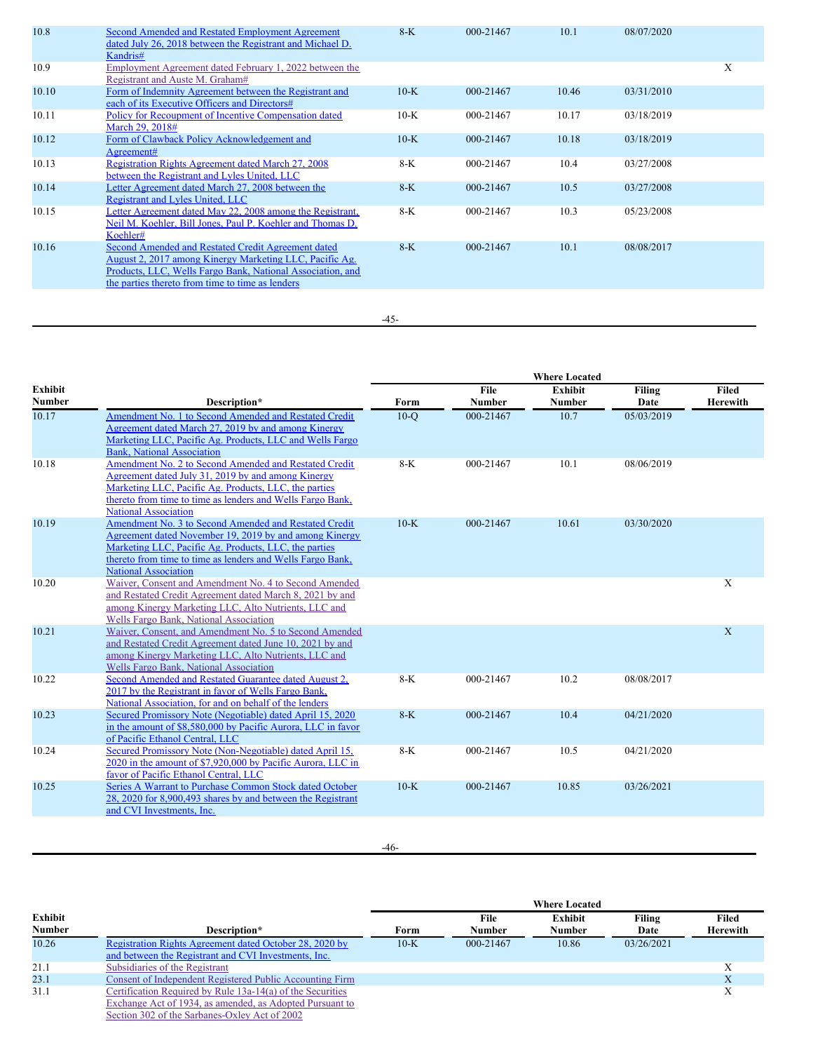| Exhibit Number | Description* | Form | File Number | Exhibit Number | Filing Date | Filed Herewith |
|---|---|---|---|---|---|---|
| 10.8 | Second Amended and Restated Employment Agreement dated July 26, 2018 between the Registrant and Michael D. Kandris# | 8-K | 000-21467 | 10.1 | 08/07/2020 | |
| 10.9 | Employment Agreement dated February 1, 2022 between the Registrant and Auste M. Graham# | | | | | X |
| 10.10 | Form of Indemnity Agreement between the Registrant and each of its Executive Officers and Directors# | 10-K | 000-21467 | 10.46 | 03/31/2010 | |
| 10.11 | Policy for Recoupment of Incentive Compensation dated March 29, 2018# | 10-K | 000-21467 | 10.17 | 03/18/2019 | |
| 10.12 | Form of Clawback Policy Acknowledgement and Agreement# | 10-K | 000-21467 | 10.18 | 03/18/2019 | |
| 10.13 | Registration Rights Agreement dated March 27, 2008 between the Registrant and Lyles United, LLC | 8-K | 000-21467 | 10.4 | 03/27/2008 | |
| 10.14 | Letter Agreement dated March 27, 2008 between the Registrant and Lyles United, LLC | 8-K | 000-21467 | 10.5 | 03/27/2008 | |
| 10.15 | Letter Agreement dated May 22, 2008 among the Registrant, Neil M. Koehler, Bill Jones, Paul P. Koehler and Thomas D. Koehler# | 8-K | 000-21467 | 10.3 | 05/23/2008 | |
| 10.16 | Second Amended and Restated Credit Agreement dated August 2, 2017 among Kinergy Marketing LLC, Pacific Ag. Products, LLC, Wells Fargo Bank, National Association, and the parties thereto from time to time as lenders | 8-K | 000-21467 | 10.1 | 08/08/2017 | |
| 10.17 | Amendment No. 1 to Second Amended and Restated Credit Agreement dated March 27, 2019 by and among Kinergy Marketing LLC, Pacific Ag. Products, LLC and Wells Fargo Bank, National Association | 10-Q | 000-21467 | 10.7 | 05/03/2019 | |
| 10.18 | Amendment No. 2 to Second Amended and Restated Credit Agreement dated July 31, 2019 by and among Kinergy Marketing LLC, Pacific Ag. Products, LLC, the parties thereto from time to time as lenders and Wells Fargo Bank, National Association | 8-K | 000-21467 | 10.1 | 08/06/2019 | |
| 10.19 | Amendment No. 3 to Second Amended and Restated Credit Agreement dated November 19, 2019 by and among Kinergy Marketing LLC, Pacific Ag. Products, LLC, the parties thereto from time to time as lenders and Wells Fargo Bank, National Association | 10-K | 000-21467 | 10.61 | 03/30/2020 | |
| 10.20 | Waiver, Consent and Amendment No. 4 to Second Amended and Restated Credit Agreement dated March 8, 2021 by and among Kinergy Marketing LLC, Alto Nutrients, LLC and Wells Fargo Bank, National Association | | | | | X |
| 10.21 | Waiver, Consent, and Amendment No. 5 to Second Amended and Restated Credit Agreement dated June 10, 2021 by and among Kinergy Marketing LLC, Alto Nutrients, LLC and Wells Fargo Bank, National Association | | | | | X |
| 10.22 | Second Amended and Restated Guarantee dated August 2, 2017 by the Registrant in favor of Wells Fargo Bank, National Association, for and on behalf of the lenders | 8-K | 000-21467 | 10.2 | 08/08/2017 | |
| 10.23 | Secured Promissory Note (Negotiable) dated April 15, 2020 in the amount of $8,580,000 by Pacific Aurora, LLC in favor of Pacific Ethanol Central, LLC | 8-K | 000-21467 | 10.4 | 04/21/2020 | |
| 10.24 | Secured Promissory Note (Non-Negotiable) dated April 15, 2020 in the amount of $7,920,000 by Pacific Aurora, LLC in favor of Pacific Ethanol Central, LLC | 8-K | 000-21467 | 10.5 | 04/21/2020 | |
| 10.25 | Series A Warrant to Purchase Common Stock dated October 28, 2020 for 8,900,493 shares by and between the Registrant and CVI Investments, Inc. | 10-K | 000-21467 | 10.85 | 03/26/2021 | |
| 10.26 | Registration Rights Agreement dated October 28, 2020 by and between the Registrant and CVI Investments, Inc. | 10-K | 000-21467 | 10.86 | 03/26/2021 | |
| 21.1 | Subsidiaries of the Registrant | | | | | X |
| 23.1 | Consent of Independent Registered Public Accounting Firm | | | | | X |
| 31.1 | Certification Required by Rule 13a-14(a) of the Securities Exchange Act of 1934, as amended, as Adopted Pursuant to Section 302 of the Sarbanes-Oxley Act of 2002 | | | | | X |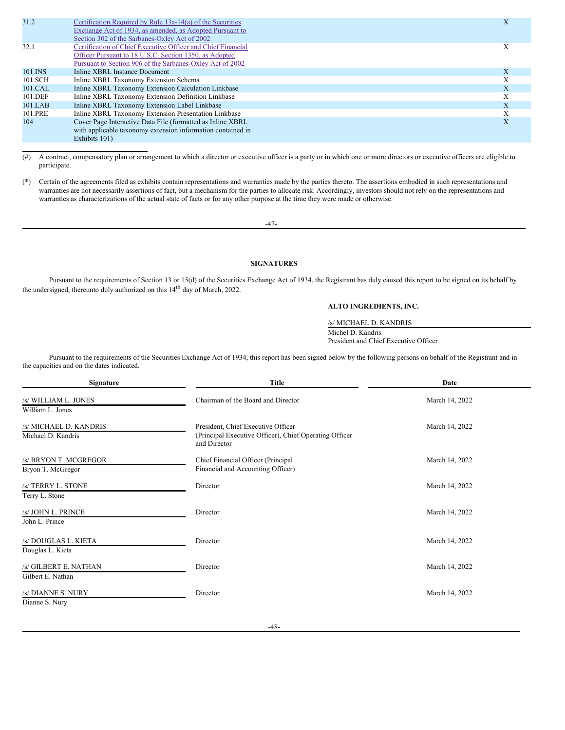| | | |
|---|---|---|
| 31.2 | Certification Required by Rule 13a-14(a) of the Securities Exchange Act of 1934, as amended, as Adopted Pursuant to Section 302 of the Sarbanes-Oxley Act of 2002 | X |
| 32.1 | Certification of Chief Executive Officer and Chief Financial Officer Pursuant to 18 U.S.C. Section 1350, as Adopted Pursuant to Section 906 of the Sarbanes-Oxley Act of 2002 | X |
| 101.INS | Inline XBRL Instance Document | X |
| 101.SCH | Inline XBRL Taxonomy Extension Schema | X |
| 101.CAL | Inline XBRL Taxonomy Extension Calculation Linkbase | X |
| 101.DEF | Inline XBRL Taxonomy Extension Definition Linkbase | X |
| 101.LAB | Inline XBRL Taxonomy Extension Label Linkbase | X |
| 101.PRE | Inline XBRL Taxonomy Extension Presentation Linkbase | X |
| 104 | Cover Page Interactive Data File (formatted as Inline XBRL with applicable taxonomy extension information contained in Exhibits 101) | X |

(#) A contract, compensatory plan or arrangement to which a director or executive officer is a party or in which one or more directors or executive officers are eligible to participate.

(*) Certain of the agreements filed as exhibits contain representations and warranties made by the parties thereto. The assertions embodied in such representations and warranties are not necessarily assertions of fact, but a mechanism for the parties to allocate risk. Accordingly, investors should not rely on the representations and warranties as characterizations of the actual state of facts or for any other purpose at the time they were made or otherwise.

## SIGNATURES

Pursuant to the requirements of Section 13 or 15(d) of the Securities Exchange Act of 1934, the Registrant has duly caused this report to be signed on its behalf by the undersigned, thereunto duly authorized on this 14th day of March, 2022.

**ALTO INGREDIENTS, INC.**

/s/ MICHAEL D. KANDRIS
Michel D. Kandris
President and Chief Executive Officer

Pursuant to the requirements of the Securities Exchange Act of 1934, this report has been signed below by the following persons on behalf of the Registrant and in the capacities and on the dates indicated.

| Signature | Title | Date |
|---|---|---|
| /s/ WILLIAM L. JONES<br>William L. Jones | Chairman of the Board and Director | March 14, 2022 |
| /s/ MICHAEL D. KANDRIS<br>Michael D. Kandris | President, Chief Executive Officer (Principal Executive Officer), Chief Operating Officer and Director | March 14, 2022 |
| /s/ BRYON T. MCGREGOR<br>Bryon T. McGregor | Chief Financial Officer (Principal Financial and Accounting Officer) | March 14, 2022 |
| /s/ TERRY L. STONE<br>Terry L. Stone | Director | March 14, 2022 |
| /s/ JOHN L. PRINCE<br>John L. Prince | Director | March 14, 2022 |
| /s/ DOUGLAS L. KIETA<br>Douglas L. Kieta | Director | March 14, 2022 |
| /s/ GILBERT E. NATHAN<br>Gilbert E. Nathan | Director | March 14, 2022 |
| /s/ DIANNE S. NURY<br>Dianne S. Nury | Director | March 14, 2022 |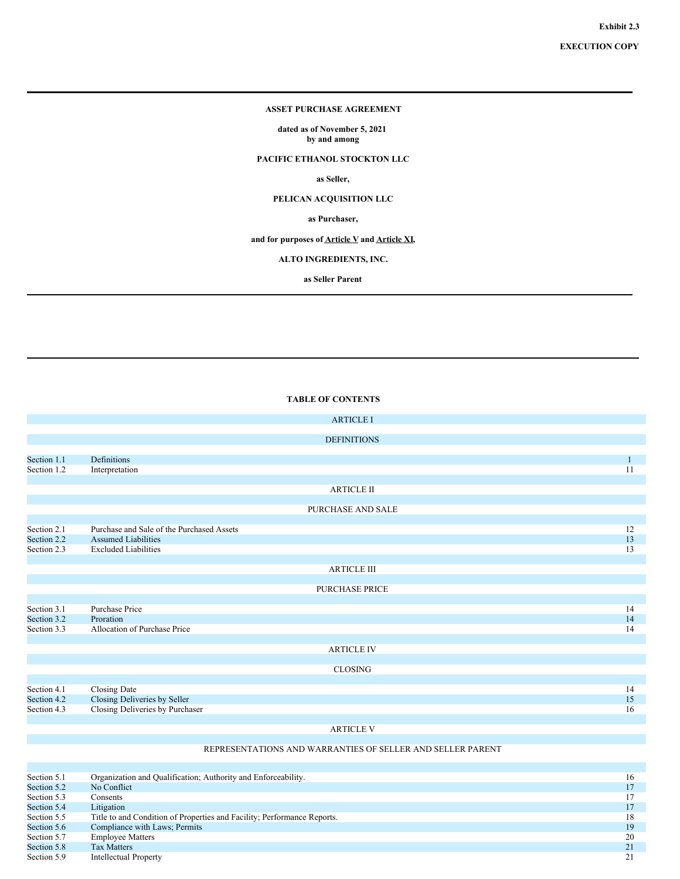**Exhibit 2.3**

**EXECUTION COPY**

---

**ASSET PURCHASE AGREEMENT**

**dated as of November 5, 2021**
**by and among**

**PACIFIC ETHANOL STOCKTON LLC**

**as Seller,**

**PELICAN ACQUISITION LLC**

**as Purchaser,**

**and for purposes of Article V and Article XI,**

**ALTO INGREDIENTS, INC.**

**as Seller Parent**

---

---

**TABLE OF CONTENTS**

| | | |
|---|---|---|
| | ARTICLE I | |
| | DEFINITIONS | |
| Section 1.1 | Definitions | 1 |
| Section 1.2 | Interpretation | 11 |
| | ARTICLE II | |
| | PURCHASE AND SALE | |
| Section 2.1 | Purchase and Sale of the Purchased Assets | 12 |
| Section 2.2 | Assumed Liabilities | 13 |
| Section 2.3 | Excluded Liabilities | 13 |
| | ARTICLE III | |
| | PURCHASE PRICE | |
| Section 3.1 | Purchase Price | 14 |
| Section 3.2 | Proration | 14 |
| Section 3.3 | Allocation of Purchase Price | 14 |
| | ARTICLE IV | |
| | CLOSING | |
| Section 4.1 | Closing Date | 14 |
| Section 4.2 | Closing Deliveries by Seller | 15 |
| Section 4.3 | Closing Deliveries by Purchaser | 16 |
| | ARTICLE V | |
| | REPRESENTATIONS AND WARRANTIES OF SELLER AND SELLER PARENT | |
| Section 5.1 | Organization and Qualification; Authority and Enforceability. | 16 |
| Section 5.2 | No Conflict | 17 |
| Section 5.3 | Consents | 17 |
| Section 5.4 | Litigation | 17 |
| Section 5.5 | Title to and Condition of Properties and Facility; Performance Reports. | 18 |
| Section 5.6 | Compliance with Laws; Permits | 19 |
| Section 5.7 | Employee Matters | 20 |
| Section 5.8 | Tax Matters | 21 |
| Section 5.9 | Intellectual Property | 21 |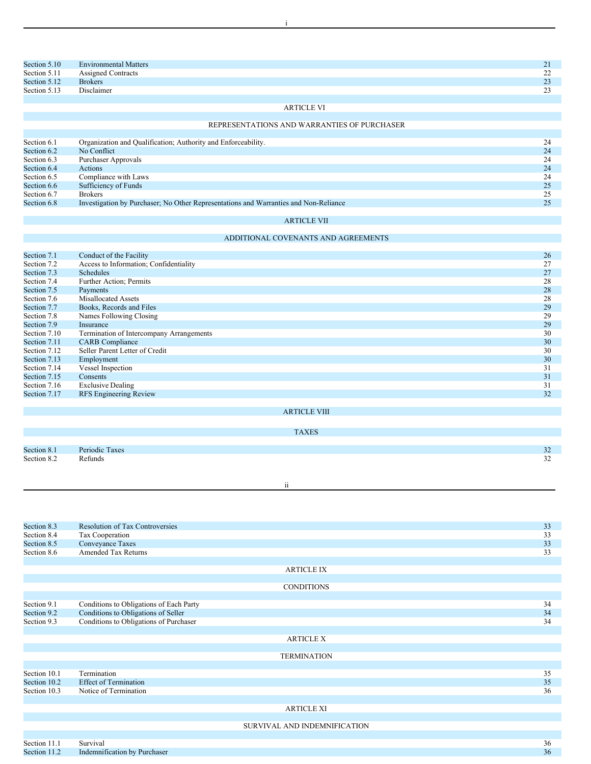| | | |
|---|---|---|
| Section 5.10 | Environmental Matters | 21 |
| Section 5.11 | Assigned Contracts | 22 |
| Section 5.12 | Brokers | 23 |
| Section 5.13 | Disclaimer | 23 |

ARTICLE VI

REPRESENTATIONS AND WARRANTIES OF PURCHASER

| | | |
|---|---|---|
| Section 6.1 | Organization and Qualification; Authority and Enforceability. | 24 |
| Section 6.2 | No Conflict | 24 |
| Section 6.3 | Purchaser Approvals | 24 |
| Section 6.4 | Actions | 24 |
| Section 6.5 | Compliance with Laws | 24 |
| Section 6.6 | Sufficiency of Funds | 25 |
| Section 6.7 | Brokers | 25 |
| Section 6.8 | Investigation by Purchaser; No Other Representations and Warranties and Non-Reliance | 25 |

ARTICLE VII

ADDITIONAL COVENANTS AND AGREEMENTS

| | | |
|---|---|---|
| Section 7.1 | Conduct of the Facility | 26 |
| Section 7.2 | Access to Information; Confidentiality | 27 |
| Section 7.3 | Schedules | 27 |
| Section 7.4 | Further Action; Permits | 28 |
| Section 7.5 | Payments | 28 |
| Section 7.6 | Misallocated Assets | 28 |
| Section 7.7 | Books, Records and Files | 29 |
| Section 7.8 | Names Following Closing | 29 |
| Section 7.9 | Insurance | 29 |
| Section 7.10 | Termination of Intercompany Arrangements | 30 |
| Section 7.11 | CARB Compliance | 30 |
| Section 7.12 | Seller Parent Letter of Credit | 30 |
| Section 7.13 | Employment | 30 |
| Section 7.14 | Vessel Inspection | 31 |
| Section 7.15 | Consents | 31 |
| Section 7.16 | Exclusive Dealing | 31 |
| Section 7.17 | RFS Engineering Review | 32 |

ARTICLE VIII

TAXES

| | | |
|---|---|---|
| Section 8.1 | Periodic Taxes | 32 |
| Section 8.2 | Refunds | 32 |
| Section 8.3 | Resolution of Tax Controversies | 33 |
| Section 8.4 | Tax Cooperation | 33 |
| Section 8.5 | Conveyance Taxes | 33 |
| Section 8.6 | Amended Tax Returns | 33 |

ARTICLE IX

CONDITIONS

| | | |
|---|---|---|
| Section 9.1 | Conditions to Obligations of Each Party | 34 |
| Section 9.2 | Conditions to Obligations of Seller | 34 |
| Section 9.3 | Conditions to Obligations of Purchaser | 34 |

ARTICLE X

TERMINATION

| | | |
|---|---|---|
| Section 10.1 | Termination | 35 |
| Section 10.2 | Effect of Termination | 35 |
| Section 10.3 | Notice of Termination | 36 |

ARTICLE XI

SURVIVAL AND INDEMNIFICATION

| | | |
|---|---|---|
| Section 11.1 | Survival | 36 |
| Section 11.2 | Indemnification by Purchaser | 36 |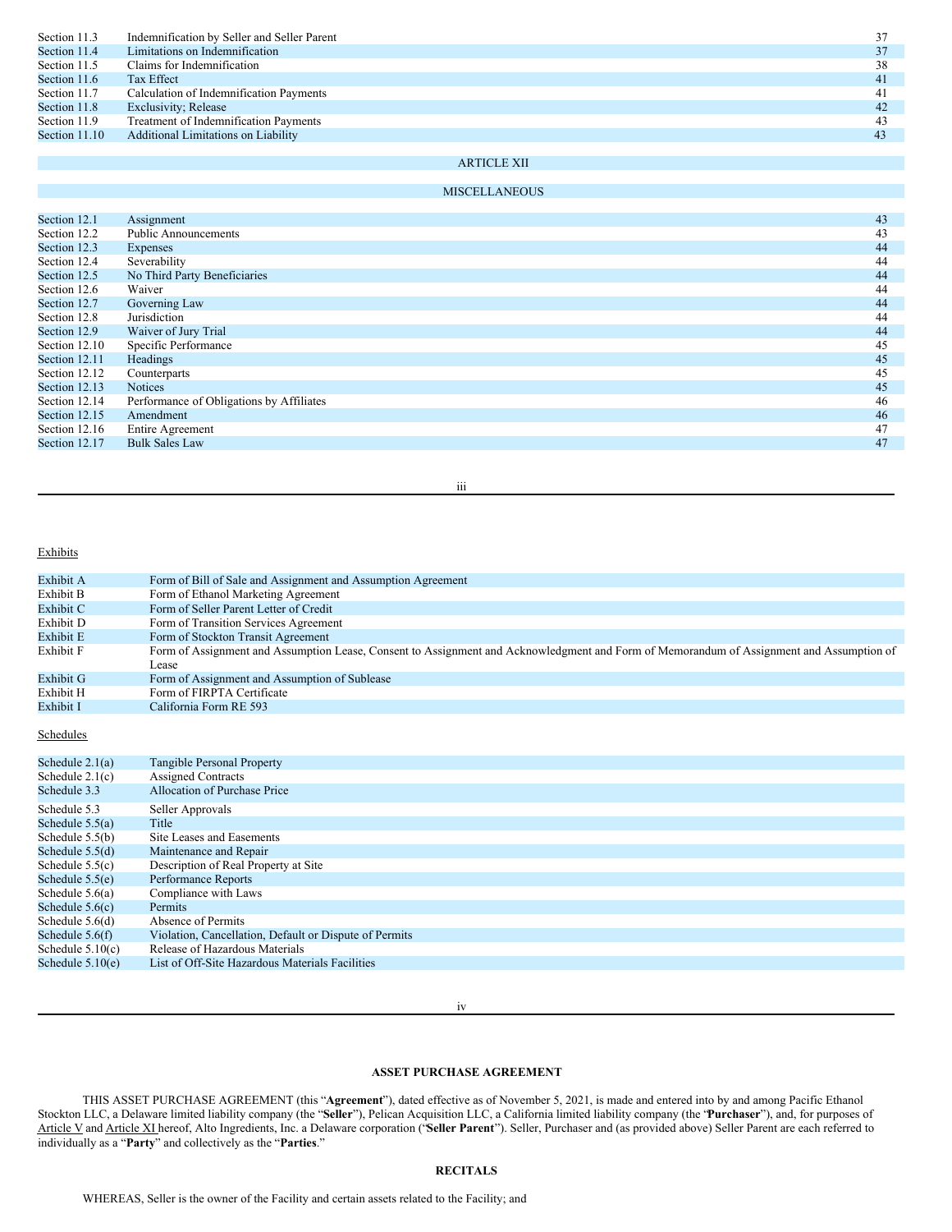| | | |
|---|---|---|
| Section 11.3 | Indemnification by Seller and Seller Parent | 37 |
| Section 11.4 | Limitations on Indemnification | 37 |
| Section 11.5 | Claims for Indemnification | 38 |
| Section 11.6 | Tax Effect | 41 |
| Section 11.7 | Calculation of Indemnification Payments | 41 |
| Section 11.8 | Exclusivity; Release | 42 |
| Section 11.9 | Treatment of Indemnification Payments | 43 |
| Section 11.10 | Additional Limitations on Liability | 43 |

ARTICLE XII

MISCELLANEOUS

| | | |
|---|---|---|
| Section 12.1 | Assignment | 43 |
| Section 12.2 | Public Announcements | 43 |
| Section 12.3 | Expenses | 44 |
| Section 12.4 | Severability | 44 |
| Section 12.5 | No Third Party Beneficiaries | 44 |
| Section 12.6 | Waiver | 44 |
| Section 12.7 | Governing Law | 44 |
| Section 12.8 | Jurisdiction | 44 |
| Section 12.9 | Waiver of Jury Trial | 44 |
| Section 12.10 | Specific Performance | 45 |
| Section 12.11 | Headings | 45 |
| Section 12.12 | Counterparts | 45 |
| Section 12.13 | Notices | 45 |
| Section 12.14 | Performance of Obligations by Affiliates | 46 |
| Section 12.15 | Amendment | 46 |
| Section 12.16 | Entire Agreement | 47 |
| Section 12.17 | Bulk Sales Law | 47 |

Exhibits

| | |
|---|---|
| Exhibit A | Form of Bill of Sale and Assignment and Assumption Agreement |
| Exhibit B | Form of Ethanol Marketing Agreement |
| Exhibit C | Form of Seller Parent Letter of Credit |
| Exhibit D | Form of Transition Services Agreement |
| Exhibit E | Form of Stockton Transit Agreement |
| Exhibit F | Form of Assignment and Assumption Lease, Consent to Assignment and Acknowledgment and Form of Memorandum of Assignment and Assumption of Lease |
| Exhibit G | Form of Assignment and Assumption of Sublease |
| Exhibit H | Form of FIRPTA Certificate |
| Exhibit I | California Form RE 593 |

Schedules

| | |
|---|---|
| Schedule 2.1(a) | Tangible Personal Property |
| Schedule 2.1(c) | Assigned Contracts |
| Schedule 3.3 | Allocation of Purchase Price |
| Schedule 5.3 | Seller Approvals |
| Schedule 5.5(a) | Title |
| Schedule 5.5(b) | Site Leases and Easements |
| Schedule 5.5(d) | Maintenance and Repair |
| Schedule 5.5(c) | Description of Real Property at Site |
| Schedule 5.5(e) | Performance Reports |
| Schedule 5.6(a) | Compliance with Laws |
| Schedule 5.6(c) | Permits |
| Schedule 5.6(d) | Absence of Permits |
| Schedule 5.6(f) | Violation, Cancellation, Default or Dispute of Permits |
| Schedule 5.10(c) | Release of Hazardous Materials |
| Schedule 5.10(e) | List of Off-Site Hazardous Materials Facilities |

# ASSET PURCHASE AGREEMENT

THIS ASSET PURCHASE AGREEMENT (this "**Agreement**"), dated effective as of November 5, 2021, is made and entered into by and among Pacific Ethanol Stockton LLC, a Delaware limited liability company (the "**Seller**"), Pelican Acquisition LLC, a California limited liability company (the "**Purchaser**"), and, for purposes of Article V and Article XI hereof, Alto Ingredients, Inc. a Delaware corporation ("**Seller Parent**"). Seller, Purchaser and (as provided above) Seller Parent are each referred to individually as a "**Party**" and collectively as the "**Parties**."

## RECITALS

WHEREAS, Seller is the owner of the Facility and certain assets related to the Facility; and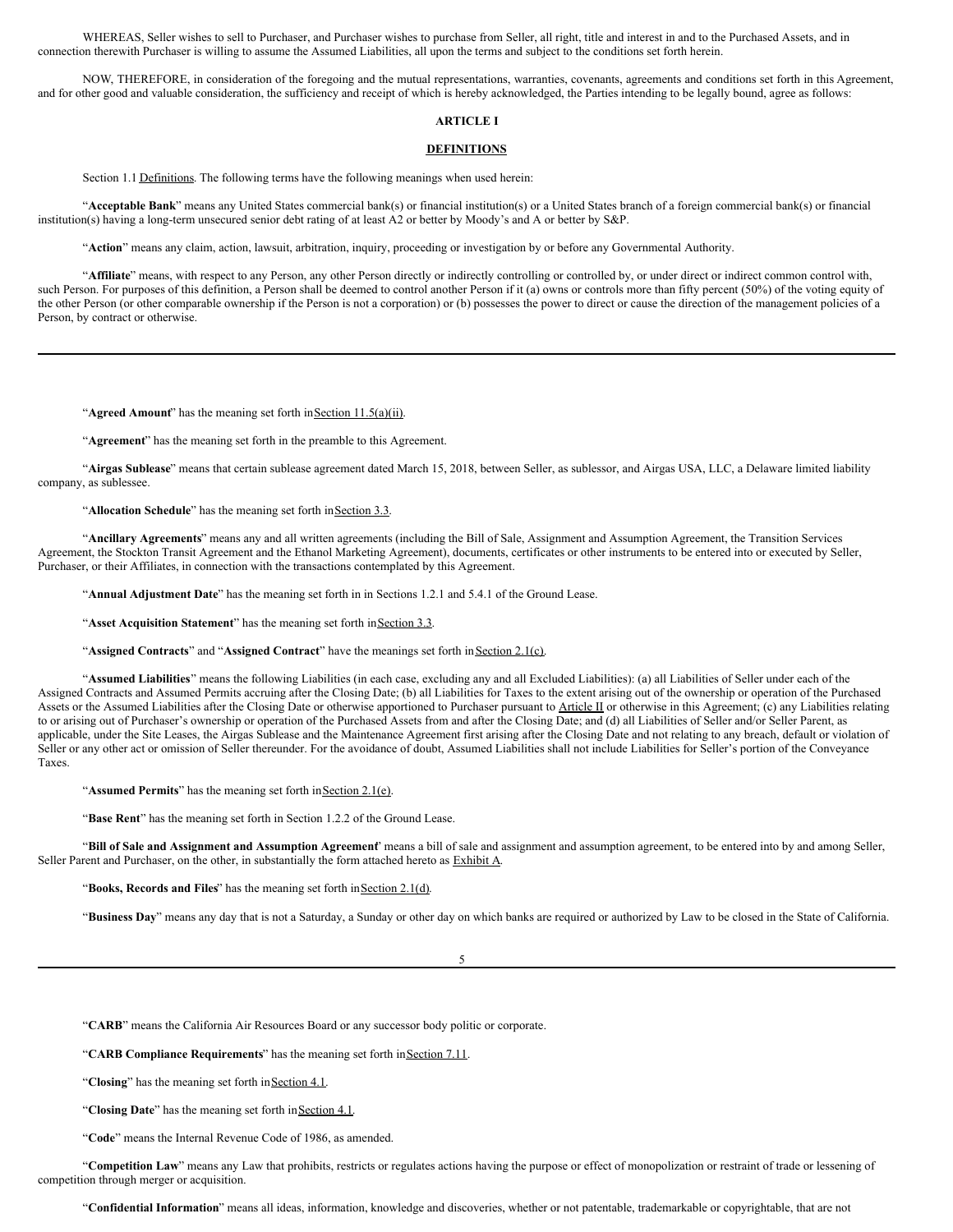WHEREAS, Seller wishes to sell to Purchaser, and Purchaser wishes to purchase from Seller, all right, title and interest in and to the Purchased Assets, and in connection therewith Purchaser is willing to assume the Assumed Liabilities, all upon the terms and subject to the conditions set forth herein.

NOW, THEREFORE, in consideration of the foregoing and the mutual representations, warranties, covenants, agreements and conditions set forth in this Agreement, and for other good and valuable consideration, the sufficiency and receipt of which is hereby acknowledged, the Parties intending to be legally bound, agree as follows:

## ARTICLE I

## DEFINITIONS

Section 1.1 Definitions. The following terms have the following meanings when used herein:

"**Acceptable Bank**" means any United States commercial bank(s) or financial institution(s) or a United States branch of a foreign commercial bank(s) or financial institution(s) having a long-term unsecured senior debt rating of at least A2 or better by Moody's and A or better by S&P.

"**Action**" means any claim, action, lawsuit, arbitration, inquiry, proceeding or investigation by or before any Governmental Authority.

"**Affiliate**" means, with respect to any Person, any other Person directly or indirectly controlling or controlled by, or under direct or indirect common control with, such Person. For purposes of this definition, a Person shall be deemed to control another Person if it (a) owns or controls more than fifty percent (50%) of the voting equity of the other Person (or other comparable ownership if the Person is not a corporation) or (b) possesses the power to direct or cause the direction of the management policies of a Person, by contract or otherwise.

"**Agreed Amount**" has the meaning set forth in Section 11.5(a)(ii).

"**Agreement**" has the meaning set forth in the preamble to this Agreement.

"**Airgas Sublease**" means that certain sublease agreement dated March 15, 2018, between Seller, as sublessor, and Airgas USA, LLC, a Delaware limited liability company, as sublessee.

"**Allocation Schedule**" has the meaning set forth in Section 3.3.

"**Ancillary Agreements**" means any and all written agreements (including the Bill of Sale, Assignment and Assumption Agreement, the Transition Services Agreement, the Stockton Transit Agreement and the Ethanol Marketing Agreement), documents, certificates or other instruments to be entered into or executed by Seller, Purchaser, or their Affiliates, in connection with the transactions contemplated by this Agreement.

"**Annual Adjustment Date**" has the meaning set forth in in Sections 1.2.1 and 5.4.1 of the Ground Lease.

"**Asset Acquisition Statement**" has the meaning set forth in Section 3.3.

"**Assigned Contracts**" and "**Assigned Contract**" have the meanings set forth in Section 2.1(c).

"**Assumed Liabilities**" means the following Liabilities (in each case, excluding any and all Excluded Liabilities): (a) all Liabilities of Seller under each of the Assigned Contracts and Assumed Permits accruing after the Closing Date; (b) all Liabilities for Taxes to the extent arising out of the ownership or operation of the Purchased Assets or the Assumed Liabilities after the Closing Date or otherwise apportioned to Purchaser pursuant to Article II or otherwise in this Agreement; (c) any Liabilities relating to or arising out of Purchaser's ownership or operation of the Purchased Assets from and after the Closing Date; and (d) all Liabilities of Seller and/or Seller Parent, as applicable, under the Site Leases, the Airgas Sublease and the Maintenance Agreement first arising after the Closing Date and not relating to any breach, default or violation of Seller or any other act or omission of Seller thereunder. For the avoidance of doubt, Assumed Liabilities shall not include Liabilities for Seller's portion of the Conveyance Taxes.

"**Assumed Permits**" has the meaning set forth in Section 2.1(e).

"**Base Rent**" has the meaning set forth in Section 1.2.2 of the Ground Lease.

"**Bill of Sale and Assignment and Assumption Agreement**" means a bill of sale and assignment and assumption agreement, to be entered into by and among Seller, Seller Parent and Purchaser, on the other, in substantially the form attached hereto as Exhibit A.

"**Books, Records and Files**" has the meaning set forth in Section 2.1(d).

"**Business Day**" means any day that is not a Saturday, a Sunday or other day on which banks are required or authorized by Law to be closed in the State of California.

"**CARB**" means the California Air Resources Board or any successor body politic or corporate.

"**CARB Compliance Requirements**" has the meaning set forth in Section 7.11.

"**Closing**" has the meaning set forth in Section 4.1.

"**Closing Date**" has the meaning set forth in Section 4.1.

"**Code**" means the Internal Revenue Code of 1986, as amended.

"**Competition Law**" means any Law that prohibits, restricts or regulates actions having the purpose or effect of monopolization or restraint of trade or lessening of competition through merger or acquisition.

"**Confidential Information**" means all ideas, information, knowledge and discoveries, whether or not patentable, trademarkable or copyrightable, that are not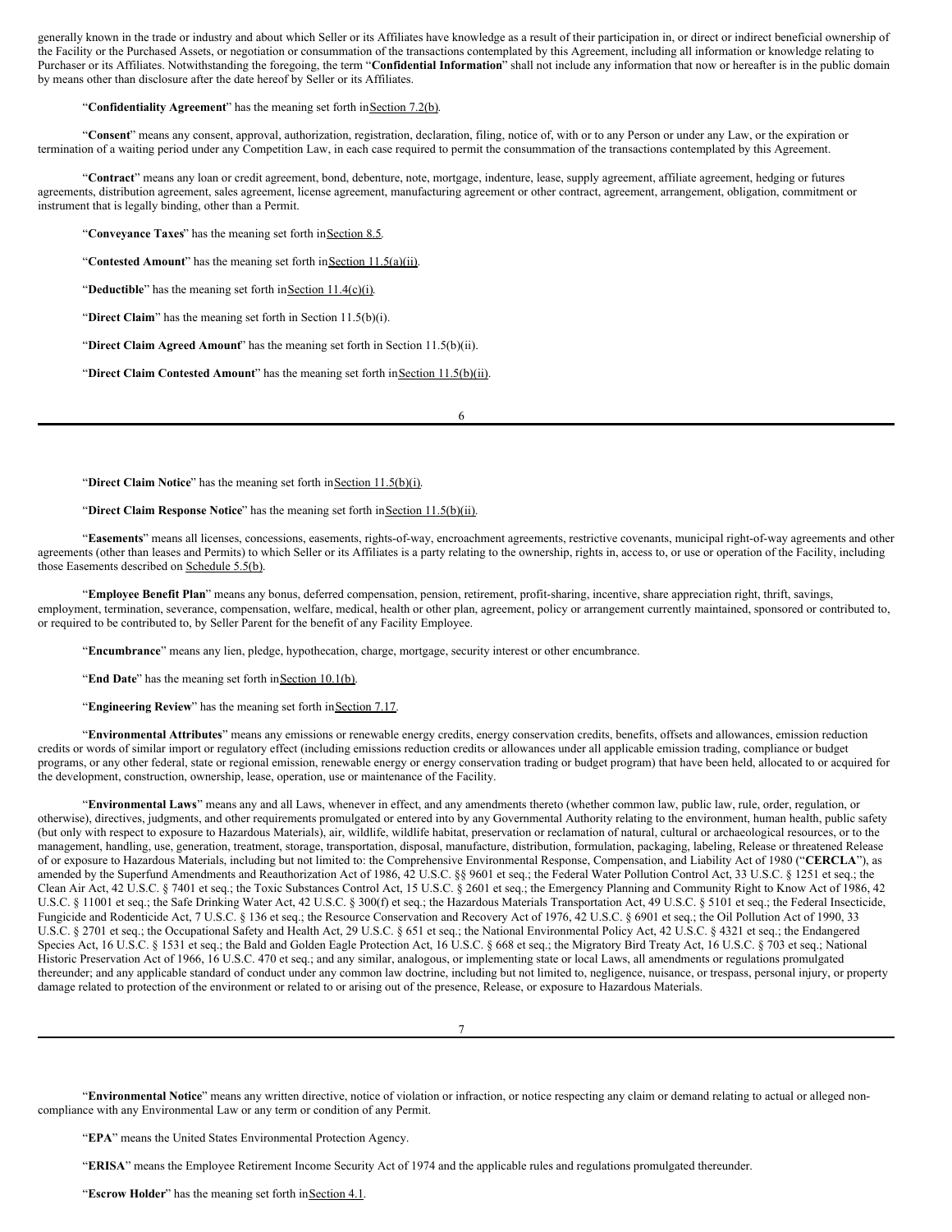generally known in the trade or industry and about which Seller or its Affiliates have knowledge as a result of their participation in, or direct or indirect beneficial ownership of the Facility or the Purchased Assets, or negotiation or consummation of the transactions contemplated by this Agreement, including all information or knowledge relating to Purchaser or its Affiliates. Notwithstanding the foregoing, the term "**Confidential Information**" shall not include any information that now or hereafter is in the public domain by means other than disclosure after the date hereof by Seller or its Affiliates.

"**Confidentiality Agreement**" has the meaning set forth in Section 7.2(b).

"**Consent**" means any consent, approval, authorization, registration, declaration, filing, notice of, with or to any Person or under any Law, or the expiration or termination of a waiting period under any Competition Law, in each case required to permit the consummation of the transactions contemplated by this Agreement.

"**Contract**" means any loan or credit agreement, bond, debenture, note, mortgage, indenture, lease, supply agreement, affiliate agreement, hedging or futures agreements, distribution agreement, sales agreement, license agreement, manufacturing agreement or other contract, agreement, arrangement, obligation, commitment or instrument that is legally binding, other than a Permit.

"**Conveyance Taxes**" has the meaning set forth in Section 8.5.

"**Contested Amount**" has the meaning set forth in Section 11.5(a)(ii).

"**Deductible**" has the meaning set forth in Section 11.4(c)(i).

"**Direct Claim**" has the meaning set forth in Section 11.5(b)(i).

"**Direct Claim Agreed Amount**" has the meaning set forth in Section 11.5(b)(ii).

"**Direct Claim Contested Amount**" has the meaning set forth in Section 11.5(b)(ii).

"**Direct Claim Notice**" has the meaning set forth in Section 11.5(b)(i).

"**Direct Claim Response Notice**" has the meaning set forth in Section 11.5(b)(ii).

"**Easements**" means all licenses, concessions, easements, rights-of-way, encroachment agreements, restrictive covenants, municipal right-of-way agreements and other agreements (other than leases and Permits) to which Seller or its Affiliates is a party relating to the ownership, rights in, access to, or use or operation of the Facility, including those Easements described on Schedule 5.5(b).

"**Employee Benefit Plan**" means any bonus, deferred compensation, pension, retirement, profit-sharing, incentive, share appreciation right, thrift, savings, employment, termination, severance, compensation, welfare, medical, health or other plan, agreement, policy or arrangement currently maintained, sponsored or contributed to, or required to be contributed to, by Seller Parent for the benefit of any Facility Employee.

"**Encumbrance**" means any lien, pledge, hypothecation, charge, mortgage, security interest or other encumbrance.

"**End Date**" has the meaning set forth in Section 10.1(b).

"**Engineering Review**" has the meaning set forth in Section 7.17.

"**Environmental Attributes**" means any emissions or renewable energy credits, energy conservation credits, benefits, offsets and allowances, emission reduction credits or words of similar import or regulatory effect (including emissions reduction credits or allowances under all applicable emission trading, compliance or budget programs, or any other federal, state or regional emission, renewable energy or energy conservation trading or budget program) that have been held, allocated to or acquired for the development, construction, ownership, lease, operation, use or maintenance of the Facility.

"**Environmental Laws**" means any and all Laws, whenever in effect, and any amendments thereto (whether common law, public law, rule, order, regulation, or otherwise), directives, judgments, and other requirements promulgated or entered into by any Governmental Authority relating to the environment, human health, public safety (but only with respect to exposure to Hazardous Materials), air, wildlife, wildlife habitat, preservation or reclamation of natural, cultural or archaeological resources, or to the management, handling, use, generation, treatment, storage, transportation, disposal, manufacture, distribution, formulation, packaging, labeling, Release or threatened Release of or exposure to Hazardous Materials, including but not limited to: the Comprehensive Environmental Response, Compensation, and Liability Act of 1980 ("**CERCLA**"), as amended by the Superfund Amendments and Reauthorization Act of 1986, 42 U.S.C. §§ 9601 et seq.; the Federal Water Pollution Control Act, 33 U.S.C. § 1251 et seq.; the Clean Air Act, 42 U.S.C. § 7401 et seq.; the Toxic Substances Control Act, 15 U.S.C. § 2601 et seq.; the Emergency Planning and Community Right to Know Act of 1986, 42 U.S.C. § 11001 et seq.; the Safe Drinking Water Act, 42 U.S.C. § 300(f) et seq.; the Hazardous Materials Transportation Act, 49 U.S.C. § 5101 et seq.; the Federal Insecticide, Fungicide and Rodenticide Act, 7 U.S.C. § 136 et seq.; the Resource Conservation and Recovery Act of 1976, 42 U.S.C. § 6901 et seq.; the Oil Pollution Act of 1990, 33 U.S.C. § 2701 et seq.; the Occupational Safety and Health Act, 29 U.S.C. § 651 et seq.; the National Environmental Policy Act, 42 U.S.C. § 4321 et seq.; the Endangered Species Act, 16 U.S.C. § 1531 et seq.; the Bald and Golden Eagle Protection Act, 16 U.S.C. § 668 et seq.; the Migratory Bird Treaty Act, 16 U.S.C. § 703 et seq.; National Historic Preservation Act of 1966, 16 U.S.C. 470 et seq.; and any similar, analogous, or implementing state or local Laws, all amendments or regulations promulgated thereunder; and any applicable standard of conduct under any common law doctrine, including but not limited to, negligence, nuisance, or trespass, personal injury, or property damage related to protection of the environment or related to or arising out of the presence, Release, or exposure to Hazardous Materials.

"**Environmental Notice**" means any written directive, notice of violation or infraction, or notice respecting any claim or demand relating to actual or alleged non-compliance with any Environmental Law or any term or condition of any Permit.

"**EPA**" means the United States Environmental Protection Agency.

"**ERISA**" means the Employee Retirement Income Security Act of 1974 and the applicable rules and regulations promulgated thereunder.

"**Escrow Holder**" has the meaning set forth in Section 4.1.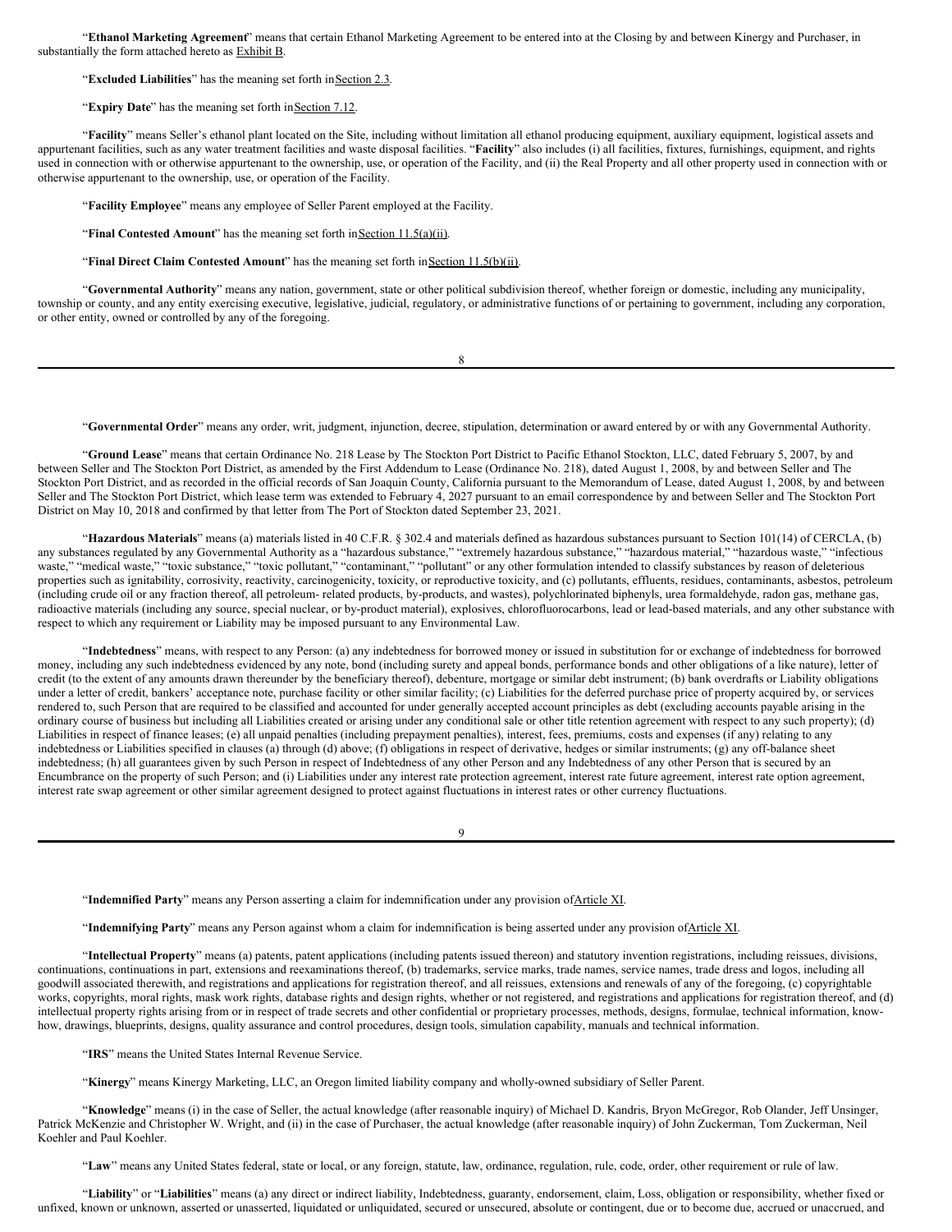"**Ethanol Marketing Agreement**" means that certain Ethanol Marketing Agreement to be entered into at the Closing by and between Kinergy and Purchaser, in substantially the form attached hereto as Exhibit B.

"**Excluded Liabilities**" has the meaning set forth in Section 2.3.

"**Expiry Date**" has the meaning set forth in Section 7.12.

"**Facility**" means Seller's ethanol plant located on the Site, including without limitation all ethanol producing equipment, auxiliary equipment, logistical assets and appurtenant facilities, such as any water treatment facilities and waste disposal facilities. "**Facility**" also includes (i) all facilities, fixtures, furnishings, equipment, and rights used in connection with or otherwise appurtenant to the ownership, use, or operation of the Facility, and (ii) the Real Property and all other property used in connection with or otherwise appurtenant to the ownership, use, or operation of the Facility.

"**Facility Employee**" means any employee of Seller Parent employed at the Facility.

"**Final Contested Amount**" has the meaning set forth in Section 11.5(a)(ii).

"**Final Direct Claim Contested Amount**" has the meaning set forth in Section 11.5(b)(ii).

"**Governmental Authority**" means any nation, government, state or other political subdivision thereof, whether foreign or domestic, including any municipality, township or county, and any entity exercising executive, legislative, judicial, regulatory, or administrative functions of or pertaining to government, including any corporation, or other entity, owned or controlled by any of the foregoing.

"**Governmental Order**" means any order, writ, judgment, injunction, decree, stipulation, determination or award entered by or with any Governmental Authority.

"**Ground Lease**" means that certain Ordinance No. 218 Lease by The Stockton Port District to Pacific Ethanol Stockton, LLC, dated February 5, 2007, by and between Seller and The Stockton Port District, as amended by the First Addendum to Lease (Ordinance No. 218), dated August 1, 2008, by and between Seller and The Stockton Port District, and as recorded in the official records of San Joaquin County, California pursuant to the Memorandum of Lease, dated August 1, 2008, by and between Seller and The Stockton Port District, which lease term was extended to February 4, 2027 pursuant to an email correspondence by and between Seller and The Stockton Port District on May 10, 2018 and confirmed by that letter from The Port of Stockton dated September 23, 2021.

"**Hazardous Materials**" means (a) materials listed in 40 C.F.R. § 302.4 and materials defined as hazardous substances pursuant to Section 101(14) of CERCLA, (b) any substances regulated by any Governmental Authority as a "hazardous substance," "extremely hazardous substance," "hazardous material," "hazardous waste," "infectious waste," "medical waste," "toxic substance," "toxic pollutant," "contaminant," "pollutant" or any other formulation intended to classify substances by reason of deleterious properties such as ignitability, corrosivity, reactivity, carcinogenicity, toxicity, or reproductive toxicity, and (c) pollutants, effluents, residues, contaminants, asbestos, petroleum (including crude oil or any fraction thereof, all petroleum- related products, by-products, and wastes), polychlorinated biphenyls, urea formaldehyde, radon gas, methane gas, radioactive materials (including any source, special nuclear, or by-product material), explosives, chlorofluorocarbons, lead or lead-based materials, and any other substance with respect to which any requirement or Liability may be imposed pursuant to any Environmental Law.

"**Indebtedness**" means, with respect to any Person: (a) any indebtedness for borrowed money or issued in substitution for or exchange of indebtedness for borrowed money, including any such indebtedness evidenced by any note, bond (including surety and appeal bonds, performance bonds and other obligations of a like nature), letter of credit (to the extent of any amounts drawn thereunder by the beneficiary thereof), debenture, mortgage or similar debt instrument; (b) bank overdrafts or Liability obligations under a letter of credit, bankers' acceptance note, purchase facility or other similar facility; (c) Liabilities for the deferred purchase price of property acquired by, or services rendered to, such Person that are required to be classified and accounted for under generally accepted account principles as debt (excluding accounts payable arising in the ordinary course of business but including all Liabilities created or arising under any conditional sale or other title retention agreement with respect to any such property); (d) Liabilities in respect of finance leases; (e) all unpaid penalties (including prepayment penalties), interest, fees, premiums, costs and expenses (if any) relating to any indebtedness or Liabilities specified in clauses (a) through (d) above; (f) obligations in respect of derivative, hedges or similar instruments; (g) any off-balance sheet indebtedness; (h) all guarantees given by such Person in respect of Indebtedness of any other Person and any Indebtedness of any other Person that is secured by an Encumbrance on the property of such Person; and (i) Liabilities under any interest rate protection agreement, interest rate future agreement, interest rate option agreement, interest rate swap agreement or other similar agreement designed to protect against fluctuations in interest rates or other currency fluctuations.

"**Indemnified Party**" means any Person asserting a claim for indemnification under any provision of Article XI.

"**Indemnifying Party**" means any Person against whom a claim for indemnification is being asserted under any provision of Article XI.

"**Intellectual Property**" means (a) patents, patent applications (including patents issued thereon) and statutory invention registrations, including reissues, divisions, continuations, continuations in part, extensions and reexaminations thereof, (b) trademarks, service marks, trade names, service names, trade dress and logos, including all goodwill associated therewith, and registrations and applications for registration thereof, and all reissues, extensions and renewals of any of the foregoing, (c) copyrightable works, copyrights, moral rights, mask work rights, database rights and design rights, whether or not registered, and registrations and applications for registration thereof, and (d) intellectual property rights arising from or in respect of trade secrets and other confidential or proprietary processes, methods, designs, formulae, technical information, know-how, drawings, blueprints, designs, quality assurance and control procedures, design tools, simulation capability, manuals and technical information.

"**IRS**" means the United States Internal Revenue Service.

"**Kinergy**" means Kinergy Marketing, LLC, an Oregon limited liability company and wholly-owned subsidiary of Seller Parent.

"**Knowledge**" means (i) in the case of Seller, the actual knowledge (after reasonable inquiry) of Michael D. Kandris, Bryon McGregor, Rob Olander, Jeff Unsinger, Patrick McKenzie and Christopher W. Wright, and (ii) in the case of Purchaser, the actual knowledge (after reasonable inquiry) of John Zuckerman, Tom Zuckerman, Neil Koehler and Paul Koehler.

"**Law**" means any United States federal, state or local, or any foreign, statute, law, ordinance, regulation, rule, code, order, other requirement or rule of law.

"**Liability**" or "**Liabilities**" means (a) any direct or indirect liability, Indebtedness, guaranty, endorsement, claim, Loss, obligation or responsibility, whether fixed or unfixed, known or unknown, asserted or unasserted, liquidated or unliquidated, secured or unsecured, absolute or contingent, due or to become due, accrued or unaccrued, and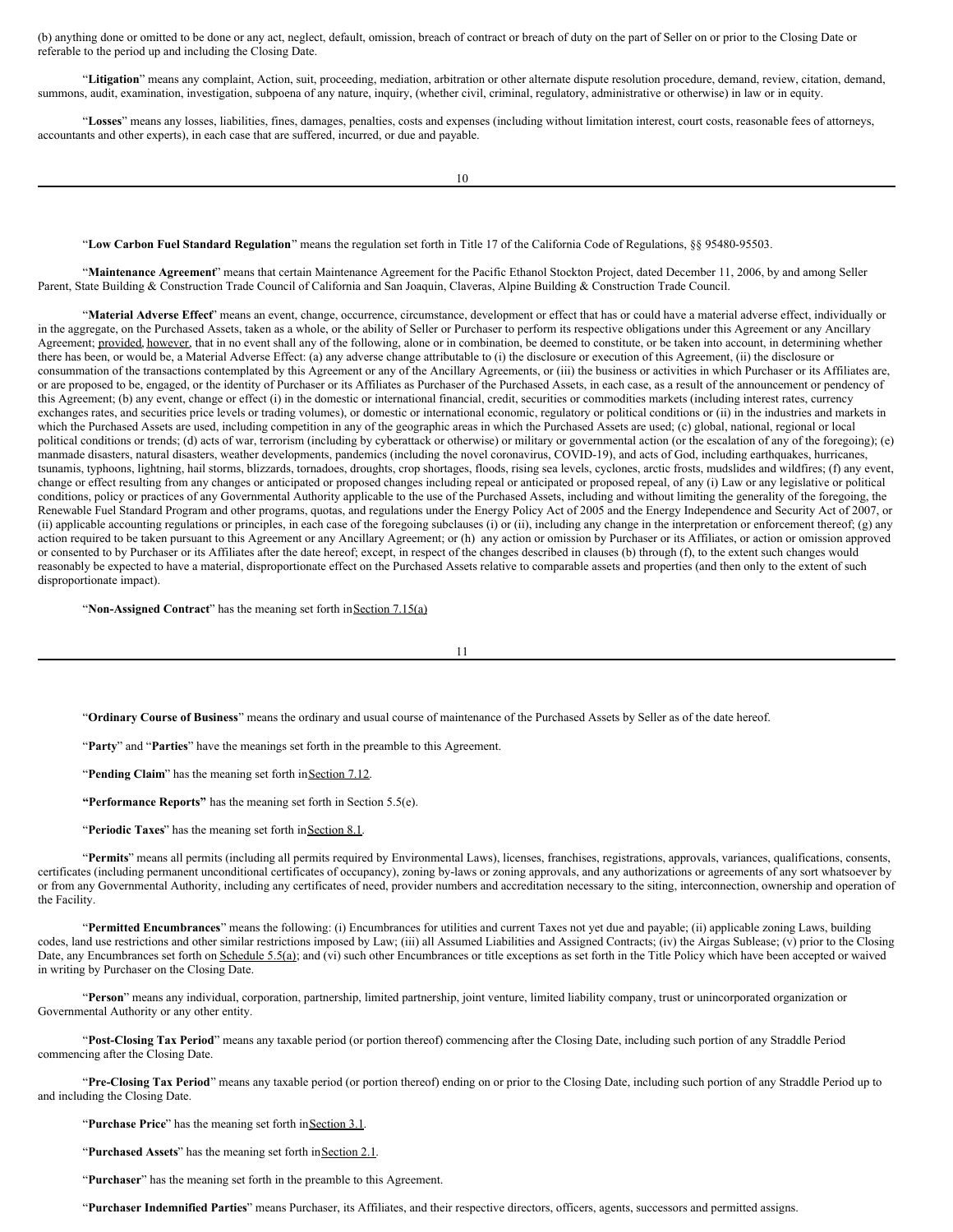(b) anything done or omitted to be done or any act, neglect, default, omission, breach of contract or breach of duty on the part of Seller on or prior to the Closing Date or referable to the period up and including the Closing Date.

"**Litigation**" means any complaint, Action, suit, proceeding, mediation, arbitration or other alternate dispute resolution procedure, demand, review, citation, demand, summons, audit, examination, investigation, subpoena of any nature, inquiry, (whether civil, criminal, regulatory, administrative or otherwise) in law or in equity.

"**Losses**" means any losses, liabilities, fines, damages, penalties, costs and expenses (including without limitation interest, court costs, reasonable fees of attorneys, accountants and other experts), in each case that are suffered, incurred, or due and payable.

"**Low Carbon Fuel Standard Regulation**" means the regulation set forth in Title 17 of the California Code of Regulations, §§ 95480-95503.

"**Maintenance Agreement**" means that certain Maintenance Agreement for the Pacific Ethanol Stockton Project, dated December 11, 2006, by and among Seller Parent, State Building & Construction Trade Council of California and San Joaquin, Claveras, Alpine Building & Construction Trade Council.

"**Material Adverse Effect**" means an event, change, occurrence, circumstance, development or effect that has or could have a material adverse effect, individually or in the aggregate, on the Purchased Assets, taken as a whole, or the ability of Seller or Purchaser to perform its respective obligations under this Agreement or any Ancillary Agreement; provided, however, that in no event shall any of the following, alone or in combination, be deemed to constitute, or be taken into account, in determining whether there has been, or would be, a Material Adverse Effect: (a) any adverse change attributable to (i) the disclosure or execution of this Agreement, (ii) the disclosure or consummation of the transactions contemplated by this Agreement or any of the Ancillary Agreements, or (iii) the business or activities in which Purchaser or its Affiliates are, or are proposed to be, engaged, or the identity of Purchaser or its Affiliates as Purchaser of the Purchased Assets, in each case, as a result of the announcement or pendency of this Agreement; (b) any event, change or effect (i) in the domestic or international financial, credit, securities or commodities markets (including interest rates, currency exchanges rates, and securities price levels or trading volumes), or domestic or international economic, regulatory or political conditions or (ii) in the industries and markets in which the Purchased Assets are used, including competition in any of the geographic areas in which the Purchased Assets are used; (c) global, national, regional or local political conditions or trends; (d) acts of war, terrorism (including by cyberattack or otherwise) or military or governmental action (or the escalation of any of the foregoing); (e) manmade disasters, natural disasters, weather developments, pandemics (including the novel coronavirus, COVID-19), and acts of God, including earthquakes, hurricanes, tsunamis, typhoons, lightning, hail storms, blizzards, tornadoes, droughts, crop shortages, floods, rising sea levels, cyclones, arctic frosts, mudslides and wildfires; (f) any event, change or effect resulting from any changes or anticipated or proposed changes including repeal or anticipated or proposed repeal, of any (i) Law or any legislative or political conditions, policy or practices of any Governmental Authority applicable to the use of the Purchased Assets, including and without limiting the generality of the foregoing, the Renewable Fuel Standard Program and other programs, quotas, and regulations under the Energy Policy Act of 2005 and the Energy Independence and Security Act of 2007, or (ii) applicable accounting regulations or principles, in each case of the foregoing subclauses (i) or (ii), including any change in the interpretation or enforcement thereof; (g) any action required to be taken pursuant to this Agreement or any Ancillary Agreement; or (h) any action or omission by Purchaser or its Affiliates, or action or omission approved or consented to by Purchaser or its Affiliates after the date hereof; except, in respect of the changes described in clauses (b) through (f), to the extent such changes would reasonably be expected to have a material, disproportionate effect on the Purchased Assets relative to comparable assets and properties (and then only to the extent of such disproportionate impact).

"**Non-Assigned Contract**" has the meaning set forth in Section 7.15(a)

"**Ordinary Course of Business**" means the ordinary and usual course of maintenance of the Purchased Assets by Seller as of the date hereof.

"**Party**" and "**Parties**" have the meanings set forth in the preamble to this Agreement.

"**Pending Claim**" has the meaning set forth in Section 7.12.

**"Performance Reports"** has the meaning set forth in Section 5.5(e).

"**Periodic Taxes**" has the meaning set forth in Section 8.1.

"**Permits**" means all permits (including all permits required by Environmental Laws), licenses, franchises, registrations, approvals, variances, qualifications, consents, certificates (including permanent unconditional certificates of occupancy), zoning by-laws or zoning approvals, and any authorizations or agreements of any sort whatsoever by or from any Governmental Authority, including any certificates of need, provider numbers and accreditation necessary to the siting, interconnection, ownership and operation of the Facility.

"**Permitted Encumbrances**" means the following: (i) Encumbrances for utilities and current Taxes not yet due and payable; (ii) applicable zoning Laws, building codes, land use restrictions and other similar restrictions imposed by Law; (iii) all Assumed Liabilities and Assigned Contracts; (iv) the Airgas Sublease; (v) prior to the Closing Date, any Encumbrances set forth on Schedule 5.5(a); and (vi) such other Encumbrances or title exceptions as set forth in the Title Policy which have been accepted or waived in writing by Purchaser on the Closing Date.

"**Person**" means any individual, corporation, partnership, limited partnership, joint venture, limited liability company, trust or unincorporated organization or Governmental Authority or any other entity.

"**Post-Closing Tax Period**" means any taxable period (or portion thereof) commencing after the Closing Date, including such portion of any Straddle Period commencing after the Closing Date.

"**Pre-Closing Tax Period**" means any taxable period (or portion thereof) ending on or prior to the Closing Date, including such portion of any Straddle Period up to and including the Closing Date.

"**Purchase Price**" has the meaning set forth in Section 3.1.

"**Purchased Assets**" has the meaning set forth in Section 2.1.

"**Purchaser**" has the meaning set forth in the preamble to this Agreement.

"**Purchaser Indemnified Parties**" means Purchaser, its Affiliates, and their respective directors, officers, agents, successors and permitted assigns.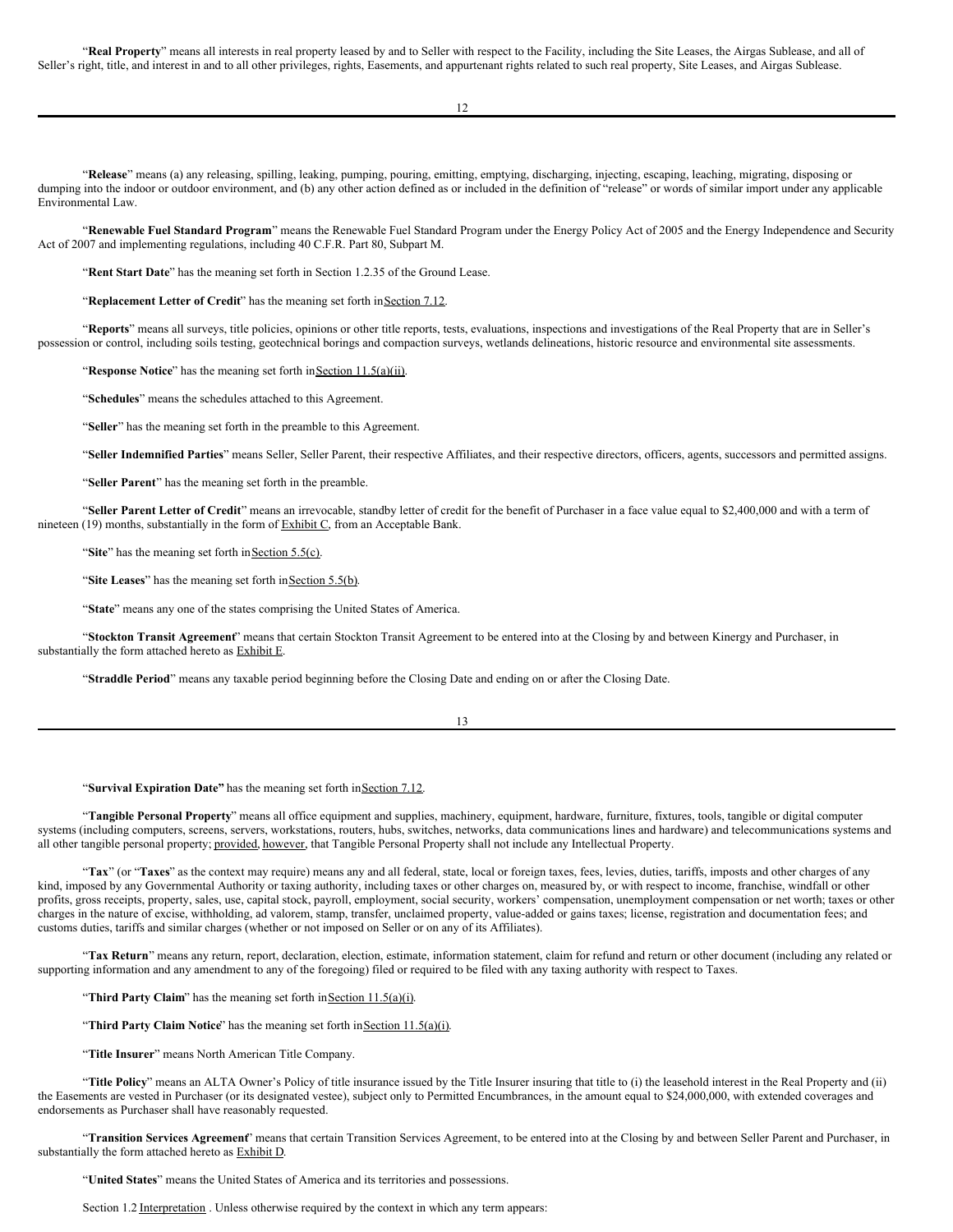"**Real Property**" means all interests in real property leased by and to Seller with respect to the Facility, including the Site Leases, the Airgas Sublease, and all of Seller's right, title, and interest in and to all other privileges, rights, Easements, and appurtenant rights related to such real property, Site Leases, and Airgas Sublease.

"**Release**" means (a) any releasing, spilling, leaking, pumping, pouring, emitting, emptying, discharging, injecting, escaping, leaching, migrating, disposing or dumping into the indoor or outdoor environment, and (b) any other action defined as or included in the definition of "release" or words of similar import under any applicable Environmental Law.

"**Renewable Fuel Standard Program**" means the Renewable Fuel Standard Program under the Energy Policy Act of 2005 and the Energy Independence and Security Act of 2007 and implementing regulations, including 40 C.F.R. Part 80, Subpart M.

"**Rent Start Date**" has the meaning set forth in Section 1.2.35 of the Ground Lease.

"**Replacement Letter of Credit**" has the meaning set forth in Section 7.12.

"**Reports**" means all surveys, title policies, opinions or other title reports, tests, evaluations, inspections and investigations of the Real Property that are in Seller's possession or control, including soils testing, geotechnical borings and compaction surveys, wetlands delineations, historic resource and environmental site assessments.

"**Response Notice**" has the meaning set forth in Section 11.5(a)(ii).

"**Schedules**" means the schedules attached to this Agreement.

"**Seller**" has the meaning set forth in the preamble to this Agreement.

"**Seller Indemnified Parties**" means Seller, Seller Parent, their respective Affiliates, and their respective directors, officers, agents, successors and permitted assigns.

"**Seller Parent**" has the meaning set forth in the preamble.

"**Seller Parent Letter of Credit**" means an irrevocable, standby letter of credit for the benefit of Purchaser in a face value equal to $2,400,000 and with a term of nineteen (19) months, substantially in the form of Exhibit C, from an Acceptable Bank.

"**Site**" has the meaning set forth in Section 5.5(c).

"**Site Leases**" has the meaning set forth in Section 5.5(b).

"**State**" means any one of the states comprising the United States of America.

"**Stockton Transit Agreement**" means that certain Stockton Transit Agreement to be entered into at the Closing by and between Kinergy and Purchaser, in substantially the form attached hereto as Exhibit E.

"**Straddle Period**" means any taxable period beginning before the Closing Date and ending on or after the Closing Date.

"**Survival Expiration Date"** has the meaning set forth in Section 7.12.

"**Tangible Personal Property**" means all office equipment and supplies, machinery, equipment, hardware, furniture, fixtures, tools, tangible or digital computer systems (including computers, screens, servers, workstations, routers, hubs, switches, networks, data communications lines and hardware) and telecommunications systems and all other tangible personal property; provided, however, that Tangible Personal Property shall not include any Intellectual Property.

"**Tax**" (or "**Taxes**" as the context may require) means any and all federal, state, local or foreign taxes, fees, levies, duties, tariffs, imposts and other charges of any kind, imposed by any Governmental Authority or taxing authority, including taxes or other charges on, measured by, or with respect to income, franchise, windfall or other profits, gross receipts, property, sales, use, capital stock, payroll, employment, social security, workers' compensation, unemployment compensation or net worth; taxes or other charges in the nature of excise, withholding, ad valorem, stamp, transfer, unclaimed property, value-added or gains taxes; license, registration and documentation fees; and customs duties, tariffs and similar charges (whether or not imposed on Seller or on any of its Affiliates).

"**Tax Return**" means any return, report, declaration, election, estimate, information statement, claim for refund and return or other document (including any related or supporting information and any amendment to any of the foregoing) filed or required to be filed with any taxing authority with respect to Taxes.

"**Third Party Claim**" has the meaning set forth in Section 11.5(a)(i).

"**Third Party Claim Notice**" has the meaning set forth in Section 11.5(a)(i).

"**Title Insurer**" means North American Title Company.

"**Title Policy**" means an ALTA Owner's Policy of title insurance issued by the Title Insurer insuring that title to (i) the leasehold interest in the Real Property and (ii) the Easements are vested in Purchaser (or its designated vestee), subject only to Permitted Encumbrances, in the amount equal to $24,000,000, with extended coverages and endorsements as Purchaser shall have reasonably requested.

"**Transition Services Agreement**" means that certain Transition Services Agreement, to be entered into at the Closing by and between Seller Parent and Purchaser, in substantially the form attached hereto as Exhibit D.

"**United States**" means the United States of America and its territories and possessions.

Section 1.2 Interpretation . Unless otherwise required by the context in which any term appears: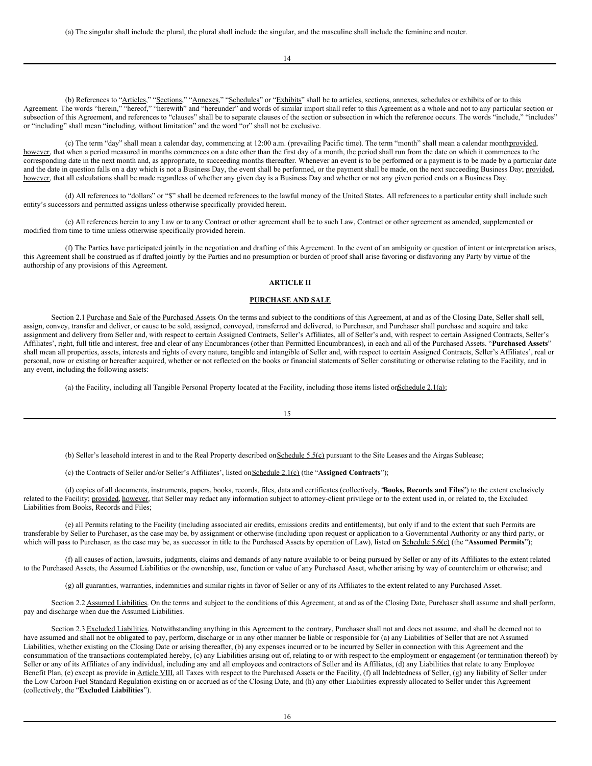(a) The singular shall include the plural, the plural shall include the singular, and the masculine shall include the feminine and neuter.

(b) References to "Articles," "Sections," "Annexes," "Schedules" or "Exhibits" shall be to articles, sections, annexes, schedules or exhibits of or to this Agreement. The words "herein," "hereof," "herewith" and "hereunder" and words of similar import shall refer to this Agreement as a whole and not to any particular section or subsection of this Agreement, and references to "clauses" shall be to separate clauses of the section or subsection in which the reference occurs. The words "include," "includes" or "including" shall mean "including, without limitation" and the word "or" shall not be exclusive.

(c) The term "day" shall mean a calendar day, commencing at 12:00 a.m. (prevailing Pacific time). The term "month" shall mean a calendar month; provided, however, that when a period measured in months commences on a date other than the first day of a month, the period shall run from the date on which it commences to the corresponding date in the next month and, as appropriate, to succeeding months thereafter. Whenever an event is to be performed or a payment is to be made by a particular date and the date in question falls on a day which is not a Business Day, the event shall be performed, or the payment shall be made, on the next succeeding Business Day; provided, however, that all calculations shall be made regardless of whether any given day is a Business Day and whether or not any given period ends on a Business Day.

(d) All references to "dollars" or "$" shall be deemed references to the lawful money of the United States. All references to a particular entity shall include such entity's successors and permitted assigns unless otherwise specifically provided herein.

(e) All references herein to any Law or to any Contract or other agreement shall be to such Law, Contract or other agreement as amended, supplemented or modified from time to time unless otherwise specifically provided herein.

(f) The Parties have participated jointly in the negotiation and drafting of this Agreement. In the event of an ambiguity or question of intent or interpretation arises, this Agreement shall be construed as if drafted jointly by the Parties and no presumption or burden of proof shall arise favoring or disfavoring any Party by virtue of the authorship of any provisions of this Agreement.

## ARTICLE II

## PURCHASE AND SALE

Section 2.1 Purchase and Sale of the Purchased Assets. On the terms and subject to the conditions of this Agreement, at and as of the Closing Date, Seller shall sell, assign, convey, transfer and deliver, or cause to be sold, assigned, conveyed, transferred and delivered, to Purchaser, and Purchaser shall purchase and acquire and take assignment and delivery from Seller and, with respect to certain Assigned Contracts, Seller's Affiliates, all of Seller's and, with respect to certain Assigned Contracts, Seller's Affiliates', right, full title and interest, free and clear of any Encumbrances (other than Permitted Encumbrances), in each and all of the Purchased Assets. "**Purchased Assets**" shall mean all properties, assets, interests and rights of every nature, tangible and intangible of Seller and, with respect to certain Assigned Contracts, Seller's Affiliates', real or personal, now or existing or hereafter acquired, whether or not reflected on the books or financial statements of Seller constituting or otherwise relating to the Facility, and in any event, including the following assets:

(a) the Facility, including all Tangible Personal Property located at the Facility, including those items listed on Schedule 2.1(a);

(b) Seller's leasehold interest in and to the Real Property described on Schedule 5.5(c) pursuant to the Site Leases and the Airgas Sublease;

(c) the Contracts of Seller and/or Seller's Affiliates', listed on Schedule 2.1(c) (the "**Assigned Contracts**");

(d) copies of all documents, instruments, papers, books, records, files, data and certificates (collectively, "**Books, Records and Files**") to the extent exclusively related to the Facility; provided, however, that Seller may redact any information subject to attorney-client privilege or to the extent used in, or related to, the Excluded Liabilities from Books, Records and Files;

(e) all Permits relating to the Facility (including associated air credits, emissions credits and entitlements), but only if and to the extent that such Permits are transferable by Seller to Purchaser, as the case may be, by assignment or otherwise (including upon request or application to a Governmental Authority or any third party, or which will pass to Purchaser, as the case may be, as successor in title to the Purchased Assets by operation of Law), listed on Schedule 5.6(c) (the "**Assumed Permits**");

(f) all causes of action, lawsuits, judgments, claims and demands of any nature available to or being pursued by Seller or any of its Affiliates to the extent related to the Purchased Assets, the Assumed Liabilities or the ownership, use, function or value of any Purchased Asset, whether arising by way of counterclaim or otherwise; and

(g) all guaranties, warranties, indemnities and similar rights in favor of Seller or any of its Affiliates to the extent related to any Purchased Asset.

Section 2.2 Assumed Liabilities. On the terms and subject to the conditions of this Agreement, at and as of the Closing Date, Purchaser shall assume and shall perform, pay and discharge when due the Assumed Liabilities.

Section 2.3 Excluded Liabilities. Notwithstanding anything in this Agreement to the contrary, Purchaser shall not and does not assume, and shall be deemed not to have assumed and shall not be obligated to pay, perform, discharge or in any other manner be liable or responsible for (a) any Liabilities of Seller that are not Assumed Liabilities, whether existing on the Closing Date or arising thereafter, (b) any expenses incurred or to be incurred by Seller in connection with this Agreement and the consummation of the transactions contemplated hereby, (c) any Liabilities arising out of, relating to or with respect to the employment or engagement (or termination thereof) by Seller or any of its Affiliates of any individual, including any and all employees and contractors of Seller and its Affiliates, (d) any Liabilities that relate to any Employee Benefit Plan, (e) except as provide in Article VIII, all Taxes with respect to the Purchased Assets or the Facility, (f) all Indebtedness of Seller, (g) any liability of Seller under the Low Carbon Fuel Standard Regulation existing on or accrued as of the Closing Date, and (h) any other Liabilities expressly allocated to Seller under this Agreement (collectively, the "**Excluded Liabilities**").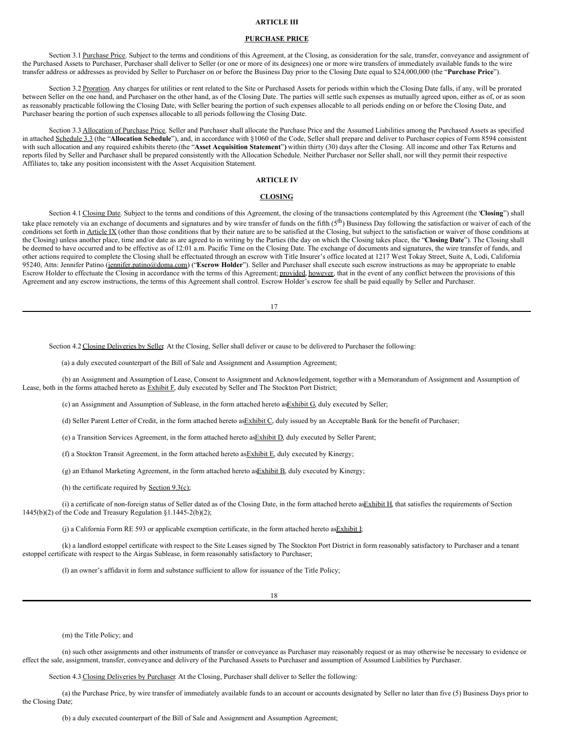# ARTICLE III

## PURCHASE PRICE

Section 3.1 Purchase Price. Subject to the terms and conditions of this Agreement, at the Closing, as consideration for the sale, transfer, conveyance and assignment of the Purchased Assets to Purchaser, Purchaser shall deliver to Seller (or one or more of its designees) one or more wire transfers of immediately available funds to the wire transfer address or addresses as provided by Seller to Purchaser on or before the Business Day prior to the Closing Date equal to $24,000,000 (the "**Purchase Price**").

Section 3.2 Proration. Any charges for utilities or rent related to the Site or Purchased Assets for periods within which the Closing Date falls, if any, will be prorated between Seller on the one hand, and Purchaser on the other hand, as of the Closing Date. The parties will settle such expenses as mutually agreed upon, either as of, or as soon as reasonably practicable following the Closing Date, with Seller bearing the portion of such expenses allocable to all periods ending on or before the Closing Date, and Purchaser bearing the portion of such expenses allocable to all periods following the Closing Date.

Section 3.3 Allocation of Purchase Price. Seller and Purchaser shall allocate the Purchase Price and the Assumed Liabilities among the Purchased Assets as specified in attached Schedule 3.3 (the "**Allocation Schedule**"), and, in accordance with §1060 of the Code, Seller shall prepare and deliver to Purchaser copies of Form 8594 consistent with such allocation and any required exhibits thereto (the "**Asset Acquisition Statement**") within thirty (30) days after the Closing. All income and other Tax Returns and reports filed by Seller and Purchaser shall be prepared consistently with the Allocation Schedule. Neither Purchaser nor Seller shall, nor will they permit their respective Affiliates to, take any position inconsistent with the Asset Acquisition Statement.

# ARTICLE IV

## CLOSING

Section 4.1 Closing Date. Subject to the terms and conditions of this Agreement, the closing of the transactions contemplated by this Agreement (the "**Closing**") shall take place remotely via an exchange of documents and signatures and by wire transfer of funds on the fifth (5th) Business Day following the satisfaction or waiver of each of the conditions set forth in Article IX (other than those conditions that by their nature are to be satisfied at the Closing, but subject to the satisfaction or waiver of those conditions at the Closing) unless another place, time and/or date as are agreed to in writing by the Parties (the day on which the Closing takes place, the "**Closing Date**"). The Closing shall be deemed to have occurred and to be effective as of 12:01 a.m. Pacific Time on the Closing Date. The exchange of documents and signatures, the wire transfer of funds, and other actions required to complete the Closing shall be effectuated through an escrow with Title Insurer's office located at 1217 West Tokay Street, Suite A, Lodi, California 95240, Attn: Jennifer Patino (jennifer.patino@doma.com) ("**Escrow Holder**"). Seller and Purchaser shall execute such escrow instructions as may be appropriate to enable Escrow Holder to effectuate the Closing in accordance with the terms of this Agreement; provided, however, that in the event of any conflict between the provisions of this Agreement and any escrow instructions, the terms of this Agreement shall control. Escrow Holder's escrow fee shall be paid equally by Seller and Purchaser.

Section 4.2 Closing Deliveries by Seller. At the Closing, Seller shall deliver or cause to be delivered to Purchaser the following:

(a) a duly executed counterpart of the Bill of Sale and Assignment and Assumption Agreement;

(b) an Assignment and Assumption of Lease, Consent to Assignment and Acknowledgement, together with a Memorandum of Assignment and Assumption of Lease, both in the forms attached hereto as Exhibit F, duly executed by Seller and The Stockton Port District;

(c) an Assignment and Assumption of Sublease, in the form attached hereto as Exhibit G, duly executed by Seller;

(d) Seller Parent Letter of Credit, in the form attached hereto as Exhibit C, duly issued by an Acceptable Bank for the benefit of Purchaser;

(e) a Transition Services Agreement, in the form attached hereto as Exhibit D, duly executed by Seller Parent;

(f) a Stockton Transit Agreement, in the form attached hereto as Exhibit E, duly executed by Kinergy;

(g) an Ethanol Marketing Agreement, in the form attached hereto as Exhibit B, duly executed by Kinergy;

(h) the certificate required by Section 9.3(c);

(i) a certificate of non-foreign status of Seller dated as of the Closing Date, in the form attached hereto as Exhibit H, that satisfies the requirements of Section 1445(b)(2) of the Code and Treasury Regulation §1.1445-2(b)(2);

(j) a California Form RE 593 or applicable exemption certificate, in the form attached hereto as Exhibit I;

(k) a landlord estoppel certificate with respect to the Site Leases signed by The Stockton Port District in form reasonably satisfactory to Purchaser and a tenant estoppel certificate with respect to the Airgas Sublease, in form reasonably satisfactory to Purchaser;

(l) an owner's affidavit in form and substance sufficient to allow for issuance of the Title Policy;

(m) the Title Policy; and

(n) such other assignments and other instruments of transfer or conveyance as Purchaser may reasonably request or as may otherwise be necessary to evidence or effect the sale, assignment, transfer, conveyance and delivery of the Purchased Assets to Purchaser and assumption of Assumed Liabilities by Purchaser.

Section 4.3 Closing Deliveries by Purchaser. At the Closing, Purchaser shall deliver to Seller the following:

(a) the Purchase Price, by wire transfer of immediately available funds to an account or accounts designated by Seller no later than five (5) Business Days prior to the Closing Date;

(b) a duly executed counterpart of the Bill of Sale and Assignment and Assumption Agreement;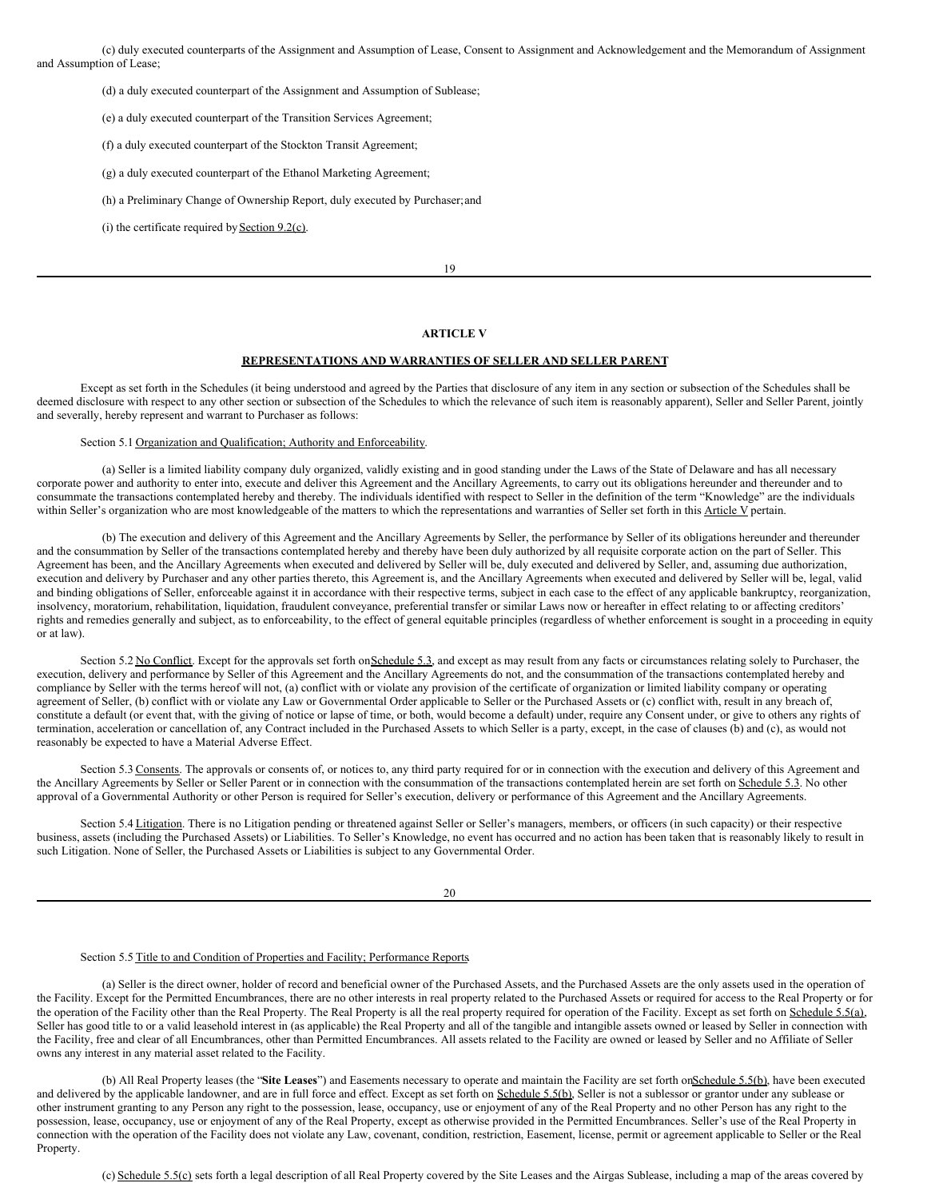(c) duly executed counterparts of the Assignment and Assumption of Lease, Consent to Assignment and Acknowledgement and the Memorandum of Assignment and Assumption of Lease;

(d) a duly executed counterpart of the Assignment and Assumption of Sublease;

(e) a duly executed counterpart of the Transition Services Agreement;

(f) a duly executed counterpart of the Stockton Transit Agreement;

(g) a duly executed counterpart of the Ethanol Marketing Agreement;

(h) a Preliminary Change of Ownership Report, duly executed by Purchaser; and

(i) the certificate required by Section 9.2(c).

## ARTICLE V

## REPRESENTATIONS AND WARRANTIES OF SELLER AND SELLER PARENT

Except as set forth in the Schedules (it being understood and agreed by the Parties that disclosure of any item in any section or subsection of the Schedules shall be deemed disclosure with respect to any other section or subsection of the Schedules to which the relevance of such item is reasonably apparent), Seller and Seller Parent, jointly and severally, hereby represent and warrant to Purchaser as follows:

Section 5.1 Organization and Qualification; Authority and Enforceability.

(a) Seller is a limited liability company duly organized, validly existing and in good standing under the Laws of the State of Delaware and has all necessary corporate power and authority to enter into, execute and deliver this Agreement and the Ancillary Agreements, to carry out its obligations hereunder and thereunder and to consummate the transactions contemplated hereby and thereby. The individuals identified with respect to Seller in the definition of the term "Knowledge" are the individuals within Seller's organization who are most knowledgeable of the matters to which the representations and warranties of Seller set forth in this Article V pertain.

(b) The execution and delivery of this Agreement and the Ancillary Agreements by Seller, the performance by Seller of its obligations hereunder and thereunder and the consummation by Seller of the transactions contemplated hereby and thereby have been duly authorized by all requisite corporate action on the part of Seller. This Agreement has been, and the Ancillary Agreements when executed and delivered by Seller will be, duly executed and delivered by Seller, and, assuming due authorization, execution and delivery by Purchaser and any other parties thereto, this Agreement is, and the Ancillary Agreements when executed and delivered by Seller will be, legal, valid and binding obligations of Seller, enforceable against it in accordance with their respective terms, subject in each case to the effect of any applicable bankruptcy, reorganization, insolvency, moratorium, rehabilitation, liquidation, fraudulent conveyance, preferential transfer or similar Laws now or hereafter in effect relating to or affecting creditors' rights and remedies generally and subject, as to enforceability, to the effect of general equitable principles (regardless of whether enforcement is sought in a proceeding in equity or at law).

Section 5.2 No Conflict. Except for the approvals set forth on Schedule 5.3, and except as may result from any facts or circumstances relating solely to Purchaser, the execution, delivery and performance by Seller of this Agreement and the Ancillary Agreements do not, and the consummation of the transactions contemplated hereby and compliance by Seller with the terms hereof will not, (a) conflict with or violate any provision of the certificate of organization or limited liability company or operating agreement of Seller, (b) conflict with or violate any Law or Governmental Order applicable to Seller or the Purchased Assets or (c) conflict with, result in any breach of, constitute a default (or event that, with the giving of notice or lapse of time, or both, would become a default) under, require any Consent under, or give to others any rights of termination, acceleration or cancellation of, any Contract included in the Purchased Assets to which Seller is a party, except, in the case of clauses (b) and (c), as would not reasonably be expected to have a Material Adverse Effect.

Section 5.3 Consents. The approvals or consents of, or notices to, any third party required for or in connection with the execution and delivery of this Agreement and the Ancillary Agreements by Seller or Seller Parent or in connection with the consummation of the transactions contemplated herein are set forth on Schedule 5.3. No other approval of a Governmental Authority or other Person is required for Seller's execution, delivery or performance of this Agreement and the Ancillary Agreements.

Section 5.4 Litigation. There is no Litigation pending or threatened against Seller or Seller's managers, members, or officers (in such capacity) or their respective business, assets (including the Purchased Assets) or Liabilities. To Seller's Knowledge, no event has occurred and no action has been taken that is reasonably likely to result in such Litigation. None of Seller, the Purchased Assets or Liabilities is subject to any Governmental Order.

Section 5.5 Title to and Condition of Properties and Facility; Performance Reports

(a) Seller is the direct owner, holder of record and beneficial owner of the Purchased Assets, and the Purchased Assets are the only assets used in the operation of the Facility. Except for the Permitted Encumbrances, there are no other interests in real property related to the Purchased Assets or required for access to the Real Property or for the operation of the Facility other than the Real Property. The Real Property is all the real property required for operation of the Facility. Except as set forth on Schedule 5.5(a), Seller has good title to or a valid leasehold interest in (as applicable) the Real Property and all of the tangible and intangible assets owned or leased by Seller in connection with the Facility, free and clear of all Encumbrances, other than Permitted Encumbrances. All assets related to the Facility are owned or leased by Seller and no Affiliate of Seller owns any interest in any material asset related to the Facility.

(b) All Real Property leases (the "**Site Leases**") and Easements necessary to operate and maintain the Facility are set forth on Schedule 5.5(b), have been executed and delivered by the applicable landowner, and are in full force and effect. Except as set forth on Schedule 5.5(b), Seller is not a sublessor or grantor under any sublease or other instrument granting to any Person any right to the possession, lease, occupancy, use or enjoyment of any of the Real Property and no other Person has any right to the possession, lease, occupancy, use or enjoyment of any of the Real Property, except as otherwise provided in the Permitted Encumbrances. Seller's use of the Real Property in connection with the operation of the Facility does not violate any Law, covenant, condition, restriction, Easement, license, permit or agreement applicable to Seller or the Real Property.

(c) Schedule 5.5(c) sets forth a legal description of all Real Property covered by the Site Leases and the Airgas Sublease, including a map of the areas covered by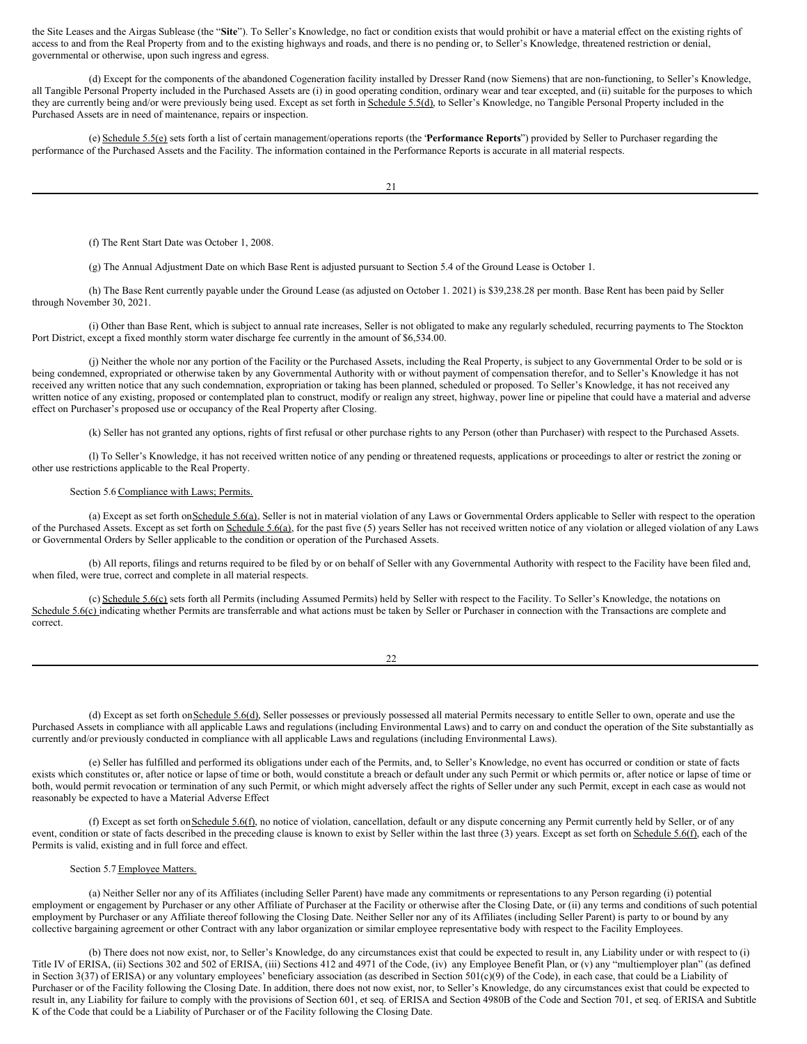the Site Leases and the Airgas Sublease (the "**Site**"). To Seller's Knowledge, no fact or condition exists that would prohibit or have a material effect on the existing rights of access to and from the Real Property from and to the existing highways and roads, and there is no pending or, to Seller's Knowledge, threatened restriction or denial, governmental or otherwise, upon such ingress and egress.

(d) Except for the components of the abandoned Cogeneration facility installed by Dresser Rand (now Siemens) that are non-functioning, to Seller's Knowledge, all Tangible Personal Property included in the Purchased Assets are (i) in good operating condition, ordinary wear and tear excepted, and (ii) suitable for the purposes to which they are currently being and/or were previously being used. Except as set forth in Schedule 5.5(d), to Seller's Knowledge, no Tangible Personal Property included in the Purchased Assets are in need of maintenance, repairs or inspection.

(e) Schedule 5.5(e) sets forth a list of certain management/operations reports (the '**Performance Reports**") provided by Seller to Purchaser regarding the performance of the Purchased Assets and the Facility. The information contained in the Performance Reports is accurate in all material respects.

(f) The Rent Start Date was October 1, 2008.

(g) The Annual Adjustment Date on which Base Rent is adjusted pursuant to Section 5.4 of the Ground Lease is October 1.

(h) The Base Rent currently payable under the Ground Lease (as adjusted on October 1. 2021) is $39,238.28 per month. Base Rent has been paid by Seller through November 30, 2021.

(i) Other than Base Rent, which is subject to annual rate increases, Seller is not obligated to make any regularly scheduled, recurring payments to The Stockton Port District, except a fixed monthly storm water discharge fee currently in the amount of $6,534.00.

(j) Neither the whole nor any portion of the Facility or the Purchased Assets, including the Real Property, is subject to any Governmental Order to be sold or is being condemned, expropriated or otherwise taken by any Governmental Authority with or without payment of compensation therefor, and to Seller's Knowledge it has not received any written notice that any such condemnation, expropriation or taking has been planned, scheduled or proposed. To Seller's Knowledge, it has not received any written notice of any existing, proposed or contemplated plan to construct, modify or realign any street, highway, power line or pipeline that could have a material and adverse effect on Purchaser's proposed use or occupancy of the Real Property after Closing.

(k) Seller has not granted any options, rights of first refusal or other purchase rights to any Person (other than Purchaser) with respect to the Purchased Assets.

(l) To Seller's Knowledge, it has not received written notice of any pending or threatened requests, applications or proceedings to alter or restrict the zoning or other use restrictions applicable to the Real Property.

Section 5.6 Compliance with Laws; Permits.

(a) Except as set forth on Schedule 5.6(a), Seller is not in material violation of any Laws or Governmental Orders applicable to Seller with respect to the operation of the Purchased Assets. Except as set forth on Schedule 5.6(a), for the past five (5) years Seller has not received written notice of any violation or alleged violation of any Laws or Governmental Orders by Seller applicable to the condition or operation of the Purchased Assets.

(b) All reports, filings and returns required to be filed by or on behalf of Seller with any Governmental Authority with respect to the Facility have been filed and, when filed, were true, correct and complete in all material respects.

(c) Schedule 5.6(c) sets forth all Permits (including Assumed Permits) held by Seller with respect to the Facility. To Seller's Knowledge, the notations on Schedule 5.6(c) indicating whether Permits are transferrable and what actions must be taken by Seller or Purchaser in connection with the Transactions are complete and correct.

(d) Except as set forth on Schedule 5.6(d), Seller possesses or previously possessed all material Permits necessary to entitle Seller to own, operate and use the Purchased Assets in compliance with all applicable Laws and regulations (including Environmental Laws) and to carry on and conduct the operation of the Site substantially as currently and/or previously conducted in compliance with all applicable Laws and regulations (including Environmental Laws).

(e) Seller has fulfilled and performed its obligations under each of the Permits, and, to Seller's Knowledge, no event has occurred or condition or state of facts exists which constitutes or, after notice or lapse of time or both, would constitute a breach or default under any such Permit or which permits or, after notice or lapse of time or both, would permit revocation or termination of any such Permit, or which might adversely affect the rights of Seller under any such Permit, except in each case as would not reasonably be expected to have a Material Adverse Effect

(f) Except as set forth on Schedule 5.6(f), no notice of violation, cancellation, default or any dispute concerning any Permit currently held by Seller, or of any event, condition or state of facts described in the preceding clause is known to exist by Seller within the last three (3) years. Except as set forth on Schedule 5.6(f), each of the Permits is valid, existing and in full force and effect.

Section 5.7 Employee Matters.

(a) Neither Seller nor any of its Affiliates (including Seller Parent) have made any commitments or representations to any Person regarding (i) potential employment or engagement by Purchaser or any other Affiliate of Purchaser at the Facility or otherwise after the Closing Date, or (ii) any terms and conditions of such potential employment by Purchaser or any Affiliate thereof following the Closing Date. Neither Seller nor any of its Affiliates (including Seller Parent) is party to or bound by any collective bargaining agreement or other Contract with any labor organization or similar employee representative body with respect to the Facility Employees.

(b) There does not now exist, nor, to Seller's Knowledge, do any circumstances exist that could be expected to result in, any Liability under or with respect to (i) Title IV of ERISA, (ii) Sections 302 and 502 of ERISA, (iii) Sections 412 and 4971 of the Code, (iv) any Employee Benefit Plan, or (v) any "multiemployer plan" (as defined in Section 3(37) of ERISA) or any voluntary employees' beneficiary association (as described in Section 501(c)(9) of the Code), in each case, that could be a Liability of Purchaser or of the Facility following the Closing Date. In addition, there does not now exist, nor, to Seller's Knowledge, do any circumstances exist that could be expected to result in, any Liability for failure to comply with the provisions of Section 601, et seq. of ERISA and Section 4980B of the Code and Section 701, et seq. of ERISA and Subtitle K of the Code that could be a Liability of Purchaser or of the Facility following the Closing Date.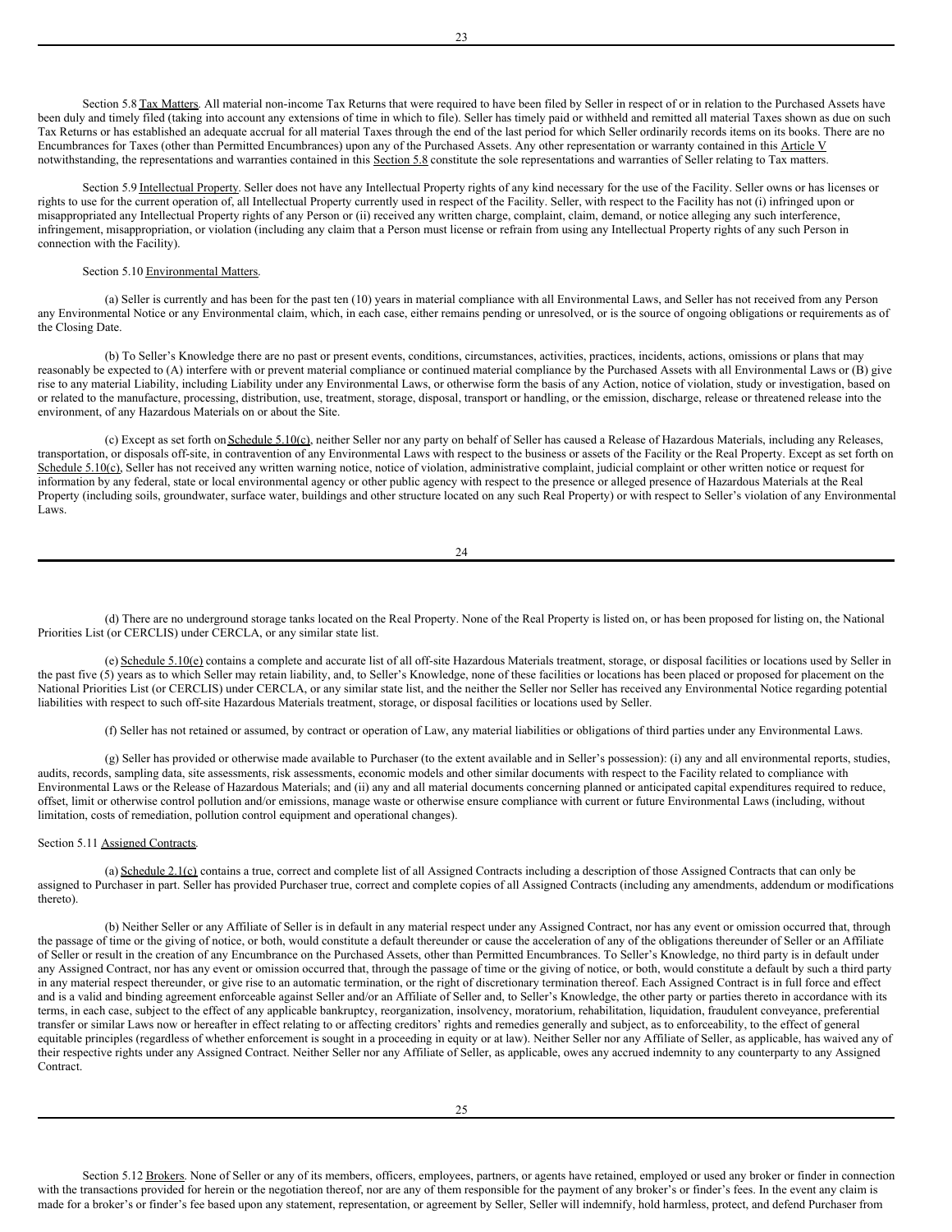Section 5.8 Tax Matters. All material non-income Tax Returns that were required to have been filed by Seller in respect of or in relation to the Purchased Assets have been duly and timely filed (taking into account any extensions of time in which to file). Seller has timely paid or withheld and remitted all material Taxes shown as due on such Tax Returns or has established an adequate accrual for all material Taxes through the end of the last period for which Seller ordinarily records items on its books. There are no Encumbrances for Taxes (other than Permitted Encumbrances) upon any of the Purchased Assets. Any other representation or warranty contained in this Article V notwithstanding, the representations and warranties contained in this Section 5.8 constitute the sole representations and warranties of Seller relating to Tax matters.

Section 5.9 Intellectual Property. Seller does not have any Intellectual Property rights of any kind necessary for the use of the Facility. Seller owns or has licenses or rights to use for the current operation of, all Intellectual Property currently used in respect of the Facility. Seller, with respect to the Facility has not (i) infringed upon or misappropriated any Intellectual Property rights of any Person or (ii) received any written charge, complaint, claim, demand, or notice alleging any such interference, infringement, misappropriation, or violation (including any claim that a Person must license or refrain from using any Intellectual Property rights of any such Person in connection with the Facility).

Section 5.10 Environmental Matters.

(a) Seller is currently and has been for the past ten (10) years in material compliance with all Environmental Laws, and Seller has not received from any Person any Environmental Notice or any Environmental claim, which, in each case, either remains pending or unresolved, or is the source of ongoing obligations or requirements as of the Closing Date.

(b) To Seller's Knowledge there are no past or present events, conditions, circumstances, activities, practices, incidents, actions, omissions or plans that may reasonably be expected to (A) interfere with or prevent material compliance or continued material compliance by the Purchased Assets with all Environmental Laws or (B) give rise to any material Liability, including Liability under any Environmental Laws, or otherwise form the basis of any Action, notice of violation, study or investigation, based on or related to the manufacture, processing, distribution, use, treatment, storage, disposal, transport or handling, or the emission, discharge, release or threatened release into the environment, of any Hazardous Materials on or about the Site.

(c) Except as set forth on Schedule 5.10(c), neither Seller nor any party on behalf of Seller has caused a Release of Hazardous Materials, including any Releases, transportation, or disposals off-site, in contravention of any Environmental Laws with respect to the business or assets of the Facility or the Real Property. Except as set forth on Schedule 5.10(c), Seller has not received any written warning notice, notice of violation, administrative complaint, judicial complaint or other written notice or request for information by any federal, state or local environmental agency or other public agency with respect to the presence or alleged presence of Hazardous Materials at the Real Property (including soils, groundwater, surface water, buildings and other structure located on any such Real Property) or with respect to Seller's violation of any Environmental Laws.

(d) There are no underground storage tanks located on the Real Property. None of the Real Property is listed on, or has been proposed for listing on, the National Priorities List (or CERCLIS) under CERCLA, or any similar state list.

(e) Schedule 5.10(e) contains a complete and accurate list of all off-site Hazardous Materials treatment, storage, or disposal facilities or locations used by Seller in the past five (5) years as to which Seller may retain liability, and, to Seller's Knowledge, none of these facilities or locations has been placed or proposed for placement on the National Priorities List (or CERCLIS) under CERCLA, or any similar state list, and the neither the Seller nor Seller has received any Environmental Notice regarding potential liabilities with respect to such off-site Hazardous Materials treatment, storage, or disposal facilities or locations used by Seller.

(f) Seller has not retained or assumed, by contract or operation of Law, any material liabilities or obligations of third parties under any Environmental Laws.

(g) Seller has provided or otherwise made available to Purchaser (to the extent available and in Seller's possession): (i) any and all environmental reports, studies, audits, records, sampling data, site assessments, risk assessments, economic models and other similar documents with respect to the Facility related to compliance with Environmental Laws or the Release of Hazardous Materials; and (ii) any and all material documents concerning planned or anticipated capital expenditures required to reduce, offset, limit or otherwise control pollution and/or emissions, manage waste or otherwise ensure compliance with current or future Environmental Laws (including, without limitation, costs of remediation, pollution control equipment and operational changes).

Section 5.11 Assigned Contracts.

(a) Schedule 2.1(c) contains a true, correct and complete list of all Assigned Contracts including a description of those Assigned Contracts that can only be assigned to Purchaser in part. Seller has provided Purchaser true, correct and complete copies of all Assigned Contracts (including any amendments, addendum or modifications thereto).

(b) Neither Seller or any Affiliate of Seller is in default in any material respect under any Assigned Contract, nor has any event or omission occurred that, through the passage of time or the giving of notice, or both, would constitute a default thereunder or cause the acceleration of any of the obligations thereunder of Seller or an Affiliate of Seller or result in the creation of any Encumbrance on the Purchased Assets, other than Permitted Encumbrances. To Seller's Knowledge, no third party is in default under any Assigned Contract, nor has any event or omission occurred that, through the passage of time or the giving of notice, or both, would constitute a default by such a third party in any material respect thereunder, or give rise to an automatic termination, or the right of discretionary termination thereof. Each Assigned Contract is in full force and effect and is a valid and binding agreement enforceable against Seller and/or an Affiliate of Seller and, to Seller's Knowledge, the other party or parties thereto in accordance with its terms, in each case, subject to the effect of any applicable bankruptcy, reorganization, insolvency, moratorium, rehabilitation, liquidation, fraudulent conveyance, preferential transfer or similar Laws now or hereafter in effect relating to or affecting creditors' rights and remedies generally and subject, as to enforceability, to the effect of general equitable principles (regardless of whether enforcement is sought in a proceeding in equity or at law). Neither Seller nor any Affiliate of Seller, as applicable, has waived any of their respective rights under any Assigned Contract. Neither Seller nor any Affiliate of Seller, as applicable, owes any accrued indemnity to any counterparty to any Assigned Contract.

Section 5.12 Brokers. None of Seller or any of its members, officers, employees, partners, or agents have retained, employed or used any broker or finder in connection with the transactions provided for herein or the negotiation thereof, nor are any of them responsible for the payment of any broker's or finder's fees. In the event any claim is made for a broker's or finder's fee based upon any statement, representation, or agreement by Seller, Seller will indemnify, hold harmless, protect, and defend Purchaser from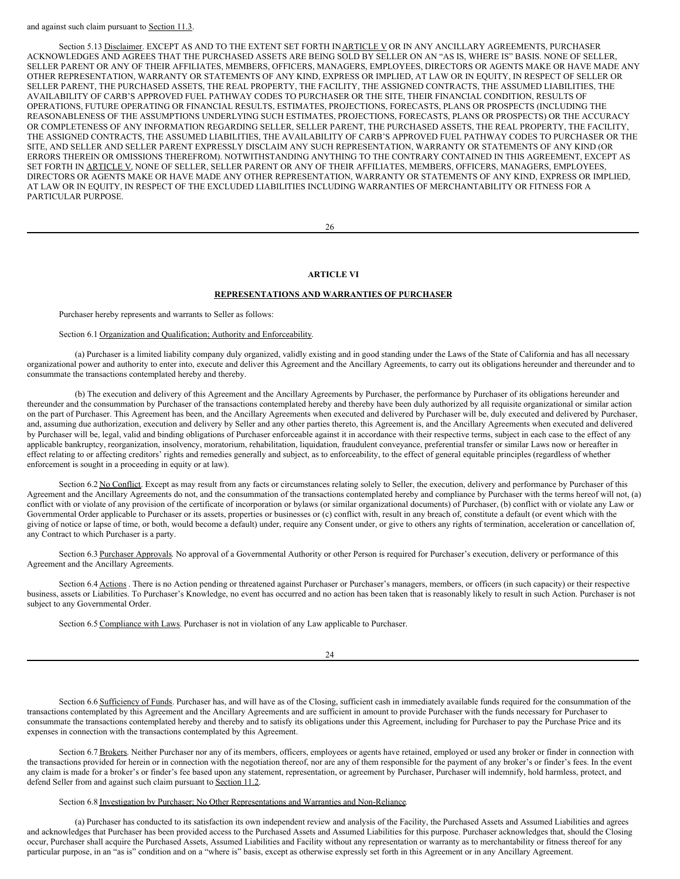and against such claim pursuant to Section 11.3.

Section 5.13 Disclaimer. EXCEPT AS AND TO THE EXTENT SET FORTH IN ARTICLE V OR IN ANY ANCILLARY AGREEMENTS, PURCHASER ACKNOWLEDGES AND AGREES THAT THE PURCHASED ASSETS ARE BEING SOLD BY SELLER ON AN "AS IS, WHERE IS" BASIS. NONE OF SELLER, SELLER PARENT OR ANY OF THEIR AFFILIATES, MEMBERS, OFFICERS, MANAGERS, EMPLOYEES, DIRECTORS OR AGENTS MAKE OR HAVE MADE ANY OTHER REPRESENTATION, WARRANTY OR STATEMENTS OF ANY KIND, EXPRESS OR IMPLIED, AT LAW OR IN EQUITY, IN RESPECT OF SELLER OR SELLER PARENT, THE PURCHASED ASSETS, THE REAL PROPERTY, THE FACILITY, THE ASSIGNED CONTRACTS, THE ASSUMED LIABILITIES, THE AVAILABILITY OF CARB'S APPROVED FUEL PATHWAY CODES TO PURCHASER OR THE SITE, THEIR FINANCIAL CONDITION, RESULTS OF OPERATIONS, FUTURE OPERATING OR FINANCIAL RESULTS, ESTIMATES, PROJECTIONS, FORECASTS, PLANS OR PROSPECTS (INCLUDING THE REASONABLENESS OF THE ASSUMPTIONS UNDERLYING SUCH ESTIMATES, PROJECTIONS, FORECASTS, PLANS OR PROSPECTS) OR THE ACCURACY OR COMPLETENESS OF ANY INFORMATION REGARDING SELLER, SELLER PARENT, THE PURCHASED ASSETS, THE REAL PROPERTY, THE FACILITY, THE ASSIGNED CONTRACTS, THE ASSUMED LIABILITIES, THE AVAILABILITY OF CARB'S APPROVED FUEL PATHWAY CODES TO PURCHASER OR THE SITE, AND SELLER AND SELLER PARENT EXPRESSLY DISCLAIM ANY SUCH REPRESENTATION, WARRANTY OR STATEMENTS OF ANY KIND (OR ERRORS THEREIN OR OMISSIONS THEREFROM). NOTWITHSTANDING ANYTHING TO THE CONTRARY CONTAINED IN THIS AGREEMENT, EXCEPT AS SET FORTH IN ARTICLE V, NONE OF SELLER, SELLER PARENT OR ANY OF THEIR AFFILIATES, MEMBERS, OFFICERS, MANAGERS, EMPLOYEES, DIRECTORS OR AGENTS MAKE OR HAVE MADE ANY OTHER REPRESENTATION, WARRANTY OR STATEMENTS OF ANY KIND, EXPRESS OR IMPLIED, AT LAW OR IN EQUITY, IN RESPECT OF THE EXCLUDED LIABILITIES INCLUDING WARRANTIES OF MERCHANTABILITY OR FITNESS FOR A PARTICULAR PURPOSE.

## ARTICLE VI

## REPRESENTATIONS AND WARRANTIES OF PURCHASER

Purchaser hereby represents and warrants to Seller as follows:

Section 6.1 Organization and Qualification; Authority and Enforceability.

(a) Purchaser is a limited liability company duly organized, validly existing and in good standing under the Laws of the State of California and has all necessary organizational power and authority to enter into, execute and deliver this Agreement and the Ancillary Agreements, to carry out its obligations hereunder and thereunder and to consummate the transactions contemplated hereby and thereby.

(b) The execution and delivery of this Agreement and the Ancillary Agreements by Purchaser, the performance by Purchaser of its obligations hereunder and thereunder and the consummation by Purchaser of the transactions contemplated hereby and thereby have been duly authorized by all requisite organizational or similar action on the part of Purchaser. This Agreement has been, and the Ancillary Agreements when executed and delivered by Purchaser will be, duly executed and delivered by Purchaser, and, assuming due authorization, execution and delivery by Seller and any other parties thereto, this Agreement is, and the Ancillary Agreements when executed and delivered by Purchaser will be, legal, valid and binding obligations of Purchaser enforceable against it in accordance with their respective terms, subject in each case to the effect of any applicable bankruptcy, reorganization, insolvency, moratorium, rehabilitation, liquidation, fraudulent conveyance, preferential transfer or similar Laws now or hereafter in effect relating to or affecting creditors' rights and remedies generally and subject, as to enforceability, to the effect of general equitable principles (regardless of whether enforcement is sought in a proceeding in equity or at law).

Section 6.2 No Conflict. Except as may result from any facts or circumstances relating solely to Seller, the execution, delivery and performance by Purchaser of this Agreement and the Ancillary Agreements do not, and the consummation of the transactions contemplated hereby and compliance by Purchaser with the terms hereof will not, (a) conflict with or violate of any provision of the certificate of incorporation or bylaws (or similar organizational documents) of Purchaser, (b) conflict with or violate any Law or Governmental Order applicable to Purchaser or its assets, properties or businesses or (c) conflict with, result in any breach of, constitute a default (or event which with the giving of notice or lapse of time, or both, would become a default) under, require any Consent under, or give to others any rights of termination, acceleration or cancellation of, any Contract to which Purchaser is a party.

Section 6.3 Purchaser Approvals. No approval of a Governmental Authority or other Person is required for Purchaser's execution, delivery or performance of this Agreement and the Ancillary Agreements.

Section 6.4 Actions . There is no Action pending or threatened against Purchaser or Purchaser's managers, members, or officers (in such capacity) or their respective business, assets or Liabilities. To Purchaser's Knowledge, no event has occurred and no action has been taken that is reasonably likely to result in such Action. Purchaser is not subject to any Governmental Order.

Section 6.5 Compliance with Laws. Purchaser is not in violation of any Law applicable to Purchaser.

Section 6.6 Sufficiency of Funds. Purchaser has, and will have as of the Closing, sufficient cash in immediately available funds required for the consummation of the transactions contemplated by this Agreement and the Ancillary Agreements and are sufficient in amount to provide Purchaser with the funds necessary for Purchaser to consummate the transactions contemplated hereby and thereby and to satisfy its obligations under this Agreement, including for Purchaser to pay the Purchase Price and its expenses in connection with the transactions contemplated by this Agreement.

Section 6.7 Brokers. Neither Purchaser nor any of its members, officers, employees or agents have retained, employed or used any broker or finder in connection with the transactions provided for herein or in connection with the negotiation thereof, nor are any of them responsible for the payment of any broker's or finder's fees. In the event any claim is made for a broker's or finder's fee based upon any statement, representation, or agreement by Purchaser, Purchaser will indemnify, hold harmless, protect, and defend Seller from and against such claim pursuant to Section 11.2.

Section 6.8 Investigation by Purchaser; No Other Representations and Warranties and Non-Reliance.

(a) Purchaser has conducted to its satisfaction its own independent review and analysis of the Facility, the Purchased Assets and Assumed Liabilities and agrees and acknowledges that Purchaser has been provided access to the Purchased Assets and Assumed Liabilities for this purpose. Purchaser acknowledges that, should the Closing occur, Purchaser shall acquire the Purchased Assets, Assumed Liabilities and Facility without any representation or warranty as to merchantability or fitness thereof for any particular purpose, in an "as is" condition and on a "where is" basis, except as otherwise expressly set forth in this Agreement or in any Ancillary Agreement.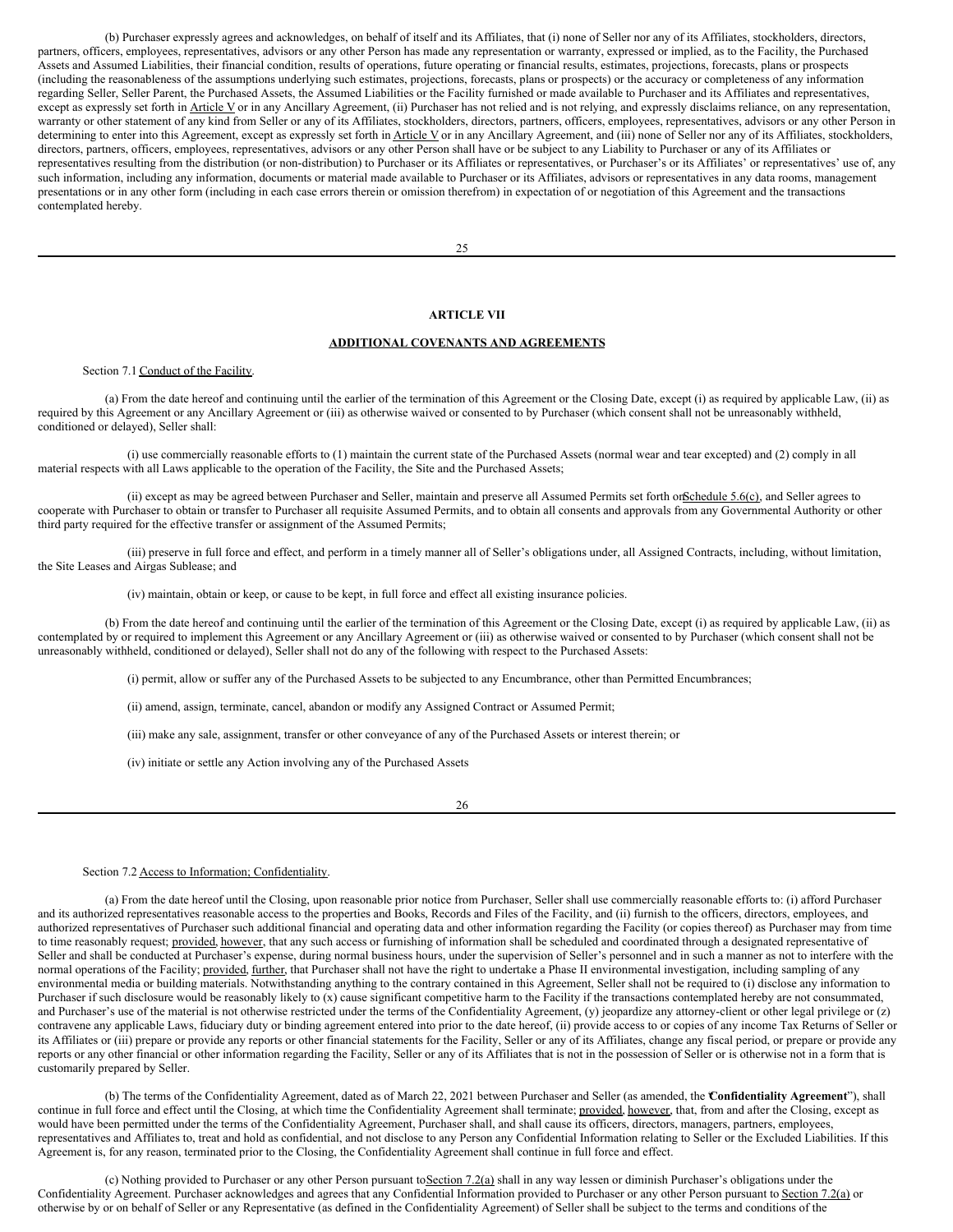(b) Purchaser expressly agrees and acknowledges, on behalf of itself and its Affiliates, that (i) none of Seller nor any of its Affiliates, stockholders, directors, partners, officers, employees, representatives, advisors or any other Person has made any representation or warranty, expressed or implied, as to the Facility, the Purchased Assets and Assumed Liabilities, their financial condition, results of operations, future operating or financial results, estimates, projections, forecasts, plans or prospects (including the reasonableness of the assumptions underlying such estimates, projections, forecasts, plans or prospects) or the accuracy or completeness of any information regarding Seller, Seller Parent, the Purchased Assets, the Assumed Liabilities or the Facility furnished or made available to Purchaser and its Affiliates and representatives, except as expressly set forth in Article V or in any Ancillary Agreement, (ii) Purchaser has not relied and is not relying, and expressly disclaims reliance, on any representation, warranty or other statement of any kind from Seller or any of its Affiliates, stockholders, directors, partners, officers, employees, representatives, advisors or any other Person in determining to enter into this Agreement, except as expressly set forth in Article V or in any Ancillary Agreement, and (iii) none of Seller nor any of its Affiliates, stockholders, directors, partners, officers, employees, representatives, advisors or any other Person shall have or be subject to any Liability to Purchaser or any of its Affiliates or representatives resulting from the distribution (or non-distribution) to Purchaser or its Affiliates or representatives, or Purchaser's or its Affiliates' or representatives' use of, any such information, including any information, documents or material made available to Purchaser or its Affiliates, advisors or representatives in any data rooms, management presentations or in any other form (including in each case errors therein or omission therefrom) in expectation of or negotiation of this Agreement and the transactions contemplated hereby.

# ARTICLE VII

## ADDITIONAL COVENANTS AND AGREEMENTS

Section 7.1 Conduct of the Facility.

(a) From the date hereof and continuing until the earlier of the termination of this Agreement or the Closing Date, except (i) as required by applicable Law, (ii) as required by this Agreement or any Ancillary Agreement or (iii) as otherwise waived or consented to by Purchaser (which consent shall not be unreasonably withheld, conditioned or delayed), Seller shall:

(i) use commercially reasonable efforts to (1) maintain the current state of the Purchased Assets (normal wear and tear excepted) and (2) comply in all material respects with all Laws applicable to the operation of the Facility, the Site and the Purchased Assets;

(ii) except as may be agreed between Purchaser and Seller, maintain and preserve all Assumed Permits set forth on Schedule 5.6(c), and Seller agrees to cooperate with Purchaser to obtain or transfer to Purchaser all requisite Assumed Permits, and to obtain all consents and approvals from any Governmental Authority or other third party required for the effective transfer or assignment of the Assumed Permits;

(iii) preserve in full force and effect, and perform in a timely manner all of Seller's obligations under, all Assigned Contracts, including, without limitation, the Site Leases and Airgas Sublease; and

(iv) maintain, obtain or keep, or cause to be kept, in full force and effect all existing insurance policies.

(b) From the date hereof and continuing until the earlier of the termination of this Agreement or the Closing Date, except (i) as required by applicable Law, (ii) as contemplated by or required to implement this Agreement or any Ancillary Agreement or (iii) as otherwise waived or consented to by Purchaser (which consent shall not be unreasonably withheld, conditioned or delayed), Seller shall not do any of the following with respect to the Purchased Assets:

(i) permit, allow or suffer any of the Purchased Assets to be subjected to any Encumbrance, other than Permitted Encumbrances;

(ii) amend, assign, terminate, cancel, abandon or modify any Assigned Contract or Assumed Permit;

(iii) make any sale, assignment, transfer or other conveyance of any of the Purchased Assets or interest therein; or

(iv) initiate or settle any Action involving any of the Purchased Assets

Section 7.2 Access to Information; Confidentiality.

(a) From the date hereof until the Closing, upon reasonable prior notice from Purchaser, Seller shall use commercially reasonable efforts to: (i) afford Purchaser and its authorized representatives reasonable access to the properties and Books, Records and Files of the Facility, and (ii) furnish to the officers, directors, employees, and authorized representatives of Purchaser such additional financial and operating data and other information regarding the Facility (or copies thereof) as Purchaser may from time to time reasonably request; provided, however, that any such access or furnishing of information shall be scheduled and coordinated through a designated representative of Seller and shall be conducted at Purchaser's expense, during normal business hours, under the supervision of Seller's personnel and in such a manner as not to interfere with the normal operations of the Facility; provided, further, that Purchaser shall not have the right to undertake a Phase II environmental investigation, including sampling of any environmental media or building materials. Notwithstanding anything to the contrary contained in this Agreement, Seller shall not be required to (i) disclose any information to Purchaser if such disclosure would be reasonably likely to (x) cause significant competitive harm to the Facility if the transactions contemplated hereby are not consummated, and Purchaser's use of the material is not otherwise restricted under the terms of the Confidentiality Agreement, (y) jeopardize any attorney-client or other legal privilege or (z) contravene any applicable Laws, fiduciary duty or binding agreement entered into prior to the date hereof, (ii) provide access to or copies of any income Tax Returns of Seller or its Affiliates or (iii) prepare or provide any reports or other financial statements for the Facility, Seller or any of its Affiliates, change any fiscal period, or prepare or provide any reports or any other financial or other information regarding the Facility, Seller or any of its Affiliates that is not in the possession of Seller or is otherwise not in a form that is customarily prepared by Seller.

(b) The terms of the Confidentiality Agreement, dated as of March 22, 2021 between Purchaser and Seller (as amended, the "**Confidentiality Agreement**"), shall continue in full force and effect until the Closing, at which time the Confidentiality Agreement shall terminate; provided, however, that, from and after the Closing, except as would have been permitted under the terms of the Confidentiality Agreement, Purchaser shall, and shall cause its officers, directors, managers, partners, employees, representatives and Affiliates to, treat and hold as confidential, and not disclose to any Person any Confidential Information relating to Seller or the Excluded Liabilities. If this Agreement is, for any reason, terminated prior to the Closing, the Confidentiality Agreement shall continue in full force and effect.

(c) Nothing provided to Purchaser or any other Person pursuant to Section 7.2(a) shall in any way lessen or diminish Purchaser's obligations under the Confidentiality Agreement. Purchaser acknowledges and agrees that any Confidential Information provided to Purchaser or any other Person pursuant to Section 7.2(a) or otherwise by or on behalf of Seller or any Representative (as defined in the Confidentiality Agreement) of Seller shall be subject to the terms and conditions of the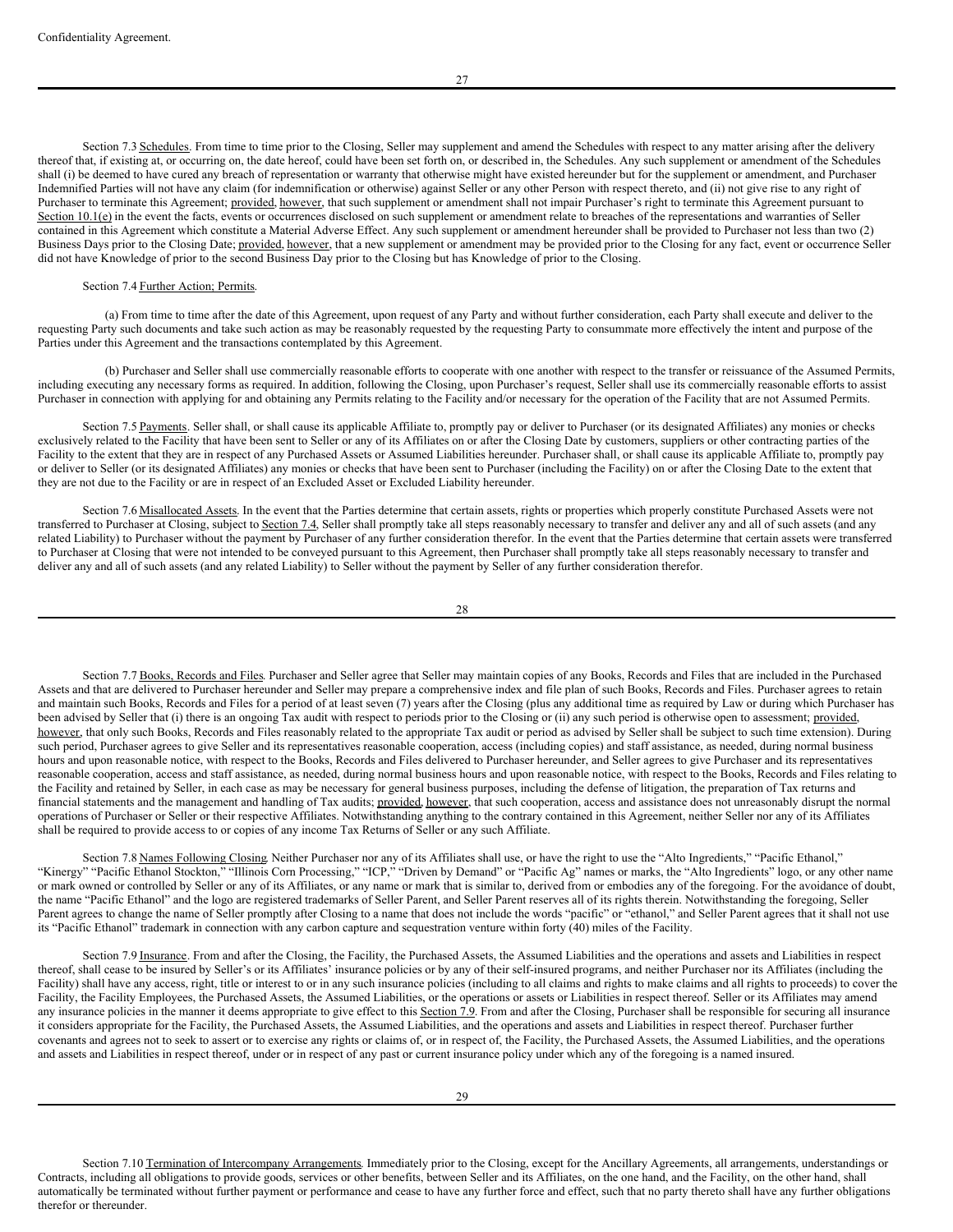Confidentiality Agreement.

Section 7.3 Schedules. From time to time prior to the Closing, Seller may supplement and amend the Schedules with respect to any matter arising after the delivery thereof that, if existing at, or occurring on, the date hereof, could have been set forth on, or described in, the Schedules. Any such supplement or amendment of the Schedules shall (i) be deemed to have cured any breach of representation or warranty that otherwise might have existed hereunder but for the supplement or amendment, and Purchaser Indemnified Parties will not have any claim (for indemnification or otherwise) against Seller or any other Person with respect thereto, and (ii) not give rise to any right of Purchaser to terminate this Agreement; provided, however, that such supplement or amendment shall not impair Purchaser's right to terminate this Agreement pursuant to Section 10.1(e) in the event the facts, events or occurrences disclosed on such supplement or amendment relate to breaches of the representations and warranties of Seller contained in this Agreement which constitute a Material Adverse Effect. Any such supplement or amendment hereunder shall be provided to Purchaser not less than two (2) Business Days prior to the Closing Date; provided, however, that a new supplement or amendment may be provided prior to the Closing for any fact, event or occurrence Seller did not have Knowledge of prior to the second Business Day prior to the Closing but has Knowledge of prior to the Closing.

Section 7.4 Further Action; Permits.

(a) From time to time after the date of this Agreement, upon request of any Party and without further consideration, each Party shall execute and deliver to the requesting Party such documents and take such action as may be reasonably requested by the requesting Party to consummate more effectively the intent and purpose of the Parties under this Agreement and the transactions contemplated by this Agreement.

(b) Purchaser and Seller shall use commercially reasonable efforts to cooperate with one another with respect to the transfer or reissuance of the Assumed Permits, including executing any necessary forms as required. In addition, following the Closing, upon Purchaser's request, Seller shall use its commercially reasonable efforts to assist Purchaser in connection with applying for and obtaining any Permits relating to the Facility and/or necessary for the operation of the Facility that are not Assumed Permits.

Section 7.5 Payments. Seller shall, or shall cause its applicable Affiliate to, promptly pay or deliver to Purchaser (or its designated Affiliates) any monies or checks exclusively related to the Facility that have been sent to Seller or any of its Affiliates on or after the Closing Date by customers, suppliers or other contracting parties of the Facility to the extent that they are in respect of any Purchased Assets or Assumed Liabilities hereunder. Purchaser shall, or shall cause its applicable Affiliate to, promptly pay or deliver to Seller (or its designated Affiliates) any monies or checks that have been sent to Purchaser (including the Facility) on or after the Closing Date to the extent that they are not due to the Facility or are in respect of an Excluded Asset or Excluded Liability hereunder.

Section 7.6 Misallocated Assets. In the event that the Parties determine that certain assets, rights or properties which properly constitute Purchased Assets were not transferred to Purchaser at Closing, subject to Section 7.4, Seller shall promptly take all steps reasonably necessary to transfer and deliver any and all of such assets (and any related Liability) to Purchaser without the payment by Purchaser of any further consideration therefor. In the event that the Parties determine that certain assets were transferred to Purchaser at Closing that were not intended to be conveyed pursuant to this Agreement, then Purchaser shall promptly take all steps reasonably necessary to transfer and deliver any and all of such assets (and any related Liability) to Seller without the payment by Seller of any further consideration therefor.

Section 7.7 Books, Records and Files. Purchaser and Seller agree that Seller may maintain copies of any Books, Records and Files that are included in the Purchased Assets and that are delivered to Purchaser hereunder and Seller may prepare a comprehensive index and file plan of such Books, Records and Files. Purchaser agrees to retain and maintain such Books, Records and Files for a period of at least seven (7) years after the Closing (plus any additional time as required by Law or during which Purchaser has been advised by Seller that (i) there is an ongoing Tax audit with respect to periods prior to the Closing or (ii) any such period is otherwise open to assessment; provided, however, that only such Books, Records and Files reasonably related to the appropriate Tax audit or period as advised by Seller shall be subject to such time extension). During such period, Purchaser agrees to give Seller and its representatives reasonable cooperation, access (including copies) and staff assistance, as needed, during normal business hours and upon reasonable notice, with respect to the Books, Records and Files delivered to Purchaser hereunder, and Seller agrees to give Purchaser and its representatives reasonable cooperation, access and staff assistance, as needed, during normal business hours and upon reasonable notice, with respect to the Books, Records and Files relating to the Facility and retained by Seller, in each case as may be necessary for general business purposes, including the defense of litigation, the preparation of Tax returns and financial statements and the management and handling of Tax audits; provided, however, that such cooperation, access and assistance does not unreasonably disrupt the normal operations of Purchaser or Seller or their respective Affiliates. Notwithstanding anything to the contrary contained in this Agreement, neither Seller nor any of its Affiliates shall be required to provide access to or copies of any income Tax Returns of Seller or any such Affiliate.

Section 7.8 Names Following Closing. Neither Purchaser nor any of its Affiliates shall use, or have the right to use the "Alto Ingredients," "Pacific Ethanol," "Kinergy" "Pacific Ethanol Stockton," "Illinois Corn Processing," "ICP," "Driven by Demand" or "Pacific Ag" names or marks, the "Alto Ingredients" logo, or any other name or mark owned or controlled by Seller or any of its Affiliates, or any name or mark that is similar to, derived from or embodies any of the foregoing. For the avoidance of doubt, the name "Pacific Ethanol" and the logo are registered trademarks of Seller Parent, and Seller Parent reserves all of its rights therein. Notwithstanding the foregoing, Seller Parent agrees to change the name of Seller promptly after Closing to a name that does not include the words "pacific" or "ethanol," and Seller Parent agrees that it shall not use its "Pacific Ethanol" trademark in connection with any carbon capture and sequestration venture within forty (40) miles of the Facility.

Section 7.9 Insurance. From and after the Closing, the Facility, the Purchased Assets, the Assumed Liabilities and the operations and assets and Liabilities in respect thereof, shall cease to be insured by Seller's or its Affiliates' insurance policies or by any of their self-insured programs, and neither Purchaser nor its Affiliates (including the Facility) shall have any access, right, title or interest to or in any such insurance policies (including to all claims and rights to make claims and all rights to proceeds) to cover the Facility, the Facility Employees, the Purchased Assets, the Assumed Liabilities, or the operations or assets or Liabilities in respect thereof. Seller or its Affiliates may amend any insurance policies in the manner it deems appropriate to give effect to this Section 7.9. From and after the Closing, Purchaser shall be responsible for securing all insurance it considers appropriate for the Facility, the Purchased Assets, the Assumed Liabilities, and the operations and assets and Liabilities in respect thereof. Purchaser further covenants and agrees not to seek to assert or to exercise any rights or claims of, or in respect of, the Facility, the Purchased Assets, the Assumed Liabilities, and the operations and assets and Liabilities in respect thereof, under or in respect of any past or current insurance policy under which any of the foregoing is a named insured.

Section 7.10 Termination of Intercompany Arrangements. Immediately prior to the Closing, except for the Ancillary Agreements, all arrangements, understandings or Contracts, including all obligations to provide goods, services or other benefits, between Seller and its Affiliates, on the one hand, and the Facility, on the other hand, shall automatically be terminated without further payment or performance and cease to have any further force and effect, such that no party thereto shall have any further obligations therefor or thereunder.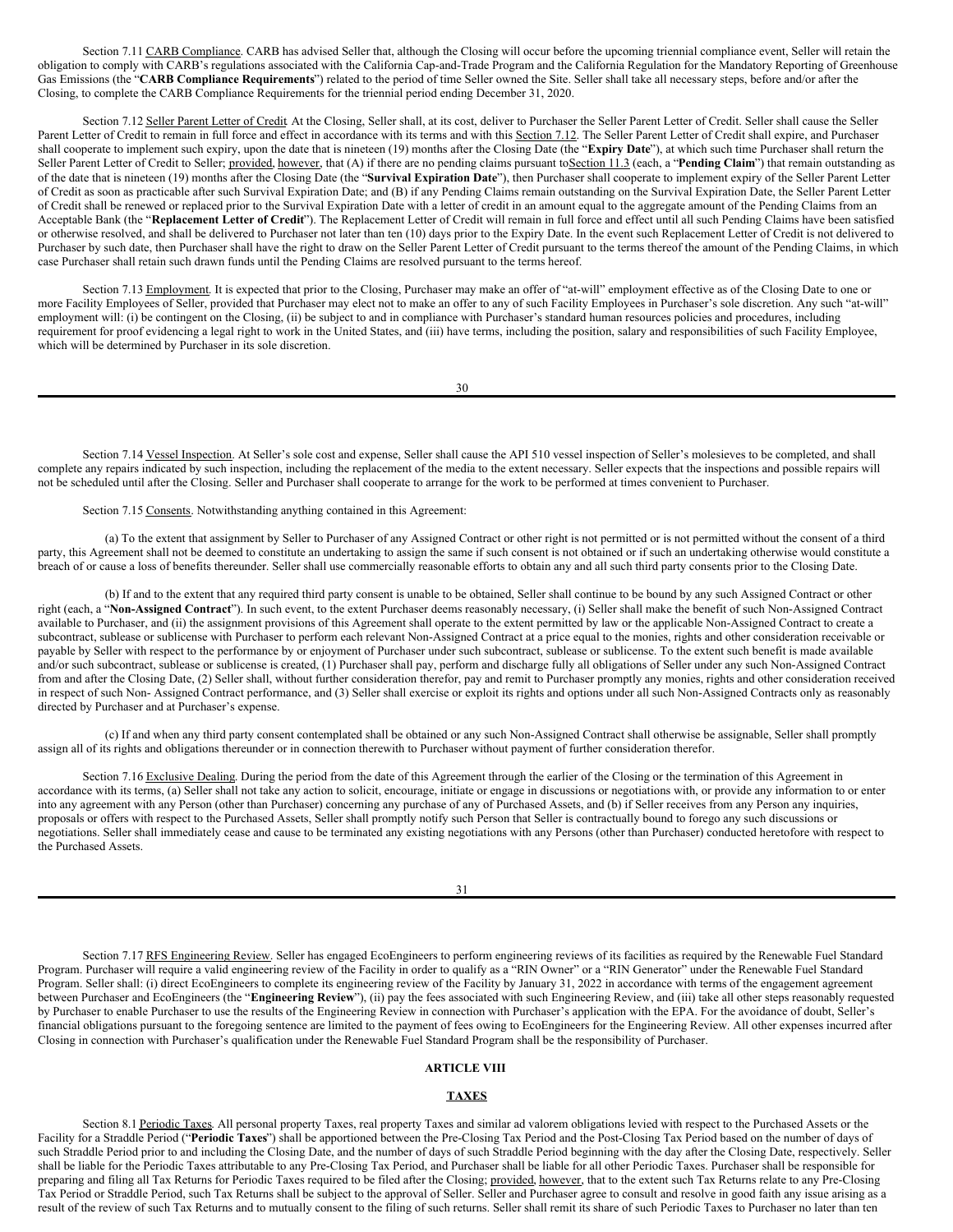Section 7.11 CARB Compliance. CARB has advised Seller that, although the Closing will occur before the upcoming triennial compliance event, Seller will retain the obligation to comply with CARB's regulations associated with the California Cap-and-Trade Program and the California Regulation for the Mandatory Reporting of Greenhouse Gas Emissions (the "**CARB Compliance Requirements**") related to the period of time Seller owned the Site. Seller shall take all necessary steps, before and/or after the Closing, to complete the CARB Compliance Requirements for the triennial period ending December 31, 2020.

Section 7.12 Seller Parent Letter of Credit. At the Closing, Seller shall, at its cost, deliver to Purchaser the Seller Parent Letter of Credit. Seller shall cause the Seller Parent Letter of Credit to remain in full force and effect in accordance with its terms and with this Section 7.12. The Seller Parent Letter of Credit shall expire, and Purchaser shall cooperate to implement such expiry, upon the date that is nineteen (19) months after the Closing Date (the "**Expiry Date**"), at which such time Purchaser shall return the Seller Parent Letter of Credit to Seller; provided, however, that (A) if there are no pending claims pursuant toSection 11.3 (each, a "**Pending Claim**") that remain outstanding as of the date that is nineteen (19) months after the Closing Date (the "**Survival Expiration Date**"), then Purchaser shall cooperate to implement expiry of the Seller Parent Letter of Credit as soon as practicable after such Survival Expiration Date; and (B) if any Pending Claims remain outstanding on the Survival Expiration Date, the Seller Parent Letter of Credit shall be renewed or replaced prior to the Survival Expiration Date with a letter of credit in an amount equal to the aggregate amount of the Pending Claims from an Acceptable Bank (the "**Replacement Letter of Credit**"). The Replacement Letter of Credit will remain in full force and effect until all such Pending Claims have been satisfied or otherwise resolved, and shall be delivered to Purchaser not later than ten (10) days prior to the Expiry Date. In the event such Replacement Letter of Credit is not delivered to Purchaser by such date, then Purchaser shall have the right to draw on the Seller Parent Letter of Credit pursuant to the terms thereof the amount of the Pending Claims, in which case Purchaser shall retain such drawn funds until the Pending Claims are resolved pursuant to the terms hereof.

Section 7.13 Employment. It is expected that prior to the Closing, Purchaser may make an offer of "at-will" employment effective as of the Closing Date to one or more Facility Employees of Seller, provided that Purchaser may elect not to make an offer to any of such Facility Employees in Purchaser's sole discretion. Any such "at-will" employment will: (i) be contingent on the Closing, (ii) be subject to and in compliance with Purchaser's standard human resources policies and procedures, including requirement for proof evidencing a legal right to work in the United States, and (iii) have terms, including the position, salary and responsibilities of such Facility Employee, which will be determined by Purchaser in its sole discretion.

Section 7.14 Vessel Inspection. At Seller's sole cost and expense, Seller shall cause the API 510 vessel inspection of Seller's molesieves to be completed, and shall complete any repairs indicated by such inspection, including the replacement of the media to the extent necessary. Seller expects that the inspections and possible repairs will not be scheduled until after the Closing. Seller and Purchaser shall cooperate to arrange for the work to be performed at times convenient to Purchaser.

Section 7.15 Consents. Notwithstanding anything contained in this Agreement:

(a) To the extent that assignment by Seller to Purchaser of any Assigned Contract or other right is not permitted or is not permitted without the consent of a third party, this Agreement shall not be deemed to constitute an undertaking to assign the same if such consent is not obtained or if such an undertaking otherwise would constitute a breach of or cause a loss of benefits thereunder. Seller shall use commercially reasonable efforts to obtain any and all such third party consents prior to the Closing Date.

(b) If and to the extent that any required third party consent is unable to be obtained, Seller shall continue to be bound by any such Assigned Contract or other right (each, a "**Non-Assigned Contract**"). In such event, to the extent Purchaser deems reasonably necessary, (i) Seller shall make the benefit of such Non-Assigned Contract available to Purchaser, and (ii) the assignment provisions of this Agreement shall operate to the extent permitted by law or the applicable Non-Assigned Contract to create a subcontract, sublease or sublicense with Purchaser to perform each relevant Non-Assigned Contract at a price equal to the monies, rights and other consideration receivable or payable by Seller with respect to the performance by or enjoyment of Purchaser under such subcontract, sublease or sublicense. To the extent such benefit is made available and/or such subcontract, sublease or sublicense is created, (1) Purchaser shall pay, perform and discharge fully all obligations of Seller under any such Non-Assigned Contract from and after the Closing Date, (2) Seller shall, without further consideration therefor, pay and remit to Purchaser promptly any monies, rights and other consideration received in respect of such Non- Assigned Contract performance, and (3) Seller shall exercise or exploit its rights and options under all such Non-Assigned Contracts only as reasonably directed by Purchaser and at Purchaser's expense.

(c) If and when any third party consent contemplated shall be obtained or any such Non-Assigned Contract shall otherwise be assignable, Seller shall promptly assign all of its rights and obligations thereunder or in connection therewith to Purchaser without payment of further consideration therefor.

Section 7.16 Exclusive Dealing. During the period from the date of this Agreement through the earlier of the Closing or the termination of this Agreement in accordance with its terms, (a) Seller shall not take any action to solicit, encourage, initiate or engage in discussions or negotiations with, or provide any information to or enter into any agreement with any Person (other than Purchaser) concerning any purchase of any of Purchased Assets, and (b) if Seller receives from any Person any inquiries, proposals or offers with respect to the Purchased Assets, Seller shall promptly notify such Person that Seller is contractually bound to forego any such discussions or negotiations. Seller shall immediately cease and cause to be terminated any existing negotiations with any Persons (other than Purchaser) conducted heretofore with respect to the Purchased Assets.

Section 7.17 RFS Engineering Review. Seller has engaged EcoEngineers to perform engineering reviews of its facilities as required by the Renewable Fuel Standard Program. Purchaser will require a valid engineering review of the Facility in order to qualify as a "RIN Owner" or a "RIN Generator" under the Renewable Fuel Standard Program. Seller shall: (i) direct EcoEngineers to complete its engineering review of the Facility by January 31, 2022 in accordance with terms of the engagement agreement between Purchaser and EcoEngineers (the "**Engineering Review**"), (ii) pay the fees associated with such Engineering Review, and (iii) take all other steps reasonably requested by Purchaser to enable Purchaser to use the results of the Engineering Review in connection with Purchaser's application with the EPA. For the avoidance of doubt, Seller's financial obligations pursuant to the foregoing sentence are limited to the payment of fees owing to EcoEngineers for the Engineering Review. All other expenses incurred after Closing in connection with Purchaser's qualification under the Renewable Fuel Standard Program shall be the responsibility of Purchaser.

## ARTICLE VIII

## TAXES

Section 8.1 Periodic Taxes. All personal property Taxes, real property Taxes and similar ad valorem obligations levied with respect to the Purchased Assets or the Facility for a Straddle Period ("**Periodic Taxes**") shall be apportioned between the Pre-Closing Tax Period and the Post-Closing Tax Period based on the number of days of such Straddle Period prior to and including the Closing Date, and the number of days of such Straddle Period beginning with the day after the Closing Date, respectively. Seller shall be liable for the Periodic Taxes attributable to any Pre-Closing Tax Period, and Purchaser shall be liable for all other Periodic Taxes. Purchaser shall be responsible for preparing and filing all Tax Returns for Periodic Taxes required to be filed after the Closing; provided, however, that to the extent such Tax Returns relate to any Pre-Closing Tax Period or Straddle Period, such Tax Returns shall be subject to the approval of Seller. Seller and Purchaser agree to consult and resolve in good faith any issue arising as a result of the review of such Tax Returns and to mutually consent to the filing of such returns. Seller shall remit its share of such Periodic Taxes to Purchaser no later than ten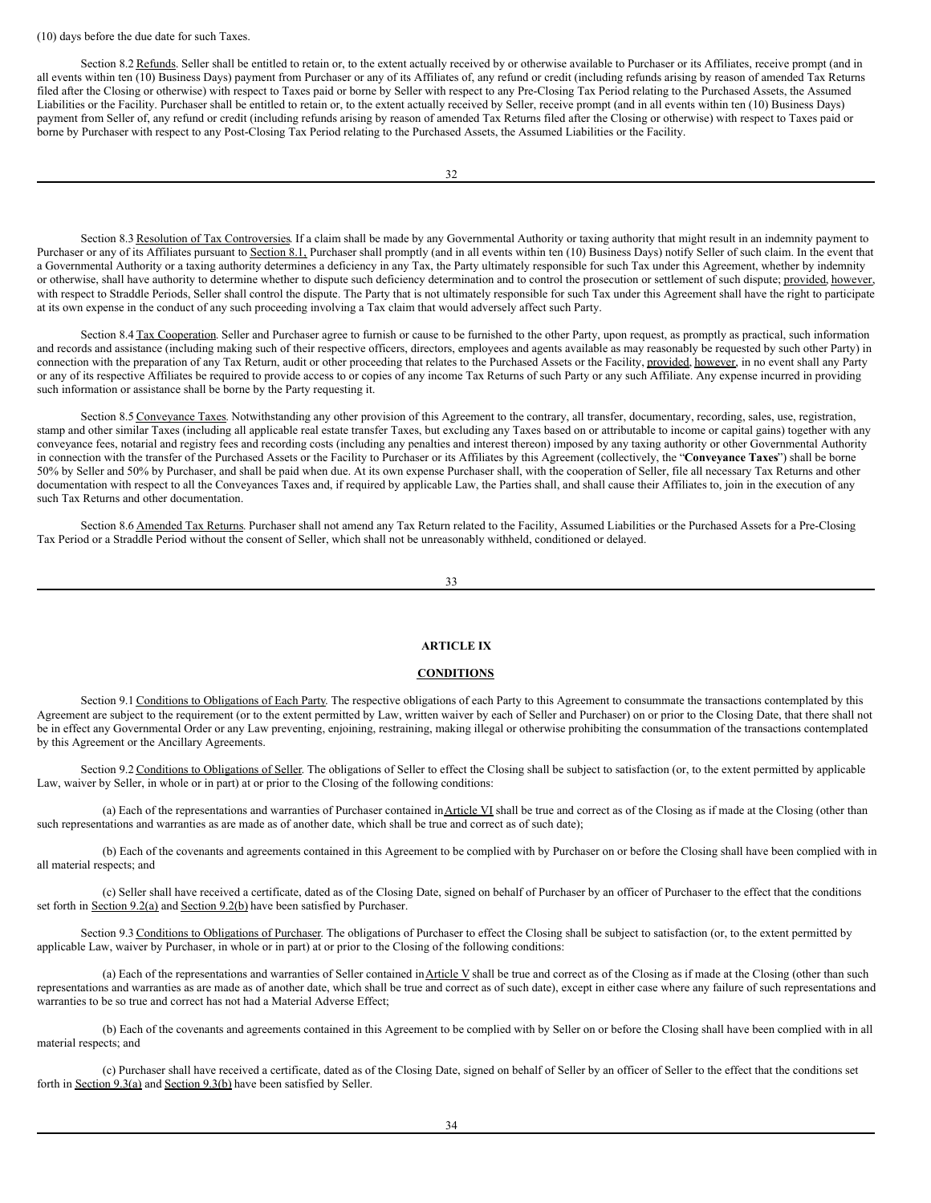(10) days before the due date for such Taxes.

Section 8.2 Refunds. Seller shall be entitled to retain or, to the extent actually received by or otherwise available to Purchaser or its Affiliates, receive prompt (and in all events within ten (10) Business Days) payment from Purchaser or any of its Affiliates of, any refund or credit (including refunds arising by reason of amended Tax Returns filed after the Closing or otherwise) with respect to Taxes paid or borne by Seller with respect to any Pre-Closing Tax Period relating to the Purchased Assets, the Assumed Liabilities or the Facility. Purchaser shall be entitled to retain or, to the extent actually received by Seller, receive prompt (and in all events within ten (10) Business Days) payment from Seller of, any refund or credit (including refunds arising by reason of amended Tax Returns filed after the Closing or otherwise) with respect to Taxes paid or borne by Purchaser with respect to any Post-Closing Tax Period relating to the Purchased Assets, the Assumed Liabilities or the Facility.

Section 8.3 Resolution of Tax Controversies. If a claim shall be made by any Governmental Authority or taxing authority that might result in an indemnity payment to Purchaser or any of its Affiliates pursuant to Section 8.1, Purchaser shall promptly (and in all events within ten (10) Business Days) notify Seller of such claim. In the event that a Governmental Authority or a taxing authority determines a deficiency in any Tax, the Party ultimately responsible for such Tax under this Agreement, whether by indemnity or otherwise, shall have authority to determine whether to dispute such deficiency determination and to control the prosecution or settlement of such dispute; provided, however, with respect to Straddle Periods, Seller shall control the dispute. The Party that is not ultimately responsible for such Tax under this Agreement shall have the right to participate at its own expense in the conduct of any such proceeding involving a Tax claim that would adversely affect such Party.

Section 8.4 Tax Cooperation. Seller and Purchaser agree to furnish or cause to be furnished to the other Party, upon request, as promptly as practical, such information and records and assistance (including making such of their respective officers, directors, employees and agents available as may reasonably be requested by such other Party) in connection with the preparation of any Tax Return, audit or other proceeding that relates to the Purchased Assets or the Facility, provided, however, in no event shall any Party or any of its respective Affiliates be required to provide access to or copies of any income Tax Returns of such Party or any such Affiliate. Any expense incurred in providing such information or assistance shall be borne by the Party requesting it.

Section 8.5 Conveyance Taxes. Notwithstanding any other provision of this Agreement to the contrary, all transfer, documentary, recording, sales, use, registration, stamp and other similar Taxes (including all applicable real estate transfer Taxes, but excluding any Taxes based on or attributable to income or capital gains) together with any conveyance fees, notarial and registry fees and recording costs (including any penalties and interest thereon) imposed by any taxing authority or other Governmental Authority in connection with the transfer of the Purchased Assets or the Facility to Purchaser or its Affiliates by this Agreement (collectively, the "**Conveyance Taxes**") shall be borne 50% by Seller and 50% by Purchaser, and shall be paid when due. At its own expense Purchaser shall, with the cooperation of Seller, file all necessary Tax Returns and other documentation with respect to all the Conveyances Taxes and, if required by applicable Law, the Parties shall, and shall cause their Affiliates to, join in the execution of any such Tax Returns and other documentation.

Section 8.6 Amended Tax Returns. Purchaser shall not amend any Tax Return related to the Facility, Assumed Liabilities or the Purchased Assets for a Pre-Closing Tax Period or a Straddle Period without the consent of Seller, which shall not be unreasonably withheld, conditioned or delayed.

## ARTICLE IX

## CONDITIONS

Section 9.1 Conditions to Obligations of Each Party. The respective obligations of each Party to this Agreement to consummate the transactions contemplated by this Agreement are subject to the requirement (or to the extent permitted by Law, written waiver by each of Seller and Purchaser) on or prior to the Closing Date, that there shall not be in effect any Governmental Order or any Law preventing, enjoining, restraining, making illegal or otherwise prohibiting the consummation of the transactions contemplated by this Agreement or the Ancillary Agreements.

Section 9.2 Conditions to Obligations of Seller. The obligations of Seller to effect the Closing shall be subject to satisfaction (or, to the extent permitted by applicable Law, waiver by Seller, in whole or in part) at or prior to the Closing of the following conditions:

(a) Each of the representations and warranties of Purchaser contained in Article VI shall be true and correct as of the Closing as if made at the Closing (other than such representations and warranties as are made as of another date, which shall be true and correct as of such date);

(b) Each of the covenants and agreements contained in this Agreement to be complied with by Purchaser on or before the Closing shall have been complied with in all material respects; and

(c) Seller shall have received a certificate, dated as of the Closing Date, signed on behalf of Purchaser by an officer of Purchaser to the effect that the conditions set forth in Section 9.2(a) and Section 9.2(b) have been satisfied by Purchaser.

Section 9.3 Conditions to Obligations of Purchaser. The obligations of Purchaser to effect the Closing shall be subject to satisfaction (or, to the extent permitted by applicable Law, waiver by Purchaser, in whole or in part) at or prior to the Closing of the following conditions:

(a) Each of the representations and warranties of Seller contained in Article V shall be true and correct as of the Closing as if made at the Closing (other than such representations and warranties as are made as of another date, which shall be true and correct as of such date), except in either case where any failure of such representations and warranties to be so true and correct has not had a Material Adverse Effect;

(b) Each of the covenants and agreements contained in this Agreement to be complied with by Seller on or before the Closing shall have been complied with in all material respects; and

(c) Purchaser shall have received a certificate, dated as of the Closing Date, signed on behalf of Seller by an officer of Seller to the effect that the conditions set forth in Section 9.3(a) and Section 9.3(b) have been satisfied by Seller.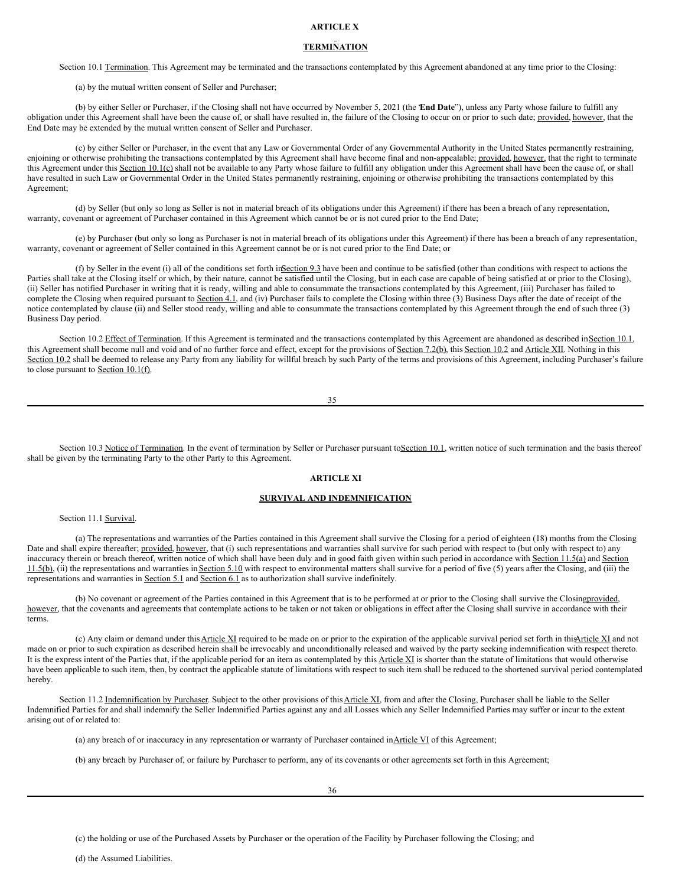**ARTICLE X**

**TERMINATION**

Section 10.1 Termination. This Agreement may be terminated and the transactions contemplated by this Agreement abandoned at any time prior to the Closing:

(a) by the mutual written consent of Seller and Purchaser;

(b) by either Seller or Purchaser, if the Closing shall not have occurred by November 5, 2021 (the "**End Date**"), unless any Party whose failure to fulfill any obligation under this Agreement shall have been the cause of, or shall have resulted in, the failure of the Closing to occur on or prior to such date; provided, however, that the End Date may be extended by the mutual written consent of Seller and Purchaser.

(c) by either Seller or Purchaser, in the event that any Law or Governmental Order of any Governmental Authority in the United States permanently restraining, enjoining or otherwise prohibiting the transactions contemplated by this Agreement shall have become final and non-appealable; provided, however, that the right to terminate this Agreement under this Section 10.1(c) shall not be available to any Party whose failure to fulfill any obligation under this Agreement shall have been the cause of, or shall have resulted in such Law or Governmental Order in the United States permanently restraining, enjoining or otherwise prohibiting the transactions contemplated by this Agreement;

(d) by Seller (but only so long as Seller is not in material breach of its obligations under this Agreement) if there has been a breach of any representation, warranty, covenant or agreement of Purchaser contained in this Agreement which cannot be or is not cured prior to the End Date;

(e) by Purchaser (but only so long as Purchaser is not in material breach of its obligations under this Agreement) if there has been a breach of any representation, warranty, covenant or agreement of Seller contained in this Agreement cannot be or is not cured prior to the End Date; or

(f) by Seller in the event (i) all of the conditions set forth in Section 9.3 have been and continue to be satisfied (other than conditions with respect to actions the Parties shall take at the Closing itself or which, by their nature, cannot be satisfied until the Closing, but in each case are capable of being satisfied at or prior to the Closing), (ii) Seller has notified Purchaser in writing that it is ready, willing and able to consummate the transactions contemplated by this Agreement, (iii) Purchaser has failed to complete the Closing when required pursuant to Section 4.1, and (iv) Purchaser fails to complete the Closing within three (3) Business Days after the date of receipt of the notice contemplated by clause (ii) and Seller stood ready, willing and able to consummate the transactions contemplated by this Agreement through the end of such three (3) Business Day period.

Section 10.2 Effect of Termination. If this Agreement is terminated and the transactions contemplated by this Agreement are abandoned as described in Section 10.1, this Agreement shall become null and void and of no further force and effect, except for the provisions of Section 7.2(b), this Section 10.2 and Article XII. Nothing in this Section 10.2 shall be deemed to release any Party from any liability for willful breach by such Party of the terms and provisions of this Agreement, including Purchaser's failure to close pursuant to Section 10.1(f).

Section 10.3 Notice of Termination. In the event of termination by Seller or Purchaser pursuant to Section 10.1, written notice of such termination and the basis thereof shall be given by the terminating Party to the other Party to this Agreement.

**ARTICLE XI**

**SURVIVAL AND INDEMNIFICATION**

Section 11.1 Survival.

(a) The representations and warranties of the Parties contained in this Agreement shall survive the Closing for a period of eighteen (18) months from the Closing Date and shall expire thereafter; provided, however, that (i) such representations and warranties shall survive for such period with respect to (but only with respect to) any inaccuracy therein or breach thereof, written notice of which shall have been duly and in good faith given within such period in accordance with Section 11.5(a) and Section 11.5(b), (ii) the representations and warranties in Section 5.10 with respect to environmental matters shall survive for a period of five (5) years after the Closing, and (iii) the representations and warranties in Section 5.1 and Section 6.1 as to authorization shall survive indefinitely.

(b) No covenant or agreement of the Parties contained in this Agreement that is to be performed at or prior to the Closing shall survive the Closing provided, however, that the covenants and agreements that contemplate actions to be taken or not taken or obligations in effect after the Closing shall survive in accordance with their terms.

(c) Any claim or demand under this Article XI required to be made on or prior to the expiration of the applicable survival period set forth in this Article XI and not made on or prior to such expiration as described herein shall be irrevocably and unconditionally released and waived by the party seeking indemnification with respect thereto. It is the express intent of the Parties that, if the applicable period for an item as contemplated by this Article XI is shorter than the statute of limitations that would otherwise have been applicable to such item, then, by contract the applicable statute of limitations with respect to such item shall be reduced to the shortened survival period contemplated hereby.

Section 11.2 Indemnification by Purchaser. Subject to the other provisions of this Article XI, from and after the Closing, Purchaser shall be liable to the Seller Indemnified Parties for and shall indemnify the Seller Indemnified Parties against any and all Losses which any Seller Indemnified Parties may suffer or incur to the extent arising out of or related to:

(a) any breach of or inaccuracy in any representation or warranty of Purchaser contained in Article VI of this Agreement;

(b) any breach by Purchaser of, or failure by Purchaser to perform, any of its covenants or other agreements set forth in this Agreement;

(c) the holding or use of the Purchased Assets by Purchaser or the operation of the Facility by Purchaser following the Closing; and

(d) the Assumed Liabilities.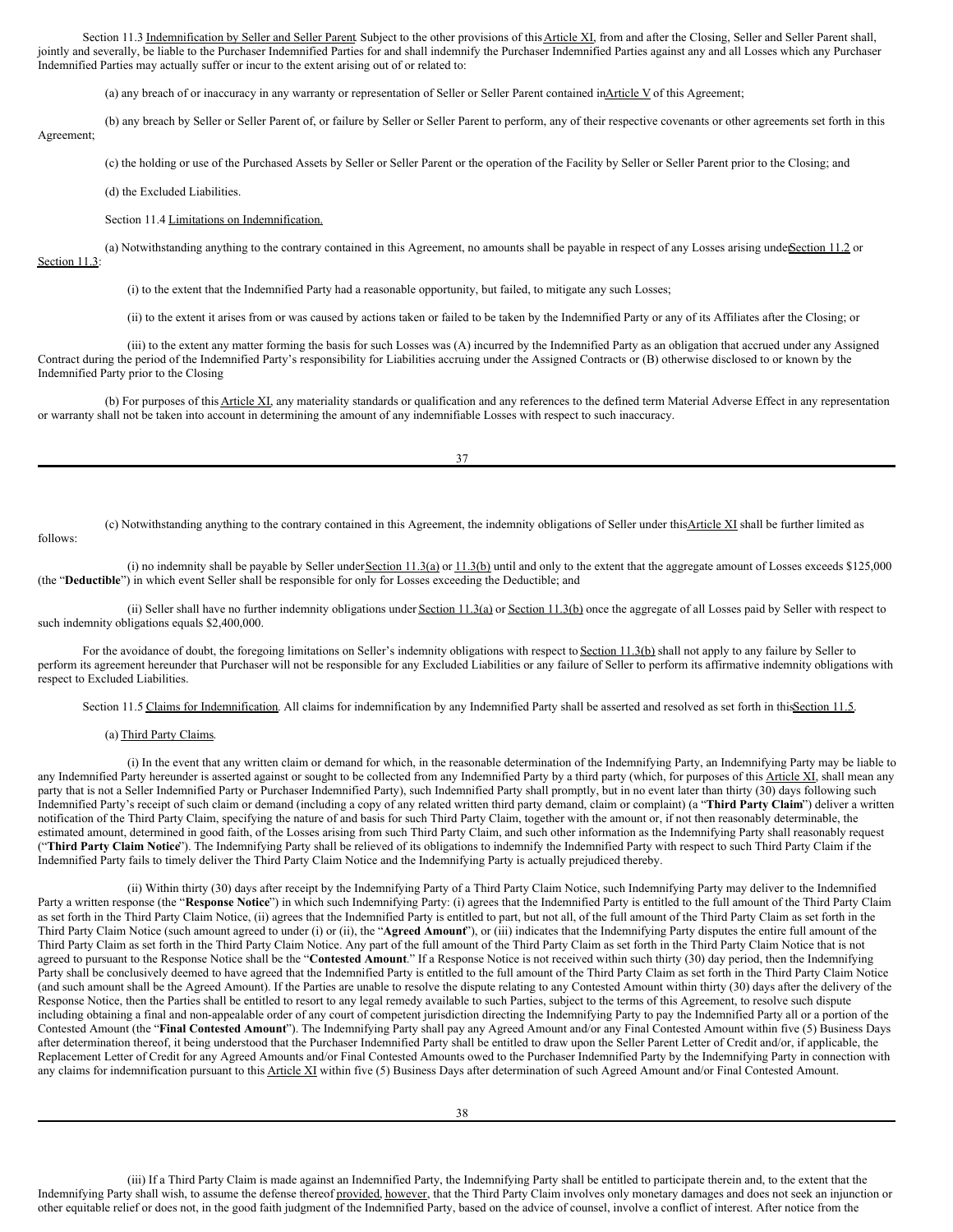Section 11.3 Indemnification by Seller and Seller Parent. Subject to the other provisions of this Article XI, from and after the Closing, Seller and Seller Parent shall, jointly and severally, be liable to the Purchaser Indemnified Parties for and shall indemnify the Purchaser Indemnified Parties against any and all Losses which any Purchaser Indemnified Parties may actually suffer or incur to the extent arising out of or related to:

(a) any breach of or inaccuracy in any warranty or representation of Seller or Seller Parent contained in Article V of this Agreement;

(b) any breach by Seller or Seller Parent of, or failure by Seller or Seller Parent to perform, any of their respective covenants or other agreements set forth in this Agreement;

(c) the holding or use of the Purchased Assets by Seller or Seller Parent or the operation of the Facility by Seller or Seller Parent prior to the Closing; and

(d) the Excluded Liabilities.

Section 11.4 Limitations on Indemnification.

(a) Notwithstanding anything to the contrary contained in this Agreement, no amounts shall be payable in respect of any Losses arising under Section 11.2 or Section 11.3:

(i) to the extent that the Indemnified Party had a reasonable opportunity, but failed, to mitigate any such Losses;

(ii) to the extent it arises from or was caused by actions taken or failed to be taken by the Indemnified Party or any of its Affiliates after the Closing; or

(iii) to the extent any matter forming the basis for such Losses was (A) incurred by the Indemnified Party as an obligation that accrued under any Assigned Contract during the period of the Indemnified Party's responsibility for Liabilities accruing under the Assigned Contracts or (B) otherwise disclosed to or known by the Indemnified Party prior to the Closing

(b) For purposes of this Article XI, any materiality standards or qualification and any references to the defined term Material Adverse Effect in any representation or warranty shall not be taken into account in determining the amount of any indemnifiable Losses with respect to such inaccuracy.

(c) Notwithstanding anything to the contrary contained in this Agreement, the indemnity obligations of Seller under this Article XI shall be further limited as follows:

(i) no indemnity shall be payable by Seller under Section 11.3(a) or 11.3(b) until and only to the extent that the aggregate amount of Losses exceeds $125,000 (the "**Deductible**") in which event Seller shall be responsible for only for Losses exceeding the Deductible; and

(ii) Seller shall have no further indemnity obligations under Section 11.3(a) or Section 11.3(b) once the aggregate of all Losses paid by Seller with respect to such indemnity obligations equals $2,400,000.

For the avoidance of doubt, the foregoing limitations on Seller's indemnity obligations with respect to Section 11.3(b) shall not apply to any failure by Seller to perform its agreement hereunder that Purchaser will not be responsible for any Excluded Liabilities or any failure of Seller to perform its affirmative indemnity obligations with respect to Excluded Liabilities.

Section 11.5 Claims for Indemnification. All claims for indemnification by any Indemnified Party shall be asserted and resolved as set forth in this Section 11.5.

(a) Third Party Claims.

(i) In the event that any written claim or demand for which, in the reasonable determination of the Indemnifying Party, an Indemnifying Party may be liable to any Indemnified Party hereunder is asserted against or sought to be collected from any Indemnified Party by a third party (which, for purposes of this Article XI, shall mean any party that is not a Seller Indemnified Party or Purchaser Indemnified Party), such Indemnified Party shall promptly, but in no event later than thirty (30) days following such Indemnified Party's receipt of such claim or demand (including a copy of any related written third party demand, claim or complaint) (a "**Third Party Claim**") deliver a written notification of the Third Party Claim, specifying the nature of and basis for such Third Party Claim, together with the amount or, if not then reasonably determinable, the estimated amount, determined in good faith, of the Losses arising from such Third Party Claim, and such other information as the Indemnifying Party shall reasonably request ("**Third Party Claim Notice**"). The Indemnifying Party shall be relieved of its obligations to indemnify the Indemnified Party with respect to such Third Party Claim if the Indemnified Party fails to timely deliver the Third Party Claim Notice and the Indemnifying Party is actually prejudiced thereby.

(ii) Within thirty (30) days after receipt by the Indemnifying Party of a Third Party Claim Notice, such Indemnifying Party may deliver to the Indemnified Party a written response (the "**Response Notice**") in which such Indemnifying Party: (i) agrees that the Indemnified Party is entitled to the full amount of the Third Party Claim as set forth in the Third Party Claim Notice, (ii) agrees that the Indemnified Party is entitled to part, but not all, of the full amount of the Third Party Claim as set forth in the Third Party Claim Notice (such amount agreed to under (i) or (ii), the "**Agreed Amount**"), or (iii) indicates that the Indemnifying Party disputes the entire full amount of the Third Party Claim as set forth in the Third Party Claim Notice. Any part of the full amount of the Third Party Claim as set forth in the Third Party Claim Notice that is not agreed to pursuant to the Response Notice shall be the "**Contested Amount**." If a Response Notice is not received within such thirty (30) day period, then the Indemnifying Party shall be conclusively deemed to have agreed that the Indemnified Party is entitled to the full amount of the Third Party Claim as set forth in the Third Party Claim Notice (and such amount shall be the Agreed Amount). If the Parties are unable to resolve the dispute relating to any Contested Amount within thirty (30) days after the delivery of the Response Notice, then the Parties shall be entitled to resort to any legal remedy available to such Parties, subject to the terms of this Agreement, to resolve such dispute including obtaining a final and non-appealable order of any court of competent jurisdiction directing the Indemnifying Party to pay the Indemnified Party all or a portion of the Contested Amount (the "**Final Contested Amount**"). The Indemnifying Party shall pay any Agreed Amount and/or any Final Contested Amount within five (5) Business Days after determination thereof, it being understood that the Purchaser Indemnified Party shall be entitled to draw upon the Seller Parent Letter of Credit and/or, if applicable, the Replacement Letter of Credit for any Agreed Amounts and/or Final Contested Amounts owed to the Purchaser Indemnified Party by the Indemnifying Party in connection with any claims for indemnification pursuant to this Article XI within five (5) Business Days after determination of such Agreed Amount and/or Final Contested Amount.

(iii) If a Third Party Claim is made against an Indemnified Party, the Indemnifying Party shall be entitled to participate therein and, to the extent that the Indemnifying Party shall wish, to assume the defense thereof provided, however, that the Third Party Claim involves only monetary damages and does not seek an injunction or other equitable relief or does not, in the good faith judgment of the Indemnified Party, based on the advice of counsel, involve a conflict of interest. After notice from the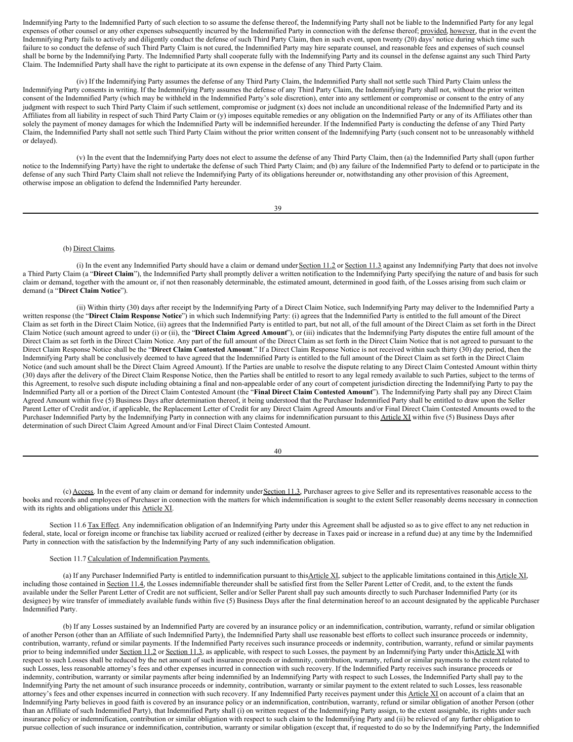Indemnifying Party to the Indemnified Party of such election to so assume the defense thereof, the Indemnifying Party shall not be liable to the Indemnified Party for any legal expenses of other counsel or any other expenses subsequently incurred by the Indemnified Party in connection with the defense thereof; provided, however, that in the event the Indemnifying Party fails to actively and diligently conduct the defense of such Third Party Claim, then in such event, upon twenty (20) days' notice during which time such failure to so conduct the defense of such Third Party Claim is not cured, the Indemnified Party may hire separate counsel, and reasonable fees and expenses of such counsel shall be borne by the Indemnifying Party. The Indemnified Party shall cooperate fully with the Indemnifying Party and its counsel in the defense against any such Third Party Claim. The Indemnified Party shall have the right to participate at its own expense in the defense of any Third Party Claim.

(iv) If the Indemnifying Party assumes the defense of any Third Party Claim, the Indemnified Party shall not settle such Third Party Claim unless the Indemnifying Party consents in writing. If the Indemnifying Party assumes the defense of any Third Party Claim, the Indemnifying Party shall not, without the prior written consent of the Indemnified Party (which may be withheld in the Indemnified Party's sole discretion), enter into any settlement or compromise or consent to the entry of any judgment with respect to such Third Party Claim if such settlement, compromise or judgment (x) does not include an unconditional release of the Indemnified Party and its Affiliates from all liability in respect of such Third Party Claim or (y) imposes equitable remedies or any obligation on the Indemnified Party or any of its Affiliates other than solely the payment of money damages for which the Indemnified Party will be indemnified hereunder. If the Indemnified Party is conducting the defense of any Third Party Claim, the Indemnified Party shall not settle such Third Party Claim without the prior written consent of the Indemnifying Party (such consent not to be unreasonably withheld or delayed).

(v) In the event that the Indemnifying Party does not elect to assume the defense of any Third Party Claim, then (a) the Indemnified Party shall (upon further notice to the Indemnifying Party) have the right to undertake the defense of such Third Party Claim; and (b) any failure of the Indemnified Party to defend or to participate in the defense of any such Third Party Claim shall not relieve the Indemnifying Party of its obligations hereunder or, notwithstanding any other provision of this Agreement, otherwise impose an obligation to defend the Indemnified Party hereunder.

(b) Direct Claims.

(i) In the event any Indemnified Party should have a claim or demand under Section 11.2 or Section 11.3 against any Indemnifying Party that does not involve a Third Party Claim (a "**Direct Claim**"), the Indemnified Party shall promptly deliver a written notification to the Indemnifying Party specifying the nature of and basis for such claim or demand, together with the amount or, if not then reasonably determinable, the estimated amount, determined in good faith, of the Losses arising from such claim or demand (a "**Direct Claim Notice**").

(ii) Within thirty (30) days after receipt by the Indemnifying Party of a Direct Claim Notice, such Indemnifying Party may deliver to the Indemnified Party a written response (the "**Direct Claim Response Notice**") in which such Indemnifying Party: (i) agrees that the Indemnified Party is entitled to the full amount of the Direct Claim as set forth in the Direct Claim Notice, (ii) agrees that the Indemnified Party is entitled to part, but not all, of the full amount of the Direct Claim as set forth in the Direct Claim Notice (such amount agreed to under (i) or (ii), the "**Direct Claim Agreed Amount**"), or (iii) indicates that the Indemnifying Party disputes the entire full amount of the Direct Claim as set forth in the Direct Claim Notice. Any part of the full amount of the Direct Claim as set forth in the Direct Claim Notice that is not agreed to pursuant to the Direct Claim Response Notice shall be the "**Direct Claim Contested Amount**." If a Direct Claim Response Notice is not received within such thirty (30) day period, then the Indemnifying Party shall be conclusively deemed to have agreed that the Indemnified Party is entitled to the full amount of the Direct Claim as set forth in the Direct Claim Notice (and such amount shall be the Direct Claim Agreed Amount). If the Parties are unable to resolve the dispute relating to any Direct Claim Contested Amount within thirty (30) days after the delivery of the Direct Claim Response Notice, then the Parties shall be entitled to resort to any legal remedy available to such Parties, subject to the terms of this Agreement, to resolve such dispute including obtaining a final and non-appealable order of any court of competent jurisdiction directing the Indemnifying Party to pay the Indemnified Party all or a portion of the Direct Claim Contested Amount (the "**Final Direct Claim Contested Amount**"). The Indemnifying Party shall pay any Direct Claim Agreed Amount within five (5) Business Days after determination thereof, it being understood that the Purchaser Indemnified Party shall be entitled to draw upon the Seller Parent Letter of Credit and/or, if applicable, the Replacement Letter of Credit for any Direct Claim Agreed Amounts and/or Final Direct Claim Contested Amounts owed to the Purchaser Indemnified Party by the Indemnifying Party in connection with any claims for indemnification pursuant to this Article XI within five (5) Business Days after determination of such Direct Claim Agreed Amount and/or Final Direct Claim Contested Amount.

(c) Access. In the event of any claim or demand for indemnity under Section 11.3, Purchaser agrees to give Seller and its representatives reasonable access to the books and records and employees of Purchaser in connection with the matters for which indemnification is sought to the extent Seller reasonably deems necessary in connection with its rights and obligations under this Article XI.

Section 11.6 Tax Effect. Any indemnification obligation of an Indemnifying Party under this Agreement shall be adjusted so as to give effect to any net reduction in federal, state, local or foreign income or franchise tax liability accrued or realized (either by decrease in Taxes paid or increase in a refund due) at any time by the Indemnified Party in connection with the satisfaction by the Indemnifying Party of any such indemnification obligation.

Section 11.7 Calculation of Indemnification Payments.

(a) If any Purchaser Indemnified Party is entitled to indemnification pursuant to this Article XI, subject to the applicable limitations contained in this Article XI, including those contained in Section 11.4, the Losses indemnifiable thereunder shall be satisfied first from the Seller Parent Letter of Credit, and, to the extent the funds available under the Seller Parent Letter of Credit are not sufficient, Seller and/or Seller Parent shall pay such amounts directly to such Purchaser Indemnified Party (or its designee) by wire transfer of immediately available funds within five (5) Business Days after the final determination hereof to an account designated by the applicable Purchaser Indemnified Party.

(b) If any Losses sustained by an Indemnified Party are covered by an insurance policy or an indemnification, contribution, warranty, refund or similar obligation of another Person (other than an Affiliate of such Indemnified Party), the Indemnified Party shall use reasonable best efforts to collect such insurance proceeds or indemnity, contribution, warranty, refund or similar payments. If the Indemnified Party receives such insurance proceeds or indemnity, contribution, warranty, refund or similar payments prior to being indemnified under Section 11.2 or Section 11.3, as applicable, with respect to such Losses, the payment by an Indemnifying Party under this Article XI with respect to such Losses shall be reduced by the net amount of such insurance proceeds or indemnity, contribution, warranty, refund or similar payments to the extent related to such Losses, less reasonable attorney's fees and other expenses incurred in connection with such recovery. If the Indemnified Party receives such insurance proceeds or indemnity, contribution, warranty or similar payments after being indemnified by an Indemnifying Party with respect to such Losses, the Indemnified Party shall pay to the Indemnifying Party the net amount of such insurance proceeds or indemnity, contribution, warranty or similar payment to the extent related to such Losses, less reasonable attorney's fees and other expenses incurred in connection with such recovery. If any Indemnified Party receives payment under this Article XI on account of a claim that an Indemnifying Party believes in good faith is covered by an insurance policy or an indemnification, contribution, warranty, refund or similar obligation of another Person (other than an Affiliate of such Indemnified Party), that Indemnified Party shall (i) on written request of the Indemnifying Party assign, to the extent assignable, its rights under such insurance policy or indemnification, contribution or similar obligation with respect to such claim to the Indemnifying Party and (ii) be relieved of any further obligation to pursue collection of such insurance or indemnification, contribution, warranty or similar obligation (except that, if requested to do so by the Indemnifying Party, the Indemnified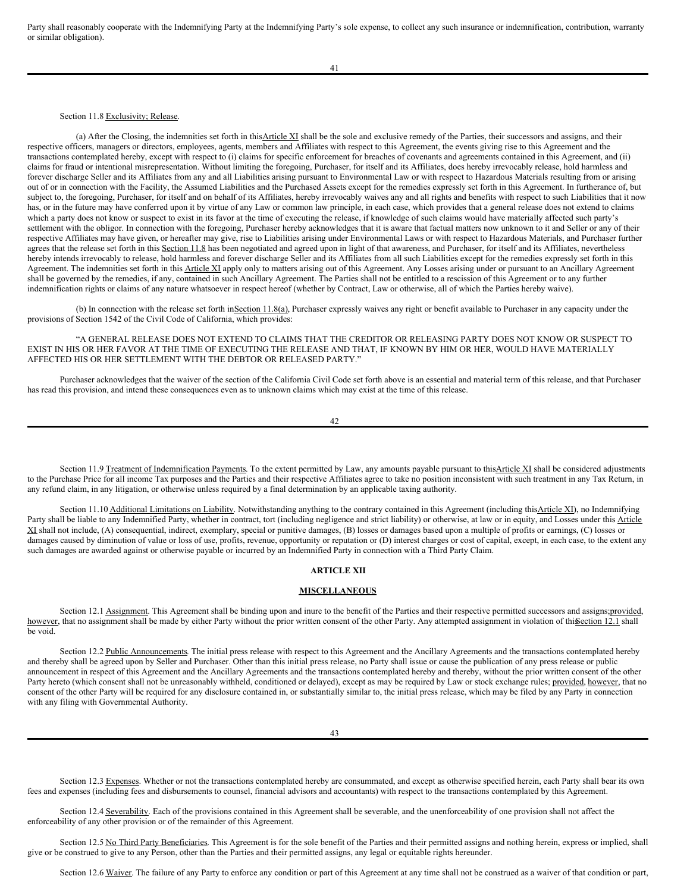Party shall reasonably cooperate with the Indemnifying Party at the Indemnifying Party's sole expense, to collect any such insurance or indemnification, contribution, warranty or similar obligation).

Section 11.8 Exclusivity; Release.

(a) After the Closing, the indemnities set forth in this Article XI shall be the sole and exclusive remedy of the Parties, their successors and assigns, and their respective officers, managers or directors, employees, agents, members and Affiliates with respect to this Agreement, the events giving rise to this Agreement and the transactions contemplated hereby, except with respect to (i) claims for specific enforcement for breaches of covenants and agreements contained in this Agreement, and (ii) claims for fraud or intentional misrepresentation. Without limiting the foregoing, Purchaser, for itself and its Affiliates, does hereby irrevocably release, hold harmless and forever discharge Seller and its Affiliates from any and all Liabilities arising pursuant to Environmental Law or with respect to Hazardous Materials resulting from or arising out of or in connection with the Facility, the Assumed Liabilities and the Purchased Assets except for the remedies expressly set forth in this Agreement. In furtherance of, but subject to, the foregoing, Purchaser, for itself and on behalf of its Affiliates, hereby irrevocably waives any and all rights and benefits with respect to such Liabilities that it now has, or in the future may have conferred upon it by virtue of any Law or common law principle, in each case, which provides that a general release does not extend to claims which a party does not know or suspect to exist in its favor at the time of executing the release, if knowledge of such claims would have materially affected such party's settlement with the obligor. In connection with the foregoing, Purchaser hereby acknowledges that it is aware that factual matters now unknown to it and Seller or any of their respective Affiliates may have given, or hereafter may give, rise to Liabilities arising under Environmental Laws or with respect to Hazardous Materials, and Purchaser further agrees that the release set forth in this Section 11.8 has been negotiated and agreed upon in light of that awareness, and Purchaser, for itself and its Affiliates, nevertheless hereby intends irrevocably to release, hold harmless and forever discharge Seller and its Affiliates from all such Liabilities except for the remedies expressly set forth in this Agreement. The indemnities set forth in this Article XI apply only to matters arising out of this Agreement. Any Losses arising under or pursuant to an Ancillary Agreement shall be governed by the remedies, if any, contained in such Ancillary Agreement. The Parties shall not be entitled to a rescission of this Agreement or to any further indemnification rights or claims of any nature whatsoever in respect hereof (whether by Contract, Law or otherwise, all of which the Parties hereby waive).

(b) In connection with the release set forth in Section 11.8(a), Purchaser expressly waives any right or benefit available to Purchaser in any capacity under the provisions of Section 1542 of the Civil Code of California, which provides:

"A GENERAL RELEASE DOES NOT EXTEND TO CLAIMS THAT THE CREDITOR OR RELEASING PARTY DOES NOT KNOW OR SUSPECT TO EXIST IN HIS OR HER FAVOR AT THE TIME OF EXECUTING THE RELEASE AND THAT, IF KNOWN BY HIM OR HER, WOULD HAVE MATERIALLY AFFECTED HIS OR HER SETTLEMENT WITH THE DEBTOR OR RELEASED PARTY."

Purchaser acknowledges that the waiver of the section of the California Civil Code set forth above is an essential and material term of this release, and that Purchaser has read this provision, and intend these consequences even as to unknown claims which may exist at the time of this release.

Section 11.9 Treatment of Indemnification Payments. To the extent permitted by Law, any amounts payable pursuant to this Article XI shall be considered adjustments to the Purchase Price for all income Tax purposes and the Parties and their respective Affiliates agree to take no position inconsistent with such treatment in any Tax Return, in any refund claim, in any litigation, or otherwise unless required by a final determination by an applicable taxing authority.

Section 11.10 Additional Limitations on Liability. Notwithstanding anything to the contrary contained in this Agreement (including this Article XI), no Indemnifying Party shall be liable to any Indemnified Party, whether in contract, tort (including negligence and strict liability) or otherwise, at law or in equity, and Losses under this Article XI shall not include, (A) consequential, indirect, exemplary, special or punitive damages, (B) losses or damages based upon a multiple of profits or earnings, (C) losses or damages caused by diminution of value or loss of use, profits, revenue, opportunity or reputation or (D) interest charges or cost of capital, except, in each case, to the extent any such damages are awarded against or otherwise payable or incurred by an Indemnified Party in connection with a Third Party Claim.

## ARTICLE XII

## MISCELLANEOUS

Section 12.1 Assignment. This Agreement shall be binding upon and inure to the benefit of the Parties and their respective permitted successors and assigns; provided, however, that no assignment shall be made by either Party without the prior written consent of the other Party. Any attempted assignment in violation of this Section 12.1 shall be void.

Section 12.2 Public Announcements. The initial press release with respect to this Agreement and the Ancillary Agreements and the transactions contemplated hereby and thereby shall be agreed upon by Seller and Purchaser. Other than this initial press release, no Party shall issue or cause the publication of any press release or public announcement in respect of this Agreement and the Ancillary Agreements and the transactions contemplated hereby and thereby, without the prior written consent of the other Party hereto (which consent shall not be unreasonably withheld, conditioned or delayed), except as may be required by Law or stock exchange rules; provided, however, that no consent of the other Party will be required for any disclosure contained in, or substantially similar to, the initial press release, which may be filed by any Party in connection with any filing with Governmental Authority.

Section 12.3 Expenses. Whether or not the transactions contemplated hereby are consummated, and except as otherwise specified herein, each Party shall bear its own fees and expenses (including fees and disbursements to counsel, financial advisors and accountants) with respect to the transactions contemplated by this Agreement.

Section 12.4 Severability. Each of the provisions contained in this Agreement shall be severable, and the unenforceability of one provision shall not affect the enforceability of any other provision or of the remainder of this Agreement.

Section 12.5 No Third Party Beneficiaries. This Agreement is for the sole benefit of the Parties and their permitted assigns and nothing herein, express or implied, shall give or be construed to give to any Person, other than the Parties and their permitted assigns, any legal or equitable rights hereunder.

Section 12.6 Waiver. The failure of any Party to enforce any condition or part of this Agreement at any time shall not be construed as a waiver of that condition or part,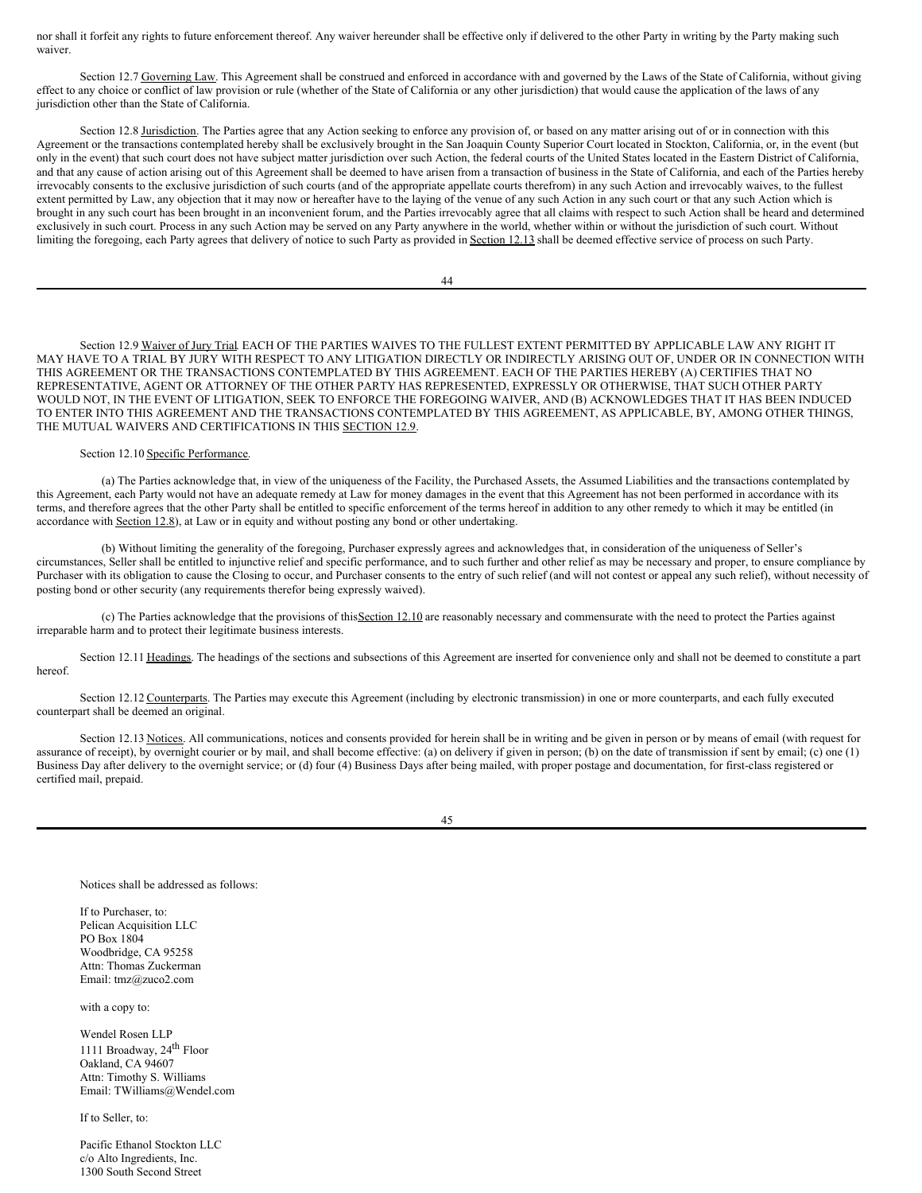nor shall it forfeit any rights to future enforcement thereof. Any waiver hereunder shall be effective only if delivered to the other Party in writing by the Party making such waiver.

Section 12.7 Governing Law. This Agreement shall be construed and enforced in accordance with and governed by the Laws of the State of California, without giving effect to any choice or conflict of law provision or rule (whether of the State of California or any other jurisdiction) that would cause the application of the laws of any jurisdiction other than the State of California.

Section 12.8 Jurisdiction. The Parties agree that any Action seeking to enforce any provision of, or based on any matter arising out of or in connection with this Agreement or the transactions contemplated hereby shall be exclusively brought in the San Joaquin County Superior Court located in Stockton, California, or, in the event (but only in the event) that such court does not have subject matter jurisdiction over such Action, the federal courts of the United States located in the Eastern District of California, and that any cause of action arising out of this Agreement shall be deemed to have arisen from a transaction of business in the State of California, and each of the Parties hereby irrevocably consents to the exclusive jurisdiction of such courts (and of the appropriate appellate courts therefrom) in any such Action and irrevocably waives, to the fullest extent permitted by Law, any objection that it may now or hereafter have to the laying of the venue of any such Action in any such court or that any such Action which is brought in any such court has been brought in an inconvenient forum, and the Parties irrevocably agree that all claims with respect to such Action shall be heard and determined exclusively in such court. Process in any such Action may be served on any Party anywhere in the world, whether within or without the jurisdiction of such court. Without limiting the foregoing, each Party agrees that delivery of notice to such Party as provided in Section 12.13 shall be deemed effective service of process on such Party.

Section 12.9 Waiver of Jury Trial. EACH OF THE PARTIES WAIVES TO THE FULLEST EXTENT PERMITTED BY APPLICABLE LAW ANY RIGHT IT MAY HAVE TO A TRIAL BY JURY WITH RESPECT TO ANY LITIGATION DIRECTLY OR INDIRECTLY ARISING OUT OF, UNDER OR IN CONNECTION WITH THIS AGREEMENT OR THE TRANSACTIONS CONTEMPLATED BY THIS AGREEMENT. EACH OF THE PARTIES HEREBY (A) CERTIFIES THAT NO REPRESENTATIVE, AGENT OR ATTORNEY OF THE OTHER PARTY HAS REPRESENTED, EXPRESSLY OR OTHERWISE, THAT SUCH OTHER PARTY WOULD NOT, IN THE EVENT OF LITIGATION, SEEK TO ENFORCE THE FOREGOING WAIVER, AND (B) ACKNOWLEDGES THAT IT HAS BEEN INDUCED TO ENTER INTO THIS AGREEMENT AND THE TRANSACTIONS CONTEMPLATED BY THIS AGREEMENT, AS APPLICABLE, BY, AMONG OTHER THINGS, THE MUTUAL WAIVERS AND CERTIFICATIONS IN THIS SECTION 12.9.

Section 12.10 Specific Performance.

(a) The Parties acknowledge that, in view of the uniqueness of the Facility, the Purchased Assets, the Assumed Liabilities and the transactions contemplated by this Agreement, each Party would not have an adequate remedy at Law for money damages in the event that this Agreement has not been performed in accordance with its terms, and therefore agrees that the other Party shall be entitled to specific enforcement of the terms hereof in addition to any other remedy to which it may be entitled (in accordance with Section 12.8), at Law or in equity and without posting any bond or other undertaking.

(b) Without limiting the generality of the foregoing, Purchaser expressly agrees and acknowledges that, in consideration of the uniqueness of Seller's circumstances, Seller shall be entitled to injunctive relief and specific performance, and to such further and other relief as may be necessary and proper, to ensure compliance by Purchaser with its obligation to cause the Closing to occur, and Purchaser consents to the entry of such relief (and will not contest or appeal any such relief), without necessity of posting bond or other security (any requirements therefor being expressly waived).

(c) The Parties acknowledge that the provisions of this Section 12.10 are reasonably necessary and commensurate with the need to protect the Parties against irreparable harm and to protect their legitimate business interests.

Section 12.11 Headings. The headings of the sections and subsections of this Agreement are inserted for convenience only and shall not be deemed to constitute a part hereof.

Section 12.12 Counterparts. The Parties may execute this Agreement (including by electronic transmission) in one or more counterparts, and each fully executed counterpart shall be deemed an original.

Section 12.13 Notices. All communications, notices and consents provided for herein shall be in writing and be given in person or by means of email (with request for assurance of receipt), by overnight courier or by mail, and shall become effective: (a) on delivery if given in person; (b) on the date of transmission if sent by email; (c) one (1) Business Day after delivery to the overnight service; or (d) four (4) Business Days after being mailed, with proper postage and documentation, for first-class registered or certified mail, prepaid.

Notices shall be addressed as follows:

If to Purchaser, to:
Pelican Acquisition LLC
PO Box 1804
Woodbridge, CA 95258
Attn: Thomas Zuckerman
Email: tmz@zuco2.com

with a copy to:

Wendel Rosen LLP
1111 Broadway, 24th Floor
Oakland, CA 94607
Attn: Timothy S. Williams
Email: TWilliams@Wendel.com

If to Seller, to:

Pacific Ethanol Stockton LLC
c/o Alto Ingredients, Inc.
1300 South Second Street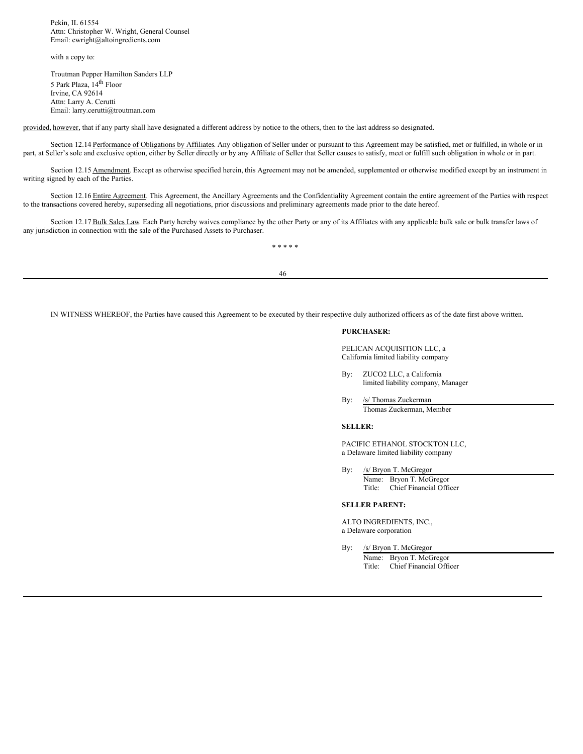Pekin, IL 61554
Attn: Christopher W. Wright, General Counsel
Email: cwright@altoingredients.com

with a copy to:

Troutman Pepper Hamilton Sanders LLP
5 Park Plaza, 14th Floor
Irvine, CA 92614
Attn: Larry A. Cerutti
Email: larry.cerutti@troutman.com

provided, however, that if any party shall have designated a different address by notice to the others, then to the last address so designated.

Section 12.14 Performance of Obligations by Affiliates. Any obligation of Seller under or pursuant to this Agreement may be satisfied, met or fulfilled, in whole or in part, at Seller's sole and exclusive option, either by Seller directly or by any Affiliate of Seller that Seller causes to satisfy, meet or fulfill such obligation in whole or in part.

Section 12.15 Amendment. Except as otherwise specified herein, this Agreement may not be amended, supplemented or otherwise modified except by an instrument in writing signed by each of the Parties.

Section 12.16 Entire Agreement. This Agreement, the Ancillary Agreements and the Confidentiality Agreement contain the entire agreement of the Parties with respect to the transactions covered hereby, superseding all negotiations, prior discussions and preliminary agreements made prior to the date hereof.

Section 12.17 Bulk Sales Law. Each Party hereby waives compliance by the other Party or any of its Affiliates with any applicable bulk sale or bulk transfer laws of any jurisdiction in connection with the sale of the Purchased Assets to Purchaser.

\* \* \* \* \*

IN WITNESS WHEREOF, the Parties have caused this Agreement to be executed by their respective duly authorized officers as of the date first above written.

**PURCHASER:**

PELICAN ACQUISITION LLC, a
California limited liability company

By: ZUCO2 LLC, a California
limited liability company, Manager

By: /s/ Thomas Zuckerman
Thomas Zuckerman, Member

**SELLER:**

PACIFIC ETHANOL STOCKTON LLC,
a Delaware limited liability company

By: /s/ Bryon T. McGregor
Name: Bryon T. McGregor
Title: Chief Financial Officer

**SELLER PARENT:**

ALTO INGREDIENTS, INC.,
a Delaware corporation

By: /s/ Bryon T. McGregor
Name: Bryon T. McGregor
Title: Chief Financial Officer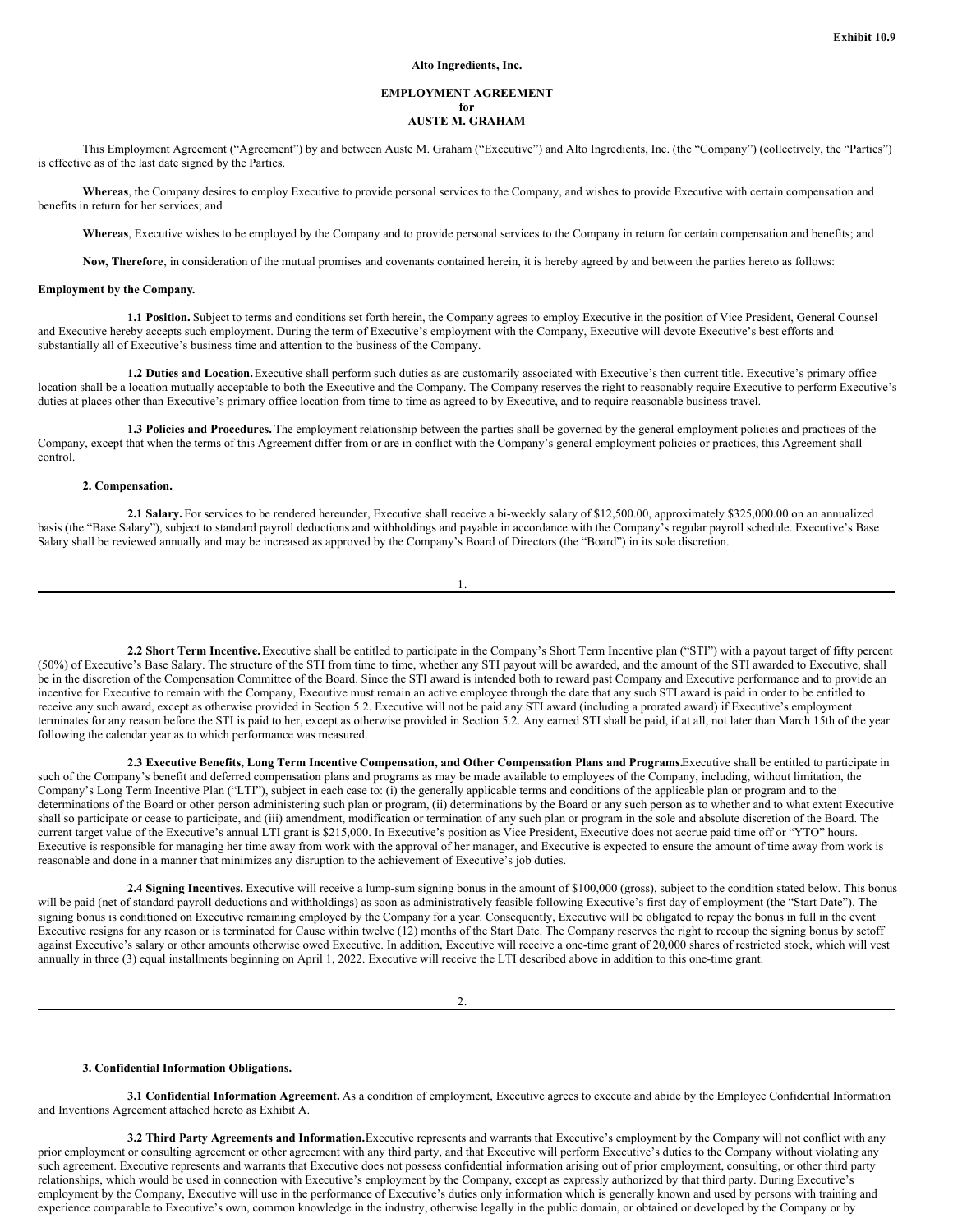**Exhibit 10.9**

**Alto Ingredients, Inc.**

**EMPLOYMENT AGREEMENT**
**for**
**AUSTE M. GRAHAM**

This Employment Agreement ("Agreement") by and between Auste M. Graham ("Executive") and Alto Ingredients, Inc. (the "Company") (collectively, the "Parties") is effective as of the last date signed by the Parties.

**Whereas**, the Company desires to employ Executive to provide personal services to the Company, and wishes to provide Executive with certain compensation and benefits in return for her services; and

**Whereas**, Executive wishes to be employed by the Company and to provide personal services to the Company in return for certain compensation and benefits; and

**Now, Therefore**, in consideration of the mutual promises and covenants contained herein, it is hereby agreed by and between the parties hereto as follows:

**Employment by the Company.**

**1.1 Position.** Subject to terms and conditions set forth herein, the Company agrees to employ Executive in the position of Vice President, General Counsel and Executive hereby accepts such employment. During the term of Executive's employment with the Company, Executive will devote Executive's best efforts and substantially all of Executive's business time and attention to the business of the Company.

**1.2 Duties and Location.** Executive shall perform such duties as are customarily associated with Executive's then current title. Executive's primary office location shall be a location mutually acceptable to both the Executive and the Company. The Company reserves the right to reasonably require Executive to perform Executive's duties at places other than Executive's primary office location from time to time as agreed to by Executive, and to require reasonable business travel.

**1.3 Policies and Procedures.** The employment relationship between the parties shall be governed by the general employment policies and practices of the Company, except that when the terms of this Agreement differ from or are in conflict with the Company's general employment policies or practices, this Agreement shall control.

**2. Compensation.**

**2.1 Salary.** For services to be rendered hereunder, Executive shall receive a bi-weekly salary of $12,500.00, approximately $325,000.00 on an annualized basis (the "Base Salary"), subject to standard payroll deductions and withholdings and payable in accordance with the Company's regular payroll schedule. Executive's Base Salary shall be reviewed annually and may be increased as approved by the Company's Board of Directors (the "Board") in its sole discretion.

**2.2 Short Term Incentive.** Executive shall be entitled to participate in the Company's Short Term Incentive plan ("STI") with a payout target of fifty percent (50%) of Executive's Base Salary. The structure of the STI from time to time, whether any STI payout will be awarded, and the amount of the STI awarded to Executive, shall be in the discretion of the Compensation Committee of the Board. Since the STI award is intended both to reward past Company and Executive performance and to provide an incentive for Executive to remain with the Company, Executive must remain an active employee through the date that any such STI award is paid in order to be entitled to receive any such award, except as otherwise provided in Section 5.2. Executive will not be paid any STI award (including a prorated award) if Executive's employment terminates for any reason before the STI is paid to her, except as otherwise provided in Section 5.2. Any earned STI shall be paid, if at all, not later than March 15th of the year following the calendar year as to which performance was measured.

**2.3 Executive Benefits, Long Term Incentive Compensation, and Other Compensation Plans and Programs.** Executive shall be entitled to participate in such of the Company's benefit and deferred compensation plans and programs as may be made available to employees of the Company, including, without limitation, the Company's Long Term Incentive Plan ("LTI"), subject in each case to: (i) the generally applicable terms and conditions of the applicable plan or program and to the determinations of the Board or other person administering such plan or program, (ii) determinations by the Board or any such person as to whether and to what extent Executive shall so participate or cease to participate, and (iii) amendment, modification or termination of any such plan or program in the sole and absolute discretion of the Board. The current target value of the Executive's annual LTI grant is $215,000. In Executive's position as Vice President, Executive does not accrue paid time off or "YTO" hours. Executive is responsible for managing her time away from work with the approval of her manager, and Executive is expected to ensure the amount of time away from work is reasonable and done in a manner that minimizes any disruption to the achievement of Executive's job duties.

**2.4 Signing Incentives.** Executive will receive a lump-sum signing bonus in the amount of $100,000 (gross), subject to the condition stated below. This bonus will be paid (net of standard payroll deductions and withholdings) as soon as administratively feasible following Executive's first day of employment (the "Start Date"). The signing bonus is conditioned on Executive remaining employed by the Company for a year. Consequently, Executive will be obligated to repay the bonus in full in the event Executive resigns for any reason or is terminated for Cause within twelve (12) months of the Start Date. The Company reserves the right to recoup the signing bonus by setoff against Executive's salary or other amounts otherwise owed Executive. In addition, Executive will receive a one-time grant of 20,000 shares of restricted stock, which will vest annually in three (3) equal installments beginning on April 1, 2022. Executive will receive the LTI described above in addition to this one-time grant.

**3. Confidential Information Obligations.**

**3.1 Confidential Information Agreement.** As a condition of employment, Executive agrees to execute and abide by the Employee Confidential Information and Inventions Agreement attached hereto as Exhibit A.

**3.2 Third Party Agreements and Information.** Executive represents and warrants that Executive's employment by the Company will not conflict with any prior employment or consulting agreement or other agreement with any third party, and that Executive will perform Executive's duties to the Company without violating any such agreement. Executive represents and warrants that Executive does not possess confidential information arising out of prior employment, consulting, or other third party relationships, which would be used in connection with Executive's employment by the Company, except as expressly authorized by that third party. During Executive's employment by the Company, Executive will use in the performance of Executive's duties only information which is generally known and used by persons with training and experience comparable to Executive's own, common knowledge in the industry, otherwise legally in the public domain, or obtained or developed by the Company or by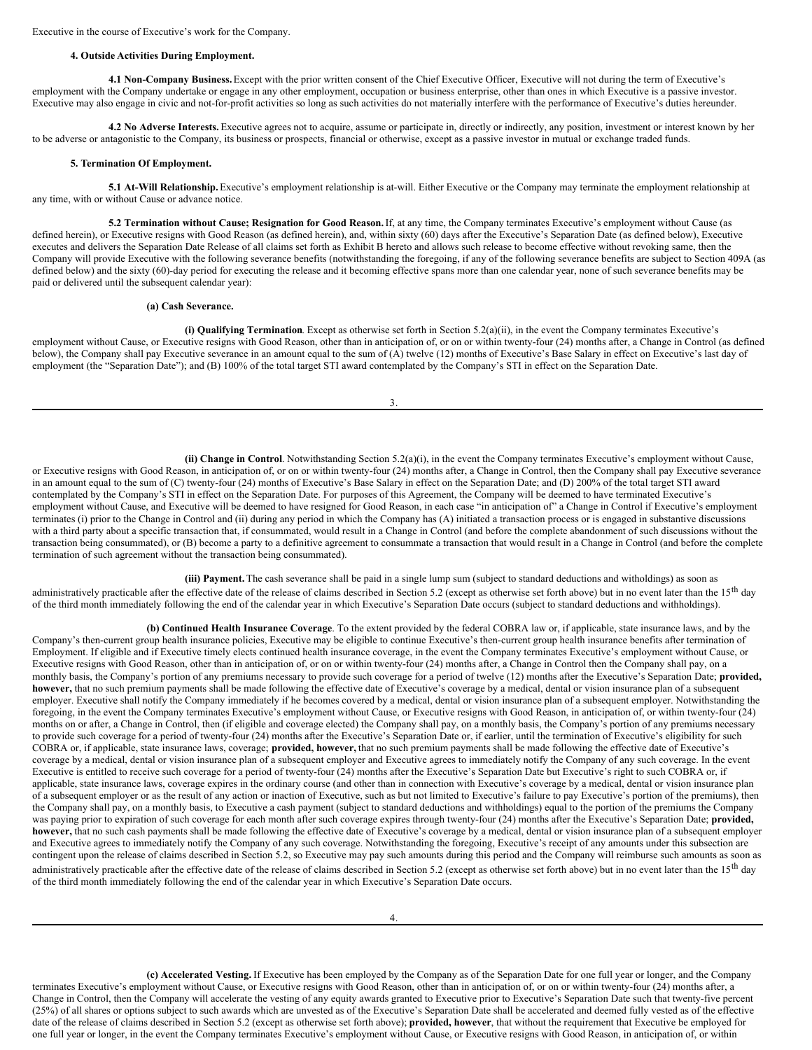Executive in the course of Executive's work for the Company.

**4. Outside Activities During Employment.**

**4.1 Non-Company Business.** Except with the prior written consent of the Chief Executive Officer, Executive will not during the term of Executive's employment with the Company undertake or engage in any other employment, occupation or business enterprise, other than ones in which Executive is a passive investor. Executive may also engage in civic and not-for-profit activities so long as such activities do not materially interfere with the performance of Executive's duties hereunder.

**4.2 No Adverse Interests.** Executive agrees not to acquire, assume or participate in, directly or indirectly, any position, investment or interest known by her to be adverse or antagonistic to the Company, its business or prospects, financial or otherwise, except as a passive investor in mutual or exchange traded funds.

**5. Termination Of Employment.**

**5.1 At-Will Relationship.** Executive's employment relationship is at-will. Either Executive or the Company may terminate the employment relationship at any time, with or without Cause or advance notice.

**5.2 Termination without Cause; Resignation for Good Reason.** If, at any time, the Company terminates Executive's employment without Cause (as defined herein), or Executive resigns with Good Reason (as defined herein), and, within sixty (60) days after the Executive's Separation Date (as defined below), Executive executes and delivers the Separation Date Release of all claims set forth as Exhibit B hereto and allows such release to become effective without revoking same, then the Company will provide Executive with the following severance benefits (notwithstanding the foregoing, if any of the following severance benefits are subject to Section 409A (as defined below) and the sixty (60)-day period for executing the release and it becoming effective spans more than one calendar year, none of such severance benefits may be paid or delivered until the subsequent calendar year):

**(a) Cash Severance.**

**(i) Qualifying Termination**. Except as otherwise set forth in Section 5.2(a)(ii), in the event the Company terminates Executive's employment without Cause, or Executive resigns with Good Reason, other than in anticipation of, or on or within twenty-four (24) months after, a Change in Control (as defined below), the Company shall pay Executive severance in an amount equal to the sum of (A) twelve (12) months of Executive's Base Salary in effect on Executive's last day of employment (the "Separation Date"); and (B) 100% of the total target STI award contemplated by the Company's STI in effect on the Separation Date.

**(ii) Change in Control**. Notwithstanding Section 5.2(a)(i), in the event the Company terminates Executive's employment without Cause, or Executive resigns with Good Reason, in anticipation of, or on or within twenty-four (24) months after, a Change in Control, then the Company shall pay Executive severance in an amount equal to the sum of (C) twenty-four (24) months of Executive's Base Salary in effect on the Separation Date; and (D) 200% of the total target STI award contemplated by the Company's STI in effect on the Separation Date. For purposes of this Agreement, the Company will be deemed to have terminated Executive's employment without Cause, and Executive will be deemed to have resigned for Good Reason, in each case "in anticipation of" a Change in Control if Executive's employment terminates (i) prior to the Change in Control and (ii) during any period in which the Company has (A) initiated a transaction process or is engaged in substantive discussions with a third party about a specific transaction that, if consummated, would result in a Change in Control (and before the complete abandonment of such discussions without the transaction being consummated), or (B) become a party to a definitive agreement to consummate a transaction that would result in a Change in Control (and before the complete termination of such agreement without the transaction being consummated).

**(iii) Payment.** The cash severance shall be paid in a single lump sum (subject to standard deductions and witholdings) as soon as administratively practicable after the effective date of the release of claims described in Section 5.2 (except as otherwise set forth above) but in no event later than the 15th day of the third month immediately following the end of the calendar year in which Executive's Separation Date occurs (subject to standard deductions and withholdings).

**(b) Continued Health Insurance Coverage**. To the extent provided by the federal COBRA law or, if applicable, state insurance laws, and by the Company's then-current group health insurance policies, Executive may be eligible to continue Executive's then-current group health insurance benefits after termination of Employment. If eligible and if Executive timely elects continued health insurance coverage, in the event the Company terminates Executive's employment without Cause, or Executive resigns with Good Reason, other than in anticipation of, or on or within twenty-four (24) months after, a Change in Control then the Company shall pay, on a monthly basis, the Company's portion of any premiums necessary to provide such coverage for a period of twelve (12) months after the Executive's Separation Date; **provided, however,** that no such premium payments shall be made following the effective date of Executive's coverage by a medical, dental or vision insurance plan of a subsequent employer. Executive shall notify the Company immediately if he becomes covered by a medical, dental or vision insurance plan of a subsequent employer. Notwithstanding the foregoing, in the event the Company terminates Executive's employment without Cause, or Executive resigns with Good Reason, in anticipation of, or within twenty-four (24) months on or after, a Change in Control, then (if eligible and coverage elected) the Company shall pay, on a monthly basis, the Company's portion of any premiums necessary to provide such coverage for a period of twenty-four (24) months after the Executive's Separation Date or, if earlier, until the termination of Executive's eligibility for such COBRA or, if applicable, state insurance laws, coverage; **provided, however,** that no such premium payments shall be made following the effective date of Executive's coverage by a medical, dental or vision insurance plan of a subsequent employer and Executive agrees to immediately notify the Company of any such coverage. In the event Executive is entitled to receive such coverage for a period of twenty-four (24) months after the Executive's Separation Date but Executive's right to such COBRA or, if applicable, state insurance laws, coverage expires in the ordinary course (and other than in connection with Executive's coverage by a medical, dental or vision insurance plan of a subsequent employer or as the result of any action or inaction of Executive, such as but not limited to Executive's failure to pay Executive's portion of the premiums), then the Company shall pay, on a monthly basis, to Executive a cash payment (subject to standard deductions and withholdings) equal to the portion of the premiums the Company was paying prior to expiration of such coverage for each month after such coverage expires through twenty-four (24) months after the Executive's Separation Date; **provided, however,** that no such cash payments shall be made following the effective date of Executive's coverage by a medical, dental or vision insurance plan of a subsequent employer and Executive agrees to immediately notify the Company of any such coverage. Notwithstanding the foregoing, Executive's receipt of any amounts under this subsection are contingent upon the release of claims described in Section 5.2, so Executive may pay such amounts during this period and the Company will reimburse such amounts as soon as administratively practicable after the effective date of the release of claims described in Section 5.2 (except as otherwise set forth above) but in no event later than the 15th day of the third month immediately following the end of the calendar year in which Executive's Separation Date occurs.

**(c) Accelerated Vesting.** If Executive has been employed by the Company as of the Separation Date for one full year or longer, and the Company terminates Executive's employment without Cause, or Executive resigns with Good Reason, other than in anticipation of, or on or within twenty-four (24) months after, a Change in Control, then the Company will accelerate the vesting of any equity awards granted to Executive prior to Executive's Separation Date such that twenty-five percent (25%) of all shares or options subject to such awards which are unvested as of the Executive's Separation Date shall be accelerated and deemed fully vested as of the effective date of the release of claims described in Section 5.2 (except as otherwise set forth above); **provided, however**, that without the requirement that Executive be employed for one full year or longer, in the event the Company terminates Executive's employment without Cause, or Executive resigns with Good Reason, in anticipation of, or within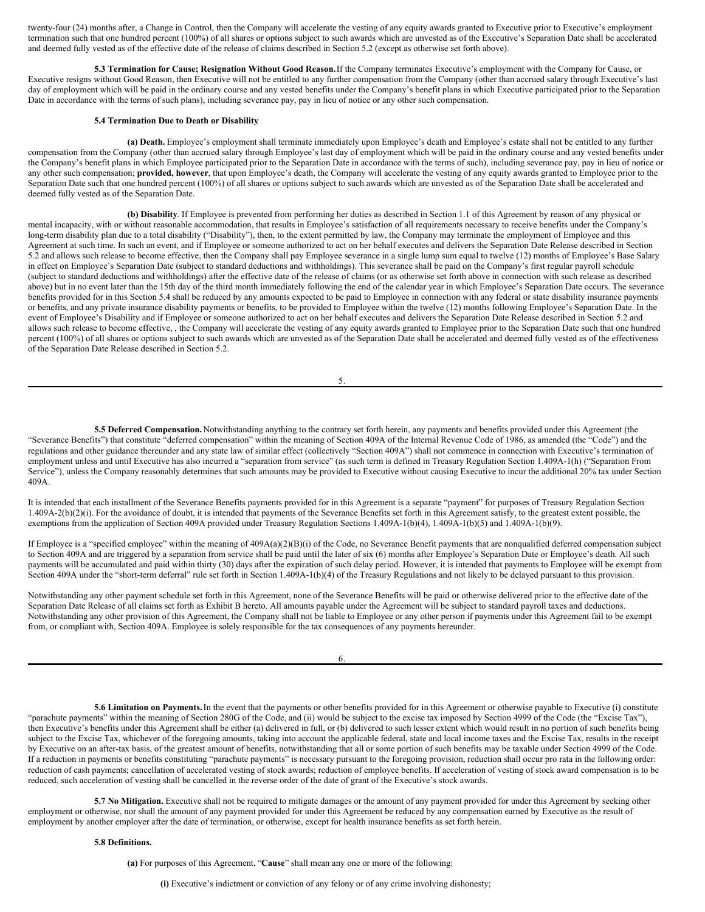twenty-four (24) months after, a Change in Control, then the Company will accelerate the vesting of any equity awards granted to Executive prior to Executive's employment termination such that one hundred percent (100%) of all shares or options subject to such awards which are unvested as of the Executive's Separation Date shall be accelerated and deemed fully vested as of the effective date of the release of claims described in Section 5.2 (except as otherwise set forth above).

**5.3 Termination for Cause; Resignation Without Good Reason.** If the Company terminates Executive's employment with the Company for Cause, or Executive resigns without Good Reason, then Executive will not be entitled to any further compensation from the Company (other than accrued salary through Executive's last day of employment which will be paid in the ordinary course and any vested benefits under the Company's benefit plans in which Executive participated prior to the Separation Date in accordance with the terms of such plans), including severance pay, pay in lieu of notice or any other such compensation.

**5.4 Termination Due to Death or Disability**.

**(a) Death.** Employee's employment shall terminate immediately upon Employee's death and Employee's estate shall not be entitled to any further compensation from the Company (other than accrued salary through Employee's last day of employment which will be paid in the ordinary course and any vested benefits under the Company's benefit plans in which Employee participated prior to the Separation Date in accordance with the terms of such), including severance pay, pay in lieu of notice or any other such compensation; **provided, however**, that upon Employee's death, the Company will accelerate the vesting of any equity awards granted to Employee prior to the Separation Date such that one hundred percent (100%) of all shares or options subject to such awards which are unvested as of the Separation Date shall be accelerated and deemed fully vested as of the Separation Date.

**(b) Disability**. If Employee is prevented from performing her duties as described in Section 1.1 of this Agreement by reason of any physical or mental incapacity, with or without reasonable accommodation, that results in Employee's satisfaction of all requirements necessary to receive benefits under the Company's long-term disability plan due to a total disability ("Disability"), then, to the extent permitted by law, the Company may terminate the employment of Employee and this Agreement at such time. In such an event, and if Employee or someone authorized to act on her behalf executes and delivers the Separation Date Release described in Section 5.2 and allows such release to become effective, then the Company shall pay Employee severance in a single lump sum equal to twelve (12) months of Employee's Base Salary in effect on Employee's Separation Date (subject to standard deductions and withholdings). This severance shall be paid on the Company's first regular payroll schedule (subject to standard deductions and withholdings) after the effective date of the release of claims (or as otherwise set forth above in connection with such release as described above) but in no event later than the 15th day of the third month immediately following the end of the calendar year in which Employee's Separation Date occurs. The severance benefits provided for in this Section 5.4 shall be reduced by any amounts expected to be paid to Employee in connection with any federal or state disability insurance payments or benefits, and any private insurance disability payments or benefits, to be provided to Employee within the twelve (12) months following Employee's Separation Date. In the event of Employee's Disability and if Employee or someone authorized to act on her behalf executes and delivers the Separation Date Release described in Section 5.2 and allows such release to become effective, , the Company will accelerate the vesting of any equity awards granted to Employee prior to the Separation Date such that one hundred percent (100%) of all shares or options subject to such awards which are unvested as of the Separation Date shall be accelerated and deemed fully vested as of the effectiveness of the Separation Date Release described in Section 5.2.

**5.5 Deferred Compensation.** Notwithstanding anything to the contrary set forth herein, any payments and benefits provided under this Agreement (the "Severance Benefits") that constitute "deferred compensation" within the meaning of Section 409A of the Internal Revenue Code of 1986, as amended (the "Code") and the regulations and other guidance thereunder and any state law of similar effect (collectively "Section 409A") shall not commence in connection with Executive's termination of employment unless and until Executive has also incurred a "separation from service" (as such term is defined in Treasury Regulation Section 1.409A-1(h) ("Separation From Service"), unless the Company reasonably determines that such amounts may be provided to Executive without causing Executive to incur the additional 20% tax under Section 409A.

It is intended that each installment of the Severance Benefits payments provided for in this Agreement is a separate "payment" for purposes of Treasury Regulation Section 1.409A-2(b)(2)(i). For the avoidance of doubt, it is intended that payments of the Severance Benefits set forth in this Agreement satisfy, to the greatest extent possible, the exemptions from the application of Section 409A provided under Treasury Regulation Sections 1.409A-1(b)(4), 1.409A-1(b)(5) and 1.409A-1(b)(9).

If Employee is a "specified employee" within the meaning of 409A(a)(2)(B)(i) of the Code, no Severance Benefit payments that are nonqualified deferred compensation subject to Section 409A and are triggered by a separation from service shall be paid until the later of six (6) months after Employee's Separation Date or Employee's death. All such payments will be accumulated and paid within thirty (30) days after the expiration of such delay period. However, it is intended that payments to Employee will be exempt from Section 409A under the "short-term deferral" rule set forth in Section 1.409A-1(b)(4) of the Treasury Regulations and not likely to be delayed pursuant to this provision.

Notwithstanding any other payment schedule set forth in this Agreement, none of the Severance Benefits will be paid or otherwise delivered prior to the effective date of the Separation Date Release of all claims set forth as Exhibit B hereto. All amounts payable under the Agreement will be subject to standard payroll taxes and deductions. Notwithstanding any other provision of this Agreement, the Company shall not be liable to Employee or any other person if payments under this Agreement fail to be exempt from, or compliant with, Section 409A. Employee is solely responsible for the tax consequences of any payments hereunder.

**5.6 Limitation on Payments.** In the event that the payments or other benefits provided for in this Agreement or otherwise payable to Executive (i) constitute "parachute payments" within the meaning of Section 280G of the Code, and (ii) would be subject to the excise tax imposed by Section 4999 of the Code (the "Excise Tax"), then Executive's benefits under this Agreement shall be either (a) delivered in full, or (b) delivered to such lesser extent which would result in no portion of such benefits being subject to the Excise Tax, whichever of the foregoing amounts, taking into account the applicable federal, state and local income taxes and the Excise Tax, results in the receipt by Executive on an after-tax basis, of the greatest amount of benefits, notwithstanding that all or some portion of such benefits may be taxable under Section 4999 of the Code. If a reduction in payments or benefits constituting "parachute payments" is necessary pursuant to the foregoing provision, reduction shall occur pro rata in the following order: reduction of cash payments; cancellation of accelerated vesting of stock awards; reduction of employee benefits. If acceleration of vesting of stock award compensation is to be reduced, such acceleration of vesting shall be cancelled in the reverse order of the date of grant of the Executive's stock awards.

**5.7 No Mitigation.** Executive shall not be required to mitigate damages or the amount of any payment provided for under this Agreement by seeking other employment or otherwise, nor shall the amount of any payment provided for under this Agreement be reduced by any compensation earned by Executive as the result of employment by another employer after the date of termination, or otherwise, except for health insurance benefits as set forth herein.

**5.8 Definitions.**

**(a)** For purposes of this Agreement, "**Cause**" shall mean any one or more of the following:

**(i)** Executive's indictment or conviction of any felony or of any crime involving dishonesty;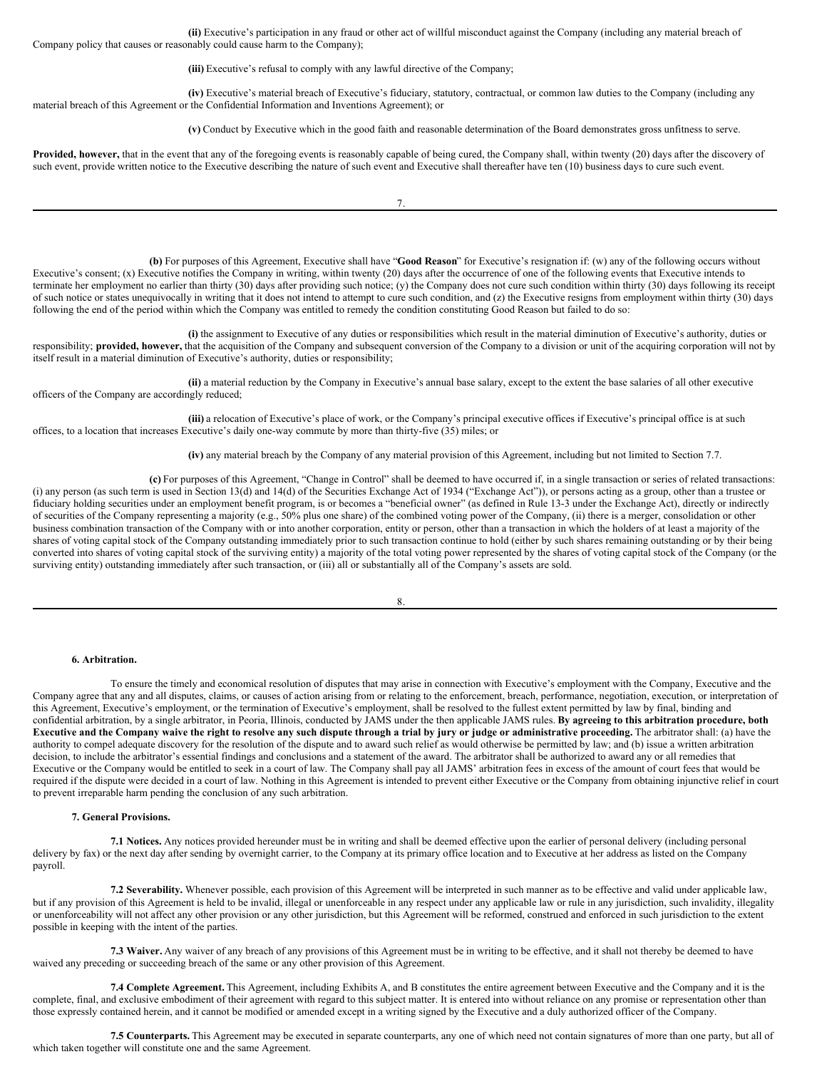**(ii)** Executive's participation in any fraud or other act of willful misconduct against the Company (including any material breach of Company policy that causes or reasonably could cause harm to the Company);

**(iii)** Executive's refusal to comply with any lawful directive of the Company;

**(iv)** Executive's material breach of Executive's fiduciary, statutory, contractual, or common law duties to the Company (including any material breach of this Agreement or the Confidential Information and Inventions Agreement); or

**(v)** Conduct by Executive which in the good faith and reasonable determination of the Board demonstrates gross unfitness to serve.

**Provided, however,** that in the event that any of the foregoing events is reasonably capable of being cured, the Company shall, within twenty (20) days after the discovery of such event, provide written notice to the Executive describing the nature of such event and Executive shall thereafter have ten (10) business days to cure such event.

**(b)** For purposes of this Agreement, Executive shall have "**Good Reason**" for Executive's resignation if: (w) any of the following occurs without Executive's consent; (x) Executive notifies the Company in writing, within twenty (20) days after the occurrence of one of the following events that Executive intends to terminate her employment no earlier than thirty (30) days after providing such notice; (y) the Company does not cure such condition within thirty (30) days following its receipt of such notice or states unequivocally in writing that it does not intend to attempt to cure such condition, and (z) the Executive resigns from employment within thirty (30) days following the end of the period within which the Company was entitled to remedy the condition constituting Good Reason but failed to do so:

**(i)** the assignment to Executive of any duties or responsibilities which result in the material diminution of Executive's authority, duties or responsibility; **provided, however,** that the acquisition of the Company and subsequent conversion of the Company to a division or unit of the acquiring corporation will not by itself result in a material diminution of Executive's authority, duties or responsibility;

**(ii)** a material reduction by the Company in Executive's annual base salary, except to the extent the base salaries of all other executive officers of the Company are accordingly reduced;

**(iii)** a relocation of Executive's place of work, or the Company's principal executive offices if Executive's principal office is at such offices, to a location that increases Executive's daily one-way commute by more than thirty-five (35) miles; or

**(iv)** any material breach by the Company of any material provision of this Agreement, including but not limited to Section 7.7.

**(c)** For purposes of this Agreement, "Change in Control" shall be deemed to have occurred if, in a single transaction or series of related transactions: (i) any person (as such term is used in Section 13(d) and 14(d) of the Securities Exchange Act of 1934 ("Exchange Act")), or persons acting as a group, other than a trustee or fiduciary holding securities under an employment benefit program, is or becomes a "beneficial owner" (as defined in Rule 13-3 under the Exchange Act), directly or indirectly of securities of the Company representing a majority (e.g., 50% plus one share) of the combined voting power of the Company, (ii) there is a merger, consolidation or other business combination transaction of the Company with or into another corporation, entity or person, other than a transaction in which the holders of at least a majority of the shares of voting capital stock of the Company outstanding immediately prior to such transaction continue to hold (either by such shares remaining outstanding or by their being converted into shares of voting capital stock of the surviving entity) a majority of the total voting power represented by the shares of voting capital stock of the Company (or the surviving entity) outstanding immediately after such transaction, or (iii) all or substantially all of the Company's assets are sold.

**6. Arbitration.**

To ensure the timely and economical resolution of disputes that may arise in connection with Executive's employment with the Company, Executive and the Company agree that any and all disputes, claims, or causes of action arising from or relating to the enforcement, breach, performance, negotiation, execution, or interpretation of this Agreement, Executive's employment, or the termination of Executive's employment, shall be resolved to the fullest extent permitted by law by final, binding and confidential arbitration, by a single arbitrator, in Peoria, Illinois, conducted by JAMS under the then applicable JAMS rules. **By agreeing to this arbitration procedure, both Executive and the Company waive the right to resolve any such dispute through a trial by jury or judge or administrative proceeding.** The arbitrator shall: (a) have the authority to compel adequate discovery for the resolution of the dispute and to award such relief as would otherwise be permitted by law; and (b) issue a written arbitration decision, to include the arbitrator's essential findings and conclusions and a statement of the award. The arbitrator shall be authorized to award any or all remedies that Executive or the Company would be entitled to seek in a court of law. The Company shall pay all JAMS' arbitration fees in excess of the amount of court fees that would be required if the dispute were decided in a court of law. Nothing in this Agreement is intended to prevent either Executive or the Company from obtaining injunctive relief in court to prevent irreparable harm pending the conclusion of any such arbitration.

**7. General Provisions.**

**7.1 Notices.** Any notices provided hereunder must be in writing and shall be deemed effective upon the earlier of personal delivery (including personal delivery by fax) or the next day after sending by overnight carrier, to the Company at its primary office location and to Executive at her address as listed on the Company payroll.

**7.2 Severability.** Whenever possible, each provision of this Agreement will be interpreted in such manner as to be effective and valid under applicable law, but if any provision of this Agreement is held to be invalid, illegal or unenforceable in any respect under any applicable law or rule in any jurisdiction, such invalidity, illegality or unenforceability will not affect any other provision or any other jurisdiction, but this Agreement will be reformed, construed and enforced in such jurisdiction to the extent possible in keeping with the intent of the parties.

**7.3 Waiver.** Any waiver of any breach of any provisions of this Agreement must be in writing to be effective, and it shall not thereby be deemed to have waived any preceding or succeeding breach of the same or any other provision of this Agreement.

**7.4 Complete Agreement.** This Agreement, including Exhibits A, and B constitutes the entire agreement between Executive and the Company and it is the complete, final, and exclusive embodiment of their agreement with regard to this subject matter. It is entered into without reliance on any promise or representation other than those expressly contained herein, and it cannot be modified or amended except in a writing signed by the Executive and a duly authorized officer of the Company.

**7.5 Counterparts.** This Agreement may be executed in separate counterparts, any one of which need not contain signatures of more than one party, but all of which taken together will constitute one and the same Agreement.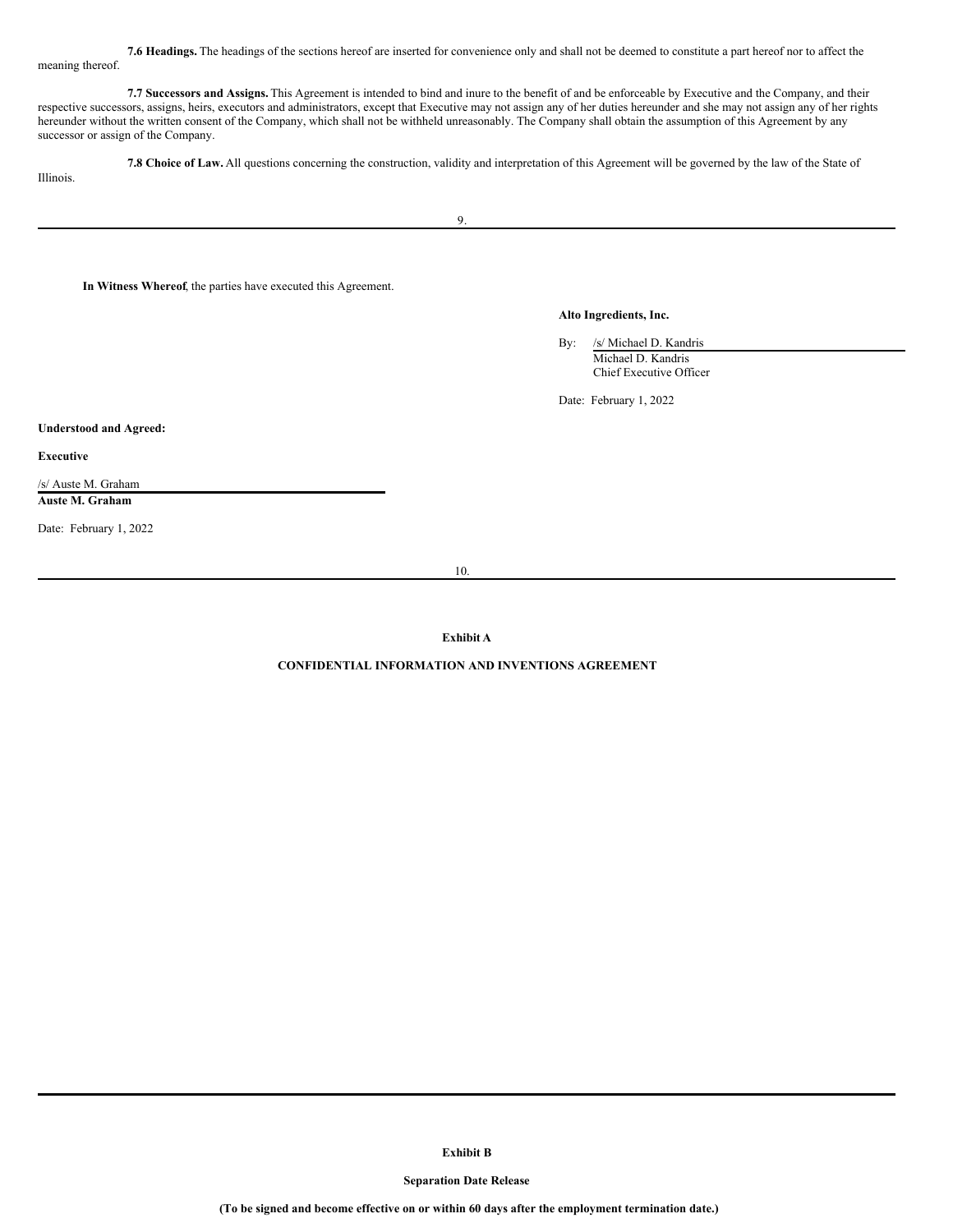**7.6 Headings.** The headings of the sections hereof are inserted for convenience only and shall not be deemed to constitute a part hereof nor to affect the meaning thereof.

**7.7 Successors and Assigns.** This Agreement is intended to bind and inure to the benefit of and be enforceable by Executive and the Company, and their respective successors, assigns, heirs, executors and administrators, except that Executive may not assign any of her duties hereunder and she may not assign any of her rights hereunder without the written consent of the Company, which shall not be withheld unreasonably. The Company shall obtain the assumption of this Agreement by any successor or assign of the Company.

**7.8 Choice of Law.** All questions concerning the construction, validity and interpretation of this Agreement will be governed by the law of the State of Illinois.

---

**In Witness Whereof**, the parties have executed this Agreement.

**Alto Ingredients, Inc.**

By: /s/ Michael D. Kandris
Michael D. Kandris
Chief Executive Officer

Date: February 1, 2022

**Understood and Agreed:**

**Executive**

/s/ Auste M. Graham
**Auste M. Graham**

Date: February 1, 2022

---

**Exhibit A**

**CONFIDENTIAL INFORMATION AND INVENTIONS AGREEMENT**

---

**Exhibit B**

**Separation Date Release**

**(To be signed and become effective on or within 60 days after the employment termination date.)**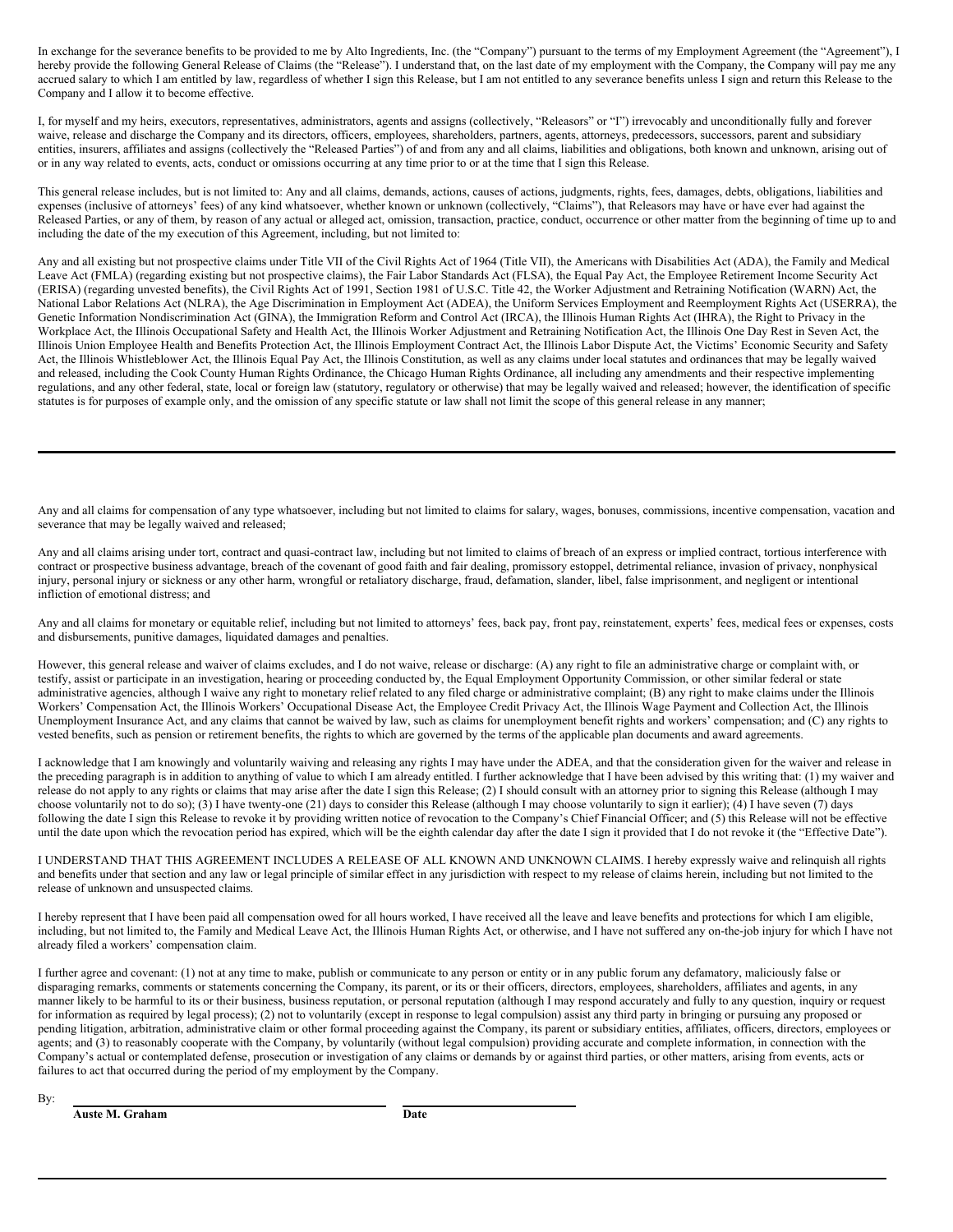In exchange for the severance benefits to be provided to me by Alto Ingredients, Inc. (the "Company") pursuant to the terms of my Employment Agreement (the "Agreement"), I hereby provide the following General Release of Claims (the "Release"). I understand that, on the last date of my employment with the Company, the Company will pay me any accrued salary to which I am entitled by law, regardless of whether I sign this Release, but I am not entitled to any severance benefits unless I sign and return this Release to the Company and I allow it to become effective.

I, for myself and my heirs, executors, representatives, administrators, agents and assigns (collectively, "Releasors" or "I") irrevocably and unconditionally fully and forever waive, release and discharge the Company and its directors, officers, employees, shareholders, partners, agents, attorneys, predecessors, successors, parent and subsidiary entities, insurers, affiliates and assigns (collectively the "Released Parties") of and from any and all claims, liabilities and obligations, both known and unknown, arising out of or in any way related to events, acts, conduct or omissions occurring at any time prior to or at the time that I sign this Release.

This general release includes, but is not limited to: Any and all claims, demands, actions, causes of actions, judgments, rights, fees, damages, debts, obligations, liabilities and expenses (inclusive of attorneys' fees) of any kind whatsoever, whether known or unknown (collectively, "Claims"), that Releasors may have or have ever had against the Released Parties, or any of them, by reason of any actual or alleged act, omission, transaction, practice, conduct, occurrence or other matter from the beginning of time up to and including the date of the my execution of this Agreement, including, but not limited to:

Any and all existing but not prospective claims under Title VII of the Civil Rights Act of 1964 (Title VII), the Americans with Disabilities Act (ADA), the Family and Medical Leave Act (FMLA) (regarding existing but not prospective claims), the Fair Labor Standards Act (FLSA), the Equal Pay Act, the Employee Retirement Income Security Act (ERISA) (regarding unvested benefits), the Civil Rights Act of 1991, Section 1981 of U.S.C. Title 42, the Worker Adjustment and Retraining Notification (WARN) Act, the National Labor Relations Act (NLRA), the Age Discrimination in Employment Act (ADEA), the Uniform Services Employment and Reemployment Rights Act (USERRA), the Genetic Information Nondiscrimination Act (GINA), the Immigration Reform and Control Act (IRCA), the Illinois Human Rights Act (IHRA), the Right to Privacy in the Workplace Act, the Illinois Occupational Safety and Health Act, the Illinois Worker Adjustment and Retraining Notification Act, the Illinois One Day Rest in Seven Act, the Illinois Union Employee Health and Benefits Protection Act, the Illinois Employment Contract Act, the Illinois Labor Dispute Act, the Victims' Economic Security and Safety Act, the Illinois Whistleblower Act, the Illinois Equal Pay Act, the Illinois Constitution, as well as any claims under local statutes and ordinances that may be legally waived and released, including the Cook County Human Rights Ordinance, the Chicago Human Rights Ordinance, all including any amendments and their respective implementing regulations, and any other federal, state, local or foreign law (statutory, regulatory or otherwise) that may be legally waived and released; however, the identification of specific statutes is for purposes of example only, and the omission of any specific statute or law shall not limit the scope of this general release in any manner;

---

Any and all claims for compensation of any type whatsoever, including but not limited to claims for salary, wages, bonuses, commissions, incentive compensation, vacation and severance that may be legally waived and released;

Any and all claims arising under tort, contract and quasi-contract law, including but not limited to claims of breach of an express or implied contract, tortious interference with contract or prospective business advantage, breach of the covenant of good faith and fair dealing, promissory estoppel, detrimental reliance, invasion of privacy, nonphysical injury, personal injury or sickness or any other harm, wrongful or retaliatory discharge, fraud, defamation, slander, libel, false imprisonment, and negligent or intentional infliction of emotional distress; and

Any and all claims for monetary or equitable relief, including but not limited to attorneys' fees, back pay, front pay, reinstatement, experts' fees, medical fees or expenses, costs and disbursements, punitive damages, liquidated damages and penalties.

However, this general release and waiver of claims excludes, and I do not waive, release or discharge: (A) any right to file an administrative charge or complaint with, or testify, assist or participate in an investigation, hearing or proceeding conducted by, the Equal Employment Opportunity Commission, or other similar federal or state administrative agencies, although I waive any right to monetary relief related to any filed charge or administrative complaint; (B) any right to make claims under the Illinois Workers' Compensation Act, the Illinois Workers' Occupational Disease Act, the Employee Credit Privacy Act, the Illinois Wage Payment and Collection Act, the Illinois Unemployment Insurance Act, and any claims that cannot be waived by law, such as claims for unemployment benefit rights and workers' compensation; and (C) any rights to vested benefits, such as pension or retirement benefits, the rights to which are governed by the terms of the applicable plan documents and award agreements.

I acknowledge that I am knowingly and voluntarily waiving and releasing any rights I may have under the ADEA, and that the consideration given for the waiver and release in the preceding paragraph is in addition to anything of value to which I am already entitled. I further acknowledge that I have been advised by this writing that: (1) my waiver and release do not apply to any rights or claims that may arise after the date I sign this Release; (2) I should consult with an attorney prior to signing this Release (although I may choose voluntarily not to do so); (3) I have twenty-one (21) days to consider this Release (although I may choose voluntarily to sign it earlier); (4) I have seven (7) days following the date I sign this Release to revoke it by providing written notice of revocation to the Company's Chief Financial Officer; and (5) this Release will not be effective until the date upon which the revocation period has expired, which will be the eighth calendar day after the date I sign it provided that I do not revoke it (the "Effective Date").

I UNDERSTAND THAT THIS AGREEMENT INCLUDES A RELEASE OF ALL KNOWN AND UNKNOWN CLAIMS. I hereby expressly waive and relinquish all rights and benefits under that section and any law or legal principle of similar effect in any jurisdiction with respect to my release of claims herein, including but not limited to the release of unknown and unsuspected claims.

I hereby represent that I have been paid all compensation owed for all hours worked, I have received all the leave and leave benefits and protections for which I am eligible, including, but not limited to, the Family and Medical Leave Act, the Illinois Human Rights Act, or otherwise, and I have not suffered any on-the-job injury for which I have not already filed a workers' compensation claim.

I further agree and covenant: (1) not at any time to make, publish or communicate to any person or entity or in any public forum any defamatory, maliciously false or disparaging remarks, comments or statements concerning the Company, its parent, or its or their officers, directors, employees, shareholders, affiliates and agents, in any manner likely to be harmful to its or their business, business reputation, or personal reputation (although I may respond accurately and fully to any question, inquiry or request for information as required by legal process); (2) not to voluntarily (except in response to legal compulsion) assist any third party in bringing or pursuing any proposed or pending litigation, arbitration, administrative claim or other formal proceeding against the Company, its parent or subsidiary entities, affiliates, officers, directors, employees or agents; and (3) to reasonably cooperate with the Company, by voluntarily (without legal compulsion) providing accurate and complete information, in connection with the Company's actual or contemplated defense, prosecution or investigation of any claims or demands by or against third parties, or other matters, arising from events, acts or failures to act that occurred during the period of my employment by the Company.

By: \_\_\_\_\_\_\_\_\_\_\_\_\_\_\_\_\_\_\_\_\_\_\_\_\_\_\_\_\_\_\_\_\_\_ \_\_\_\_\_\_\_\_\_\_\_\_\_\_\_\_\_\_\_\_

**Auste M. Graham** **Date**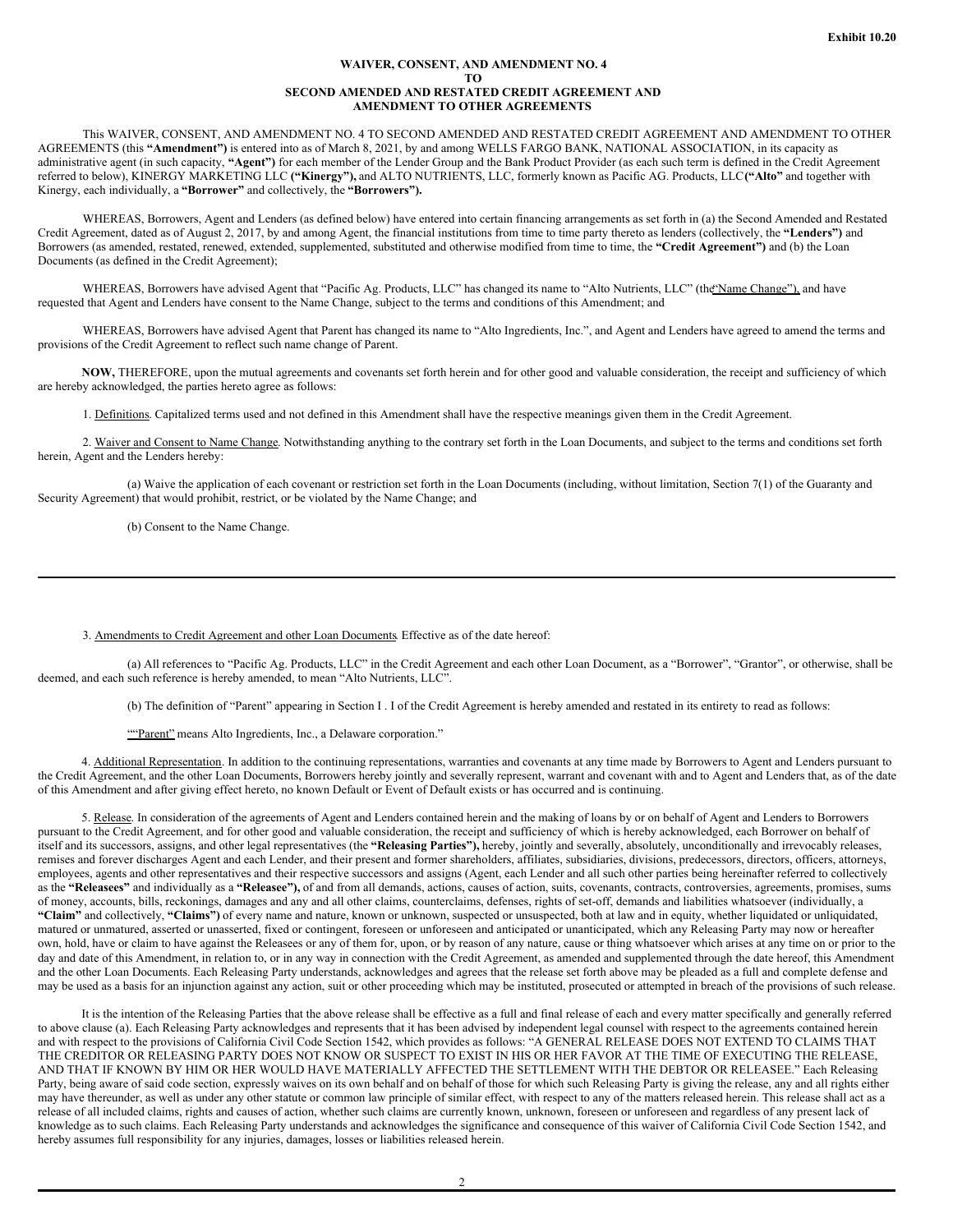**Exhibit 10.20**

# WAIVER, CONSENT, AND AMENDMENT NO. 4
# TO
# SECOND AMENDED AND RESTATED CREDIT AGREEMENT AND
# AMENDMENT TO OTHER AGREEMENTS

This WAIVER, CONSENT, AND AMENDMENT NO. 4 TO SECOND AMENDED AND RESTATED CREDIT AGREEMENT AND AMENDMENT TO OTHER AGREEMENTS (this **"Amendment")** is entered into as of March 8, 2021, by and among WELLS FARGO BANK, NATIONAL ASSOCIATION, in its capacity as administrative agent (in such capacity, **"Agent")** for each member of the Lender Group and the Bank Product Provider (as each such term is defined in the Credit Agreement referred to below), KINERGY MARKETING LLC **("Kinergy"),** and ALTO NUTRIENTS, LLC, formerly known as Pacific AG. Products, LLC **("Alto"** and together with Kinergy, each individually, a **"Borrower"** and collectively, the **"Borrowers").**

WHEREAS, Borrowers, Agent and Lenders (as defined below) have entered into certain financing arrangements as set forth in (a) the Second Amended and Restated Credit Agreement, dated as of August 2, 2017, by and among Agent, the financial institutions from time to time party thereto as lenders (collectively, the **"Lenders")** and Borrowers (as amended, restated, renewed, extended, supplemented, substituted and otherwise modified from time to time, the **"Credit Agreement")** and (b) the Loan Documents (as defined in the Credit Agreement);

WHEREAS, Borrowers have advised Agent that "Pacific Ag. Products, LLC" has changed its name to "Alto Nutrients, LLC" (the "Name Change"), and have requested that Agent and Lenders have consent to the Name Change, subject to the terms and conditions of this Amendment; and

WHEREAS, Borrowers have advised Agent that Parent has changed its name to "Alto Ingredients, Inc.", and Agent and Lenders have agreed to amend the terms and provisions of the Credit Agreement to reflect such name change of Parent.

**NOW,** THEREFORE, upon the mutual agreements and covenants set forth herein and for other good and valuable consideration, the receipt and sufficiency of which are hereby acknowledged, the parties hereto agree as follows:

1. Definitions. Capitalized terms used and not defined in this Amendment shall have the respective meanings given them in the Credit Agreement.

2. Waiver and Consent to Name Change. Notwithstanding anything to the contrary set forth in the Loan Documents, and subject to the terms and conditions set forth herein, Agent and the Lenders hereby:

(a) Waive the application of each covenant or restriction set forth in the Loan Documents (including, without limitation, Section 7(1) of the Guaranty and Security Agreement) that would prohibit, restrict, or be violated by the Name Change; and

(b) Consent to the Name Change.

3. Amendments to Credit Agreement and other Loan Documents. Effective as of the date hereof:

(a) All references to "Pacific Ag. Products, LLC" in the Credit Agreement and each other Loan Document, as a "Borrower", "Grantor", or otherwise, shall be deemed, and each such reference is hereby amended, to mean "Alto Nutrients, LLC".

(b) The definition of "Parent" appearing in Section I . I of the Credit Agreement is hereby amended and restated in its entirety to read as follows:

""Parent" means Alto Ingredients, Inc., a Delaware corporation."

4. Additional Representation. In addition to the continuing representations, warranties and covenants at any time made by Borrowers to Agent and Lenders pursuant to the Credit Agreement, and the other Loan Documents, Borrowers hereby jointly and severally represent, warrant and covenant with and to Agent and Lenders that, as of the date of this Amendment and after giving effect hereto, no known Default or Event of Default exists or has occurred and is continuing.

5. Release. In consideration of the agreements of Agent and Lenders contained herein and the making of loans by or on behalf of Agent and Lenders to Borrowers pursuant to the Credit Agreement, and for other good and valuable consideration, the receipt and sufficiency of which is hereby acknowledged, each Borrower on behalf of itself and its successors, assigns, and other legal representatives (the **"Releasing Parties"),** hereby, jointly and severally, absolutely, unconditionally and irrevocably releases, remises and forever discharges Agent and each Lender, and their present and former shareholders, affiliates, subsidiaries, divisions, predecessors, directors, officers, attorneys, employees, agents and other representatives and their respective successors and assigns (Agent, each Lender and all such other parties being hereinafter referred to collectively as the **"Releasees"** and individually as a **"Releasee"),** of and from all demands, actions, causes of action, suits, covenants, contracts, controversies, agreements, promises, sums of money, accounts, bills, reckonings, damages and any and all other claims, counterclaims, defenses, rights of set-off, demands and liabilities whatsoever (individually, a **"Claim"** and collectively, **"Claims")** of every name and nature, known or unknown, suspected or unsuspected, both at law and in equity, whether liquidated or unliquidated, matured or unmatured, asserted or unasserted, fixed or contingent, foreseen or unforeseen and anticipated or unanticipated, which any Releasing Party may now or hereafter own, hold, have or claim to have against the Releasees or any of them for, upon, or by reason of any nature, cause or thing whatsoever which arises at any time on or prior to the day and date of this Amendment, in relation to, or in any way in connection with the Credit Agreement, as amended and supplemented through the date hereof, this Amendment and the other Loan Documents. Each Releasing Party understands, acknowledges and agrees that the release set forth above may be pleaded as a full and complete defense and may be used as a basis for an injunction against any action, suit or other proceeding which may be instituted, prosecuted or attempted in breach of the provisions of such release.

It is the intention of the Releasing Parties that the above release shall be effective as a full and final release of each and every matter specifically and generally referred to above clause (a). Each Releasing Party acknowledges and represents that it has been advised by independent legal counsel with respect to the agreements contained herein and with respect to the provisions of California Civil Code Section 1542, which provides as follows: "A GENERAL RELEASE DOES NOT EXTEND TO CLAIMS THAT THE CREDITOR OR RELEASING PARTY DOES NOT KNOW OR SUSPECT TO EXIST IN HIS OR HER FAVOR AT THE TIME OF EXECUTING THE RELEASE, AND THAT IF KNOWN BY HIM OR HER WOULD HAVE MATERIALLY AFFECTED THE SETTLEMENT WITH THE DEBTOR OR RELEASEE." Each Releasing Party, being aware of said code section, expressly waives on its own behalf and on behalf of those for which such Releasing Party is giving the release, any and all rights either may have thereunder, as well as under any other statute or common law principle of similar effect, with respect to any of the matters released herein. This release shall act as a release of all included claims, rights and causes of action, whether such claims are currently known, unknown, foreseen or unforeseen and regardless of any present lack of knowledge as to such claims. Each Releasing Party understands and acknowledges the significance and consequence of this waiver of California Civil Code Section 1542, and hereby assumes full responsibility for any injuries, damages, losses or liabilities released herein.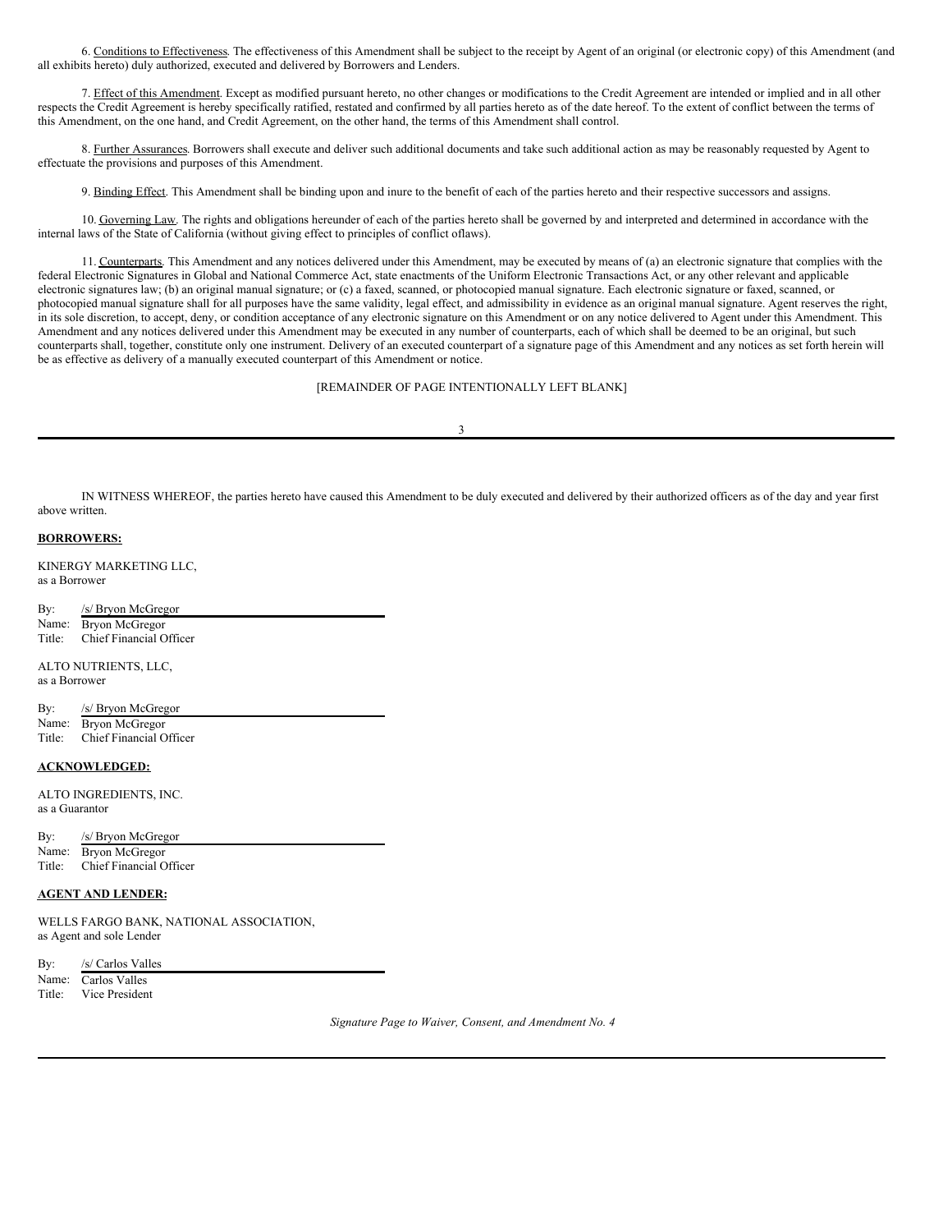6. Conditions to Effectiveness. The effectiveness of this Amendment shall be subject to the receipt by Agent of an original (or electronic copy) of this Amendment (and all exhibits hereto) duly authorized, executed and delivered by Borrowers and Lenders.

7. Effect of this Amendment. Except as modified pursuant hereto, no other changes or modifications to the Credit Agreement are intended or implied and in all other respects the Credit Agreement is hereby specifically ratified, restated and confirmed by all parties hereto as of the date hereof. To the extent of conflict between the terms of this Amendment, on the one hand, and Credit Agreement, on the other hand, the terms of this Amendment shall control.

8. Further Assurances. Borrowers shall execute and deliver such additional documents and take such additional action as may be reasonably requested by Agent to effectuate the provisions and purposes of this Amendment.

9. Binding Effect. This Amendment shall be binding upon and inure to the benefit of each of the parties hereto and their respective successors and assigns.

10. Governing Law. The rights and obligations hereunder of each of the parties hereto shall be governed by and interpreted and determined in accordance with the internal laws of the State of California (without giving effect to principles of conflict oflaws).

11. Counterparts. This Amendment and any notices delivered under this Amendment, may be executed by means of (a) an electronic signature that complies with the federal Electronic Signatures in Global and National Commerce Act, state enactments of the Uniform Electronic Transactions Act, or any other relevant and applicable electronic signatures law; (b) an original manual signature; or (c) a faxed, scanned, or photocopied manual signature. Each electronic signature or faxed, scanned, or photocopied manual signature shall for all purposes have the same validity, legal effect, and admissibility in evidence as an original manual signature. Agent reserves the right, in its sole discretion, to accept, deny, or condition acceptance of any electronic signature on this Amendment or on any notice delivered to Agent under this Amendment. This Amendment and any notices delivered under this Amendment may be executed in any number of counterparts, each of which shall be deemed to be an original, but such counterparts shall, together, constitute only one instrument. Delivery of an executed counterpart of a signature page of this Amendment and any notices as set forth herein will be as effective as delivery of a manually executed counterpart of this Amendment or notice.

[REMAINDER OF PAGE INTENTIONALLY LEFT BLANK]

IN WITNESS WHEREOF, the parties hereto have caused this Amendment to be duly executed and delivered by their authorized officers as of the day and year first above written.

**BORROWERS:**

KINERGY MARKETING LLC,
as a Borrower

By: /s/ Bryon McGregor
Name: Bryon McGregor
Title: Chief Financial Officer

ALTO NUTRIENTS, LLC,
as a Borrower

By: /s/ Bryon McGregor
Name: Bryon McGregor
Title: Chief Financial Officer

**ACKNOWLEDGED:**

ALTO INGREDIENTS, INC.
as a Guarantor

By: /s/ Bryon McGregor
Name: Bryon McGregor
Title: Chief Financial Officer

**AGENT AND LENDER:**

WELLS FARGO BANK, NATIONAL ASSOCIATION,
as Agent and sole Lender

By: /s/ Carlos Valles
Name: Carlos Valles
Title: Vice President

*Signature Page to Waiver, Consent, and Amendment No. 4*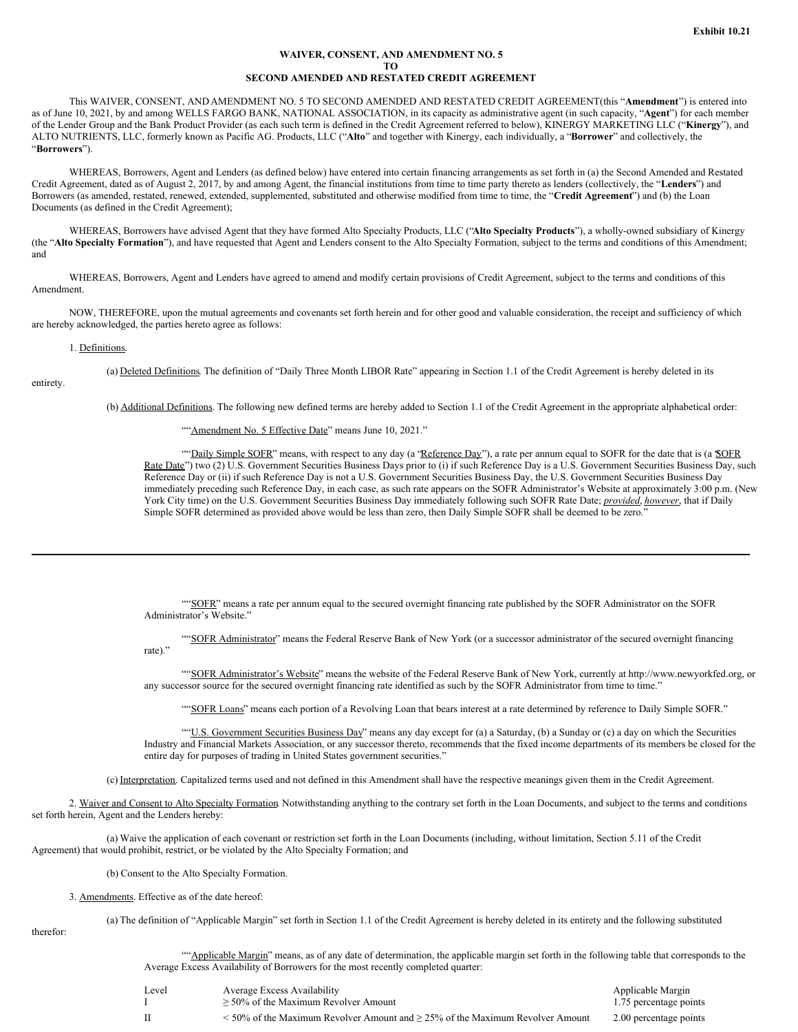Exhibit 10.21

**WAIVER, CONSENT, AND AMENDMENT NO. 5**
**TO**
**SECOND AMENDED AND RESTATED CREDIT AGREEMENT**

This WAIVER, CONSENT, AND AMENDMENT NO. 5 TO SECOND AMENDED AND RESTATED CREDIT AGREEMENT(this "**Amendment**") is entered into as of June 10, 2021, by and among WELLS FARGO BANK, NATIONAL ASSOCIATION, in its capacity as administrative agent (in such capacity, "**Agent**") for each member of the Lender Group and the Bank Product Provider (as each such term is defined in the Credit Agreement referred to below), KINERGY MARKETING LLC ("**Kinergy**"), and ALTO NUTRIENTS, LLC, formerly known as Pacific AG. Products, LLC ("**Alto**" and together with Kinergy, each individually, a "**Borrower**" and collectively, the "**Borrowers**").

WHEREAS, Borrowers, Agent and Lenders (as defined below) have entered into certain financing arrangements as set forth in (a) the Second Amended and Restated Credit Agreement, dated as of August 2, 2017, by and among Agent, the financial institutions from time to time party thereto as lenders (collectively, the "**Lenders**") and Borrowers (as amended, restated, renewed, extended, supplemented, substituted and otherwise modified from time to time, the "**Credit Agreement**") and (b) the Loan Documents (as defined in the Credit Agreement);

WHEREAS, Borrowers have advised Agent that they have formed Alto Specialty Products, LLC ("**Alto Specialty Products**"), a wholly-owned subsidiary of Kinergy (the "**Alto Specialty Formation**"), and have requested that Agent and Lenders consent to the Alto Specialty Formation, subject to the terms and conditions of this Amendment; and

WHEREAS, Borrowers, Agent and Lenders have agreed to amend and modify certain provisions of Credit Agreement, subject to the terms and conditions of this Amendment.

NOW, THEREFORE, upon the mutual agreements and covenants set forth herein and for other good and valuable consideration, the receipt and sufficiency of which are hereby acknowledged, the parties hereto agree as follows:

1. Definitions.

(a) Deleted Definitions. The definition of "Daily Three Month LIBOR Rate" appearing in Section 1.1 of the Credit Agreement is hereby deleted in its entirety.

(b) Additional Definitions. The following new defined terms are hereby added to Section 1.1 of the Credit Agreement in the appropriate alphabetical order:

""Amendment No. 5 Effective Date" means June 10, 2021."

""Daily Simple SOFR" means, with respect to any day (a "Reference Day"), a rate per annum equal to SOFR for the date that is (a "SOFR Rate Date") two (2) U.S. Government Securities Business Days prior to (i) if such Reference Day is a U.S. Government Securities Business Day, such Reference Day or (ii) if such Reference Day is not a U.S. Government Securities Business Day, the U.S. Government Securities Business Day immediately preceding such Reference Day, in each case, as such rate appears on the SOFR Administrator's Website at approximately 3:00 p.m. (New York City time) on the U.S. Government Securities Business Day immediately following such SOFR Rate Date; *provided*, *however*, that if Daily Simple SOFR determined as provided above would be less than zero, then Daily Simple SOFR shall be deemed to be zero."

---

""SOFR" means a rate per annum equal to the secured overnight financing rate published by the SOFR Administrator on the SOFR Administrator's Website."

""SOFR Administrator" means the Federal Reserve Bank of New York (or a successor administrator of the secured overnight financing rate)."

""SOFR Administrator's Website" means the website of the Federal Reserve Bank of New York, currently at http://www.newyorkfed.org, or any successor source for the secured overnight financing rate identified as such by the SOFR Administrator from time to time."

""SOFR Loans" means each portion of a Revolving Loan that bears interest at a rate determined by reference to Daily Simple SOFR."

""U.S. Government Securities Business Day" means any day except for (a) a Saturday, (b) a Sunday or (c) a day on which the Securities Industry and Financial Markets Association, or any successor thereto, recommends that the fixed income departments of its members be closed for the entire day for purposes of trading in United States government securities."

(c) Interpretation. Capitalized terms used and not defined in this Amendment shall have the respective meanings given them in the Credit Agreement.

2. Waiver and Consent to Alto Specialty Formation. Notwithstanding anything to the contrary set forth in the Loan Documents, and subject to the terms and conditions set forth herein, Agent and the Lenders hereby:

(a) Waive the application of each covenant or restriction set forth in the Loan Documents (including, without limitation, Section 5.11 of the Credit Agreement) that would prohibit, restrict, or be violated by the Alto Specialty Formation; and

(b) Consent to the Alto Specialty Formation.

3. Amendments. Effective as of the date hereof:

(a) The definition of "Applicable Margin" set forth in Section 1.1 of the Credit Agreement is hereby deleted in its entirety and the following substituted therefor:

""Applicable Margin" means, as of any date of determination, the applicable margin set forth in the following table that corresponds to the Average Excess Availability of Borrowers for the most recently completed quarter:

| Level | Average Excess Availability | Applicable Margin |
|---|---|---|
| I | ≥ 50% of the Maximum Revolver Amount | 1.75 percentage points |
| II | < 50% of the Maximum Revolver Amount and ≥ 25% of the Maximum Revolver Amount | 2.00 percentage points |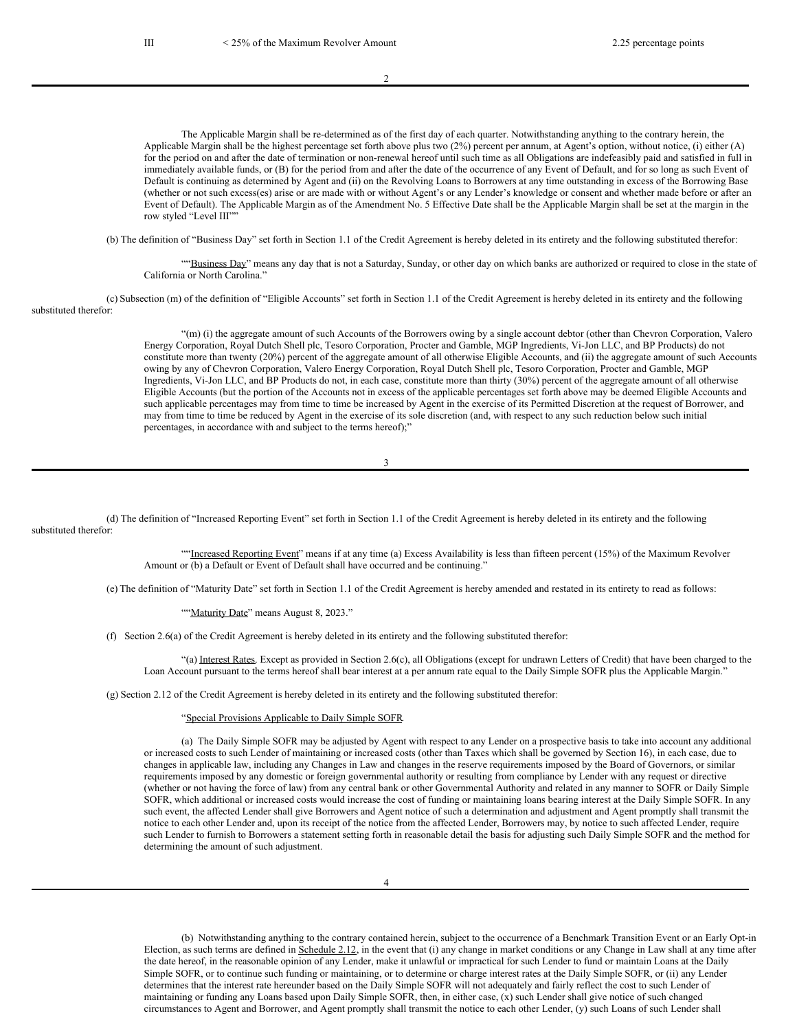| III | < 25% of the Maximum Revolver Amount | 2.25 percentage points |
|---|---|---|

The Applicable Margin shall be re-determined as of the first day of each quarter. Notwithstanding anything to the contrary herein, the Applicable Margin shall be the highest percentage set forth above plus two (2%) percent per annum, at Agent's option, without notice, (i) either (A) for the period on and after the date of termination or non-renewal hereof until such time as all Obligations are indefeasibly paid and satisfied in full in immediately available funds, or (B) for the period from and after the date of the occurrence of any Event of Default, and for so long as such Event of Default is continuing as determined by Agent and (ii) on the Revolving Loans to Borrowers at any time outstanding in excess of the Borrowing Base (whether or not such excess(es) arise or are made with or without Agent's or any Lender's knowledge or consent and whether made before or after an Event of Default). The Applicable Margin as of the Amendment No. 5 Effective Date shall be the Applicable Margin shall be set at the margin in the row styled "Level III""

(b) The definition of "Business Day" set forth in Section 1.1 of the Credit Agreement is hereby deleted in its entirety and the following substituted therefor:

""Business Day" means any day that is not a Saturday, Sunday, or other day on which banks are authorized or required to close in the state of California or North Carolina."

(c) Subsection (m) of the definition of "Eligible Accounts" set forth in Section 1.1 of the Credit Agreement is hereby deleted in its entirety and the following substituted therefor:

"(m) (i) the aggregate amount of such Accounts of the Borrowers owing by a single account debtor (other than Chevron Corporation, Valero Energy Corporation, Royal Dutch Shell plc, Tesoro Corporation, Procter and Gamble, MGP Ingredients, Vi-Jon LLC, and BP Products) do not constitute more than twenty (20%) percent of the aggregate amount of all otherwise Eligible Accounts, and (ii) the aggregate amount of such Accounts owing by any of Chevron Corporation, Valero Energy Corporation, Royal Dutch Shell plc, Tesoro Corporation, Procter and Gamble, MGP Ingredients, Vi-Jon LLC, and BP Products do not, in each case, constitute more than thirty (30%) percent of the aggregate amount of all otherwise Eligible Accounts (but the portion of the Accounts not in excess of the applicable percentages set forth above may be deemed Eligible Accounts and such applicable percentages may from time to time be increased by Agent in the exercise of its Permitted Discretion at the request of Borrower, and may from time to time be reduced by Agent in the exercise of its sole discretion (and, with respect to any such reduction below such initial percentages, in accordance with and subject to the terms hereof);"

(d) The definition of "Increased Reporting Event" set forth in Section 1.1 of the Credit Agreement is hereby deleted in its entirety and the following substituted therefor:

""Increased Reporting Event" means if at any time (a) Excess Availability is less than fifteen percent (15%) of the Maximum Revolver Amount or (b) a Default or Event of Default shall have occurred and be continuing."

(e) The definition of "Maturity Date" set forth in Section 1.1 of the Credit Agreement is hereby amended and restated in its entirety to read as follows:

""Maturity Date" means August 8, 2023."

(f) Section 2.6(a) of the Credit Agreement is hereby deleted in its entirety and the following substituted therefor:

"(a) Interest Rates. Except as provided in Section 2.6(c), all Obligations (except for undrawn Letters of Credit) that have been charged to the Loan Account pursuant to the terms hereof shall bear interest at a per annum rate equal to the Daily Simple SOFR plus the Applicable Margin."

(g) Section 2.12 of the Credit Agreement is hereby deleted in its entirety and the following substituted therefor:

"Special Provisions Applicable to Daily Simple SOFR.

(a) The Daily Simple SOFR may be adjusted by Agent with respect to any Lender on a prospective basis to take into account any additional or increased costs to such Lender of maintaining or increased costs (other than Taxes which shall be governed by Section 16), in each case, due to changes in applicable law, including any Changes in Law and changes in the reserve requirements imposed by the Board of Governors, or similar requirements imposed by any domestic or foreign governmental authority or resulting from compliance by Lender with any request or directive (whether or not having the force of law) from any central bank or other Governmental Authority and related in any manner to SOFR or Daily Simple SOFR, which additional or increased costs would increase the cost of funding or maintaining loans bearing interest at the Daily Simple SOFR. In any such event, the affected Lender shall give Borrowers and Agent notice of such a determination and adjustment and Agent promptly shall transmit the notice to each other Lender and, upon its receipt of the notice from the affected Lender, Borrowers may, by notice to such affected Lender, require such Lender to furnish to Borrowers a statement setting forth in reasonable detail the basis for adjusting such Daily Simple SOFR and the method for determining the amount of such adjustment.

(b) Notwithstanding anything to the contrary contained herein, subject to the occurrence of a Benchmark Transition Event or an Early Opt-in Election, as such terms are defined in Schedule 2.12, in the event that (i) any change in market conditions or any Change in Law shall at any time after the date hereof, in the reasonable opinion of any Lender, make it unlawful or impractical for such Lender to fund or maintain Loans at the Daily Simple SOFR, or to continue such funding or maintaining, or to determine or charge interest rates at the Daily Simple SOFR, or (ii) any Lender determines that the interest rate hereunder based on the Daily Simple SOFR will not adequately and fairly reflect the cost to such Lender of maintaining or funding any Loans based upon Daily Simple SOFR, then, in either case, (x) such Lender shall give notice of such changed circumstances to Agent and Borrower, and Agent promptly shall transmit the notice to each other Lender, (y) such Loans of such Lender shall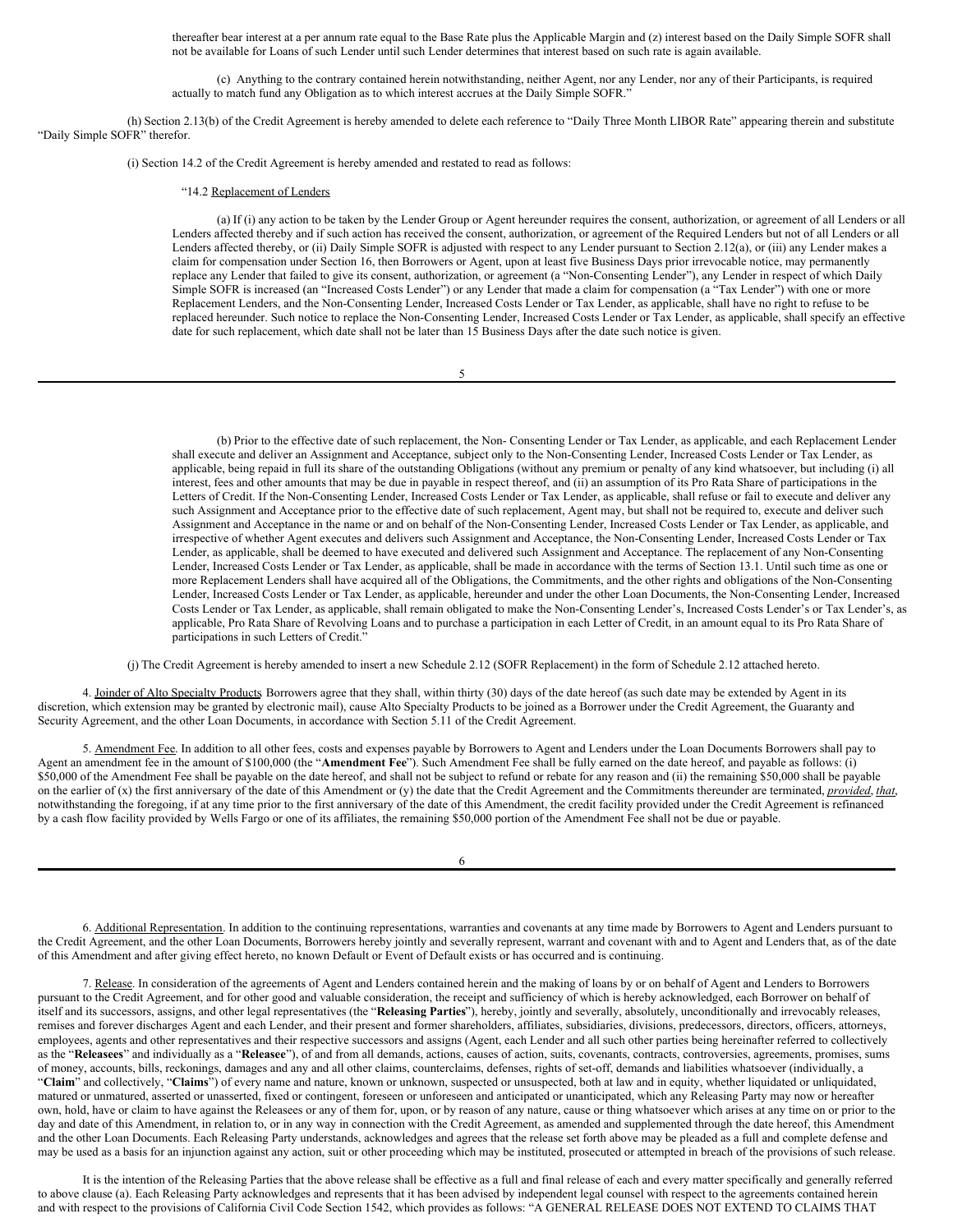thereafter bear interest at a per annum rate equal to the Base Rate plus the Applicable Margin and (z) interest based on the Daily Simple SOFR shall not be available for Loans of such Lender until such Lender determines that interest based on such rate is again available.

(c) Anything to the contrary contained herein notwithstanding, neither Agent, nor any Lender, nor any of their Participants, is required actually to match fund any Obligation as to which interest accrues at the Daily Simple SOFR."

(h) Section 2.13(b) of the Credit Agreement is hereby amended to delete each reference to "Daily Three Month LIBOR Rate" appearing therein and substitute "Daily Simple SOFR" therefor.

(i) Section 14.2 of the Credit Agreement is hereby amended and restated to read as follows:

"14.2 Replacement of Lenders

(a) If (i) any action to be taken by the Lender Group or Agent hereunder requires the consent, authorization, or agreement of all Lenders or all Lenders affected thereby and if such action has received the consent, authorization, or agreement of the Required Lenders but not of all Lenders or all Lenders affected thereby, or (ii) Daily Simple SOFR is adjusted with respect to any Lender pursuant to Section 2.12(a), or (iii) any Lender makes a claim for compensation under Section 16, then Borrowers or Agent, upon at least five Business Days prior irrevocable notice, may permanently replace any Lender that failed to give its consent, authorization, or agreement (a "Non-Consenting Lender"), any Lender in respect of which Daily Simple SOFR is increased (an "Increased Costs Lender") or any Lender that made a claim for compensation (a "Tax Lender") with one or more Replacement Lenders, and the Non-Consenting Lender, Increased Costs Lender or Tax Lender, as applicable, shall have no right to refuse to be replaced hereunder. Such notice to replace the Non-Consenting Lender, Increased Costs Lender or Tax Lender, as applicable, shall specify an effective date for such replacement, which date shall not be later than 15 Business Days after the date such notice is given.

(b) Prior to the effective date of such replacement, the Non- Consenting Lender or Tax Lender, as applicable, and each Replacement Lender shall execute and deliver an Assignment and Acceptance, subject only to the Non-Consenting Lender, Increased Costs Lender or Tax Lender, as applicable, being repaid in full its share of the outstanding Obligations (without any premium or penalty of any kind whatsoever, but including (i) all interest, fees and other amounts that may be due in payable in respect thereof, and (ii) an assumption of its Pro Rata Share of participations in the Letters of Credit. If the Non-Consenting Lender, Increased Costs Lender or Tax Lender, as applicable, shall refuse or fail to execute and deliver any such Assignment and Acceptance prior to the effective date of such replacement, Agent may, but shall not be required to, execute and deliver such Assignment and Acceptance in the name or and on behalf of the Non-Consenting Lender, Increased Costs Lender or Tax Lender, as applicable, and irrespective of whether Agent executes and delivers such Assignment and Acceptance, the Non-Consenting Lender, Increased Costs Lender or Tax Lender, as applicable, shall be deemed to have executed and delivered such Assignment and Acceptance. The replacement of any Non-Consenting Lender, Increased Costs Lender or Tax Lender, as applicable, shall be made in accordance with the terms of Section 13.1. Until such time as one or more Replacement Lenders shall have acquired all of the Obligations, the Commitments, and the other rights and obligations of the Non-Consenting Lender, Increased Costs Lender or Tax Lender, as applicable, hereunder and under the other Loan Documents, the Non-Consenting Lender, Increased Costs Lender or Tax Lender, as applicable, shall remain obligated to make the Non-Consenting Lender's, Increased Costs Lender's or Tax Lender's, as applicable, Pro Rata Share of Revolving Loans and to purchase a participation in each Letter of Credit, in an amount equal to its Pro Rata Share of participations in such Letters of Credit."

(j) The Credit Agreement is hereby amended to insert a new Schedule 2.12 (SOFR Replacement) in the form of Schedule 2.12 attached hereto.

4. Joinder of Alto Specialty Products. Borrowers agree that they shall, within thirty (30) days of the date hereof (as such date may be extended by Agent in its discretion, which extension may be granted by electronic mail), cause Alto Specialty Products to be joined as a Borrower under the Credit Agreement, the Guaranty and Security Agreement, and the other Loan Documents, in accordance with Section 5.11 of the Credit Agreement.

5. Amendment Fee. In addition to all other fees, costs and expenses payable by Borrowers to Agent and Lenders under the Loan Documents Borrowers shall pay to Agent an amendment fee in the amount of $100,000 (the "**Amendment Fee**"). Such Amendment Fee shall be fully earned on the date hereof, and payable as follows: (i) $50,000 of the Amendment Fee shall be payable on the date hereof, and shall not be subject to refund or rebate for any reason and (ii) the remaining $50,000 shall be payable on the earlier of (x) the first anniversary of the date of this Amendment or (y) the date that the Credit Agreement and the Commitments thereunder are terminated, ***provided***, *that*, notwithstanding the foregoing, if at any time prior to the first anniversary of the date of this Amendment, the credit facility provided under the Credit Agreement is refinanced by a cash flow facility provided by Wells Fargo or one of its affiliates, the remaining $50,000 portion of the Amendment Fee shall not be due or payable.

6. Additional Representation. In addition to the continuing representations, warranties and covenants at any time made by Borrowers to Agent and Lenders pursuant to the Credit Agreement, and the other Loan Documents, Borrowers hereby jointly and severally represent, warrant and covenant with and to Agent and Lenders that, as of the date of this Amendment and after giving effect hereto, no known Default or Event of Default exists or has occurred and is continuing.

7. Release. In consideration of the agreements of Agent and Lenders contained herein and the making of loans by or on behalf of Agent and Lenders to Borrowers pursuant to the Credit Agreement, and for other good and valuable consideration, the receipt and sufficiency of which is hereby acknowledged, each Borrower on behalf of itself and its successors, assigns, and other legal representatives (the "**Releasing Parties**"), hereby, jointly and severally, absolutely, unconditionally and irrevocably releases, remises and forever discharges Agent and each Lender, and their present and former shareholders, affiliates, subsidiaries, divisions, predecessors, directors, officers, attorneys, employees, agents and other representatives and their respective successors and assigns (Agent, each Lender and all such other parties being hereinafter referred to collectively as the "**Releasees**" and individually as a "**Releasee**"), of and from all demands, actions, causes of action, suits, covenants, contracts, controversies, agreements, promises, sums of money, accounts, bills, reckonings, damages and any and all other claims, counterclaims, defenses, rights of set-off, demands and liabilities whatsoever (individually, a "**Claim**" and collectively, "**Claims**") of every name and nature, known or unknown, suspected or unsuspected, both at law and in equity, whether liquidated or unliquidated, matured or unmatured, asserted or unasserted, fixed or contingent, foreseen or unforeseen and anticipated or unanticipated, which any Releasing Party may now or hereafter own, hold, have or claim to have against the Releasees or any of them for, upon, or by reason of any nature, cause or thing whatsoever which arises at any time on or prior to the day and date of this Amendment, in relation to, or in any way in connection with the Credit Agreement, as amended and supplemented through the date hereof, this Amendment and the other Loan Documents. Each Releasing Party understands, acknowledges and agrees that the release set forth above may be pleaded as a full and complete defense and may be used as a basis for an injunction against any action, suit or other proceeding which may be instituted, prosecuted or attempted in breach of the provisions of such release.

It is the intention of the Releasing Parties that the above release shall be effective as a full and final release of each and every matter specifically and generally referred to above clause (a). Each Releasing Party acknowledges and represents that it has been advised by independent legal counsel with respect to the agreements contained herein and with respect to the provisions of California Civil Code Section 1542, which provides as follows: "A GENERAL RELEASE DOES NOT EXTEND TO CLAIMS THAT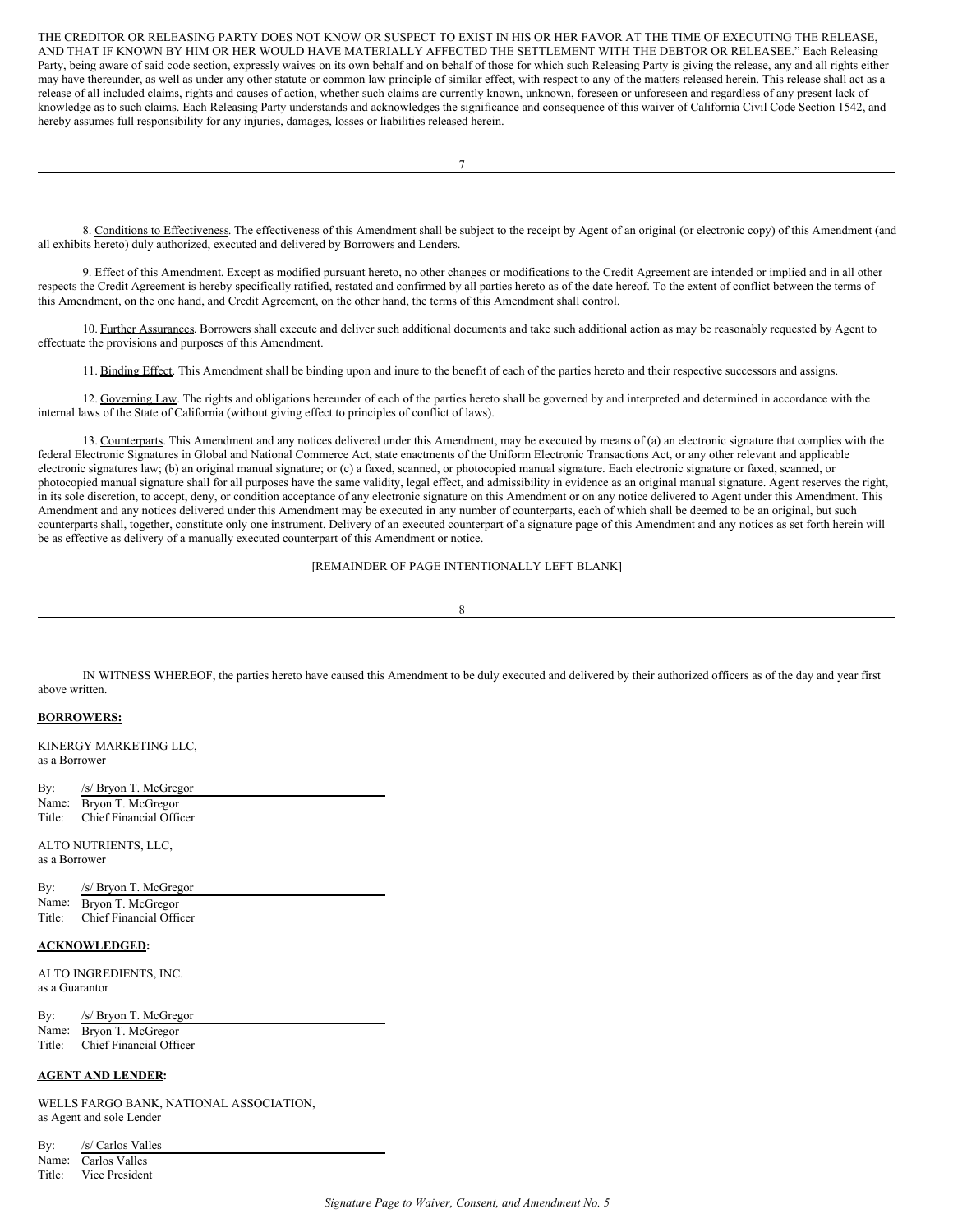THE CREDITOR OR RELEASING PARTY DOES NOT KNOW OR SUSPECT TO EXIST IN HIS OR HER FAVOR AT THE TIME OF EXECUTING THE RELEASE, AND THAT IF KNOWN BY HIM OR HER WOULD HAVE MATERIALLY AFFECTED THE SETTLEMENT WITH THE DEBTOR OR RELEASEE." Each Releasing Party, being aware of said code section, expressly waives on its own behalf and on behalf of those for which such Releasing Party is giving the release, any and all rights either may have thereunder, as well as under any other statute or common law principle of similar effect, with respect to any of the matters released herein. This release shall act as a release of all included claims, rights and causes of action, whether such claims are currently known, unknown, foreseen or unforeseen and regardless of any present lack of knowledge as to such claims. Each Releasing Party understands and acknowledges the significance and consequence of this waiver of California Civil Code Section 1542, and hereby assumes full responsibility for any injuries, damages, losses or liabilities released herein.

8. Conditions to Effectiveness. The effectiveness of this Amendment shall be subject to the receipt by Agent of an original (or electronic copy) of this Amendment (and all exhibits hereto) duly authorized, executed and delivered by Borrowers and Lenders.

9. Effect of this Amendment. Except as modified pursuant hereto, no other changes or modifications to the Credit Agreement are intended or implied and in all other respects the Credit Agreement is hereby specifically ratified, restated and confirmed by all parties hereto as of the date hereof. To the extent of conflict between the terms of this Amendment, on the one hand, and Credit Agreement, on the other hand, the terms of this Amendment shall control.

10. Further Assurances. Borrowers shall execute and deliver such additional documents and take such additional action as may be reasonably requested by Agent to effectuate the provisions and purposes of this Amendment.

11. Binding Effect. This Amendment shall be binding upon and inure to the benefit of each of the parties hereto and their respective successors and assigns.

12. Governing Law. The rights and obligations hereunder of each of the parties hereto shall be governed by and interpreted and determined in accordance with the internal laws of the State of California (without giving effect to principles of conflict of laws).

13. Counterparts. This Amendment and any notices delivered under this Amendment, may be executed by means of (a) an electronic signature that complies with the federal Electronic Signatures in Global and National Commerce Act, state enactments of the Uniform Electronic Transactions Act, or any other relevant and applicable electronic signatures law; (b) an original manual signature; or (c) a faxed, scanned, or photocopied manual signature. Each electronic signature or faxed, scanned, or photocopied manual signature shall for all purposes have the same validity, legal effect, and admissibility in evidence as an original manual signature. Agent reserves the right, in its sole discretion, to accept, deny, or condition acceptance of any electronic signature on this Amendment or on any notice delivered to Agent under this Amendment. This Amendment and any notices delivered under this Amendment may be executed in any number of counterparts, each of which shall be deemed to be an original, but such counterparts shall, together, constitute only one instrument. Delivery of an executed counterpart of a signature page of this Amendment and any notices as set forth herein will be as effective as delivery of a manually executed counterpart of this Amendment or notice.

[REMAINDER OF PAGE INTENTIONALLY LEFT BLANK]

IN WITNESS WHEREOF, the parties hereto have caused this Amendment to be duly executed and delivered by their authorized officers as of the day and year first above written.

**BORROWERS:**

KINERGY MARKETING LLC,
as a Borrower

By: /s/ Bryon T. McGregor
Name: Bryon T. McGregor
Title: Chief Financial Officer

ALTO NUTRIENTS, LLC,
as a Borrower

By: /s/ Bryon T. McGregor
Name: Bryon T. McGregor
Title: Chief Financial Officer

**ACKNOWLEDGED:**

ALTO INGREDIENTS, INC.
as a Guarantor

By: /s/ Bryon T. McGregor
Name: Bryon T. McGregor
Title: Chief Financial Officer

**AGENT AND LENDER:**

WELLS FARGO BANK, NATIONAL ASSOCIATION,
as Agent and sole Lender

By: /s/ Carlos Valles
Name: Carlos Valles
Title: Vice President

*Signature Page to Waiver, Consent, and Amendment No. 5*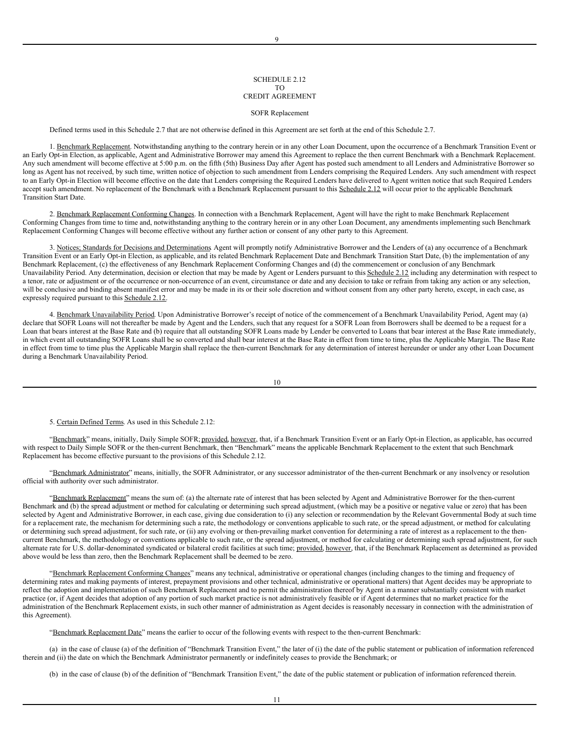SCHEDULE 2.12
TO
CREDIT AGREEMENT

SOFR Replacement

Defined terms used in this Schedule 2.7 that are not otherwise defined in this Agreement are set forth at the end of this Schedule 2.7.

1. Benchmark Replacement. Notwithstanding anything to the contrary herein or in any other Loan Document, upon the occurrence of a Benchmark Transition Event or an Early Opt-in Election, as applicable, Agent and Administrative Borrower may amend this Agreement to replace the then current Benchmark with a Benchmark Replacement. Any such amendment will become effective at 5:00 p.m. on the fifth (5th) Business Day after Agent has posted such amendment to all Lenders and Administrative Borrower so long as Agent has not received, by such time, written notice of objection to such amendment from Lenders comprising the Required Lenders. Any such amendment with respect to an Early Opt-in Election will become effective on the date that Lenders comprising the Required Lenders have delivered to Agent written notice that such Required Lenders accept such amendment. No replacement of the Benchmark with a Benchmark Replacement pursuant to this Schedule 2.12 will occur prior to the applicable Benchmark Transition Start Date.

2. Benchmark Replacement Conforming Changes. In connection with a Benchmark Replacement, Agent will have the right to make Benchmark Replacement Conforming Changes from time to time and, notwithstanding anything to the contrary herein or in any other Loan Document, any amendments implementing such Benchmark Replacement Conforming Changes will become effective without any further action or consent of any other party to this Agreement.

3. Notices; Standards for Decisions and Determinations. Agent will promptly notify Administrative Borrower and the Lenders of (a) any occurrence of a Benchmark Transition Event or an Early Opt-in Election, as applicable, and its related Benchmark Replacement Date and Benchmark Transition Start Date, (b) the implementation of any Benchmark Replacement, (c) the effectiveness of any Benchmark Replacement Conforming Changes and (d) the commencement or conclusion of any Benchmark Unavailability Period. Any determination, decision or election that may be made by Agent or Lenders pursuant to this Schedule 2.12 including any determination with respect to a tenor, rate or adjustment or of the occurrence or non-occurrence of an event, circumstance or date and any decision to take or refrain from taking any action or any selection, will be conclusive and binding absent manifest error and may be made in its or their sole discretion and without consent from any other party hereto, except, in each case, as expressly required pursuant to this Schedule 2.12.

4. Benchmark Unavailability Period. Upon Administrative Borrower's receipt of notice of the commencement of a Benchmark Unavailability Period, Agent may (a) declare that SOFR Loans will not thereafter be made by Agent and the Lenders, such that any request for a SOFR Loan from Borrowers shall be deemed to be a request for a Loan that bears interest at the Base Rate and (b) require that all outstanding SOFR Loans made by Lender be converted to Loans that bear interest at the Base Rate immediately, in which event all outstanding SOFR Loans shall be so converted and shall bear interest at the Base Rate in effect from time to time, plus the Applicable Margin. The Base Rate in effect from time to time plus the Applicable Margin shall replace the then-current Benchmark for any determination of interest hereunder or under any other Loan Document during a Benchmark Unavailability Period.

5. Certain Defined Terms. As used in this Schedule 2.12:

"Benchmark" means, initially, Daily Simple SOFR; provided, however, that, if a Benchmark Transition Event or an Early Opt-in Election, as applicable, has occurred with respect to Daily Simple SOFR or the then-current Benchmark, then "Benchmark" means the applicable Benchmark Replacement to the extent that such Benchmark Replacement has become effective pursuant to the provisions of this Schedule 2.12.

"Benchmark Administrator" means, initially, the SOFR Administrator, or any successor administrator of the then-current Benchmark or any insolvency or resolution official with authority over such administrator.

"Benchmark Replacement" means the sum of: (a) the alternate rate of interest that has been selected by Agent and Administrative Borrower for the then-current Benchmark and (b) the spread adjustment or method for calculating or determining such spread adjustment, (which may be a positive or negative value or zero) that has been selected by Agent and Administrative Borrower, in each case, giving due consideration to (i) any selection or recommendation by the Relevant Governmental Body at such time for a replacement rate, the mechanism for determining such a rate, the methodology or conventions applicable to such rate, or the spread adjustment, or method for calculating or determining such spread adjustment, for such rate, or (ii) any evolving or then-prevailing market convention for determining a rate of interest as a replacement to the then-current Benchmark, the methodology or conventions applicable to such rate, or the spread adjustment, or method for calculating or determining such spread adjustment, for such alternate rate for U.S. dollar-denominated syndicated or bilateral credit facilities at such time; provided, however, that, if the Benchmark Replacement as determined as provided above would be less than zero, then the Benchmark Replacement shall be deemed to be zero.

"Benchmark Replacement Conforming Changes" means any technical, administrative or operational changes (including changes to the timing and frequency of determining rates and making payments of interest, prepayment provisions and other technical, administrative or operational matters) that Agent decides may be appropriate to reflect the adoption and implementation of such Benchmark Replacement and to permit the administration thereof by Agent in a manner substantially consistent with market practice (or, if Agent decides that adoption of any portion of such market practice is not administratively feasible or if Agent determines that no market practice for the administration of the Benchmark Replacement exists, in such other manner of administration as Agent decides is reasonably necessary in connection with the administration of this Agreement).

"Benchmark Replacement Date" means the earlier to occur of the following events with respect to the then-current Benchmark:

(a) in the case of clause (a) of the definition of "Benchmark Transition Event," the later of (i) the date of the public statement or publication of information referenced therein and (ii) the date on which the Benchmark Administrator permanently or indefinitely ceases to provide the Benchmark; or

(b) in the case of clause (b) of the definition of "Benchmark Transition Event," the date of the public statement or publication of information referenced therein.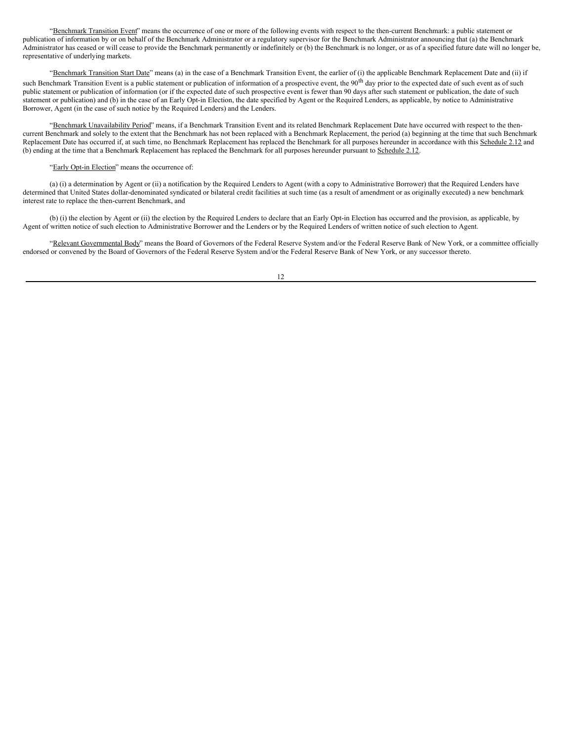"Benchmark Transition Event" means the occurrence of one or more of the following events with respect to the then-current Benchmark: a public statement or publication of information by or on behalf of the Benchmark Administrator or a regulatory supervisor for the Benchmark Administrator announcing that (a) the Benchmark Administrator has ceased or will cease to provide the Benchmark permanently or indefinitely or (b) the Benchmark is no longer, or as of a specified future date will no longer be, representative of underlying markets.

"Benchmark Transition Start Date" means (a) in the case of a Benchmark Transition Event, the earlier of (i) the applicable Benchmark Replacement Date and (ii) if such Benchmark Transition Event is a public statement or publication of information of a prospective event, the 90th day prior to the expected date of such event as of such public statement or publication of information (or if the expected date of such prospective event is fewer than 90 days after such statement or publication, the date of such statement or publication) and (b) in the case of an Early Opt-in Election, the date specified by Agent or the Required Lenders, as applicable, by notice to Administrative Borrower, Agent (in the case of such notice by the Required Lenders) and the Lenders.

"Benchmark Unavailability Period" means, if a Benchmark Transition Event and its related Benchmark Replacement Date have occurred with respect to the then-current Benchmark and solely to the extent that the Benchmark has not been replaced with a Benchmark Replacement, the period (a) beginning at the time that such Benchmark Replacement Date has occurred if, at such time, no Benchmark Replacement has replaced the Benchmark for all purposes hereunder in accordance with this Schedule 2.12 and (b) ending at the time that a Benchmark Replacement has replaced the Benchmark for all purposes hereunder pursuant to Schedule 2.12.

"Early Opt-in Election" means the occurrence of:

(a) (i) a determination by Agent or (ii) a notification by the Required Lenders to Agent (with a copy to Administrative Borrower) that the Required Lenders have determined that United States dollar-denominated syndicated or bilateral credit facilities at such time (as a result of amendment or as originally executed) a new benchmark interest rate to replace the then-current Benchmark, and

(b) (i) the election by Agent or (ii) the election by the Required Lenders to declare that an Early Opt-in Election has occurred and the provision, as applicable, by Agent of written notice of such election to Administrative Borrower and the Lenders or by the Required Lenders of written notice of such election to Agent.

"Relevant Governmental Body" means the Board of Governors of the Federal Reserve System and/or the Federal Reserve Bank of New York, or a committee officially endorsed or convened by the Board of Governors of the Federal Reserve System and/or the Federal Reserve Bank of New York, or any successor thereto.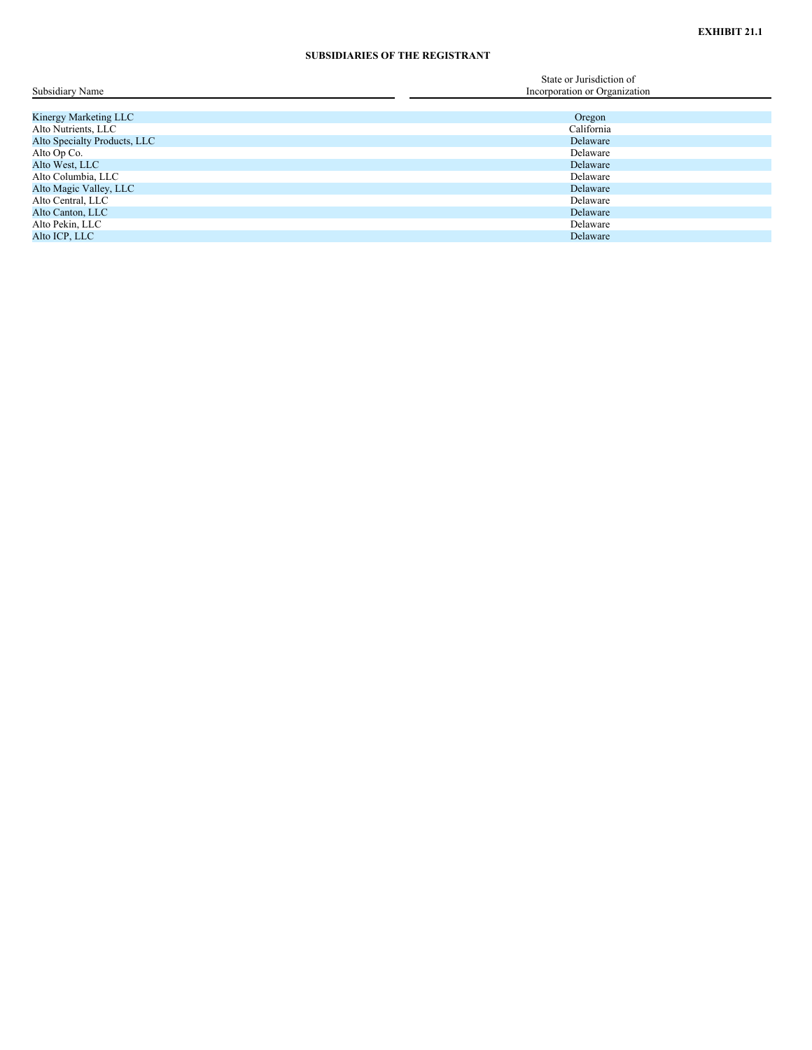**EXHIBIT 21.1**

**SUBSIDIARIES OF THE REGISTRANT**

| Subsidiary Name | State or Jurisdiction of Incorporation or Organization |
|---|---|
| Kinergy Marketing LLC | Oregon |
| Alto Nutrients, LLC | California |
| Alto Specialty Products, LLC | Delaware |
| Alto Op Co. | Delaware |
| Alto West, LLC | Delaware |
| Alto Columbia, LLC | Delaware |
| Alto Magic Valley, LLC | Delaware |
| Alto Central, LLC | Delaware |
| Alto Canton, LLC | Delaware |
| Alto Pekin, LLC | Delaware |
| Alto ICP, LLC | Delaware |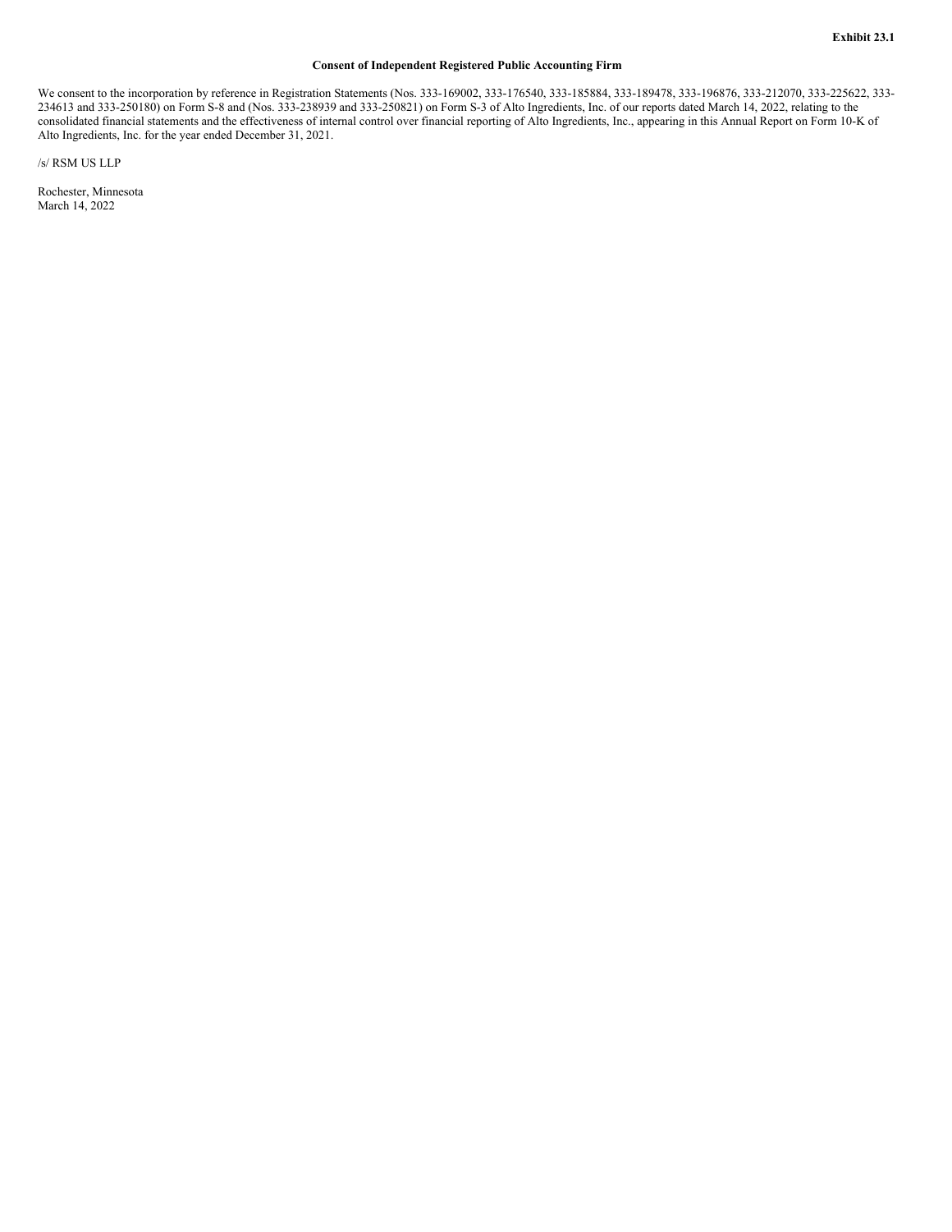**Exhibit 23.1**

**Consent of Independent Registered Public Accounting Firm**

We consent to the incorporation by reference in Registration Statements (Nos. 333-169002, 333-176540, 333-185884, 333-189478, 333-196876, 333-212070, 333-225622, 333-234613 and 333-250180) on Form S-8 and (Nos. 333-238939 and 333-250821) on Form S-3 of Alto Ingredients, Inc. of our reports dated March 14, 2022, relating to the consolidated financial statements and the effectiveness of internal control over financial reporting of Alto Ingredients, Inc., appearing in this Annual Report on Form 10-K of Alto Ingredients, Inc. for the year ended December 31, 2021.

/s/ RSM US LLP

Rochester, Minnesota
March 14, 2022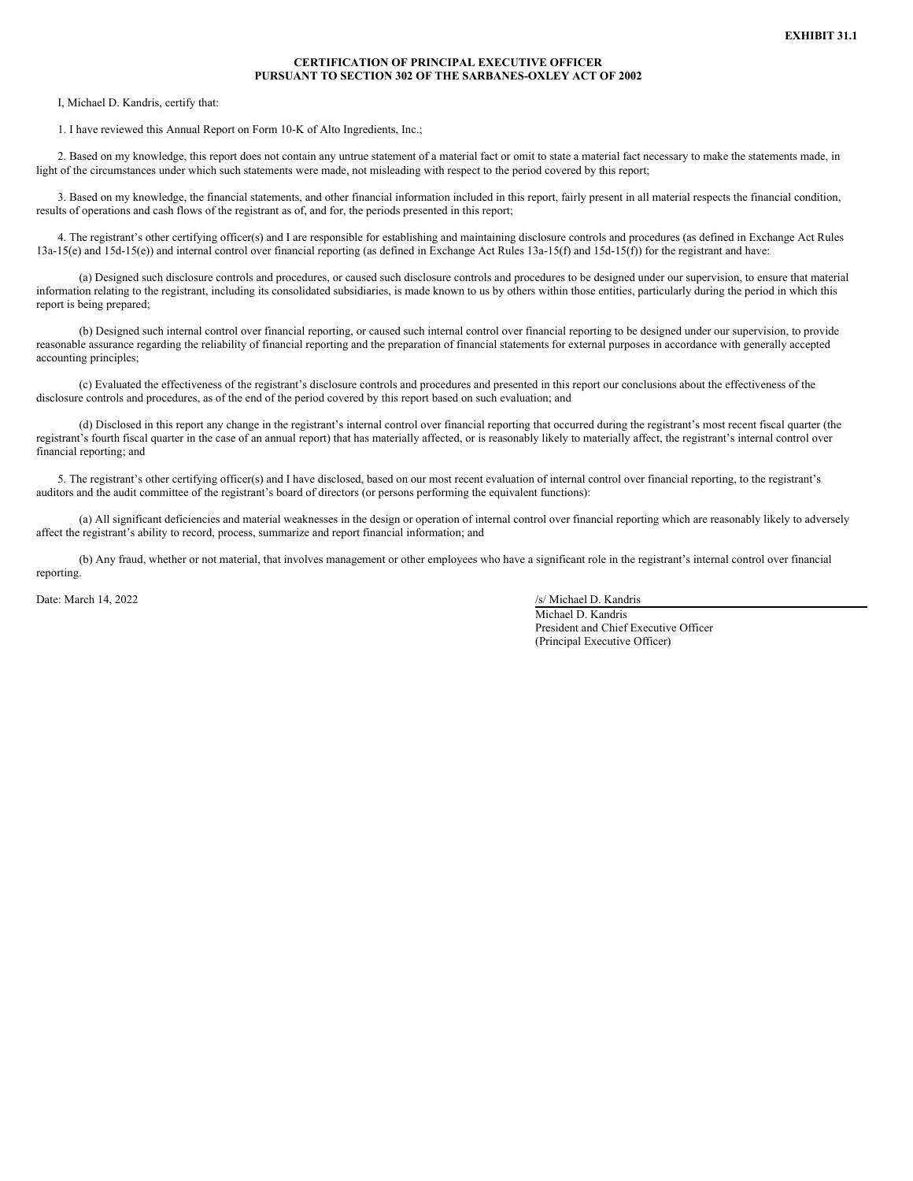**EXHIBIT 31.1**

**CERTIFICATION OF PRINCIPAL EXECUTIVE OFFICER**
**PURSUANT TO SECTION 302 OF THE SARBANES-OXLEY ACT OF 2002**

I, Michael D. Kandris, certify that:

1. I have reviewed this Annual Report on Form 10-K of Alto Ingredients, Inc.;

2. Based on my knowledge, this report does not contain any untrue statement of a material fact or omit to state a material fact necessary to make the statements made, in light of the circumstances under which such statements were made, not misleading with respect to the period covered by this report;

3. Based on my knowledge, the financial statements, and other financial information included in this report, fairly present in all material respects the financial condition, results of operations and cash flows of the registrant as of, and for, the periods presented in this report;

4. The registrant's other certifying officer(s) and I are responsible for establishing and maintaining disclosure controls and procedures (as defined in Exchange Act Rules 13a-15(e) and 15d-15(e)) and internal control over financial reporting (as defined in Exchange Act Rules 13a-15(f) and 15d-15(f)) for the registrant and have:

(a) Designed such disclosure controls and procedures, or caused such disclosure controls and procedures to be designed under our supervision, to ensure that material information relating to the registrant, including its consolidated subsidiaries, is made known to us by others within those entities, particularly during the period in which this report is being prepared;

(b) Designed such internal control over financial reporting, or caused such internal control over financial reporting to be designed under our supervision, to provide reasonable assurance regarding the reliability of financial reporting and the preparation of financial statements for external purposes in accordance with generally accepted accounting principles;

(c) Evaluated the effectiveness of the registrant's disclosure controls and procedures and presented in this report our conclusions about the effectiveness of the disclosure controls and procedures, as of the end of the period covered by this report based on such evaluation; and

(d) Disclosed in this report any change in the registrant's internal control over financial reporting that occurred during the registrant's most recent fiscal quarter (the registrant's fourth fiscal quarter in the case of an annual report) that has materially affected, or is reasonably likely to materially affect, the registrant's internal control over financial reporting; and

5. The registrant's other certifying officer(s) and I have disclosed, based on our most recent evaluation of internal control over financial reporting, to the registrant's auditors and the audit committee of the registrant's board of directors (or persons performing the equivalent functions):

(a) All significant deficiencies and material weaknesses in the design or operation of internal control over financial reporting which are reasonably likely to adversely affect the registrant's ability to record, process, summarize and report financial information; and

(b) Any fraud, whether or not material, that involves management or other employees who have a significant role in the registrant's internal control over financial reporting.

Date: March 14, 2022

/s/ Michael D. Kandris
Michael D. Kandris
President and Chief Executive Officer
(Principal Executive Officer)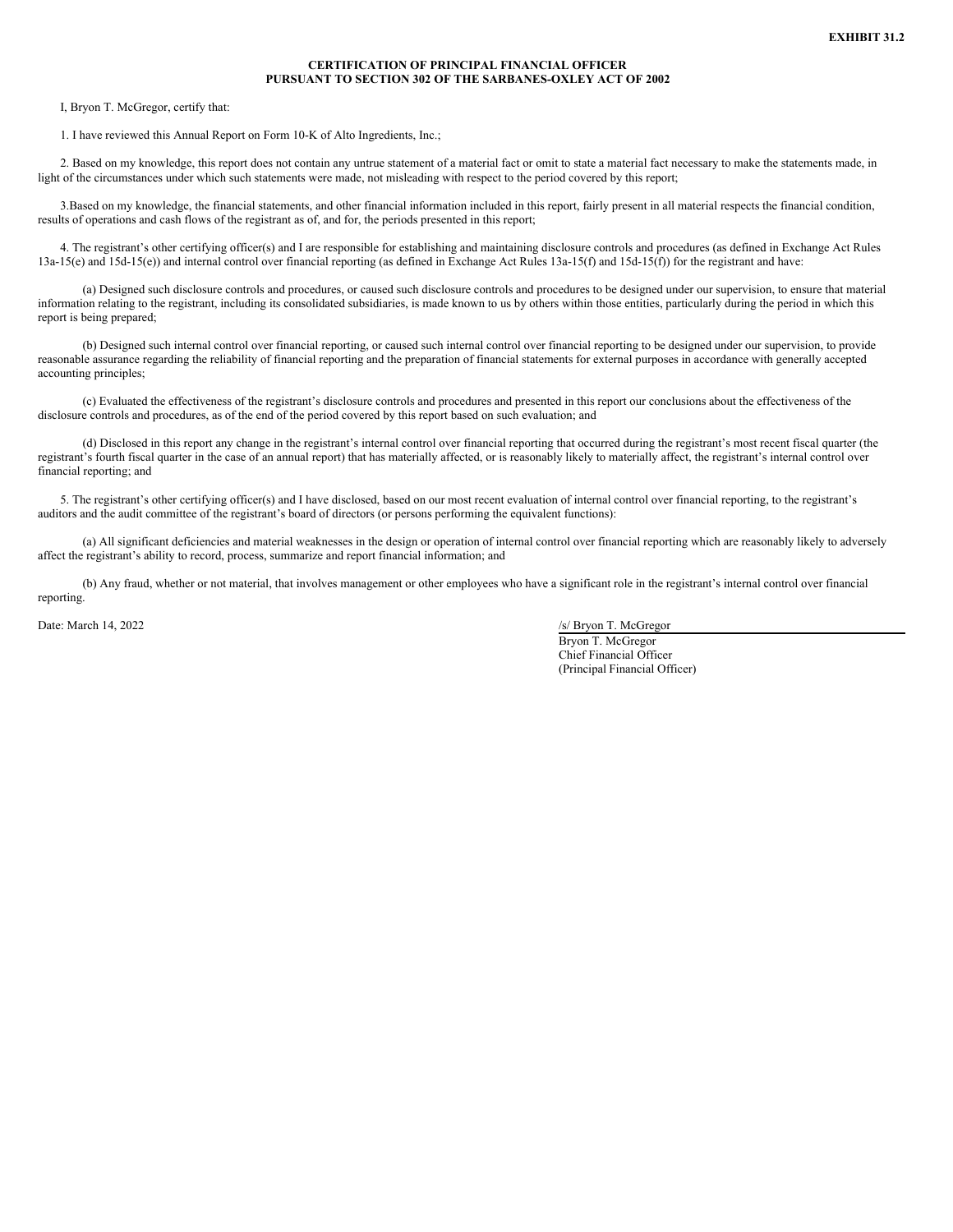**EXHIBIT 31.2**

**CERTIFICATION OF PRINCIPAL FINANCIAL OFFICER**
**PURSUANT TO SECTION 302 OF THE SARBANES-OXLEY ACT OF 2002**

I, Bryon T. McGregor, certify that:

1. I have reviewed this Annual Report on Form 10-K of Alto Ingredients, Inc.;

2. Based on my knowledge, this report does not contain any untrue statement of a material fact or omit to state a material fact necessary to make the statements made, in light of the circumstances under which such statements were made, not misleading with respect to the period covered by this report;

3.Based on my knowledge, the financial statements, and other financial information included in this report, fairly present in all material respects the financial condition, results of operations and cash flows of the registrant as of, and for, the periods presented in this report;

4. The registrant's other certifying officer(s) and I are responsible for establishing and maintaining disclosure controls and procedures (as defined in Exchange Act Rules 13a-15(e) and 15d-15(e)) and internal control over financial reporting (as defined in Exchange Act Rules 13a-15(f) and 15d-15(f)) for the registrant and have:

(a) Designed such disclosure controls and procedures, or caused such disclosure controls and procedures to be designed under our supervision, to ensure that material information relating to the registrant, including its consolidated subsidiaries, is made known to us by others within those entities, particularly during the period in which this report is being prepared;

(b) Designed such internal control over financial reporting, or caused such internal control over financial reporting to be designed under our supervision, to provide reasonable assurance regarding the reliability of financial reporting and the preparation of financial statements for external purposes in accordance with generally accepted accounting principles;

(c) Evaluated the effectiveness of the registrant's disclosure controls and procedures and presented in this report our conclusions about the effectiveness of the disclosure controls and procedures, as of the end of the period covered by this report based on such evaluation; and

(d) Disclosed in this report any change in the registrant's internal control over financial reporting that occurred during the registrant's most recent fiscal quarter (the registrant's fourth fiscal quarter in the case of an annual report) that has materially affected, or is reasonably likely to materially affect, the registrant's internal control over financial reporting; and

5. The registrant's other certifying officer(s) and I have disclosed, based on our most recent evaluation of internal control over financial reporting, to the registrant's auditors and the audit committee of the registrant's board of directors (or persons performing the equivalent functions):

(a) All significant deficiencies and material weaknesses in the design or operation of internal control over financial reporting which are reasonably likely to adversely affect the registrant's ability to record, process, summarize and report financial information; and

(b) Any fraud, whether or not material, that involves management or other employees who have a significant role in the registrant's internal control over financial reporting.

Date: March 14, 2022

/s/ Bryon T. McGregor
Bryon T. McGregor
Chief Financial Officer
(Principal Financial Officer)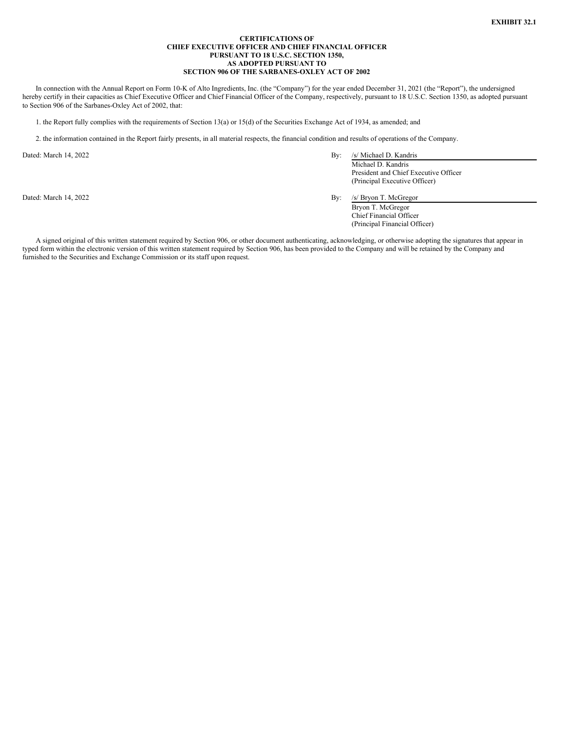**EXHIBIT 32.1**

**CERTIFICATIONS OF**
**CHIEF EXECUTIVE OFFICER AND CHIEF FINANCIAL OFFICER**
**PURSUANT TO 18 U.S.C. SECTION 1350,**
**AS ADOPTED PURSUANT TO**
**SECTION 906 OF THE SARBANES-OXLEY ACT OF 2002**

In connection with the Annual Report on Form 10-K of Alto Ingredients, Inc. (the "Company") for the year ended December 31, 2021 (the "Report"), the undersigned hereby certify in their capacities as Chief Executive Officer and Chief Financial Officer of the Company, respectively, pursuant to 18 U.S.C. Section 1350, as adopted pursuant to Section 906 of the Sarbanes-Oxley Act of 2002, that:

1. the Report fully complies with the requirements of Section 13(a) or 15(d) of the Securities Exchange Act of 1934, as amended; and

2. the information contained in the Report fairly presents, in all material respects, the financial condition and results of operations of the Company.

Dated: March 14, 2022

By: /s/ Michael D. Kandris
Michael D. Kandris
President and Chief Executive Officer
(Principal Executive Officer)

Dated: March 14, 2022

By: /s/ Bryon T. McGregor
Bryon T. McGregor
Chief Financial Officer
(Principal Financial Officer)

A signed original of this written statement required by Section 906, or other document authenticating, acknowledging, or otherwise adopting the signatures that appear in typed form within the electronic version of this written statement required by Section 906, has been provided to the Company and will be retained by the Company and furnished to the Securities and Exchange Commission or its staff upon request.